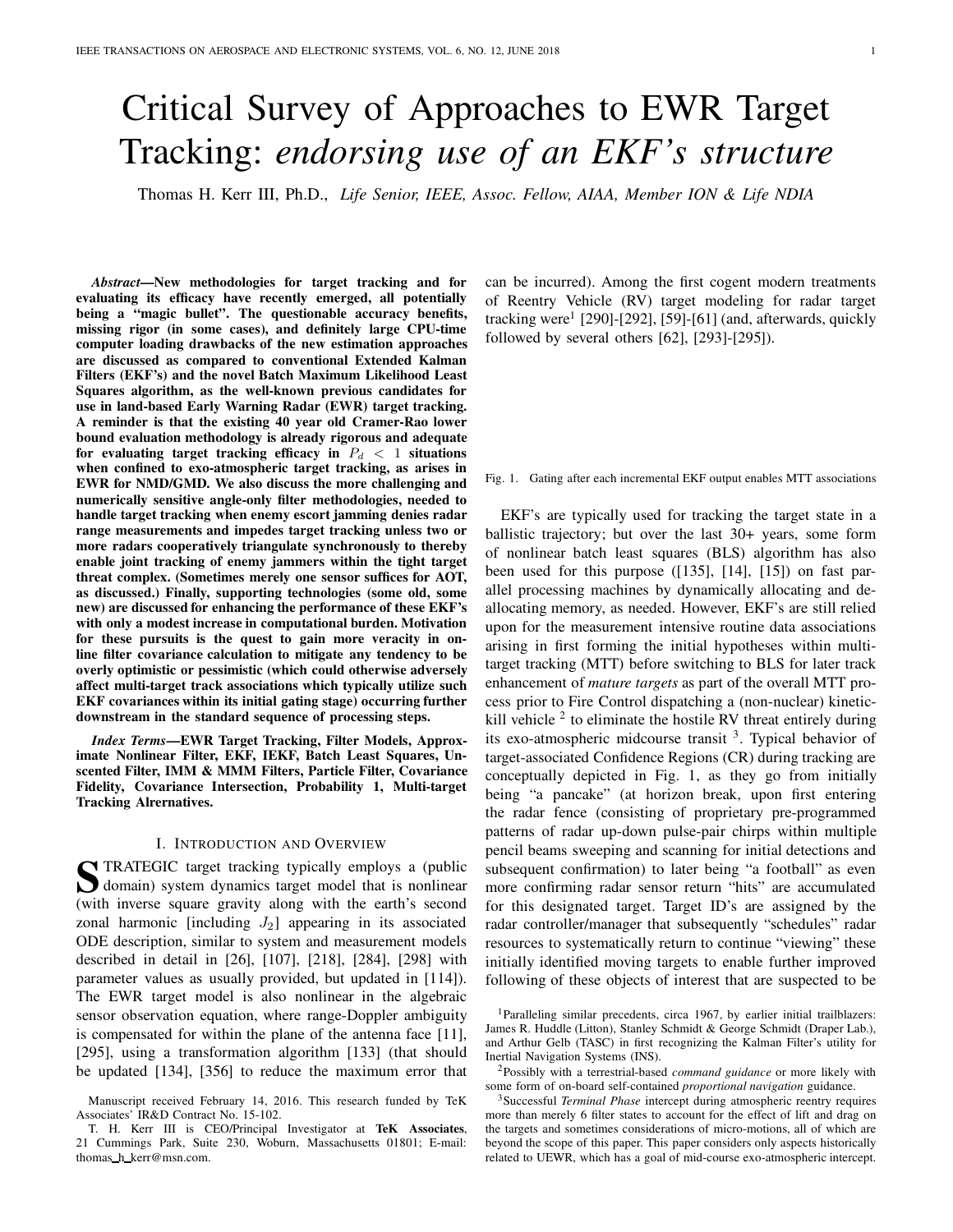# Critical Survey of Approaches to EWR Target Tracking: *endorsing use of an EKF's structure*

Thomas H. Kerr III, Ph.D., *Life Senior, IEEE, Assoc. Fellow, AIAA, Member ION & Life NDIA*

***Abstract*—New methodologies for target tracking and for evaluating its efficacy have recently emerged, all potentially being a "magic bullet". The questionable accuracy benefits, missing rigor (in some cases), and definitely large CPU-time computer loading drawbacks of the new estimation approaches are discussed as compared to conventional Extended Kalman Filters (EKF's) and the novel Batch Maximum Likelihood Least Squares algorithm, as the well-known previous candidates for use in land-based Early Warning Radar (EWR) target tracking. A reminder is that the existing 40 year old Cramer-Rao lower bound evaluation methodology is already rigorous and adequate for evaluating target tracking efficacy in $P_d < 1$ situations when confined to exo-atmospheric target tracking, as arises in EWR for NMD/GMD. We also discuss the more challenging and numerically sensitive angle-only filter methodologies, needed to handle target tracking when enemy escort jamming denies radar range measurements and impedes target tracking unless two or more radars cooperatively triangulate synchronously to thereby enable joint tracking of enemy jammers within the tight target threat complex. (Sometimes merely one sensor suffices for AOT, as discussed.) Finally, supporting technologies (some old, some new) are discussed for enhancing the performance of these EKF's with only a modest increase in computational burden. Motivation for these pursuits is the quest to gain more veracity in on-line filter covariance calculation to mitigate any tendency to be overly optimistic or pessimistic (which could otherwise adversely affect multi-target track associations which typically utilize such EKF covariances within its initial gating stage) occurring further downstream in the standard sequence of processing steps.**

***Index Terms*—EWR Target Tracking, Filter Models, Approximate Nonlinear Filter, EKF, IEKF, Batch Least Squares, Unscented Filter, IMM & MMM Filters, Particle Filter, Covariance Fidelity, Covariance Intersection, Probability 1, Multi-target Tracking Alrernatives.**

## I. Introduction and Overview

STRATEGIC target tracking typically employs a (public domain) system dynamics target model that is nonlinear (with inverse square gravity along with the earth's second zonal harmonic [including $J_2$] appearing in its associated ODE description, similar to system and measurement models described in detail in [26], [107], [218], [284], [298] with parameter values as usually provided, but updated in [114]). The EWR target model is also nonlinear in the algebraic sensor observation equation, where range-Doppler ambiguity is compensated for within the plane of the antenna face [11], [295], using a transformation algorithm [133] (that should be updated [134], [356] to reduce the maximum error that can be incurred). Among the first cogent modern treatments of Reentry Vehicle (RV) target modeling for radar target tracking were[1] [290]-[292], [59]-[61] (and, afterwards, quickly followed by several others [62], [293]-[295]).

Fig. 1. Gating after each incremental EKF output enables MTT associations

EKF's are typically used for tracking the target state in a ballistic trajectory; but over the last 30+ years, some form of nonlinear batch least squares (BLS) algorithm has also been used for this purpose ([135], [14], [15]) on fast parallel processing machines by dynamically allocating and de-allocating memory, as needed. However, EKF's are still relied upon for the measurement intensive routine data associations arising in first forming the initial hypotheses within multi-target tracking (MTT) before switching to BLS for later track enhancement of *mature targets* as part of the overall MTT process prior to Fire Control dispatching a (non-nuclear) kinetic-kill vehicle [2] to eliminate the hostile RV threat entirely during its exo-atmospheric midcourse transit [3]. Typical behavior of target-associated Confidence Regions (CR) during tracking are conceptually depicted in Fig. 1, as they go from initially being "a pancake" (at horizon break, upon first entering the radar fence (consisting of proprietary pre-programmed patterns of radar up-down pulse-pair chirps within multiple pencil beams sweeping and scanning for initial detections and subsequent confirmation) to later being "a football" as even more confirming radar sensor return "hits" are accumulated for this designated target. Target ID's are assigned by the radar controller/manager that subsequently "schedules" radar resources to systematically return to continue "viewing" these initially identified moving targets to enable further improved following of these objects of interest that are suspected to be

[1] Paralleling similar precedents, circa 1967, by earlier initial trailblazers: James R. Huddle (Litton), Stanley Schmidt & George Schmidt (Draper Lab.), and Arthur Gelb (TASC) in first recognizing the Kalman Filter's utility for Inertial Navigation Systems (INS).

[2] Possibly with a terrestrial-based *command guidance* or more likely with some form of on-board self-contained *proportional navigation* guidance.

[3] Successful *Terminal Phase* intercept during atmospheric reentry requires more than merely 6 filter states to account for the effect of lift and drag on the targets and sometimes considerations of micro-motions, all of which are beyond the scope of this paper. This paper considers only aspects historically related to UEWR, which has a goal of mid-course exo-atmospheric intercept.

Manuscript received February 14, 2016. This research funded by TeK Associates' IR&D Contract No. 15-102.

T. H. Kerr III is CEO/Principal Investigator at **TeK Associates**, 21 Cummings Park, Suite 230, Woburn, Massachusetts 01801; E-mail: thomas_h_kerr@msn.com.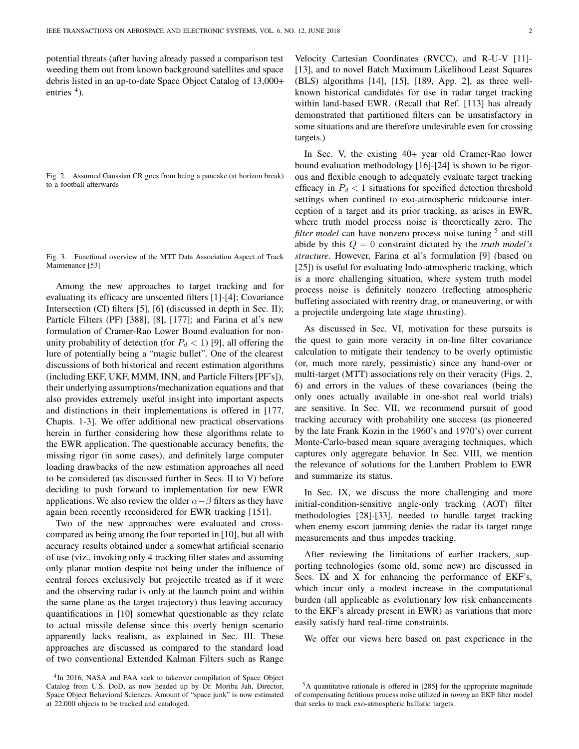potential threats (after having already passed a comparison test weeding them out from known background satellites and space debris listed in an up-to-date Space Object Catalog of 13,000+ entries [4]).

Fig. 2. Assumed Gaussian CR goes from being a pancake (at horizon break) to a football afterwards

Fig. 3. Functional overview of the MTT Data Association Aspect of Track Maintenance [53]

Among the new approaches to target tracking and for evaluating its efficacy are unscented filters [1]-[4]; Covariance Intersection (CI) filters [5], [6] (discussed in depth in Sec. II); Particle Filters (PF) [388], [8], [177]; and Farina et al's new formulation of Cramer-Rao Lower Bound evaluation for non-unity probability of detection (for $P_d < 1$) [9], all offering the lure of potentially being a "magic bullet". One of the clearest discussions of both historical and recent estimation algorithms (including EKF, UKF, MMM, INN, and Particle Filters [PF's]), their underlying assumptions/mechanization equations and that also provides extremely useful insight into important aspects and distinctions in their implementations is offered in [177, Chapts. 1-3]. We offer additional new practical observations herein in further considering how these algorithms relate to the EWR application. The questionable accuracy benefits, the missing rigor (in some cases), and definitely large computer loading drawbacks of the new estimation approaches all need to be considered (as discussed further in Secs. II to V) before deciding to push forward to implementation for new EWR applications. We also review the older $\alpha-\beta$ filters as they have again been recently reconsidered for EWR tracking [151].

Two of the new approaches were evaluated and cross-compared as being among the four reported in [10], but all with accuracy results obtained under a somewhat artificial scenario of use (viz., invoking only 4 tracking filter states and assuming only planar motion despite not being under the influence of central forces exclusively but projectile treated as if it were and the observing radar is only at the launch point and within the same plane as the target trajectory) thus leaving accuracy quantifications in [10] somewhat questionable as they relate to actual missile defense since this overly benign scenario apparently lacks realism, as explained in Sec. III. These approaches are discussed as compared to the standard load of two conventional Extended Kalman Filters such as Range Velocity Cartesian Coordinates (RVCC), and R-U-V [11]-[13], and to novel Batch Maximum Likelihood Least Squares (BLS) algorithms [14], [15], [189, App. 2], as three well-known historical candidates for use in radar target tracking within land-based EWR. (Recall that Ref. [113] has already demonstrated that partitioned filters can be unsatisfactory in some situations and are therefore undesirable even for crossing targets.)

In Sec. V, the existing 40+ year old Cramer-Rao lower bound evaluation methodology [16]-[24] is shown to be rigorous and flexible enough to adequately evaluate target tracking efficacy in $P_d < 1$ situations for specified detection threshold settings when confined to exo-atmospheric midcourse interception of a target and its prior tracking, as arises in EWR, where truth model process noise is theoretically zero. The *filter model* can have nonzero process noise tuning [5] and still abide by this $Q = 0$ constraint dictated by the *truth model's structure*. However, Farina et al's formulation [9] (based on [25]) is useful for evaluating Indo-atmospheric tracking, which is a more challenging situation, where system truth model process noise is definitely nonzero (reflecting atmospheric buffeting associated with reentry drag, or maneuvering, or with a projectile undergoing late stage thrusting).

As discussed in Sec. VI, motivation for these pursuits is the quest to gain more veracity in on-line filter covariance calculation to mitigate their tendency to be overly optimistic (or, much more rarely, pessimistic) since any hand-over or multi-target (MTT) associations rely on their veracity (Figs. 2, 6) and errors in the values of these covariances (being the only ones actually available in one-shot real world trials) are sensitive. In Sec. VII, we recommend pursuit of good tracking accuracy with probability one success (as pioneered by the late Frank Kozin in the 1960's and 1970's) over current Monte-Carlo-based mean square averaging techniques, which captures only aggregate behavior. In Sec. VIII, we mention the relevance of solutions for the Lambert Problem to EWR and summarize its status.

In Sec. IX, we discuss the more challenging and more initial-condition-sensitive angle-only tracking (AOT) filter methodologies [28]-[33], needed to handle target tracking when enemy escort jamming denies the radar its target range measurements and thus impedes tracking.

After reviewing the limitations of earlier trackers, supporting technologies (some old, some new) are discussed in Secs. IX and X for enhancing the performance of EKF's, which incur only a modest increase in the computational burden (all applicable as evolutionary low risk enhancements to the EKF's already present in EWR) as variations that more easily satisfy hard real-time constraints.

We offer our views here based on past experience in the

[4] In 2016, NASA and FAA seek to takeover compilation of Space Object Catalog from U.S. DoD, as now headed up by Dr. Moriba Jah, Director, Space Object Behavioral Sciences. Amount of "space junk" is now estimated at 22,000 objects to be tracked and cataloged.

[5] A quantitative rationale is offered in [285] for the appropriate magnitude of compensating fictitious process noise utilized in *tuning* an EKF filter model that seeks to track exo-atmospheric ballistic targets.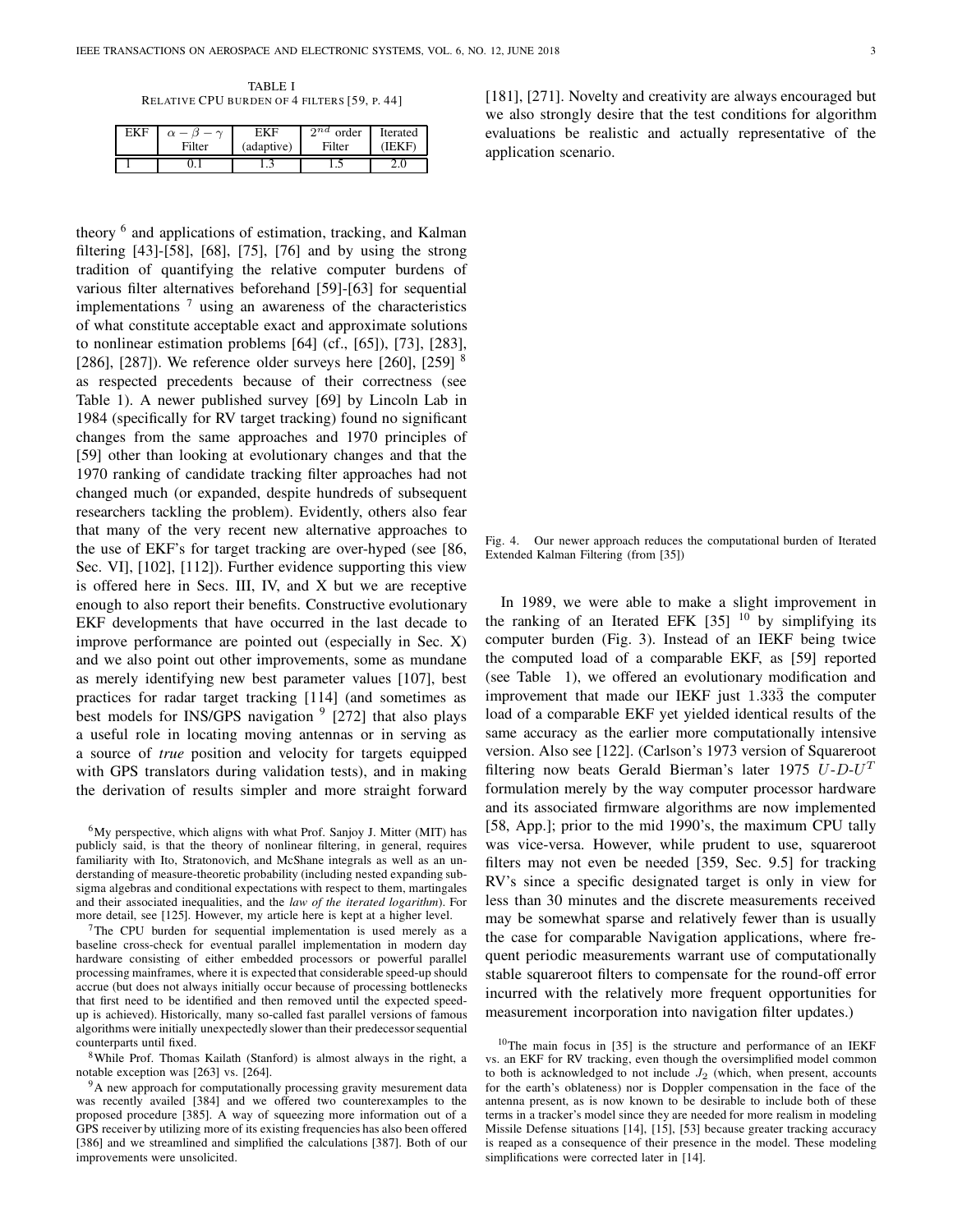TABLE I
RELATIVE CPU BURDEN OF 4 FILTERS [59, P. 44]

| EKF | $\alpha-\beta-\gamma$ Filter | EKF (adaptive) | $2^{nd}$ order Filter | Iterated (IEKF) |
|---|---|---|---|---|
| 1 | 0.1 | 1.3 | 1.5 | 2.0 |

theory [6] and applications of estimation, tracking, and Kalman filtering [43]-[58], [68], [75], [76] and by using the strong tradition of quantifying the relative computer burdens of various filter alternatives beforehand [59]-[63] for sequential implementations [7] using an awareness of the characteristics of what constitute acceptable exact and approximate solutions to nonlinear estimation problems [64] (cf., [65]), [73], [283], [286], [287]). We reference older surveys here [260], [259] [8] as respected precedents because of their correctness (see Table 1). A newer published survey [69] by Lincoln Lab in 1984 (specifically for RV target tracking) found no significant changes from the same approaches and 1970 principles of [59] other than looking at evolutionary changes and that the 1970 ranking of candidate tracking filter approaches had not changed much (or expanded, despite hundreds of subsequent researchers tackling the problem). Evidently, others also fear that many of the very recent new alternative approaches to the use of EKF's for target tracking are over-hyped (see [86, Sec. VI], [102], [112]). Further evidence supporting this view is offered here in Secs. III, IV, and X but we are receptive enough to also report their benefits. Constructive evolutionary EKF developments that have occurred in the last decade to improve performance are pointed out (especially in Sec. X) and we also point out other improvements, some as mundane as merely identifying new best parameter values [107], best practices for radar target tracking [114] (and sometimes as best models for INS/GPS navigation [9] [272] that also plays a useful role in locating moving antennas or in serving as a source of *true* position and velocity for targets equipped with GPS translators during validation tests), and in making the derivation of results simpler and more straight forward [181], [271]. Novelty and creativity are always encouraged but we also strongly desire that the test conditions for algorithm evaluations be realistic and actually representative of the application scenario.

[6] My perspective, which aligns with what Prof. Sanjoy J. Mitter (MIT) has publicly said, is that the theory of nonlinear filtering, in general, requires familiarity with Ito, Stratonovich, and McShane integrals as well as an understanding of measure-theoretic probability (including nested expanding sub-sigma algebras and conditional expectations with respect to them, martingales and their associated inequalities, and the *law of the iterated logarithm*). For more detail, see [125]. However, my article here is kept at a higher level.

[7] The CPU burden for sequential implementation is used merely as a baseline cross-check for eventual parallel implementation in modern day hardware consisting of either embedded processors or powerful parallel processing mainframes, where it is expected that considerable speed-up should accrue (but does not always initially occur because of processing bottlenecks that first need to be identified and then removed until the expected speed-up is achieved). Historically, many so-called fast parallel versions of famous algorithms were initially unexpectedly slower than their predecessor sequential counterparts until fixed.

[8] While Prof. Thomas Kailath (Stanford) is almost always in the right, a notable exception was [263] vs. [264].

[9] A new approach for computationally processing gravity mesurement data was recently availed [384] and we offered two counterexamples to the proposed procedure [385]. A way of squeezing more information out of a GPS receiver by utilizing more of its existing frequencies has also been offered [386] and we streamlined and simplified the calculations [387]. Both of our improvements were unsolicited.

Fig. 4. Our newer approach reduces the computational burden of Iterated Extended Kalman Filtering (from [35])

In 1989, we were able to make a slight improvement in the ranking of an Iterated EFK [35] [10] by simplifying its computer burden (Fig. 3). Instead of an IEKF being twice the computed load of a comparable EKF, as [59] reported (see Table 1), we offered an evolutionary modification and improvement that made our IEKF just $1.33\overline{3}$ the computer load of a comparable EKF yet yielded identical results of the same accuracy as the earlier more computationally intensive version. Also see [122]. (Carlson's 1973 version of Squareroot filtering now beats Gerald Bierman's later 1975 $U$-$D$-$U^T$ formulation merely by the way computer processor hardware and its associated firmware algorithms are now implemented [58, App.]; prior to the mid 1990's, the maximum CPU tally was vice-versa. However, while prudent to use, squareroot filters may not even be needed [359, Sec. 9.5] for tracking RV's since a specific designated target is only in view for less than 30 minutes and the discrete measurements received may be somewhat sparse and relatively fewer than is usually the case for comparable Navigation applications, where frequent periodic measurements warrant use of computationally stable squareroot filters to compensate for the round-off error incurred with the relatively more frequent opportunities for measurement incorporation into navigation filter updates.)

[10] The main focus in [35] is the structure and performance of an IEKF vs. an EKF for RV tracking, even though the oversimplified model common to both is acknowledged to not include $J_2$ (which, when present, accounts for the earth's oblateness) nor is Doppler compensation in the face of the antenna present, as is now known to be desirable to include both of these terms in a tracker's model since they are needed for more realism in modeling Missile Defense situations [14], [15], [53] because greater tracking accuracy is reaped as a consequence of their presence in the model. These modeling simplifications were corrected later in [14].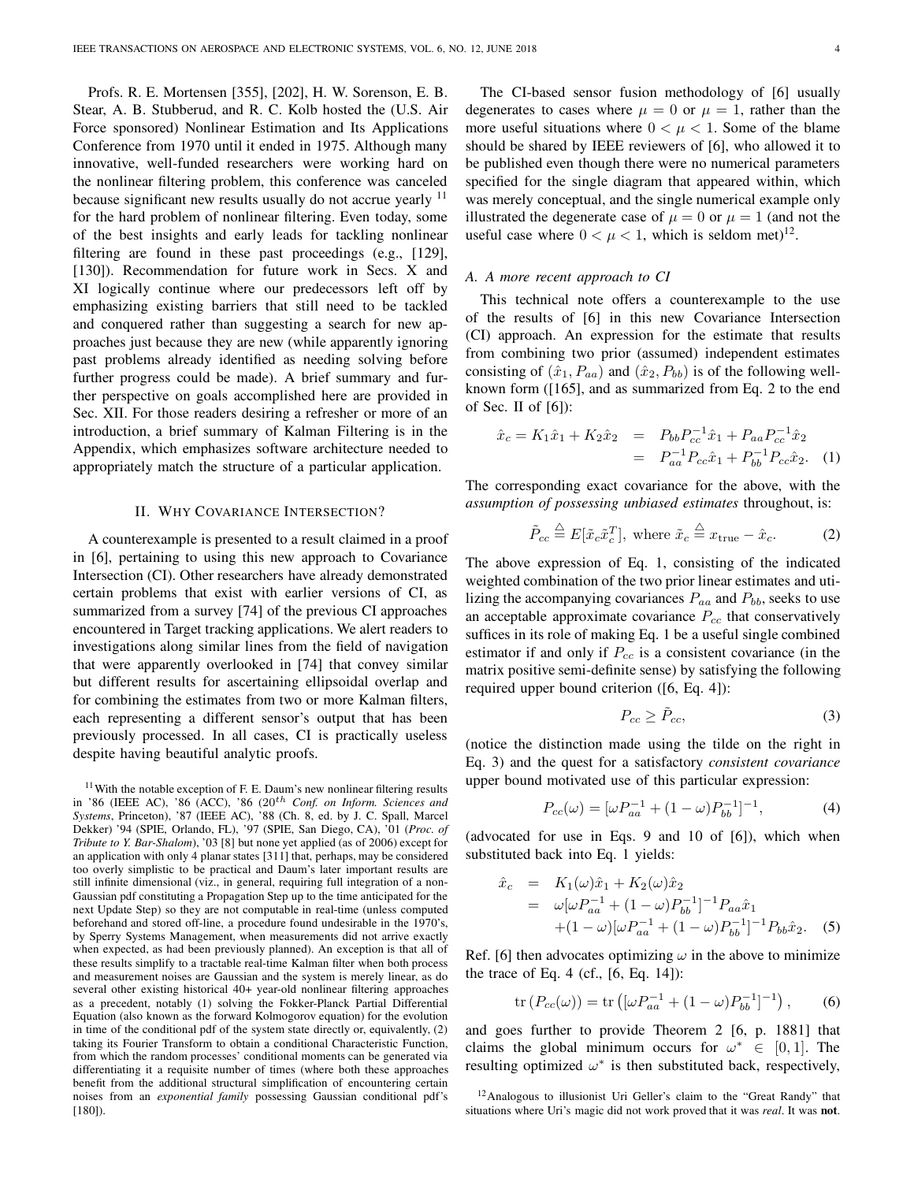Profs. R. E. Mortensen [355], [202], H. W. Sorenson, E. B. Stear, A. B. Stubberud, and R. C. Kolb hosted the (U.S. Air Force sponsored) Nonlinear Estimation and Its Applications Conference from 1970 until it ended in 1975. Although many innovative, well-funded researchers were working hard on the nonlinear filtering problem, this conference was canceled because significant new results usually do not accrue yearly [11] for the hard problem of nonlinear filtering. Even today, some of the best insights and early leads for tackling nonlinear filtering are found in these past proceedings (e.g., [129], [130]). Recommendation for future work in Secs. X and XI logically continue where our predecessors left off by emphasizing existing barriers that still need to be tackled and conquered rather than suggesting a search for new approaches just because they are new (while apparently ignoring past problems already identified as needing solving before further progress could be made). A brief summary and further perspective on goals accomplished here are provided in Sec. XII. For those readers desiring a refresher or more of an introduction, a brief summary of Kalman Filtering is in the Appendix, which emphasizes software architecture needed to appropriately match the structure of a particular application.

## II. Why Covariance Intersection?

A counterexample is presented to a result claimed in a proof in [6], pertaining to using this new approach to Covariance Intersection (CI). Other researchers have already demonstrated certain problems that exist with earlier versions of CI, as summarized from a survey [74] of the previous CI approaches encountered in Target tracking applications. We alert readers to investigations along similar lines from the field of navigation that were apparently overlooked in [74] that convey similar but different results for ascertaining ellipsoidal overlap and for combining the estimates from two or more Kalman filters, each representing a different sensor's output that has been previously processed. In all cases, CI is practically useless despite having beautiful analytic proofs.

The CI-based sensor fusion methodology of [6] usually degenerates to cases where $\mu = 0$ or $\mu = 1$, rather than the more useful situations where $0 < \mu < 1$. Some of the blame should be shared by IEEE reviewers of [6], who allowed it to be published even though there were no numerical parameters specified for the single diagram that appeared within, which was merely conceptual, and the single numerical example only illustrated the degenerate case of $\mu = 0$ or $\mu = 1$ (and not the useful case where $0 < \mu < 1$, which is seldom met)[12].

### A. A more recent approach to CI

This technical note offers a counterexample to the use of the results of [6] in this new Covariance Intersection (CI) approach. An expression for the estimate that results from combining two prior (assumed) independent estimates consisting of $(\hat{x}_1, P_{aa})$ and $(\hat{x}_2, P_{bb})$ is of the following well-known form ([165], and as summarized from Eq. 2 to the end of Sec. II of [6]):

$$\begin{aligned} \hat{x}_c = K_1 \hat{x}_1 + K_2 \hat{x}_2 &= P_{bb} P_{cc}^{-1} \hat{x}_1 + P_{aa} P_{cc}^{-1} \hat{x}_2 \\ &= P_{aa}^{-1} P_{cc} \hat{x}_1 + P_{bb}^{-1} P_{cc} \hat{x}_2. \quad (1) \end{aligned}$$

The corresponding exact covariance for the above, with the *assumption of possessing unbiased estimates* throughout, is:

$$\tilde{P}_{cc} \triangleq E[\tilde{x}_c \tilde{x}_c^T], \text{ where } \tilde{x}_c \triangleq x_{\text{true}} - \hat{x}_c. \quad (2)$$

The above expression of Eq. 1, consisting of the indicated weighted combination of the two prior linear estimates and utilizing the accompanying covariances $P_{aa}$ and $P_{bb}$, seeks to use an acceptable approximate covariance $P_{cc}$ that conservatively suffices in its role of making Eq. 1 be a useful single combined estimator if and only if $P_{cc}$ is a consistent covariance (in the matrix positive semi-definite sense) by satisfying the following required upper bound criterion ([6, Eq. 4]):

$$P_{cc} \geq \tilde{P}_{cc}, \quad (3)$$

(notice the distinction made using the tilde on the right in Eq. 3) and the quest for a satisfactory *consistent covariance* upper bound motivated use of this particular expression:

$$P_{cc}(\omega) = [\omega P_{aa}^{-1} + (1-\omega) P_{bb}^{-1}]^{-1}, \quad (4)$$

(advocated for use in Eqs. 9 and 10 of [6]), which when substituted back into Eq. 1 yields:

$$\begin{aligned} \hat{x}_c &= K_1(\omega)\hat{x}_1 + K_2(\omega)\hat{x}_2 \\ &= \omega[\omega P_{aa}^{-1} + (1-\omega)P_{bb}^{-1}]^{-1} P_{aa} \hat{x}_1 \\ &\quad + (1-\omega)[\omega P_{aa}^{-1} + (1-\omega)P_{bb}^{-1}]^{-1} P_{bb} \hat{x}_2. \quad (5) \end{aligned}$$

Ref. [6] then advocates optimizing $\omega$ in the above to minimize the trace of Eq. 4 (cf., [6, Eq. 14]):

$$\operatorname{tr}(P_{cc}(\omega)) = \operatorname{tr}\left([\omega P_{aa}^{-1} + (1-\omega)P_{bb}^{-1}]^{-1}\right), \quad (6)$$

and goes further to provide Theorem 2 [6, p. 1881] that claims the global minimum occurs for $\omega^* \in [0, 1]$. The resulting optimized $\omega^*$ is then substituted back, respectively,

[11] With the notable exception of F. E. Daum's new nonlinear filtering results in '86 (IEEE AC), '86 (ACC), '86 ($20^{th}$ *Conf. on Inform. Sciences and Systems*, Princeton), '87 (IEEE AC), '88 (Ch. 8, ed. by J. C. Spall, Marcel Dekker) '94 (SPIE, Orlando, FL), '97 (SPIE, San Diego, CA), '01 (*Proc. of Tribute to Y. Bar-Shalom*), '03 [8] but none yet applied (as of 2006) except for an application with only 4 planar states [311] that, perhaps, may be considered too overly simplistic to be practical and Daum's later important results are still infinite dimensional (viz., in general, requiring full integration of a non-Gaussian pdf constituting a Propagation Step up to the time anticipated for the next Update Step) so they are not computable in real-time (unless computed beforehand and stored off-line, a procedure found undesirable in the 1970's, by Sperry Systems Management, when measurements did not arrive exactly when expected, as had been previously planned). An exception is that all of these results simplify to a tractable real-time Kalman filter when both process and measurement noises are Gaussian and the system is merely linear, as do several other existing historical 40+ year-old nonlinear filtering approaches as a precedent, notably (1) solving the Fokker-Planck Partial Differential Equation (also known as the forward Kolmogorov equation) for the evolution in time of the conditional pdf of the system state directly or, equivalently, (2) taking its Fourier Transform to obtain a conditional Characteristic Function, from which the random processes' conditional moments can be generated via differentiating it a requisite number of times (where both these approaches benefit from the additional structural simplification of encountering certain noises from an *exponential family* possessing Gaussian conditional pdf's [180]).

[12] Analogous to illusionist Uri Geller's claim to the "Great Randy" that situations where Uri's magic did not work proved that it was *real*. It was **not**.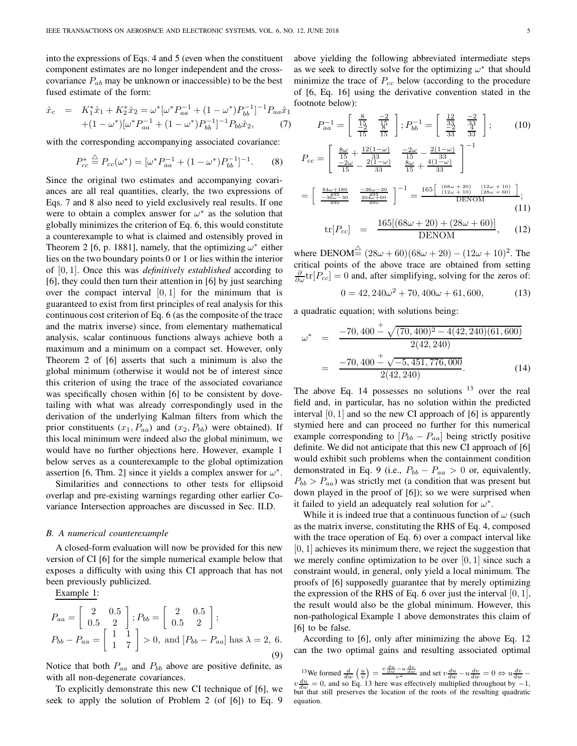into the expressions of Eqs. 4 and 5 (even when the constituent component estimates are no longer independent and the cross-covariance $P_{ab}$ may be unknown or inaccessible) to be the best fused estimate of the form:

$$
\begin{aligned}
\hat{x}_c &= K_1^* \hat{x}_1 + K_2^* \hat{x}_2 = \omega^* [\omega^* P_{aa}^{-1} + (1-\omega^*) P_{bb}^{-1}]^{-1} P_{aa} \hat{x}_1 \\
&+ (1-\omega^*)[\omega^* P_{aa}^{-1} + (1-\omega^*) P_{bb}^{-1}]^{-1} P_{bb} \hat{x}_2, \qquad (7)
\end{aligned}
$$

with the corresponding accompanying associated covariance:

$$
P_{cc}^* \stackrel{\triangle}{=} P_{cc}(\omega^*) = [\omega^* P_{aa}^{-1} + (1-\omega^*) P_{bb}^{-1}]^{-1}. \qquad (8)
$$

Since the original two estimates and accompanying covariances are all real quantities, clearly, the two expressions of Eqs. 7 and 8 also need to yield exclusively real results. If one were to obtain a complex answer for $\omega^*$ as the solution that globally minimizes the criterion of Eq. 6, this would constitute a counterexample to what is claimed and ostensibly proved in Theorem 2 [6, p. 1881], namely, that the optimizing $\omega^*$ either lies on the two boundary points 0 or 1 or lies within the interior of $[0, 1]$. Once this was *definitively established* according to [6], they could then turn their attention in [6] by just searching over the compact interval $[0, 1]$ for the minimum that is guaranteed to exist from first principles of real analysis for this continuous cost criterion of Eq. 6 (as the composite of the trace and the matrix inverse) since, from elementary mathematical analysis, scalar continuous functions always achieve both a maximum and a minimum on a compact set. However, only Theorem 2 of [6] asserts that such a minimum is also the global minimum (otherwise it would not be of interest since this criterion of using the trace of the associated covariance was specifically chosen within [6] to be consistent by dovetailing with what was already correspondingly used in the derivation of the underlying Kalman filters from which the prior constituents $(x_1, P_{aa})$ and $(x_2, P_{bb})$ were obtained). If this local minimum were indeed also the global minimum, we would have no further objections here. However, example 1 below serves as a counterexample to the global optimization assertion [6, Thm. 2] since it yields a complex answer for $\omega^*$.

Similarities and connections to other tests for ellipsoid overlap and pre-existing warnings regarding other earlier Covariance Intersection approaches are discussed in Sec. II.D.

### B. A numerical counterexample

A closed-form evaluation will now be provided for this new version of CI [6] for the simple numerical example below that exposes a difficulty with using this CI approach that has not been previously publicized.

Example 1:

$$
\begin{aligned}
&P_{aa} = \begin{bmatrix} 2 & 0.5 \\ 0.5 & 2 \end{bmatrix}; P_{bb} = \begin{bmatrix} 2 & 0.5 \\ 0.5 & 2 \end{bmatrix}; \\
&P_{bb} - P_{aa} = \begin{bmatrix} 1 & 1 \\ 1 & 7 \end{bmatrix} > 0, \text{ and } [P_{bb} - P_{aa}] \text{ has } \lambda = 2,\ 6. \qquad (9)
\end{aligned}
$$

Notice that both $P_{aa}$ and $P_{bb}$ above are positive definite, as with all non-degenerate covariances.

To explicitly demonstrate this new CI technique of [6], we seek to apply the solution of Problem 2 (of [6]) to Eq. 9 above yielding the following abbreviated intermediate steps as we seek to directly solve for the optimizing $\omega^*$ that should minimize the trace of $P_{cc}$ below (according to the procedure of [6, Eq. 16] using the derivative convention stated in the footnote below):

$$
P_{aa}^{-1} = \begin{bmatrix} \frac{8}{15} & \frac{-2}{15} \\ \frac{-2}{15} & \frac{8}{15} \end{bmatrix}; P_{bb}^{-1} = \begin{bmatrix} \frac{12}{33} & \frac{-2}{33} \\ \frac{-2}{33} & \frac{4}{33} \end{bmatrix}; \qquad (10)
$$

$$
P_{cc} = \begin{bmatrix} \frac{8\omega}{15} + \frac{12(1-\omega)}{33} & \frac{-2\omega}{15} - \frac{2(1-\omega)}{33} \\ \frac{-2\omega}{15} - \frac{2(1-\omega)}{33} & \frac{8\omega}{15} + \frac{4(1-\omega)}{33} \end{bmatrix}^{-1}
$$

$$
= \begin{bmatrix} \frac{84\omega+180}{495} & \frac{-36\omega-30}{495} \\ \frac{-36\omega-30}{495} & \frac{204\omega+60}{495} \end{bmatrix}^{-1} = \frac{165 \begin{bmatrix} (68\omega+20) & (12\omega+10) \\ (12\omega+10) & (28\omega+60) \end{bmatrix}}{\text{DENOM}}; \qquad (11)
$$

$$
\text{tr}[P_{cc}] = \frac{165[(68\omega+20) + (28\omega+60)]}{\text{DENOM}}, \qquad (12)
$$

where DENOM$\stackrel{\triangle}{=} (28\omega+60)(68\omega+20) - (12\omega+10)^2$. The critical points of the above trace are obtained from setting $\frac{\partial}{\partial\omega}\text{tr}[P_{cc}] = 0$ and, after simplifying, solving for the zeros of:

$$
0 = 42,240\omega^2 + 70,400\omega + 61,600, \qquad (13)
$$

a quadratic equation; with solutions being:

$$
\begin{aligned}
\omega^* &= \frac{-70,400 \stackrel{+}{-} \sqrt{(70,400)^2 - 4(42,240)(61,600)}}{2(42,240)} \\
&= \frac{-70,400 \stackrel{+}{-} \sqrt{-5,451,776,000}}{2(42,240)}. \qquad (14)
\end{aligned}
$$

The above Eq. 14 possesses no solutions [13] over the real field and, in particular, has no solution within the predicted interval $[0, 1]$ and so the new CI approach of [6] is apparently stymied here and can proceed no further for this numerical example corresponding to $[P_{bb} - P_{aa}]$ being strictly positive definite. We did not anticipate that this new CI approach of [6] would exhibit such problems when the containment condition demonstrated in Eq. 9 (i.e., $P_{bb} - P_{aa} > 0$ or, equivalently, $P_{bb} > P_{aa}$) was strictly met (a condition that was present but down played in the proof of [6]); so we were surprised when it failed to yield an adequately real solution for $\omega^*$.

While it is indeed true that a continuous function of $\omega$ (such as the matrix inverse, constituting the RHS of Eq. 4, composed with the trace operation of Eq. 6) over a compact interval like $[0, 1]$ achieves its minimum there, we reject the suggestion that we merely confine optimization to be over $[0, 1]$ since such a constraint would, in general, only yield a local minimum. The proofs of [6] supposedly guarantee that by merely optimizing the expression of the RHS of Eq. 6 over just the interval $[0, 1]$, the result would also be the global minimum. However, this non-pathological Example 1 above demonstrates this claim of [6] to be false.

According to [6], only after minimizing the above Eq. 12 can the two optimal gains and resulting associated optimal

[13] We formed $\frac{d}{dw}\left(\frac{u}{v}\right) = \frac{v\frac{du}{dw} - u\frac{dv}{dw}}{v^2}$ and set $v\frac{du}{dw} - u\frac{dv}{dw} = 0 \Leftrightarrow u\frac{dv}{dw} - v\frac{du}{dw} = 0$, and so Eq. 13 here was effectively multiplied throughout by $-1$, but that still preserves the location of the roots of the resulting quadratic equation.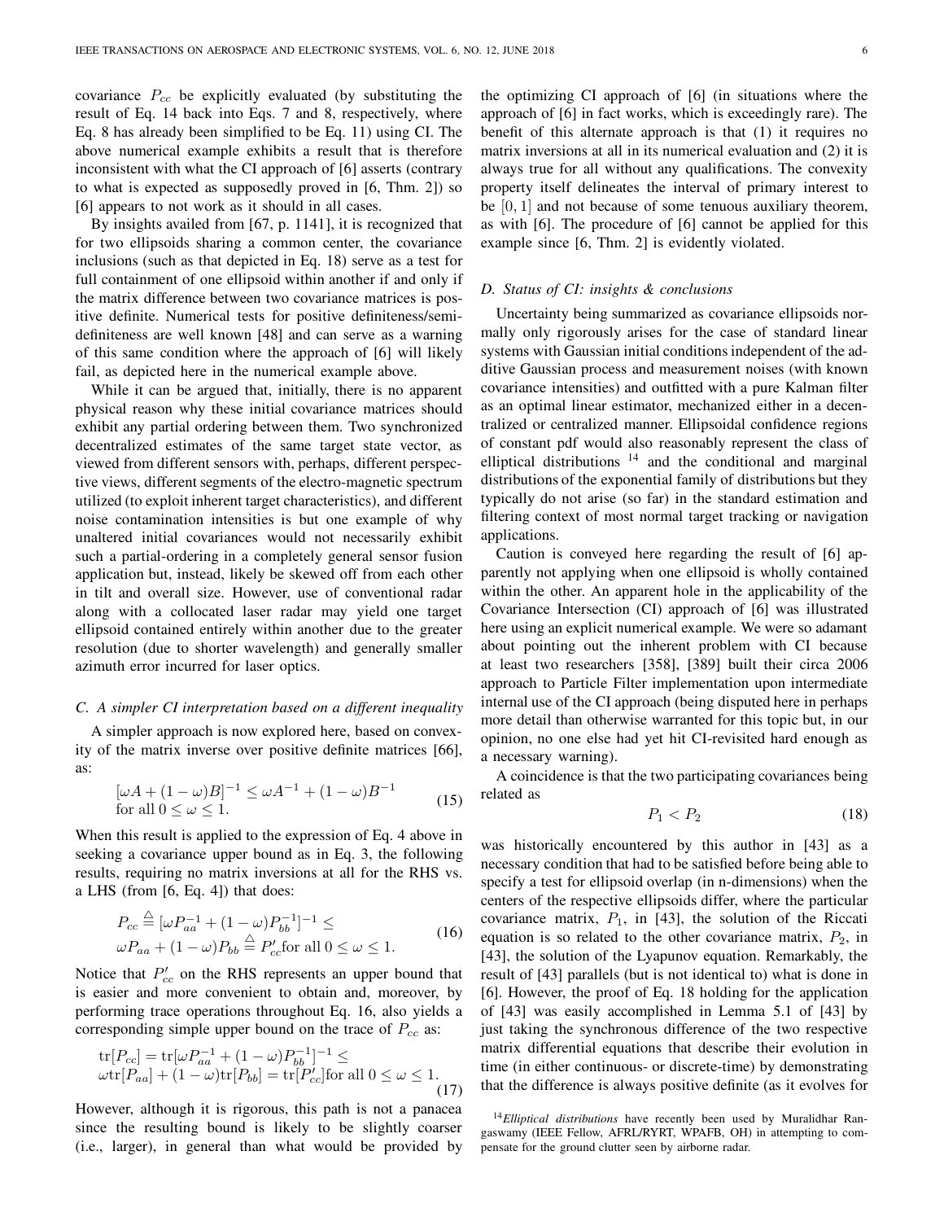covariance $P_{cc}$ be explicitly evaluated (by substituting the result of Eq. 14 back into Eqs. 7 and 8, respectively, where Eq. 8 has already been simplified to be Eq. 11) using CI. The above numerical example exhibits a result that is therefore inconsistent with what the CI approach of [6] asserts (contrary to what is expected as supposedly proved in [6, Thm. 2]) so [6] appears to not work as it should in all cases.

By insights availed from [67, p. 1141], it is recognized that for two ellipsoids sharing a common center, the covariance inclusions (such as that depicted in Eq. 18) serve as a test for full containment of one ellipsoid within another if and only if the matrix difference between two covariance matrices is positive definite. Numerical tests for positive definiteness/semi-definiteness are well known [48] and can serve as a warning of this same condition where the approach of [6] will likely fail, as depicted here in the numerical example above.

While it can be argued that, initially, there is no apparent physical reason why these initial covariance matrices should exhibit any partial ordering between them. Two synchronized decentralized estimates of the same target state vector, as viewed from different sensors with, perhaps, different perspective views, different segments of the electro-magnetic spectrum utilized (to exploit inherent target characteristics), and different noise contamination intensities is but one example of why unaltered initial covariances would not necessarily exhibit such a partial-ordering in a completely general sensor fusion application but, instead, likely be skewed off from each other in tilt and overall size. However, use of conventional radar along with a collocated laser radar may yield one target ellipsoid contained entirely within another due to the greater resolution (due to shorter wavelength) and generally smaller azimuth error incurred for laser optics.

### C. A simpler CI interpretation based on a different inequality

A simpler approach is now explored here, based on convexity of the matrix inverse over positive definite matrices [66], as:

$$[\omega A + (1-\omega)B]^{-1} \leq \omega A^{-1} + (1-\omega)B^{-1} \quad \text{for all } 0 \leq \omega \leq 1. \tag{15}$$

When this result is applied to the expression of Eq. 4 above in seeking a covariance upper bound as in Eq. 3, the following results, requiring no matrix inversions at all for the RHS vs. a LHS (from [6, Eq. 4]) that does:

$$P_{cc} \triangleq [\omega P_{aa}^{-1} + (1-\omega)P_{bb}^{-1}]^{-1} \leq \omega P_{aa} + (1-\omega)P_{bb} \triangleq P'_{cc} \text{for all } 0 \leq \omega \leq 1. \tag{16}$$

Notice that $P'_{cc}$ on the RHS represents an upper bound that is easier and more convenient to obtain and, moreover, by performing trace operations throughout Eq. 16, also yields a corresponding simple upper bound on the trace of $P_{cc}$ as:

$$\mathrm{tr}[P_{cc}] = \mathrm{tr}[\omega P_{aa}^{-1} + (1-\omega)P_{bb}^{-1}]^{-1} \leq \omega \mathrm{tr}[P_{aa}] + (1-\omega)\mathrm{tr}[P_{bb}] = \mathrm{tr}[P'_{cc}] \text{for all } 0 \leq \omega \leq 1. \tag{17}$$

However, although it is rigorous, this path is not a panacea since the resulting bound is likely to be slightly coarser (i.e., larger), in general than what would be provided by the optimizing CI approach of [6] (in situations where the approach of [6] in fact works, which is exceedingly rare). The benefit of this alternate approach is that (1) it requires no matrix inversions at all in its numerical evaluation and (2) it is always true for all without any qualifications. The convexity property itself delineates the interval of primary interest to be $[0, 1]$ and not because of some tenuous auxiliary theorem, as with [6]. The procedure of [6] cannot be applied for this example since [6, Thm. 2] is evidently violated.

### D. Status of CI: insights & conclusions

Uncertainty being summarized as covariance ellipsoids normally only rigorously arises for the case of standard linear systems with Gaussian initial conditions independent of the additive Gaussian process and measurement noises (with known covariance intensities) and outfitted with a pure Kalman filter as an optimal linear estimator, mechanized either in a decentralized or centralized manner. Ellipsoidal confidence regions of constant pdf would also reasonably represent the class of elliptical distributions [14] and the conditional and marginal distributions of the exponential family of distributions but they typically do not arise (so far) in the standard estimation and filtering context of most normal target tracking or navigation applications.

Caution is conveyed here regarding the result of [6] apparently not applying when one ellipsoid is wholly contained within the other. An apparent hole in the applicability of the Covariance Intersection (CI) approach of [6] was illustrated here using an explicit numerical example. We were so adamant about pointing out the inherent problem with CI because at least two researchers [358], [389] built their circa 2006 approach to Particle Filter implementation upon intermediate internal use of the CI approach (being disputed here in perhaps more detail than otherwise warranted for this topic but, in our opinion, no one else had yet hit CI-revisited hard enough as a necessary warning).

A coincidence is that the two participating covariances being related as

$$P_1 < P_2 \tag{18}$$

was historically encountered by this author in [43] as a necessary condition that had to be satisfied before being able to specify a test for ellipsoid overlap (in n-dimensions) when the centers of the respective ellipsoids differ, where the particular covariance matrix, $P_1$, in [43], the solution of the Riccati equation is so related to the other covariance matrix, $P_2$, in [43], the solution of the Lyapunov equation. Remarkably, the result of [43] parallels (but is not identical to) what is done in [6]. However, the proof of Eq. 18 holding for the application of [43] was easily accomplished in Lemma 5.1 of [43] by just taking the synchronous difference of the two respective matrix differential equations that describe their evolution in time (in either continuous- or discrete-time) by demonstrating that the difference is always positive definite (as it evolves for

[14] *Elliptical distributions* have recently been used by Muralidhar Rangaswamy (IEEE Fellow, AFRL/RYRT, WPAFB, OH) in attempting to compensate for the ground clutter seen by airborne radar.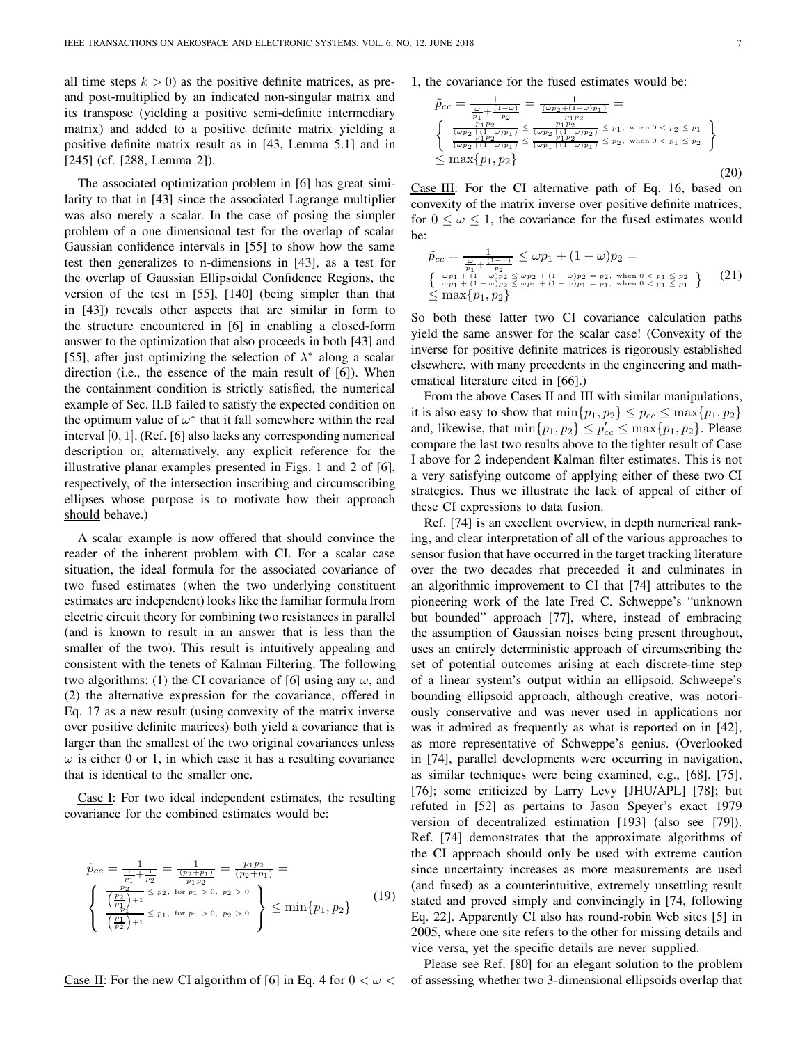all time steps $k > 0$) as the positive definite matrices, as pre- and post-multiplied by an indicated non-singular matrix and its transpose (yielding a positive semi-definite intermediary matrix) and added to a positive definite matrix yielding a positive definite matrix result as in [43, Lemma 5.1] and in [245] (cf. [288, Lemma 2]).

The associated optimization problem in [6] has great similarity to that in [43] since the associated Lagrange multiplier was also merely a scalar. In the case of posing the simpler problem of a one dimensional test for the overlap of scalar Gaussian confidence intervals in [55] to show how the same test then generalizes to n-dimensions in [43], as a test for the overlap of Gaussian Ellipsoidal Confidence Regions, the version of the test in [55], [140] (being simpler than that in [43]) reveals other aspects that are similar in form to the structure encountered in [6] in enabling a closed-form answer to the optimization that also proceeds in both [43] and [55], after just optimizing the selection of $\lambda^*$ along a scalar direction (i.e., the essence of the main result of [6]). When the containment condition is strictly satisfied, the numerical example of Sec. II.B failed to satisfy the expected condition on the optimum value of $\omega^*$ that it fall somewhere within the real interval $[0, 1]$. (Ref. [6] also lacks any corresponding numerical description or, alternatively, any explicit reference for the illustrative planar examples presented in Figs. 1 and 2 of [6], respectively, of the intersection inscribing and circumscribing ellipses whose purpose is to motivate how their approach should behave.)

A scalar example is now offered that should convince the reader of the inherent problem with CI. For a scalar case situation, the ideal formula for the associated covariance of two fused estimates (when the two underlying constituent estimates are independent) looks like the familiar formula from electric circuit theory for combining two resistances in parallel (and is known to result in an answer that is less than the smaller of the two). This result is intuitively appealing and consistent with the tenets of Kalman Filtering. The following two algorithms: (1) the CI covariance of [6] using any $\omega$, and (2) the alternative expression for the covariance, offered in Eq. 17 as a new result (using convexity of the matrix inverse over positive definite matrices) both yield a covariance that is larger than the smallest of the two original covariances unless $\omega$ is either 0 or 1, in which case it has a resulting covariance that is identical to the smaller one.

Case I: For two ideal independent estimates, the resulting covariance for the combined estimates would be:

$$
\tilde{p}_{cc} = \frac{1}{\frac{1}{p_1}+\frac{1}{p_2}} = \frac{1}{\frac{(p_2+p_1)}{p_1 p_2}} = \frac{p_1 p_2}{(p_2+p_1)} =
\left\{ \begin{array}{l} \frac{p_2}{\left(\frac{p_2}{p_1}\right)+1} \le p_2, \text{ for } p_1 > 0,\ p_2 > 0 \\ \frac{p_1}{\left(\frac{p_1}{p_2}\right)+1} \le p_1, \text{ for } p_1 > 0,\ p_2 > 0 \end{array} \right\} \le \min\{p_1, p_2\} \tag{19}
$$

Case II: For the new CI algorithm of [6] in Eq. 4 for $0 < \omega < 1$, the covariance for the fused estimates would be:

$$
\begin{aligned}
&\tilde{p}_{cc} = \frac{1}{\frac{\omega}{p_1}+\frac{(1-\omega)}{p_2}} = \frac{1}{\frac{(\omega p_2 + (1-\omega)p_1)}{p_1 p_2}} = \\
&\left\{ \begin{array}{l} \frac{p_1 p_2}{(\omega p_2 + (1-\omega)p_1)} \le \frac{p_1 p_2}{(\omega p_2 + (1-\omega)p_2)} \le p_1, \text{ when } 0 < p_2 \le p_1 \\ \frac{p_1 p_2}{(\omega p_2 + (1-\omega)p_1)} \le \frac{p_1 p_2}{(\omega p_1 + (1-\omega)p_1)} \le p_2, \text{ when } 0 < p_1 \le p_2 \end{array} \right\} \\
&\le \max\{p_1, p_2\}
\end{aligned} \tag{20}
$$

Case III: For the CI alternative path of Eq. 16, based on convexity of the matrix inverse over positive definite matrices, for $0 \le \omega \le 1$, the covariance for the fused estimates would be:

$$
\begin{aligned}
&\tilde{p}_{cc} = \frac{1}{\frac{\omega}{p_1}+\frac{(1-\omega)}{p_2}} \le \omega p_1 + (1-\omega)p_2 = \\
&\left\{ \begin{array}{l} \omega p_1 + (1-\omega)p_2 \le \omega p_2 + (1-\omega)p_2 = p_2, \text{ when } 0 < p_1 \le p_2 \\ \omega p_1 + (1-\omega)p_2 \le \omega p_1 + (1-\omega)p_1 = p_1, \text{ when } 0 < p_1 \le p_1 \end{array} \right\} \\
&\le \max\{p_1, p_2\}
\end{aligned} \tag{21}
$$

So both these latter two CI covariance calculation paths yield the same answer for the scalar case! (Convexity of the inverse for positive definite matrices is rigorously established elsewhere, with many precedents in the engineering and mathematical literature cited in [66].)

From the above Cases II and III with similar manipulations, it is also easy to show that $\min\{p_1, p_2\} \le p_{cc} \le \max\{p_1, p_2\}$ and, likewise, that $\min\{p_1, p_2\} \le p'_{cc} \le \max\{p_1, p_2\}$. Please compare the last two results above to the tighter result of Case I above for 2 independent Kalman filter estimates. This is not a very satisfying outcome of applying either of these two CI strategies. Thus we illustrate the lack of appeal of either of these CI expressions to data fusion.

Ref. [74] is an excellent overview, in depth numerical ranking, and clear interpretation of all of the various approaches to sensor fusion that have occurred in the target tracking literature over the two decades rhat preceeded it and culminates in an algorithmic improvement to CI that [74] attributes to the pioneering work of the late Fred C. Schweppe's "unknown but bounded" approach [77], where, instead of embracing the assumption of Gaussian noises being present throughout, uses an entirely deterministic approach of circumscribing the set of potential outcomes arising at each discrete-time step of a linear system's output within an ellipsoid. Schweepe's bounding ellipsoid approach, although creative, was notoriously conservative and was never used in applications nor was it admired as frequently as what is reported on in [42], as more representative of Schweppe's genius. (Overlooked in [74], parallel developments were occurring in navigation, as similar techniques were being examined, e.g., [68], [75], [76]; some criticized by Larry Levy [JHU/APL] [78]; but refuted in [52] as pertains to Jason Speyer's exact 1979 version of decentralized estimation [193] (also see [79]). Ref. [74] demonstrates that the approximate algorithms of the CI approach should only be used with extreme caution since uncertainty increases as more measurements are used (and fused) as a counterintuitive, extremely unsettling result stated and proved simply and convincingly in [74, following Eq. 22]. Apparently CI also has round-robin Web sites [5] in 2005, where one site refers to the other for missing details and vice versa, yet the specific details are never supplied.

Please see Ref. [80] for an elegant solution to the problem of assessing whether two 3-dimensional ellipsoids overlap that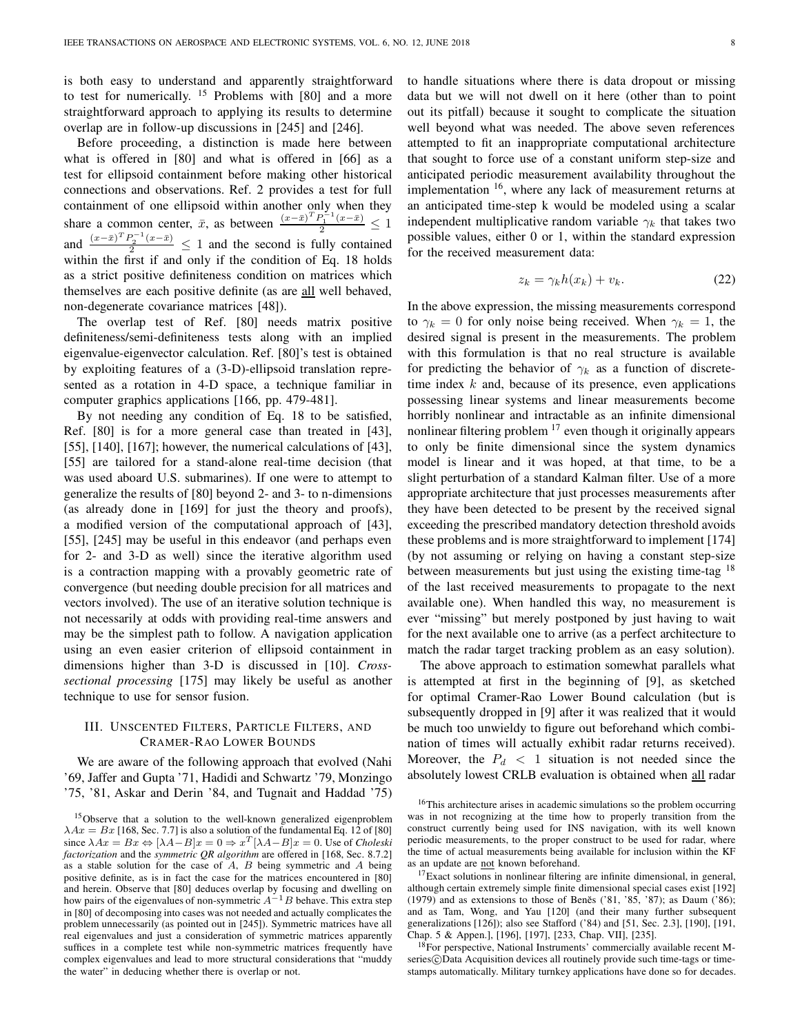is both easy to understand and apparently straightforward to test for numerically. [15] Problems with [80] and a more straightforward approach to applying its results to determine overlap are in follow-up discussions in [245] and [246].

Before proceeding, a distinction is made here between what is offered in [80] and what is offered in [66] as a test for ellipsoid containment before making other historical connections and observations. Ref. 2 provides a test for full containment of one ellipsoid within another only when they share a common center, $\bar{x}$, as between $\frac{(x-\bar{x})^T P_1^{-1}(x-\bar{x})}{2} \leq 1$ and $\frac{(x-\bar{x})^T P_2^{-1}(x-\bar{x})}{2} \leq 1$ and the second is fully contained within the first if and only if the condition of Eq. 18 holds as a strict positive definiteness condition on matrices which themselves are each positive definite (as are all well behaved, non-degenerate covariance matrices [48]).

The overlap test of Ref. [80] needs matrix positive definiteness/semi-definiteness tests along with an implied eigenvalue-eigenvector calculation. Ref. [80]'s test is obtained by exploiting features of a (3-D)-ellipsoid translation represented as a rotation in 4-D space, a technique familiar in computer graphics applications [166, pp. 479-481].

By not needing any condition of Eq. 18 to be satisfied, Ref. [80] is for a more general case than treated in [43], [55], [140], [167]; however, the numerical calculations of [43], [55] are tailored for a stand-alone real-time decision (that was used aboard U.S. submarines). If one were to attempt to generalize the results of [80] beyond 2- and 3- to n-dimensions (as already done in [169] for just the theory and proofs), a modified version of the computational approach of [43], [55], [245] may be useful in this endeavor (and perhaps even for 2- and 3-D as well) since the iterative algorithm used is a contraction mapping with a provably geometric rate of convergence (but needing double precision for all matrices and vectors involved). The use of an iterative solution technique is not necessarily at odds with providing real-time answers and may be the simplest path to follow. A navigation application using an even easier criterion of ellipsoid containment in dimensions higher than 3-D is discussed in [10]. *Cross-sectional processing* [175] may likely be useful as another technique to use for sensor fusion.

## III. Unscented Filters, Particle Filters, and Cramer-Rao Lower Bounds

We are aware of the following approach that evolved (Nahi '69, Jaffer and Gupta '71, Hadidi and Schwartz '79, Monzingo '75, '81, Askar and Derin '84, and Tugnait and Haddad '75) to handle situations where there is data dropout or missing data but we will not dwell on it here (other than to point out its pitfall) because it sought to complicate the situation well beyond what was needed. The above seven references attempted to fit an inappropriate computational architecture that sought to force use of a constant uniform step-size and anticipated periodic measurement availability throughout the implementation [16], where any lack of measurement returns at an anticipated time-step k would be modeled using a scalar independent multiplicative random variable $\gamma_k$ that takes two possible values, either 0 or 1, within the standard expression for the received measurement data:

$$z_k = \gamma_k h(x_k) + v_k. \tag{22}$$

In the above expression, the missing measurements correspond to $\gamma_k = 0$ for only noise being received. When $\gamma_k = 1$, the desired signal is present in the measurements. The problem with this formulation is that no real structure is available for predicting the behavior of $\gamma_k$ as a function of discrete-time index $k$ and, because of its presence, even applications possessing linear systems and linear measurements become horribly nonlinear and intractable as an infinite dimensional nonlinear filtering problem [17] even though it originally appears to only be finite dimensional since the system dynamics model is linear and it was hoped, at that time, to be a slight perturbation of a standard Kalman filter. Use of a more appropriate architecture that just processes measurements after they have been detected to be present by the received signal exceeding the prescribed mandatory detection threshold avoids these problems and is more straightforward to implement [174] (by not assuming or relying on having a constant step-size between measurements but just using the existing time-tag [18] of the last received measurements to propagate to the next available one). When handled this way, no measurement is ever "missing" but merely postponed by just having to wait for the next available one to arrive (as a perfect architecture to match the radar target tracking problem as an easy solution).

The above approach to estimation somewhat parallels what is attempted at first in the beginning of [9], as sketched for optimal Cramer-Rao Lower Bound calculation (but is subsequently dropped in [9] after it was realized that it would be much too unwieldy to figure out beforehand which combination of times will actually exhibit radar returns received). Moreover, the $P_d < 1$ situation is not needed since the absolutely lowest CRLB evaluation is obtained when all radar

[15] Observe that a solution to the well-known generalized eigenproblem $\lambda Ax = Bx$ [168, Sec. 7.7] is also a solution of the fundamental Eq. 12 of [80] since $\lambda Ax = Bx \Leftrightarrow [\lambda A - B]x = 0 \Rightarrow x^T[\lambda A - B]x = 0$. Use of *Choleski factorization* and the *symmetric QR algorithm* are offered in [168, Sec. 8.7.2] as a stable solution for the case of $A$, $B$ being symmetric and $A$ being positive definite, as is in fact the case for the matrices encountered in [80] and herein. Observe that [80] deduces overlap by focusing and dwelling on how pairs of the eigenvalues of non-symmetric $A^{-1}B$ behave. This extra step in [80] of decomposing into cases was not needed and actually complicates the problem unnecessarily (as pointed out in [245]). Symmetric matrices have all real eigenvalues and just a consideration of symmetric matrices apparently suffices in a complete test while non-symmetric matrices frequently have complex eigenvalues and lead to more structural considerations that "muddy the water" in deducing whether there is overlap or not.

[16] This architecture arises in academic simulations so the problem occurring was in not recognizing at the time how to properly transition from the construct currently being used for INS navigation, with its well known periodic measurements, to the proper construct to be used for radar, where the time of actual measurements being available for inclusion within the KF as an update are not known beforehand.

[17] Exact solutions in nonlinear filtering are infinite dimensional, in general, although certain extremely simple finite dimensional special cases exist [192] (1979) and as extensions to those of Beněs ('81, '85, '87); as Daum ('86); and as Tam, Wong, and Yau [120] (and their many further subsequent generalizations [126]); also see Stafford ('84) and [51, Sec. 2.3], [190], [191, Chap. 5 & Appen.], [196], [197], [233, Chap. VII], [235].

[18] For perspective, National Instruments' commercially available recent M-series©Data Acquisition devices all routinely provide such time-tags or time-stamps automatically. Military turnkey applications have done so for decades.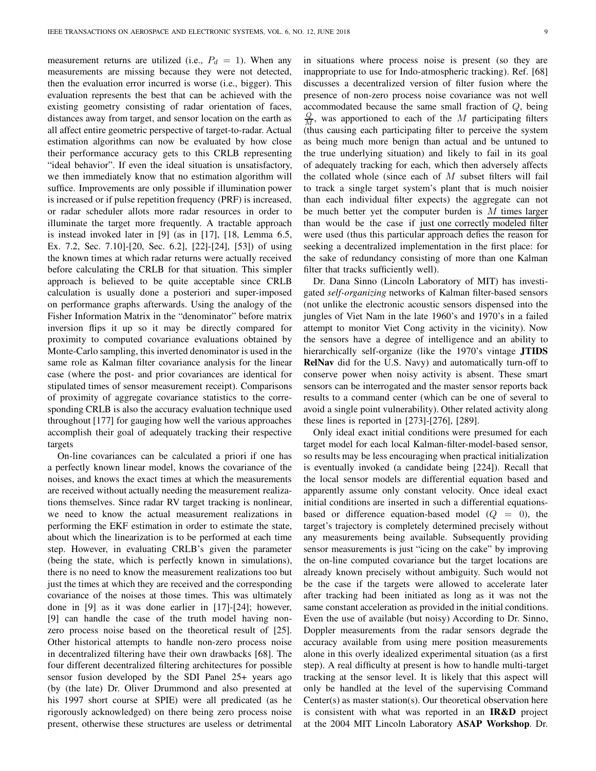measurement returns are utilized (i.e., $P_d = 1$). When any measurements are missing because they were not detected, then the evaluation error incurred is worse (i.e., bigger). This evaluation represents the best that can be achieved with the existing geometry consisting of radar orientation of faces, distances away from target, and sensor location on the earth as all affect entire geometric perspective of target-to-radar. Actual estimation algorithms can now be evaluated by how close their performance accuracy gets to this CRLB representing "ideal behavior". If even the ideal situation is unsatisfactory, we then immediately know that no estimation algorithm will suffice. Improvements are only possible if illumination power is increased or if pulse repetition frequency (PRF) is increased, or radar scheduler allots more radar resources in order to illuminate the target more frequently. A tractable approach is instead invoked later in [9] (as in [17], [18, Lemma 6.5, Ex. 7.2, Sec. 7.10]-[20, Sec. 6.2], [22]-[24], [53]) of using the known times at which radar returns were actually received before calculating the CRLB for that situation. This simpler approach is believed to be quite acceptable since CRLB calculation is usually done a posteriori and super-imposed on performance graphs afterwards. Using the analogy of the Fisher Information Matrix in the "denominator" before matrix inversion flips it up so it may be directly compared for proximity to computed covariance evaluations obtained by Monte-Carlo sampling, this inverted denominator is used in the same role as Kalman filter covariance analysis for the linear case (where the post- and prior covariances are identical for stipulated times of sensor measurement receipt). Comparisons of proximity of aggregate covariance statistics to the corresponding CRLB is also the accuracy evaluation technique used throughout [177] for gauging how well the various approaches accomplish their goal of adequately tracking their respective targets

On-line covariances can be calculated a priori if one has a perfectly known linear model, knows the covariance of the noises, and knows the exact times at which the measurements are received without actually needing the measurement realizations themselves. Since radar RV target tracking is nonlinear, we need to know the actual measurement realizations in performing the EKF estimation in order to estimate the state, about which the linearization is to be performed at each time step. However, in evaluating CRLB's given the parameter (being the state, which is perfectly known in simulations), there is no need to know the measurement realizations too but just the times at which they are received and the corresponding covariance of the noises at those times. This was ultimately done in [9] as it was done earlier in [17]-[24]; however, [9] can handle the case of the truth model having non-zero process noise based on the theoretical result of [25]. Other historical attempts to handle non-zero process noise in decentralized filtering have their own drawbacks [68]. The four different decentralized filtering architectures for possible sensor fusion developed by the SDI Panel 25+ years ago (by (the late) Dr. Oliver Drummond and also presented at his 1997 short course at SPIE) were all predicated (as he rigorously acknowledged) on there being zero process noise present, otherwise these structures are useless or detrimental in situations where process noise is present (so they are inappropriate to use for Indo-atmospheric tracking). Ref. [68] discusses a decentralized version of filter fusion where the presence of non-zero process noise covariance was not well accommodated because the same small fraction of $Q$, being $\frac{Q}{M}$, was apportioned to each of the $M$ participating filters (thus causing each participating filter to perceive the system as being much more benign than actual and be untuned to the true underlying situation) and likely to fail in its goal of adequately tracking for each, which then adversely affects the collated whole (since each of $M$ subset filters will fail to track a single target system's plant that is much noisier than each individual filter expects) the aggregate can not be much better yet the computer burden is $M$ times larger than would be the case if just one correctly modeled filter were used (thus this particular approach defies the reason for seeking a decentralized implementation in the first place: for the sake of redundancy consisting of more than one Kalman filter that tracks sufficiently well).

Dr. Dana Sinno (Lincoln Laboratory of MIT) has investigated *self-organizing* networks of Kalman filter-based sensors (not unlike the electronic acoustic sensors dispensed into the jungles of Viet Nam in the late 1960's and 1970's in a failed attempt to monitor Viet Cong activity in the vicinity). Now the sensors have a degree of intelligence and an ability to hierarchically self-organize (like the 1970's vintage **JTIDS RelNav** did for the U.S. Navy) and automatically turn-off to conserve power when noisy activity is absent. These smart sensors can be interrogated and the master sensor reports back results to a command center (which can be one of several to avoid a single point vulnerability). Other related activity along these lines is reported in [273]-[276], [289].

Only ideal exact initial conditions were presumed for each target model for each local Kalman-filter-model-based sensor, so results may be less encouraging when practical initialization is eventually invoked (a candidate being [224]). Recall that the local sensor models are differential equation based and apparently assume only constant velocity. Once ideal exact initial conditions are inserted in such a differential equations-based or difference equation-based model ($Q = 0$), the target's trajectory is completely determined precisely without any measurements being available. Subsequently providing sensor measurements is just "icing on the cake" by improving the on-line computed covariance but the target locations are already known precisely without ambiguity. Such would not be the case if the targets were allowed to accelerate later after tracking had been initiated as long as it was not the same constant acceleration as provided in the initial conditions. Even the use of available (but noisy) According to Dr. Sinno, Doppler measurements from the radar sensors degrade the accuracy available from using mere position measurements alone in this overly idealized experimental situation (as a first step). A real difficulty at present is how to handle multi-target tracking at the sensor level. It is likely that this aspect will only be handled at the level of the supervising Command Center(s) as master station(s). Our theoretical observation here is consistent with what was reported in an **IR&D** project at the 2004 MIT Lincoln Laboratory **ASAP Workshop**. Dr.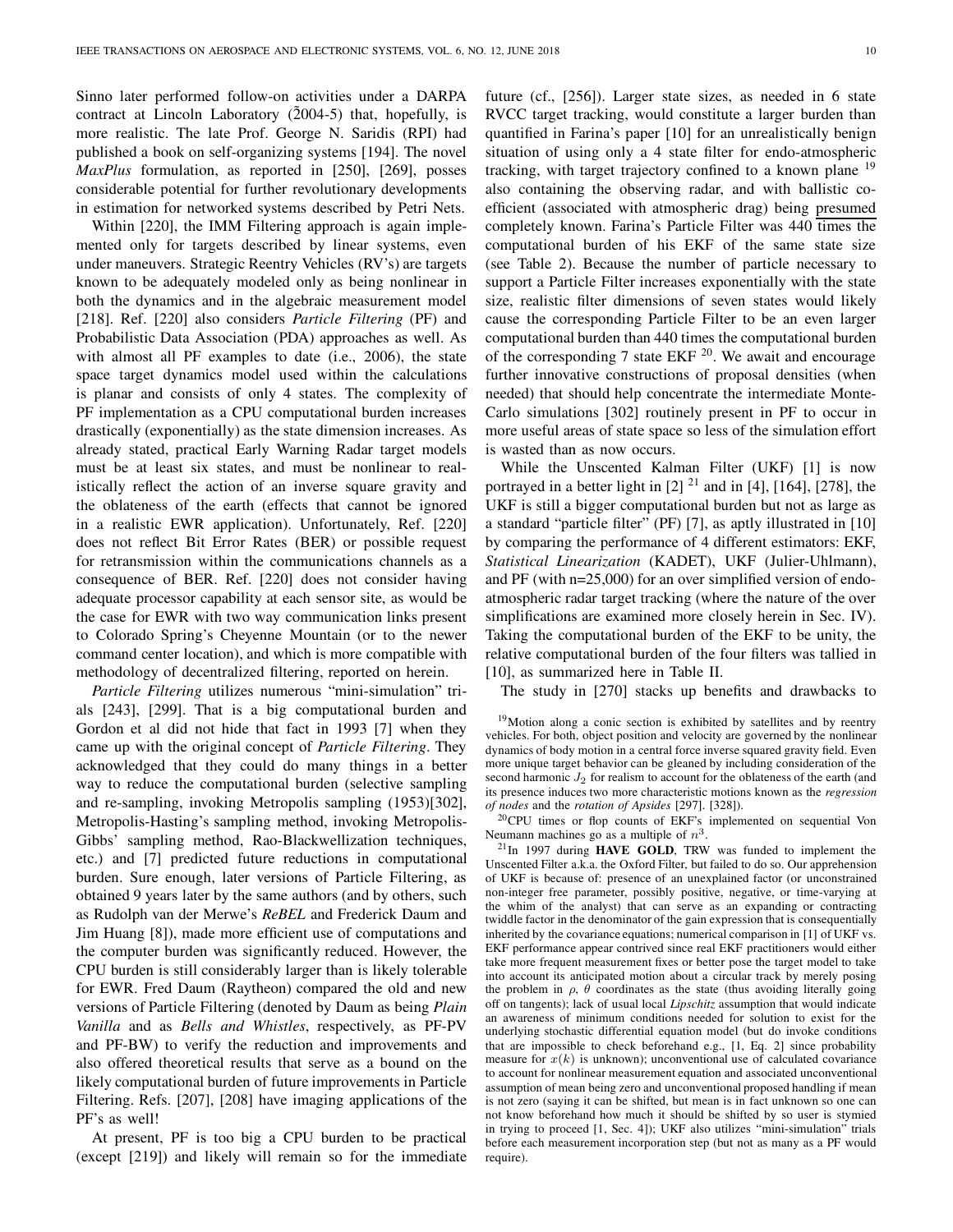Sinno later performed follow-on activities under a DARPA contract at Lincoln Laboratory ($\tilde{2}$004-5) that, hopefully, is more realistic. The late Prof. George N. Saridis (RPI) had published a book on self-organizing systems [194]. The novel *MaxPlus* formulation, as reported in [250], [269], posses considerable potential for further revolutionary developments in estimation for networked systems described by Petri Nets.

Within [220], the IMM Filtering approach is again implemented only for targets described by linear systems, even under maneuvers. Strategic Reentry Vehicles (RV's) are targets known to be adequately modeled only as being nonlinear in both the dynamics and in the algebraic measurement model [218]. Ref. [220] also considers *Particle Filtering* (PF) and Probabilistic Data Association (PDA) approaches as well. As with almost all PF examples to date (i.e., 2006), the state space target dynamics model used within the calculations is planar and consists of only 4 states. The complexity of PF implementation as a CPU computational burden increases drastically (exponentially) as the state dimension increases. As already stated, practical Early Warning Radar target models must be at least six states, and must be nonlinear to realistically reflect the action of an inverse square gravity and the oblateness of the earth (effects that cannot be ignored in a realistic EWR application). Unfortunately, Ref. [220] does not reflect Bit Error Rates (BER) or possible request for retransmission within the communications channels as a consequence of BER. Ref. [220] does not consider having adequate processor capability at each sensor site, as would be the case for EWR with two way communication links present to Colorado Spring's Cheyenne Mountain (or to the newer command center location), and which is more compatible with methodology of decentralized filtering, reported on herein.

*Particle Filtering* utilizes numerous "mini-simulation" trials [243], [299]. That is a big computational burden and Gordon et al did not hide that fact in 1993 [7] when they came up with the original concept of *Particle Filtering*. They acknowledged that they could do many things in a better way to reduce the computational burden (selective sampling and re-sampling, invoking Metropolis sampling (1953)[302], Metropolis-Hasting's sampling method, invoking Metropolis-Gibbs' sampling method, Rao-Blackwellization techniques, etc.) and [7] predicted future reductions in computational burden. Sure enough, later versions of Particle Filtering, as obtained 9 years later by the same authors (and by others, such as Rudolph van der Merwe's *ReBEL* and Frederick Daum and Jim Huang [8]), made more efficient use of computations and the computer burden was significantly reduced. However, the CPU burden is still considerably larger than is likely tolerable for EWR. Fred Daum (Raytheon) compared the old and new versions of Particle Filtering (denoted by Daum as being *Plain Vanilla* and as *Bells and Whistles*, respectively, as PF-PV and PF-BW) to verify the reduction and improvements and also offered theoretical results that serve as a bound on the likely computational burden of future improvements in Particle Filtering. Refs. [207], [208] have imaging applications of the PF's as well!

At present, PF is too big a CPU burden to be practical (except [219]) and likely will remain so for the immediate future (cf., [256]). Larger state sizes, as needed in 6 state RVCC target tracking, would constitute a larger burden than quantified in Farina's paper [10] for an unrealistically benign situation of using only a 4 state filter for endo-atmospheric tracking, with target trajectory confined to a known plane [19] also containing the observing radar, and with ballistic coefficient (associated with atmospheric drag) being <u>presumed</u> completely known. Farina's Particle Filter was 440 times the computational burden of his EKF of the same state size (see Table 2). Because the number of particle necessary to support a Particle Filter increases exponentially with the state size, realistic filter dimensions of seven states would likely cause the corresponding Particle Filter to be an even larger computational burden than 440 times the computational burden of the corresponding 7 state EKF [20]. We await and encourage further innovative constructions of proposal densities (when needed) that should help concentrate the intermediate Monte-Carlo simulations [302] routinely present in PF to occur in more useful areas of state space so less of the simulation effort is wasted than as now occurs.

While the Unscented Kalman Filter (UKF) [1] is now portrayed in a better light in [2] [21] and in [4], [164], [278], the UKF is still a bigger computational burden but not as large as a standard "particle filter" (PF) [7], as aptly illustrated in [10] by comparing the performance of 4 different estimators: EKF, *Statistical Linearization* (KADET), UKF (Julier-Uhlmann), and PF (with n=25,000) for an over simplified version of endo-atmospheric radar target tracking (where the nature of the over simplifications are examined more closely herein in Sec. IV). Taking the computational burden of the EKF to be unity, the relative computational burden of the four filters was tallied in [10], as summarized here in Table II.

The study in [270] stacks up benefits and drawbacks to

[19] Motion along a conic section is exhibited by satellites and by reentry vehicles. For both, object position and velocity are governed by the nonlinear dynamics of body motion in a central force inverse squared gravity field. Even more unique target behavior can be gleaned by including consideration of the second harmonic $J_2$ for realism to account for the oblateness of the earth (and its presence induces two more characteristic motions known as the *regression of nodes* and the *rotation of Apsides* [297]. [328]).

[20] CPU times or flop counts of EKF's implemented on sequential Von Neumann machines go as a multiple of $n^3$.

[21] In 1997 during **HAVE GOLD**, TRW was funded to implement the Unscented Filter a.k.a. the Oxford Filter, but failed to do so. Our apprehension of UKF is because of: presence of an unexplained factor (or unconstrained non-integer free parameter, possibly positive, negative, or time-varying at the whim of the analyst) that can serve as an expanding or contracting twiddle factor in the denominator of the gain expression that is consequentially inherited by the covariance equations; numerical comparison in [1] of UKF vs. EKF performance appear contrived since real EKF practitioners would either take more frequent measurement fixes or better pose the target model to take into account its anticipated motion about a circular track by merely posing the problem in $\rho$, $\theta$ coordinates as the state (thus avoiding literally going off on tangents); lack of usual local *Lipschitz* assumption that would indicate an awareness of minimum conditions needed for solution to exist for the underlying stochastic differential equation model (but do invoke conditions that are impossible to check beforehand e.g., [1, Eq. 2] since probability measure for $x(k)$ is unknown); unconventional use of calculated covariance to account for nonlinear measurement equation and associated unconventional assumption of mean being zero and unconventional proposed handling if mean is not zero (saying it can be shifted, but mean is in fact unknown so one can not know beforehand how much it should be shifted by so user is stymied in trying to proceed [1, Sec. 4]); UKF also utilizes "mini-simulation" trials before each measurement incorporation step (but not as many as a PF would require).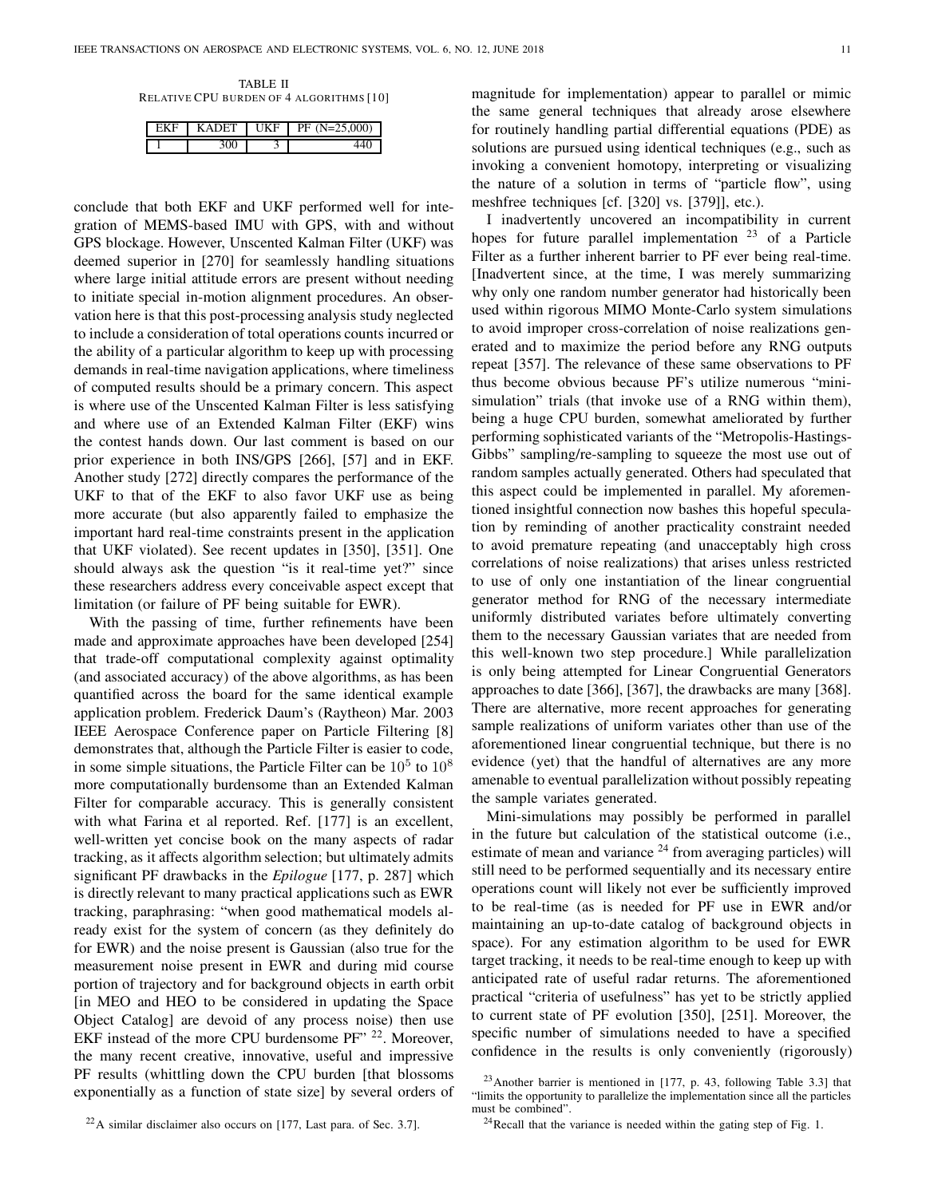TABLE II
RELATIVE CPU BURDEN OF 4 ALGORITHMS [10]

| EKF | KADET | UKF | PF (N=25,000) |
|---|---|---|---|
| 1 | 300 | 3 | 440 |

conclude that both EKF and UKF performed well for integration of MEMS-based IMU with GPS, with and without GPS blockage. However, Unscented Kalman Filter (UKF) was deemed superior in [270] for seamlessly handling situations where large initial attitude errors are present without needing to initiate special in-motion alignment procedures. An observation here is that this post-processing analysis study neglected to include a consideration of total operations counts incurred or the ability of a particular algorithm to keep up with processing demands in real-time navigation applications, where timeliness of computed results should be a primary concern. This aspect is where use of the Unscented Kalman Filter is less satisfying and where use of an Extended Kalman Filter (EKF) wins the contest hands down. Our last comment is based on our prior experience in both INS/GPS [266], [57] and in EKF. Another study [272] directly compares the performance of the UKF to that of the EKF to also favor UKF use as being more accurate (but also apparently failed to emphasize the important hard real-time constraints present in the application that UKF violated). See recent updates in [350], [351]. One should always ask the question "is it real-time yet?" since these researchers address every conceivable aspect except that limitation (or failure of PF being suitable for EWR).

With the passing of time, further refinements have been made and approximate approaches have been developed [254] that trade-off computational complexity against optimality (and associated accuracy) of the above algorithms, as has been quantified across the board for the same identical example application problem. Frederick Daum's (Raytheon) Mar. 2003 IEEE Aerospace Conference paper on Particle Filtering [8] demonstrates that, although the Particle Filter is easier to code, in some simple situations, the Particle Filter can be $10^5$ to $10^8$ more computationally burdensome than an Extended Kalman Filter for comparable accuracy. This is generally consistent with what Farina et al reported. Ref. [177] is an excellent, well-written yet concise book on the many aspects of radar tracking, as it affects algorithm selection; but ultimately admits significant PF drawbacks in the *Epilogue* [177, p. 287] which is directly relevant to many practical applications such as EWR tracking, paraphrasing: "when good mathematical models already exist for the system of concern (as they definitely do for EWR) and the noise present is Gaussian (also true for the measurement noise present in EWR and during mid course portion of trajectory and for background objects in earth orbit [in MEO and HEO to be considered in updating the Space Object Catalog] are devoid of any process noise) then use EKF instead of the more CPU burdensome PF" [22]. Moreover, the many recent creative, innovative, useful and impressive PF results (whittling down the CPU burden [that blossoms exponentially as a function of state size] by several orders of magnitude for implementation) appear to parallel or mimic the same general techniques that already arose elsewhere for routinely handling partial differential equations (PDE) as solutions are pursued using identical techniques (e.g., such as invoking a convenient homotopy, interpreting or visualizing the nature of a solution in terms of "particle flow", using meshfree techniques [cf. [320] vs. [379]], etc.).

I inadvertently uncovered an incompatibility in current hopes for future parallel implementation [23] of a Particle Filter as a further inherent barrier to PF ever being real-time. [Inadvertent since, at the time, I was merely summarizing why only one random number generator had historically been used within rigorous MIMO Monte-Carlo system simulations to avoid improper cross-correlation of noise realizations generated and to maximize the period before any RNG outputs repeat [357]. The relevance of these same observations to PF thus become obvious because PF's utilize numerous "mini-simulation" trials (that invoke use of a RNG within them), being a huge CPU burden, somewhat ameliorated by further performing sophisticated variants of the "Metropolis-Hastings-Gibbs" sampling/re-sampling to squeeze the most use out of random samples actually generated. Others had speculated that this aspect could be implemented in parallel. My aforementioned insightful connection now bashes this hopeful speculation by reminding of another practicality constraint needed to avoid premature repeating (and unacceptably high cross correlations of noise realizations) that arises unless restricted to use of only one instantiation of the linear congruential generator method for RNG of the necessary intermediate uniformly distributed variates before ultimately converting them to the necessary Gaussian variates that are needed from this well-known two step procedure.] While parallelization is only being attempted for Linear Congruential Generators approaches to date [366], [367], the drawbacks are many [368]. There are alternative, more recent approaches for generating sample realizations of uniform variates other than use of the aforementioned linear congruential technique, but there is no evidence (yet) that the handful of alternatives are any more amenable to eventual parallelization without possibly repeating the sample variates generated.

Mini-simulations may possibly be performed in parallel in the future but calculation of the statistical outcome (i.e., estimate of mean and variance [24] from averaging particles) will still need to be performed sequentially and its necessary entire operations count will likely not ever be sufficiently improved to be real-time (as is needed for PF use in EWR and/or maintaining an up-to-date catalog of background objects in space). For any estimation algorithm to be used for EWR target tracking, it needs to be real-time enough to keep up with anticipated rate of useful radar returns. The aforementioned practical "criteria of usefulness" has yet to be strictly applied to current state of PF evolution [350], [251]. Moreover, the specific number of simulations needed to have a specified confidence in the results is only conveniently (rigorously)

[22] A similar disclaimer also occurs on [177, Last para. of Sec. 3.7].

[23] Another barrier is mentioned in [177, p. 43, following Table 3.3] that "limits the opportunity to parallelize the implementation since all the particles must be combined".

[24] Recall that the variance is needed within the gating step of Fig. 1.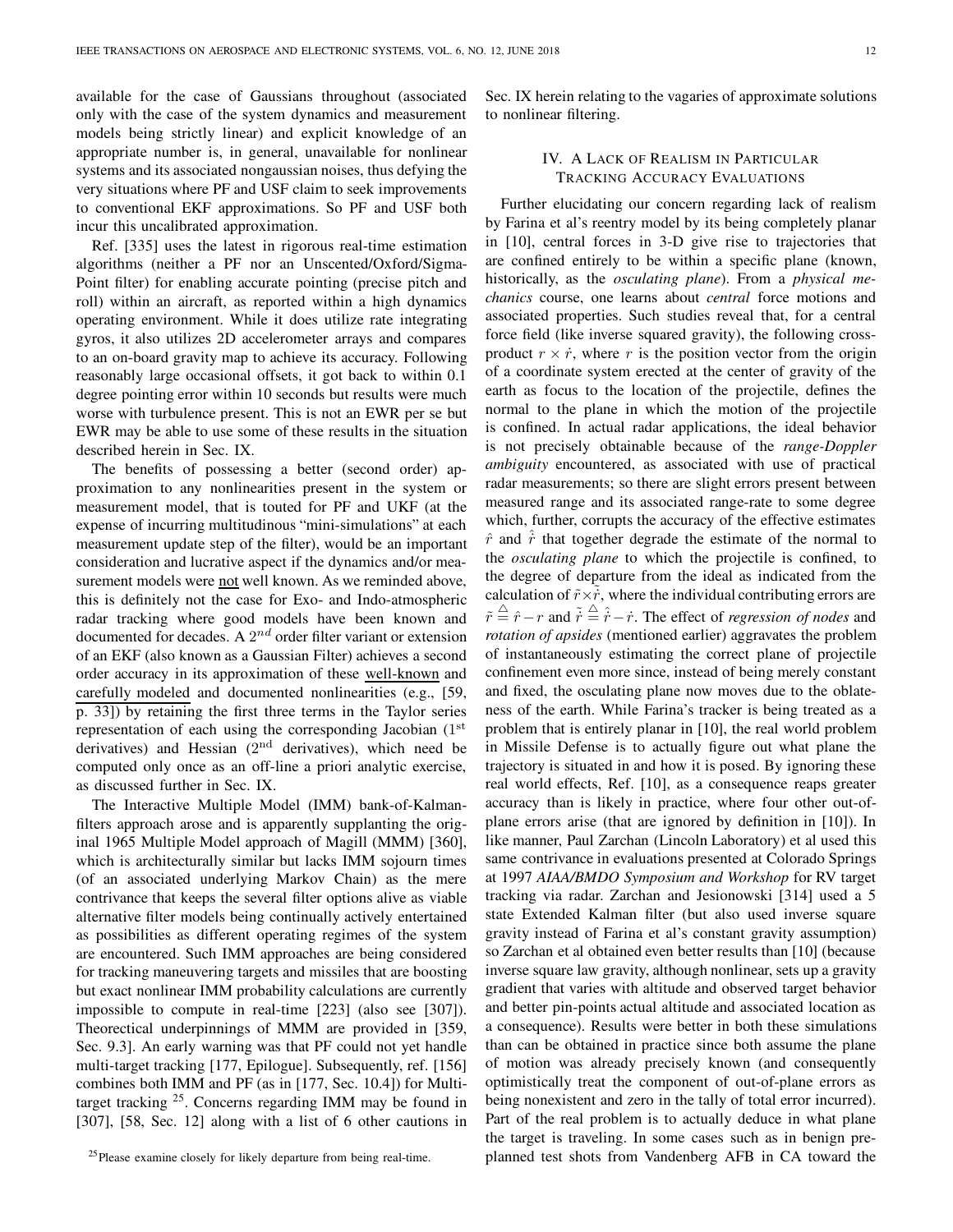available for the case of Gaussians throughout (associated only with the case of the system dynamics and measurement models being strictly linear) and explicit knowledge of an appropriate number is, in general, unavailable for nonlinear systems and its associated nongaussian noises, thus defying the very situations where PF and USF claim to seek improvements to conventional EKF approximations. So PF and USF both incur this uncalibrated approximation.

Ref. [335] uses the latest in rigorous real-time estimation algorithms (neither a PF nor an Unscented/Oxford/Sigma-Point filter) for enabling accurate pointing (precise pitch and roll) within an aircraft, as reported within a high dynamics operating environment. While it does utilize rate integrating gyros, it also utilizes 2D accelerometer arrays and compares to an on-board gravity map to achieve its accuracy. Following reasonably large occasional offsets, it got back to within 0.1 degree pointing error within 10 seconds but results were much worse with turbulence present. This is not an EWR per se but EWR may be able to use some of these results in the situation described herein in Sec. IX.

The benefits of possessing a better (second order) approximation to any nonlinearities present in the system or measurement model, that is touted for PF and UKF (at the expense of incurring multitudinous "mini-simulations" at each measurement update step of the filter), would be an important consideration and lucrative aspect if the dynamics and/or measurement models were not well known. As we reminded above, this is definitely not the case for Exo- and Indo-atmospheric radar tracking where good models have been known and documented for decades. A $2^{nd}$ order filter variant or extension of an EKF (also known as a Gaussian Filter) achieves a second order accuracy in its approximation of these well-known and carefully modeled and documented nonlinearities (e.g., [59, p. 33]) by retaining the first three terms in the Taylor series representation of each using the corresponding Jacobian ($1^{st}$ derivatives) and Hessian ($2^{nd}$ derivatives), which need be computed only once as an off-line a priori analytic exercise, as discussed further in Sec. IX.

The Interactive Multiple Model (IMM) bank-of-Kalman-filters approach arose and is apparently supplanting the original 1965 Multiple Model approach of Magill (MMM) [360], which is architecturally similar but lacks IMM sojourn times (of an associated underlying Markov Chain) as the mere contrivance that keeps the several filter options alive as viable alternative filter models being continually actively entertained as possibilities as different operating regimes of the system are encountered. Such IMM approaches are being considered for tracking maneuvering targets and missiles that are boosting but exact nonlinear IMM probability calculations are currently impossible to compute in real-time [223] (also see [307]). Theorectical underpinnings of MMM are provided in [359, Sec. 9.3]. An early warning was that PF could not yet handle multi-target tracking [177, Epilogue]. Subsequently, ref. [156] combines both IMM and PF (as in [177, Sec. 10.4]) for Multi-target tracking [25]. Concerns regarding IMM may be found in [307], [58, Sec. 12] along with a list of 6 other cautions in Sec. IX herein relating to the vagaries of approximate solutions to nonlinear filtering.

## IV. A Lack of Realism in Particular Tracking Accuracy Evaluations

Further elucidating our concern regarding lack of realism by Farina et al's reentry model by its being completely planar in [10], central forces in 3-D give rise to trajectories that are confined entirely to be within a specific plane (known, historically, as the *osculating plane*). From a *physical mechanics* course, one learns about *central* force motions and associated properties. Such studies reveal that, for a central force field (like inverse squared gravity), the following cross-product $r \times \dot{r}$, where $r$ is the position vector from the origin of a coordinate system erected at the center of gravity of the earth as focus to the location of the projectile, defines the normal to the plane in which the motion of the projectile is confined. In actual radar applications, the ideal behavior is not precisely obtainable because of the *range-Doppler ambiguity* encountered, as associated with use of practical radar measurements; so there are slight errors present between measured range and its associated range-rate to some degree which, further, corrupts the accuracy of the effective estimates $\hat{r}$ and $\hat{\dot{r}}$ that together degrade the estimate of the normal to the *osculating plane* to which the projectile is confined, to the degree of departure from the ideal as indicated from the calculation of $\tilde{r} \times \tilde{\dot{r}}$, where the individual contributing errors are $\tilde{r} \stackrel{\triangle}{=} \hat{r} - r$ and $\tilde{\dot{r}} \stackrel{\triangle}{=} \hat{\dot{r}} - \dot{r}$. The effect of *regression of nodes* and *rotation of apsides* (mentioned earlier) aggravates the problem of instantaneously estimating the correct plane of projectile confinement even more since, instead of being merely constant and fixed, the osculating plane now moves due to the oblateness of the earth. While Farina's tracker is being treated as a problem that is entirely planar in [10], the real world problem in Missile Defense is to actually figure out what plane the trajectory is situated in and how it is posed. By ignoring these real world effects, Ref. [10], as a consequence reaps greater accuracy than is likely in practice, where four other out-of-plane errors arise (that are ignored by definition in [10]). In like manner, Paul Zarchan (Lincoln Laboratory) et al used this same contrivance in evaluations presented at Colorado Springs at 1997 *AIAA/BMDO Symposium and Workshop* for RV target tracking via radar. Zarchan and Jesionowski [314] used a 5 state Extended Kalman filter (but also used inverse square gravity instead of Farina et al's constant gravity assumption) so Zarchan et al obtained even better results than [10] (because inverse square law gravity, although nonlinear, sets up a gravity gradient that varies with altitude and observed target behavior and better pin-points actual altitude and associated location as a consequence). Results were better in both these simulations than can be obtained in practice since both assume the plane of motion was already precisely known (and consequently optimistically treat the component of out-of-plane errors as being nonexistent and zero in the tally of total error incurred). Part of the real problem is to actually deduce in what plane the target is traveling. In some cases such as in benign pre-planned test shots from Vandenberg AFB in CA toward the

[25] Please examine closely for likely departure from being real-time.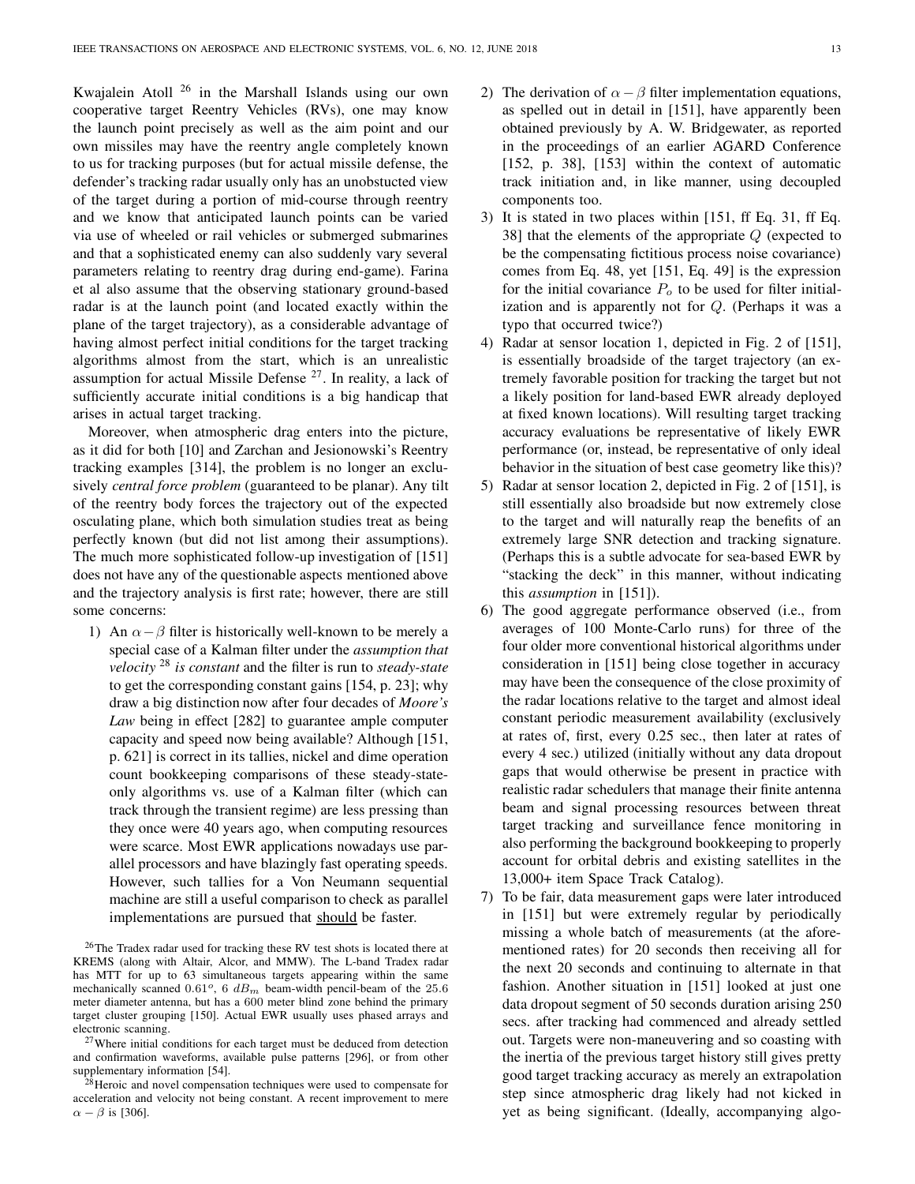Kwajalein Atoll [26] in the Marshall Islands using our own cooperative target Reentry Vehicles (RVs), one may know the launch point precisely as well as the aim point and our own missiles may have the reentry angle completely known to us for tracking purposes (but for actual missile defense, the defender's tracking radar usually only has an unobstucted view of the target during a portion of mid-course through reentry and we know that anticipated launch points can be varied via use of wheeled or rail vehicles or submerged submarines and that a sophisticated enemy can also suddenly vary several parameters relating to reentry drag during end-game). Farina et al also assume that the observing stationary ground-based radar is at the launch point (and located exactly within the plane of the target trajectory), as a considerable advantage of having almost perfect initial conditions for the target tracking algorithms almost from the start, which is an unrealistic assumption for actual Missile Defense [27]. In reality, a lack of sufficiently accurate initial conditions is a big handicap that arises in actual target tracking.

Moreover, when atmospheric drag enters into the picture, as it did for both [10] and Zarchan and Jesionowski's Reentry tracking examples [314], the problem is no longer an exclusively *central force problem* (guaranteed to be planar). Any tilt of the reentry body forces the trajectory out of the expected osculating plane, which both simulation studies treat as being perfectly known (but did not list among their assumptions). The much more sophisticated follow-up investigation of [151] does not have any of the questionable aspects mentioned above and the trajectory analysis is first rate; however, there are still some concerns:

1) An $\alpha-\beta$ filter is historically well-known to be merely a special case of a Kalman filter under the *assumption that velocity* [28] *is constant* and the filter is run to *steady-state* to get the corresponding constant gains [154, p. 23]; why draw a big distinction now after four decades of *Moore's Law* being in effect [282] to guarantee ample computer capacity and speed now being available? Although [151, p. 621] is correct in its tallies, nickel and dime operation count bookkeeping comparisons of these steady-state-only algorithms vs. use of a Kalman filter (which can track through the transient regime) are less pressing than they once were 40 years ago, when computing resources were scarce. Most EWR applications nowadays use parallel processors and have blazingly fast operating speeds. However, such tallies for a Von Neumann sequential machine are still a useful comparison to check as parallel implementations are pursued that should be faster.
2) The derivation of $\alpha-\beta$ filter implementation equations, as spelled out in detail in [151], have apparently been obtained previously by A. W. Bridgewater, as reported in the proceedings of an earlier AGARD Conference [152, p. 38], [153] within the context of automatic track initiation and, in like manner, using decoupled components too.
3) It is stated in two places within [151, ff Eq. 31, ff Eq. 38] that the elements of the appropriate $Q$ (expected to be the compensating fictitious process noise covariance) comes from Eq. 48, yet [151, Eq. 49] is the expression for the initial covariance $P_o$ to be used for filter initialization and is apparently not for $Q$. (Perhaps it was a typo that occurred twice?)
4) Radar at sensor location 1, depicted in Fig. 2 of [151], is essentially broadside of the target trajectory (an extremely favorable position for tracking the target but not a likely position for land-based EWR already deployed at fixed known locations). Will resulting target tracking accuracy evaluations be representative of likely EWR performance (or, instead, be representative of only ideal behavior in the situation of best case geometry like this)?
5) Radar at sensor location 2, depicted in Fig. 2 of [151], is still essentially also broadside but now extremely close to the target and will naturally reap the benefits of an extremely large SNR detection and tracking signature. (Perhaps this is a subtle advocate for sea-based EWR by "stacking the deck" in this manner, without indicating this *assumption* in [151]).
6) The good aggregate performance observed (i.e., from averages of 100 Monte-Carlo runs) for three of the four older more conventional historical algorithms under consideration in [151] being close together in accuracy may have been the consequence of the close proximity of the radar locations relative to the target and almost ideal constant periodic measurement availability (exclusively at rates of, first, every 0.25 sec., then later at rates of every 4 sec.) utilized (initially without any data dropout gaps that would otherwise be present in practice with realistic radar schedulers that manage their finite antenna beam and signal processing resources between threat target tracking and surveillance fence monitoring in also performing the background bookkeeping to properly account for orbital debris and existing satellites in the 13,000+ item Space Track Catalog).
7) To be fair, data measurement gaps were later introduced in [151] but were extremely regular by periodically missing a whole batch of measurements (at the aforementioned rates) for 20 seconds then receiving all for the next 20 seconds and continuing to alternate in that fashion. Another situation in [151] looked at just one data dropout segment of 50 seconds duration arising 250 secs. after tracking had commenced and already settled out. Targets were non-maneuvering and so coasting with the inertia of the previous target history still gives pretty good target tracking accuracy as merely an extrapolation step since atmospheric drag likely had not kicked in yet as being significant. (Ideally, accompanying algo-

[26] The Tradex radar used for tracking these RV test shots is located there at KREMS (along with Altair, Alcor, and MMW). The L-band Tradex radar has MTT for up to 63 simultaneous targets appearing within the same mechanically scanned $0.61^o$, 6 $dB_m$ beam-width pencil-beam of the 25.6 meter diameter antenna, but has a 600 meter blind zone behind the primary target cluster grouping [150]. Actual EWR usually uses phased arrays and electronic scanning.

[27] Where initial conditions for each target must be deduced from detection and confirmation waveforms, available pulse patterns [296], or from other supplementary information [54].

[28] Heroic and novel compensation techniques were used to compensate for acceleration and velocity not being constant. A recent improvement to mere $\alpha-\beta$ is [306].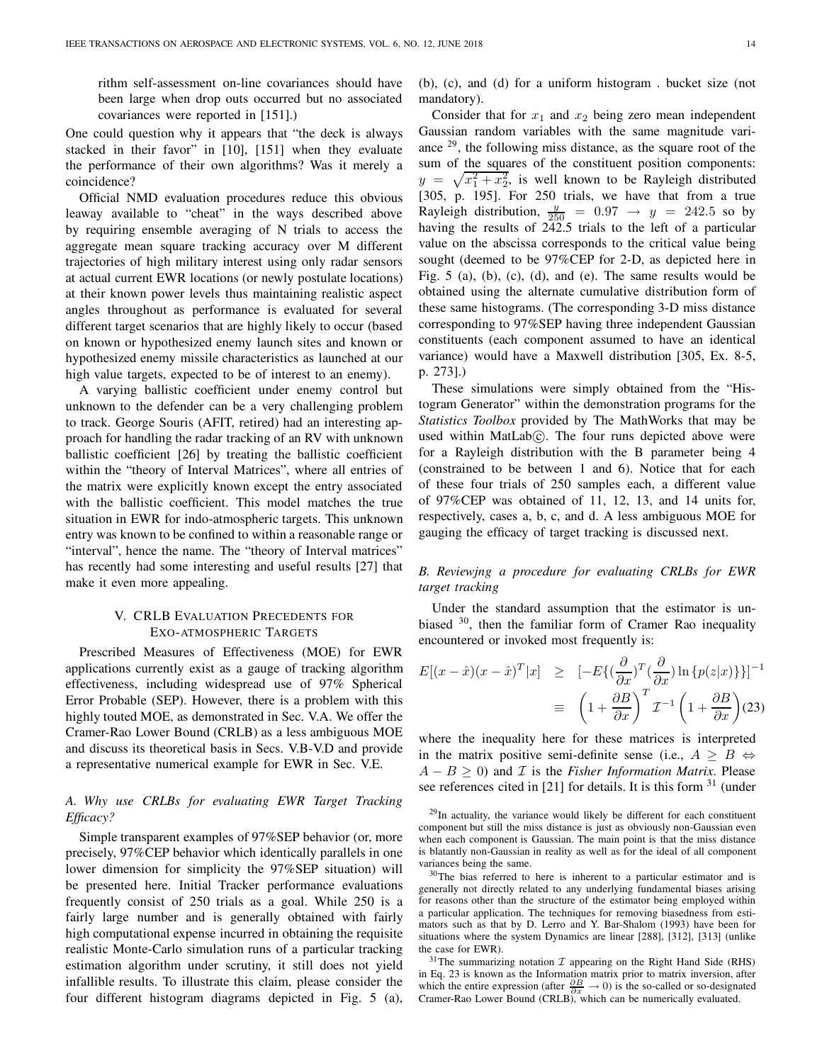rithm self-assessment on-line covariances should have been large when drop outs occurred but no associated covariances were reported in [151].)

One could question why it appears that "the deck is always stacked in their favor" in [10], [151] when they evaluate the performance of their own algorithms? Was it merely a coincidence?

Official NMD evaluation procedures reduce this obvious leaway available to "cheat" in the ways described above by requiring ensemble averaging of N trials to access the aggregate mean square tracking accuracy over M different trajectories of high military interest using only radar sensors at actual current EWR locations (or newly postulate locations) at their known power levels thus maintaining realistic aspect angles throughout as performance is evaluated for several different target scenarios that are highly likely to occur (based on known or hypothesized enemy launch sites and known or hypothesized enemy missile characteristics as launched at our high value targets, expected to be of interest to an enemy).

A varying ballistic coefficient under enemy control but unknown to the defender can be a very challenging problem to track. George Souris (AFIT, retired) had an interesting approach for handling the radar tracking of an RV with unknown ballistic coefficient [26] by treating the ballistic coefficient within the "theory of Interval Matrices", where all entries of the matrix were explicitly known except the entry associated with the ballistic coefficient. This model matches the true situation in EWR for indo-atmospheric targets. This unknown entry was known to be confined to within a reasonable range or "interval", hence the name. The "theory of Interval matrices" has recently had some interesting and useful results [27] that make it even more appealing.

## V. CRLB Evaluation Precedents for Exo-atmospheric Targets

Prescribed Measures of Effectiveness (MOE) for EWR applications currently exist as a gauge of tracking algorithm effectiveness, including widespread use of 97% Spherical Error Probable (SEP). However, there is a problem with this highly touted MOE, as demonstrated in Sec. V.A. We offer the Cramer-Rao Lower Bound (CRLB) as a less ambiguous MOE and discuss its theoretical basis in Secs. V.B-V.D and provide a representative numerical example for EWR in Sec. V.E.

### *A. Why use CRLBs for evaluating EWR Target Tracking Efficacy?*

Simple transparent examples of 97%SEP behavior (or, more precisely, 97%CEP behavior which identically parallels in one lower dimension for simplicity the 97%SEP situation) will be presented here. Initial Tracker performance evaluations frequently consist of 250 trials as a goal. While 250 is a fairly large number and is generally obtained with fairly high computational expense incurred in obtaining the requisite realistic Monte-Carlo simulation runs of a particular tracking estimation algorithm under scrutiny, it still does not yield infallible results. To illustrate this claim, please consider the four different histogram diagrams depicted in Fig. 5 (a), (b), (c), and (d) for a uniform histogram . bucket size (not mandatory).

Consider that for $x_1$ and $x_2$ being zero mean independent Gaussian random variables with the same magnitude variance [29], the following miss distance, as the square root of the sum of the squares of the constituent position components: $y = \sqrt{x_1^2 + x_2^2}$, is well known to be Rayleigh distributed [305, p. 195]. For 250 trials, we have that from a true Rayleigh distribution, $\frac{y}{250} = 0.97 \rightarrow y = 242.5$ so by having the results of 242.5 trials to the left of a particular value on the abscissa corresponds to the critical value being sought (deemed to be 97%CEP for 2-D, as depicted here in Fig. 5 (a), (b), (c), (d), and (e). The same results would be obtained using the alternate cumulative distribution form of these same histograms. (The corresponding 3-D miss distance corresponding to 97%SEP having three independent Gaussian constituents (each component assumed to have an identical variance) would have a Maxwell distribution [305, Ex. 8-5, p. 273].)

These simulations were simply obtained from the "Histogram Generator" within the demonstration programs for the *Statistics Toolbox* provided by The MathWorks that may be used within MatLab©. The four runs depicted above were for a Rayleigh distribution with the B parameter being 4 (constrained to be between 1 and 6). Notice that for each of these four trials of 250 samples each, a different value of 97%CEP was obtained of 11, 12, 13, and 14 units for, respectively, cases a, b, c, and d. A less ambiguous MOE for gauging the efficacy of target tracking is discussed next.

### *B. Reviewjng a procedure for evaluating CRLBs for EWR target tracking*

Under the standard assumption that the estimator is unbiased [30], then the familiar form of Cramer Rao inequality encountered or invoked most frequently is:

$$E[(x-\hat{x})(x-\hat{x})^T|x] \geq [-E\{(\frac{\partial}{\partial x})^T(\frac{\partial}{\partial x})\ln\{p(z|x)\}\}]^{-1} \equiv \left(1+\frac{\partial B}{\partial x}\right)^T \mathcal{I}^{-1}\left(1+\frac{\partial B}{\partial x}\right) \quad (23)$$

where the inequality here for these matrices is interpreted in the matrix positive semi-definite sense (i.e., $A \geq B \Leftrightarrow A - B \geq 0$) and $\mathcal{I}$ is the *Fisher Information Matrix*. Please see references cited in [21] for details. It is this form [31] (under

[29] In actuality, the variance would likely be different for each constituent component but still the miss distance is just as obviously non-Gaussian even when each component is Gaussian. The main point is that the miss distance is blatantly non-Gaussian in reality as well as for the ideal of all component variances being the same.

[30] The bias referred to here is inherent to a particular estimator and is generally not directly related to any underlying fundamental biases arising for reasons other than the structure of the estimator being employed within a particular application. The techniques for removing biasedness from estimators such as that by D. Lerro and Y. Bar-Shalom (1993) have been for situations where the system Dynamics are linear [288], [312], [313] (unlike the case for EWR).

[31] The summarizing notation $\mathcal{I}$ appearing on the Right Hand Side (RHS) in Eq. 23 is known as the Information matrix prior to matrix inversion, after which the entire expression (after $\frac{\partial B}{\partial x} \rightarrow 0$) is the so-called or so-designated Cramer-Rao Lower Bound (CRLB), which can be numerically evaluated.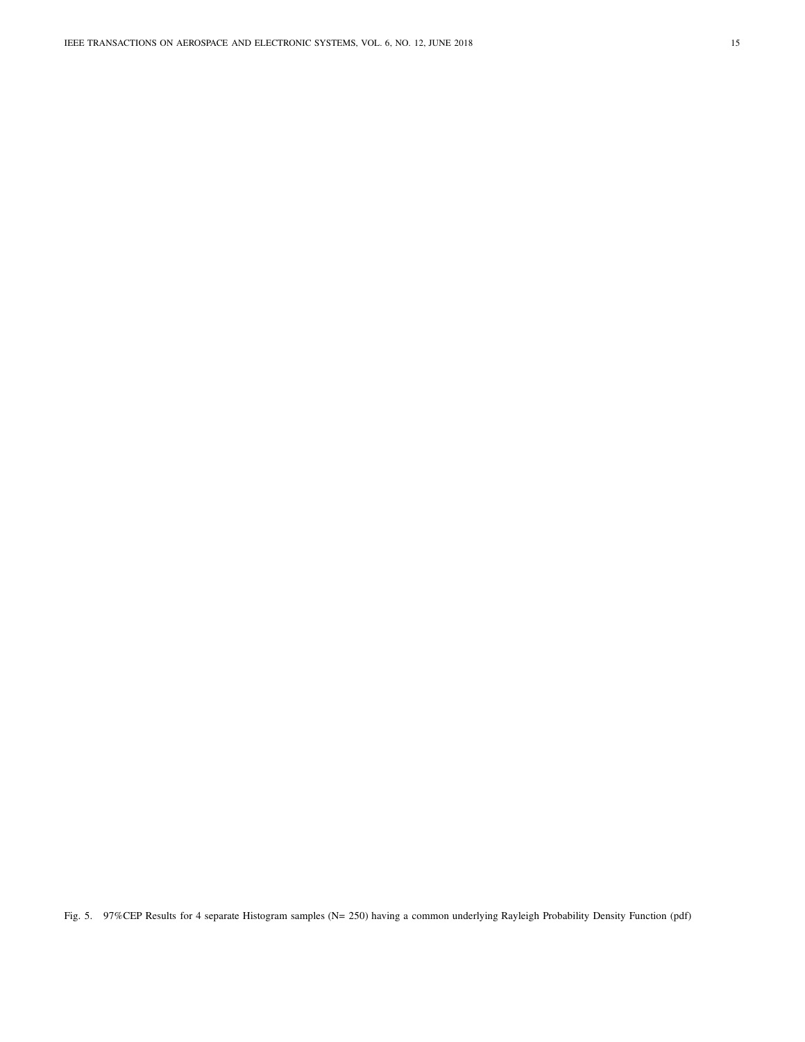Fig. 5. 97%CEP Results for 4 separate Histogram samples (N= 250) having a common underlying Rayleigh Probability Density Function (pdf)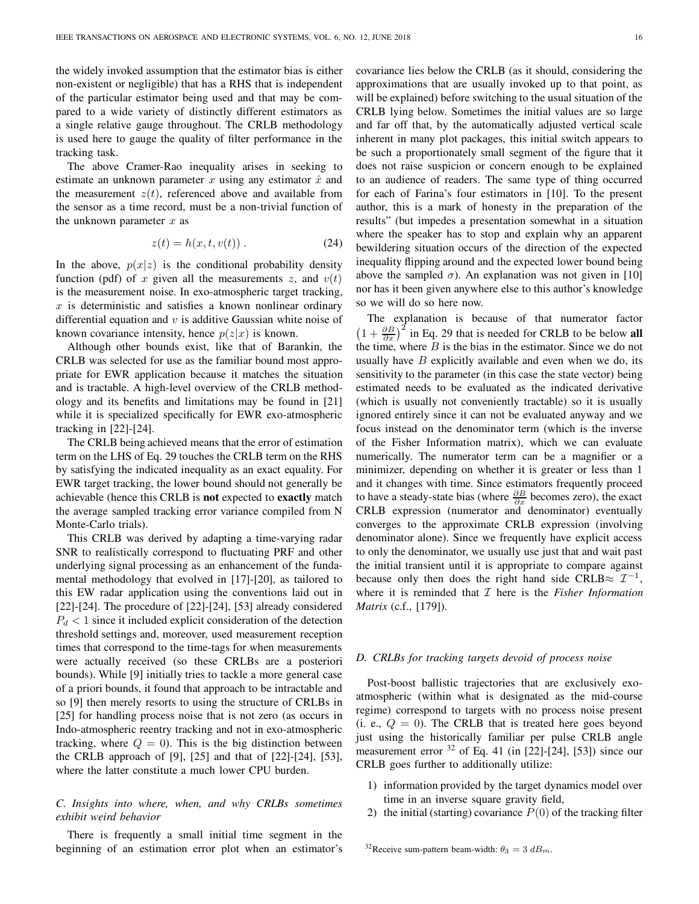the widely invoked assumption that the estimator bias is either non-existent or negligible) that has a RHS that is independent of the particular estimator being used and that may be compared to a wide variety of distinctly different estimators as a single relative gauge throughout. The CRLB methodology is used here to gauge the quality of filter performance in the tracking task.

The above Cramer-Rao inequality arises in seeking to estimate an unknown parameter $x$ using any estimator $\hat{x}$ and the measurement $z(t)$, referenced above and available from the sensor as a time record, must be a non-trivial function of the unknown parameter $x$ as

$$z(t) = h(x, t, v(t)) \,. \tag{24}$$

In the above, $p(x|z)$ is the conditional probability density function (pdf) of $x$ given all the measurements $z$, and $v(t)$ is the measurement noise. In exo-atmospheric target tracking, $x$ is deterministic and satisfies a known nonlinear ordinary differential equation and $v$ is additive Gaussian white noise of known covariance intensity, hence $p(z|x)$ is known.

Although other bounds exist, like that of Barankin, the CRLB was selected for use as the familiar bound most appropriate for EWR application because it matches the situation and is tractable. A high-level overview of the CRLB methodology and its benefits and limitations may be found in [21] while it is specialized specifically for EWR exo-atmospheric tracking in [22]-[24].

The CRLB being achieved means that the error of estimation term on the LHS of Eq. 29 touches the CRLB term on the RHS by satisfying the indicated inequality as an exact equality. For EWR target tracking, the lower bound should not generally be achievable (hence this CRLB is **not** expected to **exactly** match the average sampled tracking error variance compiled from N Monte-Carlo trials).

This CRLB was derived by adapting a time-varying radar SNR to realistically correspond to fluctuating PRF and other underlying signal processing as an enhancement of the fundamental methodology that evolved in [17]-[20], as tailored to this EW radar application using the conventions laid out in [22]-[24]. The procedure of [22]-[24], [53] already considered $P_d < 1$ since it included explicit consideration of the detection threshold settings and, moreover, used measurement reception times that correspond to the time-tags for when measurements were actually received (so these CRLBs are a posteriori bounds). While [9] initially tries to tackle a more general case of a priori bounds, it found that approach to be intractable and so [9] then merely resorts to using the structure of CRLBs in [25] for handling process noise that is not zero (as occurs in Indo-atmospheric reentry tracking and not in exo-atmospheric tracking, where $Q = 0$). This is the big distinction between the CRLB approach of [9], [25] and that of [22]-[24], [53], where the latter constitute a much lower CPU burden.

### C. Insights into where, when, and why CRLBs sometimes exhibit weird behavior

There is frequently a small initial time segment in the beginning of an estimation error plot when an estimator's covariance lies below the CRLB (as it should, considering the approximations that are usually invoked up to that point, as will be explained) before switching to the usual situation of the CRLB lying below. Sometimes the initial values are so large and far off that, by the automatically adjusted vertical scale inherent in many plot packages, this initial switch appears to be such a proportionately small segment of the figure that it does not raise suspicion or concern enough to be explained to an audience of readers. The same type of thing occurred for each of Farina's four estimators in [10]. To the present author, this is a mark of honesty in the preparation of the results" (but impedes a presentation somewhat in a situation where the speaker has to stop and explain why an apparent bewildering situation occurs of the direction of the expected inequality flipping around and the expected lower bound being above the sampled $\sigma$). An explanation was not given in [10] nor has it been given anywhere else to this author's knowledge so we will do so here now.

The explanation is because of that numerator factor $\left(1 + \frac{\partial B}{\partial x}\right)^2$ in Eq. 29 that is needed for CRLB to be below **all** the time, where $B$ is the bias in the estimator. Since we do not usually have $B$ explicitly available and even when we do, its sensitivity to the parameter (in this case the state vector) being estimated needs to be evaluated as the indicated derivative (which is usually not conveniently tractable) so it is usually ignored entirely since it can not be evaluated anyway and we focus instead on the denominator term (which is the inverse of the Fisher Information matrix), which we can evaluate numerically. The numerator term can be a magnifier or a minimizer, depending on whether it is greater or less than 1 and it changes with time. Since estimators frequently proceed to have a steady-state bias (where $\frac{\partial B}{\partial x}$ becomes zero), the exact CRLB expression (numerator and denominator) eventually converges to the approximate CRLB expression (involving denominator alone). Since we frequently have explicit access to only the denominator, we usually use just that and wait past the initial transient until it is appropriate to compare against because only then does the right hand side CRLB$\approx \mathcal{I}^{-1}$, where it is reminded that $\mathcal{I}$ here is the *Fisher Information Matrix* (c.f., [179]).

### D. CRLBs for tracking targets devoid of process noise

Post-boost ballistic trajectories that are exclusively exo-atmospheric (within what is designated as the mid-course regime) correspond to targets with no process noise present (i. e., $Q = 0$). The CRLB that is treated here goes beyond just using the historically familiar per pulse CRLB angle measurement error [32] of Eq. 41 (in [22]-[24], [53]) since our CRLB goes further to additionally utilize:

1) information provided by the target dynamics model over time in an inverse square gravity field,
2) the initial (starting) covariance $P(0)$ of the tracking filter

[32]Receive sum-pattern beam-width: $\theta_3 = 3\ dB_m$.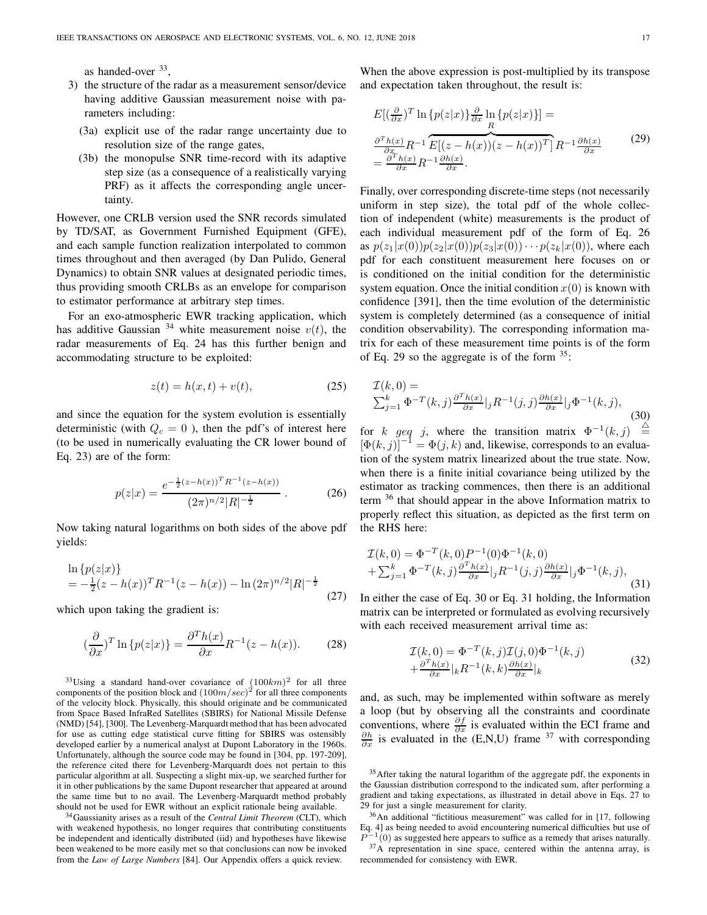as handed-over [33],

3) the structure of the radar as a measurement sensor/device having additive Gaussian measurement noise with parameters including:
   (3a) explicit use of the radar range uncertainty due to resolution size of the range gates,
   (3b) the monopulse SNR time-record with its adaptive step size (as a consequence of a realistically varying PRF) as it affects the corresponding angle uncertainty.

However, one CRLB version used the SNR records simulated by TD/SAT, as Government Furnished Equipment (GFE), and each sample function realization interpolated to common times throughout and then averaged (by Dan Pulido, General Dynamics) to obtain SNR values at designated periodic times, thus providing smooth CRLBs as an envelope for comparison to estimator performance at arbitrary step times.

For an exo-atmospheric EWR tracking application, which has additive Gaussian [34] white measurement noise $v(t)$, the radar measurements of Eq. 24 has this further benign and accommodating structure to be exploited:

$$z(t) = h(x,t) + v(t), \tag{25}$$

and since the equation for the system evolution is essentially deterministic (with $Q_c = 0$ ), then the pdf's of interest here (to be used in numerically evaluating the CR lower bound of Eq. 23) are of the form:

$$p(z|x) = \frac{e^{-\frac{1}{2}(z-h(x))^T R^{-1}(z-h(x))}}{(2\pi)^{n/2}|R|^{-\frac{1}{2}}} . \tag{26}$$

Now taking natural logarithms on both sides of the above pdf yields:

$$\begin{aligned} &\ln\{p(z|x)\} \\ &= -\tfrac{1}{2}(z-h(x))^T R^{-1}(z-h(x)) - \ln(2\pi)^{n/2}|R|^{-\frac{1}{2}} \end{aligned} \tag{27}$$

which upon taking the gradient is:

$$(\frac{\partial}{\partial x})^T \ln\{p(z|x)\} = \frac{\partial^T h(x)}{\partial x} R^{-1}(z-h(x)). \tag{28}$$

When the above expression is post-multiplied by its transpose and expectation taken throughout, the result is:

$$\begin{aligned} &E[(\tfrac{\partial}{\partial x})^T \ln\{p(z|x)\} \tfrac{\partial}{\partial x}\ln\{p(z|x)\}] = \\ &\tfrac{\partial^T h(x)}{\partial x} R^{-1} \overbrace{E[(z-h(x))(z-h(x))^T]}^{R} R^{-1} \tfrac{\partial h(x)}{\partial x} \\ &= \tfrac{\partial^T h(x)}{\partial x} R^{-1} \tfrac{\partial h(x)}{\partial x}. \end{aligned} \tag{29}$$

Finally, over corresponding discrete-time steps (not necessarily uniform in step size), the total pdf of the whole collection of independent (white) measurements is the product of each individual measurement pdf of the form of Eq. 26 as $p(z_1|x(0))p(z_2|x(0))p(z_3|x(0))\cdots p(z_k|x(0))$, where each pdf for each constituent measurement here focuses on or is conditioned on the initial condition for the deterministic system equation. Once the initial condition $x(0)$ is known with confidence [391], then the time evolution of the deterministic system is completely determined (as a consequence of initial condition observability). The corresponding information matrix for each of these measurement time points is of the form of Eq. 29 so the aggregate is of the form [35]:

$$\begin{aligned} &\mathcal{I}(k,0) = \\ &\textstyle\sum_{j=1}^{k} \Phi^{-T}(k,j) \frac{\partial^T h(x)}{\partial x}|_j R^{-1}(j,j) \frac{\partial h(x)}{\partial x}|_j \Phi^{-1}(k,j), \end{aligned} \tag{30}$$

for $k \;\; geq \;\; j$, where the transition matrix $\Phi^{-1}(k,j) \stackrel{\triangle}{=} [\Phi(k,j)]^{-1} = \Phi(j,k)$ and, likewise, corresponds to an evaluation of the system matrix linearized about the true state. Now, when there is a finite initial covariance being utilized by the estimator as tracking commences, then there is an additional term [36] that should appear in the above Information matrix to properly reflect this situation, as depicted as the first term on the RHS here:

$$\begin{aligned} &\mathcal{I}(k,0) = \Phi^{-T}(k,0)P^{-1}(0)\Phi^{-1}(k,0) \\ &+ \textstyle\sum_{j=1}^{k} \Phi^{-T}(k,j) \frac{\partial^T h(x)}{\partial x}|_j R^{-1}(j,j) \frac{\partial h(x)}{\partial x}|_j \Phi^{-1}(k,j), \end{aligned} \tag{31}$$

In either the case of Eq. 30 or Eq. 31 holding, the Information matrix can be interpreted or formulated as evolving recursively with each received measurement arrival time as:

$$\begin{aligned} &\mathcal{I}(k,0) = \Phi^{-T}(k,j)\mathcal{I}(j,0)\Phi^{-1}(k,j) \\ &+ \tfrac{\partial^T h(x)}{\partial x}|_k R^{-1}(k,k) \tfrac{\partial h(x)}{\partial x}|_k \end{aligned} \tag{32}$$

and, as such, may be implemented within software as merely a loop (but by observing all the constraints and coordinate conventions, where $\frac{\partial f}{\partial x}$ is evaluated within the ECI frame and $\frac{\partial h}{\partial x}$ is evaluated in the (E,N,U) frame [37] with corresponding

---

[33] Using a standard hand-over covariance of $(100km)^2$ for all three components of the position block and $(100m/sec)^2$ for all three components of the velocity block. Physically, this should originate and be communicated from Space Based InfraRed Satellites (SBIRS) for National Missile Defense (NMD) [54], [300]. The Levenberg-Marquardt method that has been advocated for use as cutting edge statistical curve fitting for SBIRS was ostensibly developed earlier by a numerical analyst at Dupont Laboratory in the 1960s. Unfortunately, although the source code may be found in [304, pp. 197-209], the reference cited there for Levenberg-Marquardt does not pertain to this particular algorithm at all. Suspecting a slight mix-up, we searched further for it in other publications by the same Dupont researcher that appeared at around the same time but to no avail. The Levenberg-Marquardt method probably should not be used for EWR without an explicit rationale being available.

[34] Gaussianity arises as a result of the *Central Limit Theorem* (CLT), which with weakened hypothesis, no longer requires that contributing constituents be independent and identically distributed (iid) and hypotheses have likewise been weakened to be more easily met so that conclusions can now be invoked from the *Law of Large Numbers* [84]. Our Appendix offers a quick review.

[35] After taking the natural logarithm of the aggregate pdf, the exponents in the Gaussian distribution correspond to the indicated sum, after performing a gradient and taking expectations, as illustrated in detail above in Eqs. 27 to 29 for just a single measurement for clarity.

[36] An additional "fictitious measurement" was called for in [17, following Eq. 4] as being needed to avoid encountering numerical difficulties but use of $P^{-1}(0)$ as suggested here appears to suffice as a remedy that arises naturally.

[37] A representation in sine space, centered within the antenna array, is recommended for consistency with EWR.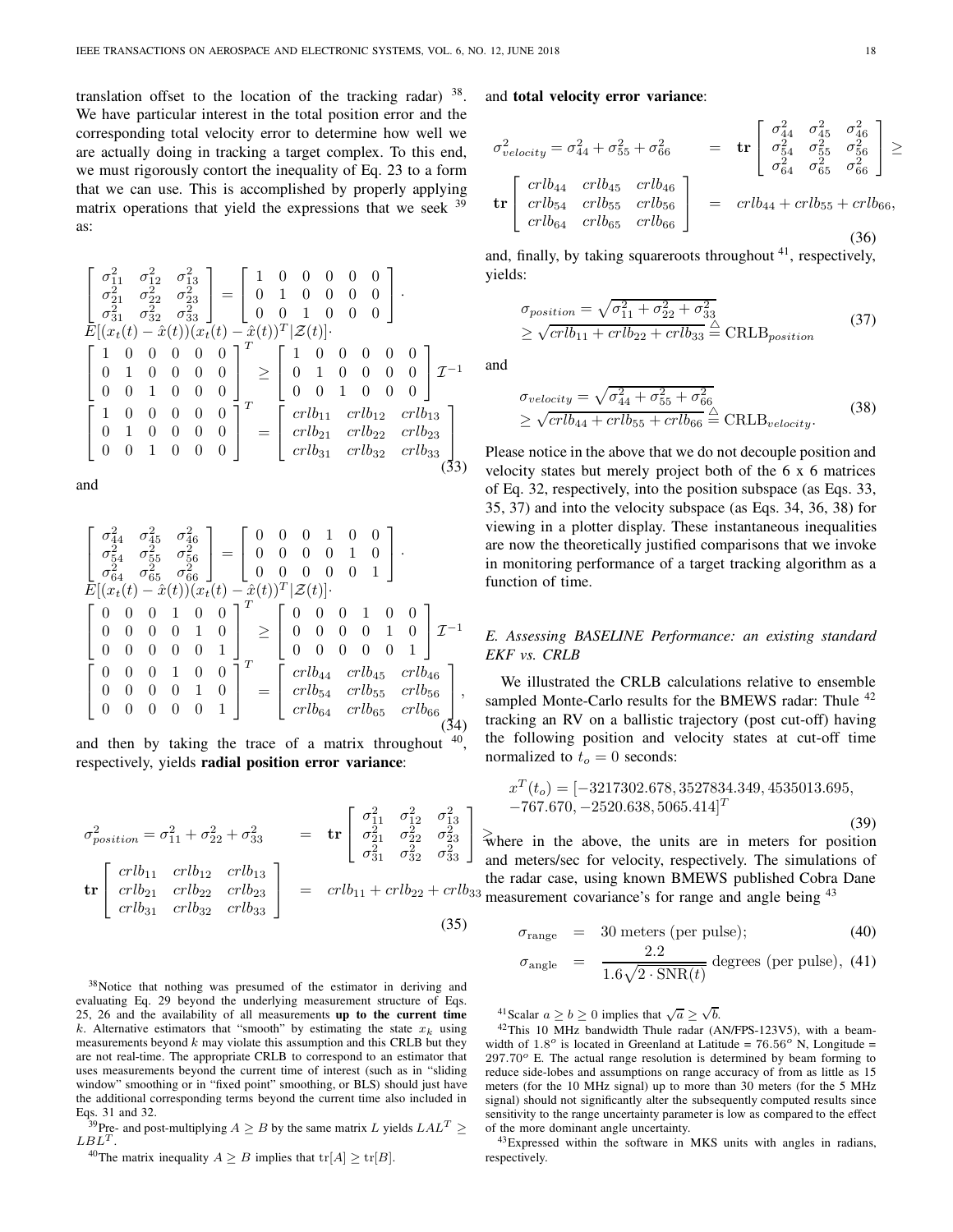translation offset to the location of the tracking radar) [38]. We have particular interest in the total position error and the corresponding total velocity error to determine how well we are actually doing in tracking a target complex. To this end, we must rigorously contort the inequality of Eq. 23 to a form that we can use. This is accomplished by properly applying matrix operations that yield the expressions that we seek [39] as:

$$
\begin{bmatrix} \sigma_{11}^2 & \sigma_{12}^2 & \sigma_{13}^2 \\ \sigma_{21}^2 & \sigma_{22}^2 & \sigma_{23}^2 \\ \sigma_{31}^2 & \sigma_{32}^2 & \sigma_{33}^2 \end{bmatrix} = \begin{bmatrix} 1 & 0 & 0 & 0 & 0 & 0 \\ 0 & 1 & 0 & 0 & 0 & 0 \\ 0 & 0 & 1 & 0 & 0 & 0 \end{bmatrix} \cdot
E[(x_t(t) - \hat{x}(t))(x_t(t) - \hat{x}(t))^T | \mathcal{Z}(t)] \cdot
\begin{bmatrix} 1 & 0 & 0 & 0 & 0 & 0 \\ 0 & 1 & 0 & 0 & 0 & 0 \\ 0 & 0 & 1 & 0 & 0 & 0 \end{bmatrix}^T \geq \begin{bmatrix} 1 & 0 & 0 & 0 & 0 & 0 \\ 0 & 1 & 0 & 0 & 0 & 0 \\ 0 & 0 & 1 & 0 & 0 & 0 \end{bmatrix} \mathcal{I}^{-1}
\begin{bmatrix} 1 & 0 & 0 & 0 & 0 & 0 \\ 0 & 1 & 0 & 0 & 0 & 0 \\ 0 & 0 & 1 & 0 & 0 & 0 \end{bmatrix}^T = \begin{bmatrix} crlb_{11} & crlb_{12} & crlb_{13} \\ crlb_{21} & crlb_{22} & crlb_{23} \\ crlb_{31} & crlb_{32} & crlb_{33} \end{bmatrix} \tag{33}
$$

and

$$
\begin{bmatrix} \sigma_{44}^2 & \sigma_{45}^2 & \sigma_{46}^2 \\ \sigma_{54}^2 & \sigma_{55}^2 & \sigma_{56}^2 \\ \sigma_{64}^2 & \sigma_{65}^2 & \sigma_{66}^2 \end{bmatrix} = \begin{bmatrix} 0 & 0 & 0 & 1 & 0 & 0 \\ 0 & 0 & 0 & 0 & 1 & 0 \\ 0 & 0 & 0 & 0 & 0 & 1 \end{bmatrix} \cdot
E[(x_t(t) - \hat{x}(t))(x_t(t) - \hat{x}(t))^T | \mathcal{Z}(t)] \cdot
\begin{bmatrix} 0 & 0 & 0 & 1 & 0 & 0 \\ 0 & 0 & 0 & 0 & 1 & 0 \\ 0 & 0 & 0 & 0 & 0 & 1 \end{bmatrix}^T \geq \begin{bmatrix} 0 & 0 & 0 & 1 & 0 & 0 \\ 0 & 0 & 0 & 0 & 1 & 0 \\ 0 & 0 & 0 & 0 & 0 & 1 \end{bmatrix} \mathcal{I}^{-1}
\begin{bmatrix} 0 & 0 & 0 & 1 & 0 & 0 \\ 0 & 0 & 0 & 0 & 1 & 0 \\ 0 & 0 & 0 & 0 & 0 & 1 \end{bmatrix}^T = \begin{bmatrix} crlb_{44} & crlb_{45} & crlb_{46} \\ crlb_{54} & crlb_{55} & crlb_{56} \\ crlb_{64} & crlb_{65} & crlb_{66} \end{bmatrix}, \tag{34}
$$

and then by taking the trace of a matrix throughout [40], respectively, yields **radial position error variance**:

$$
\sigma_{position}^2 = \sigma_{11}^2 + \sigma_{22}^2 + \sigma_{33}^2 = \mathbf{tr} \begin{bmatrix} \sigma_{11}^2 & \sigma_{12}^2 & \sigma_{13}^2 \\ \sigma_{21}^2 & \sigma_{22}^2 & \sigma_{23}^2 \\ \sigma_{31}^2 & \sigma_{32}^2 & \sigma_{33}^2 \end{bmatrix} \geq
\mathbf{tr} \begin{bmatrix} crlb_{11} & crlb_{12} & crlb_{13} \\ crlb_{21} & crlb_{22} & crlb_{23} \\ crlb_{31} & crlb_{32} & crlb_{33} \end{bmatrix} = crlb_{11} + crlb_{22} + crlb_{33} \tag{35}
$$

and **total velocity error variance**:

$$
\sigma_{velocity}^2 = \sigma_{44}^2 + \sigma_{55}^2 + \sigma_{66}^2 = \mathbf{tr} \begin{bmatrix} \sigma_{44}^2 & \sigma_{45}^2 & \sigma_{46}^2 \\ \sigma_{54}^2 & \sigma_{55}^2 & \sigma_{56}^2 \\ \sigma_{64}^2 & \sigma_{65}^2 & \sigma_{66}^2 \end{bmatrix} \geq
\mathbf{tr} \begin{bmatrix} crlb_{44} & crlb_{45} & crlb_{46} \\ crlb_{54} & crlb_{55} & crlb_{56} \\ crlb_{64} & crlb_{65} & crlb_{66} \end{bmatrix} = crlb_{44} + crlb_{55} + crlb_{66}, \tag{36}
$$

and, finally, by taking squareroots throughout [41], respectively, yields:

$$
\sigma_{position} = \sqrt{\sigma_{11}^2 + \sigma_{22}^2 + \sigma_{33}^2} \geq \sqrt{crlb_{11} + crlb_{22} + crlb_{33}} \stackrel{\triangle}{=} \text{CRLB}_{position} \tag{37}
$$

and

$$
\sigma_{velocity} = \sqrt{\sigma_{44}^2 + \sigma_{55}^2 + \sigma_{66}^2} \geq \sqrt{crlb_{44} + crlb_{55} + crlb_{66}} \stackrel{\triangle}{=} \text{CRLB}_{velocity}. \tag{38}
$$

Please notice in the above that we do not decouple position and velocity states but merely project both of the 6 x 6 matrices of Eq. 32, respectively, into the position subspace (as Eqs. 33, 35, 37) and into the velocity subspace (as Eqs. 34, 36, 38) for viewing in a plotter display. These instantaneous inequalities are now the theoretically justified comparisons that we invoke in monitoring performance of a target tracking algorithm as a function of time.

### *E. Assessing BASELINE Performance: an existing standard EKF vs. CRLB*

We illustrated the CRLB calculations relative to ensemble sampled Monte-Carlo results for the BMEWS radar: Thule [42] tracking an RV on a ballistic trajectory (post cut-off) having the following position and velocity states at cut-off time normalized to $t_o = 0$ seconds:

$$
x^T(t_o) = [-3217302.678, 3527834.349, 4535013.695, -767.670, -2520.638, 5065.414]^T \tag{39}
$$

where in the above, the units are in meters for position and meters/sec for velocity, respectively. The simulations of the radar case, using known BMEWS published Cobra Dane measurement covariance's for range and angle being [43]

$$
\sigma_{\text{range}} = 30 \text{ meters (per pulse)}; \tag{40}
$$

$$
\sigma_{\text{angle}} = \frac{2.2}{1.6\sqrt{2 \cdot \text{SNR}(t)}} \text{ degrees (per pulse)}, \tag{41}
$$

---

[38] Notice that nothing was presumed of the estimator in deriving and evaluating Eq. 29 beyond the underlying measurement structure of Eqs. 25, 26 and the availability of all measurements **up to the current time** $k$. Alternative estimators that "smooth" by estimating the state $x_k$ using measurements beyond $k$ may violate this assumption and this CRLB but they are not real-time. The appropriate CRLB to correspond to an estimator that uses measurements beyond the current time of interest (such as in "sliding window" smoothing or in "fixed point" smoothing, or BLS) should just have the additional corresponding terms beyond the current time also included in Eqs. 31 and 32.

[39] Pre- and post-multiplying $A \geq B$ by the same matrix $L$ yields $LAL^T \geq LBL^T$.

[40] The matrix inequality $A \geq B$ implies that $\text{tr}[A] \geq \text{tr}[B]$.

[41] Scalar $a \geq b \geq 0$ implies that $\sqrt{a} \geq \sqrt{b}$.

[42] This 10 MHz bandwidth Thule radar (AN/FPS-123V5), with a beam-width of $1.8^o$ is located in Greenland at Latitude = $76.56^o$ N, Longitude = $297.70^o$ E. The actual range resolution is determined by beam forming to reduce side-lobes and assumptions on range accuracy of from as little as 15 meters (for the 10 MHz signal) up to more than 30 meters (for the 5 MHz signal) should not significantly alter the subsequently computed results since sensitivity to the range uncertainty parameter is low as compared to the effect of the more dominant angle uncertainty.

[43] Expressed within the software in MKS units with angles in radians, respectively.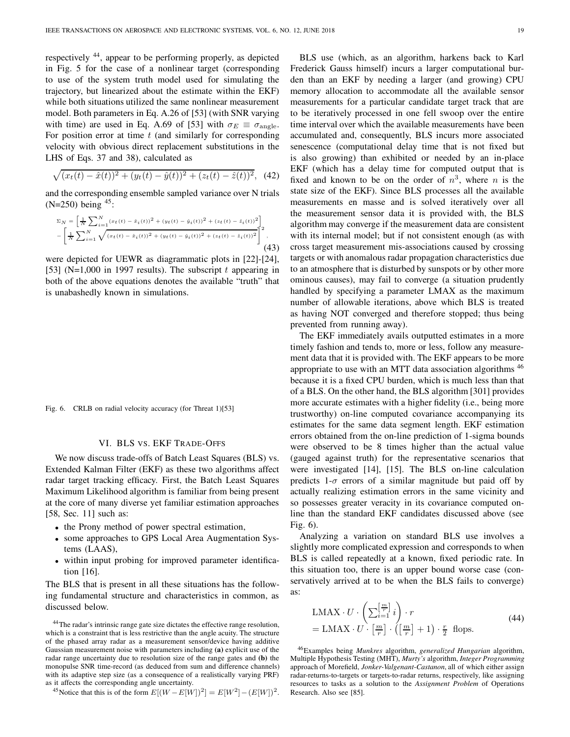respectively [44], appear to be performing properly, as depicted in Fig. 5 for the case of a nonlinear target (corresponding to use of the system truth model used for simulating the trajectory, but linearized about the estimate within the EKF) while both situations utilized the same nonlinear measurement model. Both parameters in Eq. A.26 of [53] (with SNR varying with time) are used in Eq. A.69 of [53] with $\sigma_E \equiv \sigma_{\text{angle}}$. For position error at time $t$ (and similarly for corresponding velocity with obvious direct replacement substitutions in the LHS of Eqs. 37 and 38), calculated as

$$\sqrt{(x_t(t)-\hat{x}(t))^2+(y_t(t)-\hat{y}(t))^2+(z_t(t)-\hat{z}(t))^2}, \quad (42)$$

and the corresponding ensemble sampled variance over N trials (N=250) being [45]:

$$\Sigma_N = \left[\frac{1}{N}\sum_{i=1}^{N}(x_t(t)-\hat{x}_i(t))^2+(y_t(t)-\hat{y}_i(t))^2+(z_t(t)-\hat{z}_i(t))^2\right] - \left[\frac{1}{N}\sum_{i=1}^{N}\sqrt{(x_t(t)-\hat{x}_i(t))^2+(y_t(t)-\hat{y}_i(t))^2+(z_t(t)-\hat{z}_i(t))^2}\right]^2, \quad (43)$$

were depicted for UEWR as diagrammatic plots in [22]-[24], [53] (N=1,000 in 1997 results). The subscript $t$ appearing in both of the above equations denotes the available "truth" that is unabashedly known in simulations.

Fig. 6. CRLB on radial velocity accuracy (for Threat 1)[53]

## VI. BLS vs. EKF Trade-Offs

We now discuss trade-offs of Batch Least Squares (BLS) vs. Extended Kalman Filter (EKF) as these two algorithms affect radar target tracking efficacy. First, the Batch Least Squares Maximum Likelihood algorithm is familiar from being present at the core of many diverse yet familiar estimation approaches [58, Sec. 11] such as:

- the Prony method of power spectral estimation,
- some approaches to GPS Local Area Augmentation Systems (LAAS),
- within input probing for improved parameter identification [16].

The BLS that is present in all these situations has the following fundamental structure and characteristics in common, as discussed below.

BLS use (which, as an algorithm, harkens back to Karl Frederick Gauss himself) incurs a larger computational burden than an EKF by needing a larger (and growing) CPU memory allocation to accommodate all the available sensor measurements for a particular candidate target track that are to be iteratively processed in one fell swoop over the entire time interval over which the available measurements have been accumulated and, consequently, BLS incurs more associated senescence (computational delay time that is not fixed but is also growing) than exhibited or needed by an in-place EKF (which has a delay time for computed output that is fixed and known to be on the order of $n^3$, where $n$ is the state size of the EKF). Since BLS processes all the available measurements en masse and is solved iteratively over all the measurement sensor data it is provided with, the BLS algorithm may converge if the measurement data are consistent with its internal model; but if not consistent enough (as with cross target measurement mis-associations caused by crossing targets or with anomalous radar propagation characteristics due to an atmosphere that is disturbed by sunspots or by other more ominous causes), may fail to converge (a situation prudently handled by specifying a parameter LMAX as the maximum number of allowable iterations, above which BLS is treated as having NOT converged and therefore stopped; thus being prevented from running away).

The EKF immediately avails outputted estimates in a more timely fashion and tends to, more or less, follow any measurement data that it is provided with. The EKF appears to be more appropriate to use with an MTT data association algorithms [46] because it is a fixed CPU burden, which is much less than that of a BLS. On the other hand, the BLS algorithm [301] provides more accurate estimates with a higher fidelity (i.e., being more trustworthy) on-line computed covariance accompanying its estimates for the same data segment length. EKF estimation errors obtained from the on-line prediction of 1-sigma bounds were observed to be 8 times higher than the actual value (gauged against truth) for the representative scenarios that were investigated [14], [15]. The BLS on-line calculation predicts 1-$\sigma$ errors of a similar magnitude but paid off by actually realizing estimation errors in the same vicinity and so possesses greater veracity in its covariance computed on-line than the standard EKF candidates discussed above (see Fig. 6).

Analyzing a variation on standard BLS use involves a slightly more complicated expression and corresponds to when BLS is called repeatedly at a known, fixed periodic rate. In this situation too, there is an upper bound worse case (conservatively arrived at to be when the BLS fails to converge) as:

$$\begin{aligned}&\text{LMAX}\cdot U\cdot\left(\sum_{i=1}^{\left[\frac{m}{r}\right]} i\right)\cdot r \\ &= \text{LMAX}\cdot U\cdot\left[\tfrac{m}{r}\right]\cdot\left(\left[\tfrac{m}{r}\right]+1\right)\cdot\tfrac{r}{2}\ \text{ flops.}\end{aligned} \quad (44)$$

[44] The radar's intrinsic range gate size dictates the effective range resolution, which is a constraint that is less restrictive than the angle acuity. The structure of the phased array radar as a measurement sensor/device having additive Gaussian measurement noise with parameters including **(a)** explicit use of the radar range uncertainty due to resolution size of the range gates and **(b)** the monopulse SNR time-record (as deduced from sum and difference channels) with its adaptive step size (as a consequence of a realistically varying PRF) as it affects the corresponding angle uncertainty.

[45] Notice that this is of the form $E[(W-E[W])^2] = E[W^2]-(E[W])^2$.

[46] Examples being *Munkres* algorithm, *generalized Hungarian* algorithm, Multiple Hypothesis Testing (MHT), *Murty's* algorithm, *Integer Programming* approach of Morefield, *Jonker-Valgenant-Castanon*, all of which either assign radar-returns-to-targets or targets-to-radar returns, respectively, like assigning resources to tasks as a solution to the *Assignment Problem* of Operations Research. Also see [85].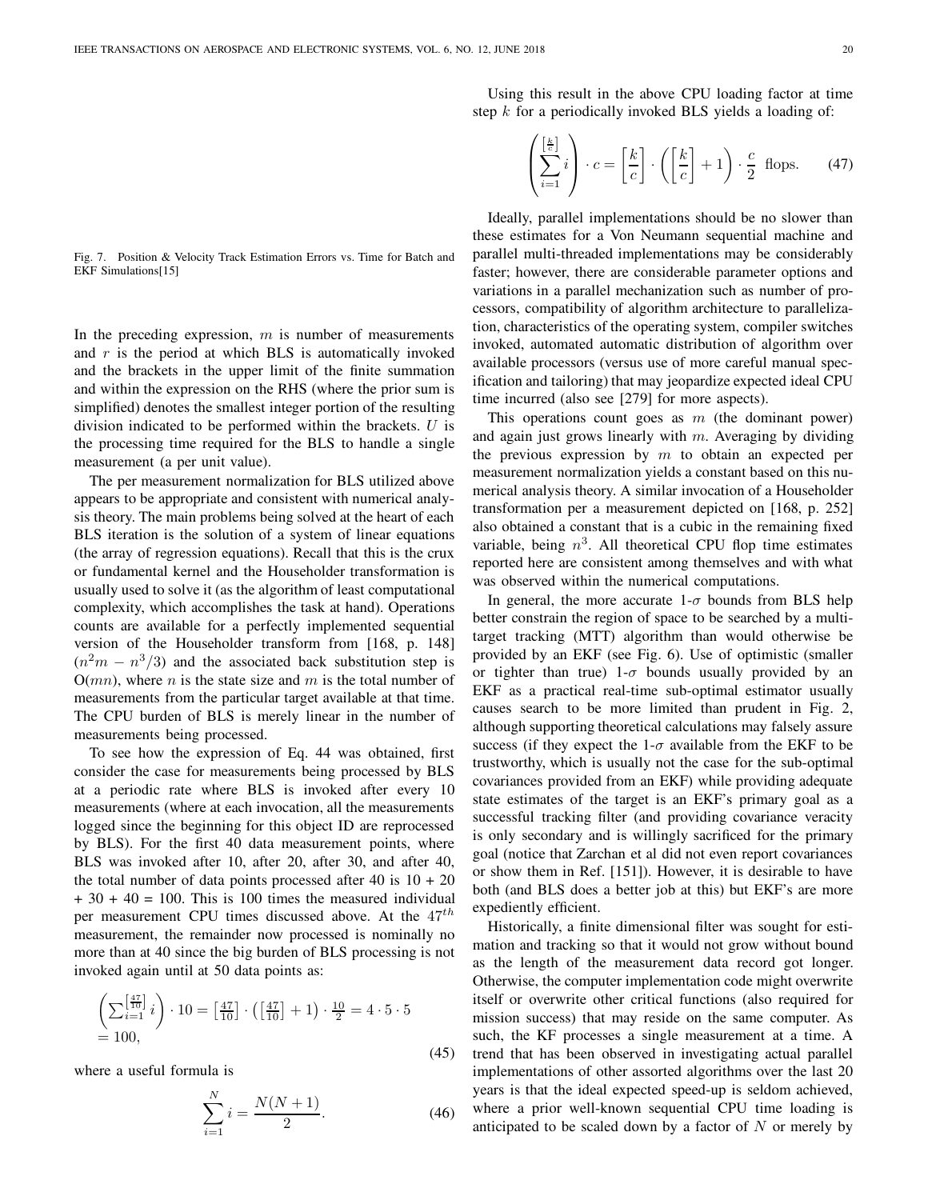Fig. 7. Position & Velocity Track Estimation Errors vs. Time for Batch and EKF Simulations[15]

In the preceding expression, $m$ is number of measurements and $r$ is the period at which BLS is automatically invoked and the brackets in the upper limit of the finite summation and within the expression on the RHS (where the prior sum is simplified) denotes the smallest integer portion of the resulting division indicated to be performed within the brackets. $U$ is the processing time required for the BLS to handle a single measurement (a per unit value).

The per measurement normalization for BLS utilized above appears to be appropriate and consistent with numerical analysis theory. The main problems being solved at the heart of each BLS iteration is the solution of a system of linear equations (the array of regression equations). Recall that this is the crux or fundamental kernel and the Householder transformation is usually used to solve it (as the algorithm of least computational complexity, which accomplishes the task at hand). Operations counts are available for a perfectly implemented sequential version of the Householder transform from [168, p. 148] ($n^2m - n^3/3$) and the associated back substitution step is $O(mn)$, where $n$ is the state size and $m$ is the total number of measurements from the particular target available at that time. The CPU burden of BLS is merely linear in the number of measurements being processed.

To see how the expression of Eq. 44 was obtained, first consider the case for measurements being processed by BLS at a periodic rate where BLS is invoked after every 10 measurements (where at each invocation, all the measurements logged since the beginning for this object ID are reprocessed by BLS). For the first 40 data measurement points, where BLS was invoked after 10, after 20, after 30, and after 40, the total number of data points processed after 40 is 10 + 20 + 30 + 40 = 100. This is 100 times the measured individual per measurement CPU times discussed above. At the $47^{th}$ measurement, the remainder now processed is nominally no more than at 40 since the big burden of BLS processing is not invoked again until at 50 data points as:

$$\left(\sum_{i=1}^{\left[\frac{47}{10}\right]} i\right) \cdot 10 = \left[\tfrac{47}{10}\right] \cdot \left(\left[\tfrac{47}{10}\right] + 1\right) \cdot \tfrac{10}{2} = 4 \cdot 5 \cdot 5 = 100, \tag{45}$$

where a useful formula is

$$\sum_{i=1}^{N} i = \frac{N(N+1)}{2}. \tag{46}$$

Using this result in the above CPU loading factor at time step $k$ for a periodically invoked BLS yields a loading of:

$$\left(\sum_{i=1}^{\left[\frac{k}{c}\right]} i\right) \cdot c = \left[\frac{k}{c}\right] \cdot \left(\left[\frac{k}{c}\right] + 1\right) \cdot \frac{c}{2} \text{ flops.} \tag{47}$$

Ideally, parallel implementations should be no slower than these estimates for a Von Neumann sequential machine and parallel multi-threaded implementations may be considerably faster; however, there are considerable parameter options and variations in a parallel mechanization such as number of processors, compatibility of algorithm architecture to parallelization, characteristics of the operating system, compiler switches invoked, automated automatic distribution of algorithm over available processors (versus use of more careful manual specification and tailoring) that may jeopardize expected ideal CPU time incurred (also see [279] for more aspects).

This operations count goes as $m$ (the dominant power) and again just grows linearly with $m$. Averaging by dividing the previous expression by $m$ to obtain an expected per measurement normalization yields a constant based on this numerical analysis theory. A similar invocation of a Householder transformation per a measurement depicted on [168, p. 252] also obtained a constant that is a cubic in the remaining fixed variable, being $n^3$. All theoretical CPU flop time estimates reported here are consistent among themselves and with what was observed within the numerical computations.

In general, the more accurate 1-$\sigma$ bounds from BLS help better constrain the region of space to be searched by a multi-target tracking (MTT) algorithm than would otherwise be provided by an EKF (see Fig. 6). Use of optimistic (smaller or tighter than true) 1-$\sigma$ bounds usually provided by an EKF as a practical real-time sub-optimal estimator usually causes search to be more limited than prudent in Fig. 2, although supporting theoretical calculations may falsely assure success (if they expect the 1-$\sigma$ available from the EKF to be trustworthy, which is usually not the case for the sub-optimal covariances provided from an EKF) while providing adequate state estimates of the target is an EKF's primary goal as a successful tracking filter (and providing covariance veracity is only secondary and is willingly sacrificed for the primary goal (notice that Zarchan et al did not even report covariances or show them in Ref. [151]). However, it is desirable to have both (and BLS does a better job at this) but EKF's are more expediently efficient.

Historically, a finite dimensional filter was sought for estimation and tracking so that it would not grow without bound as the length of the measurement data record got longer. Otherwise, the computer implementation code might overwrite itself or overwrite other critical functions (also required for mission success) that may reside on the same computer. As such, the KF processes a single measurement at a time. A trend that has been observed in investigating actual parallel implementations of other assorted algorithms over the last 20 years is that the ideal expected speed-up is seldom achieved, where a prior well-known sequential CPU time loading is anticipated to be scaled down by a factor of $N$ or merely by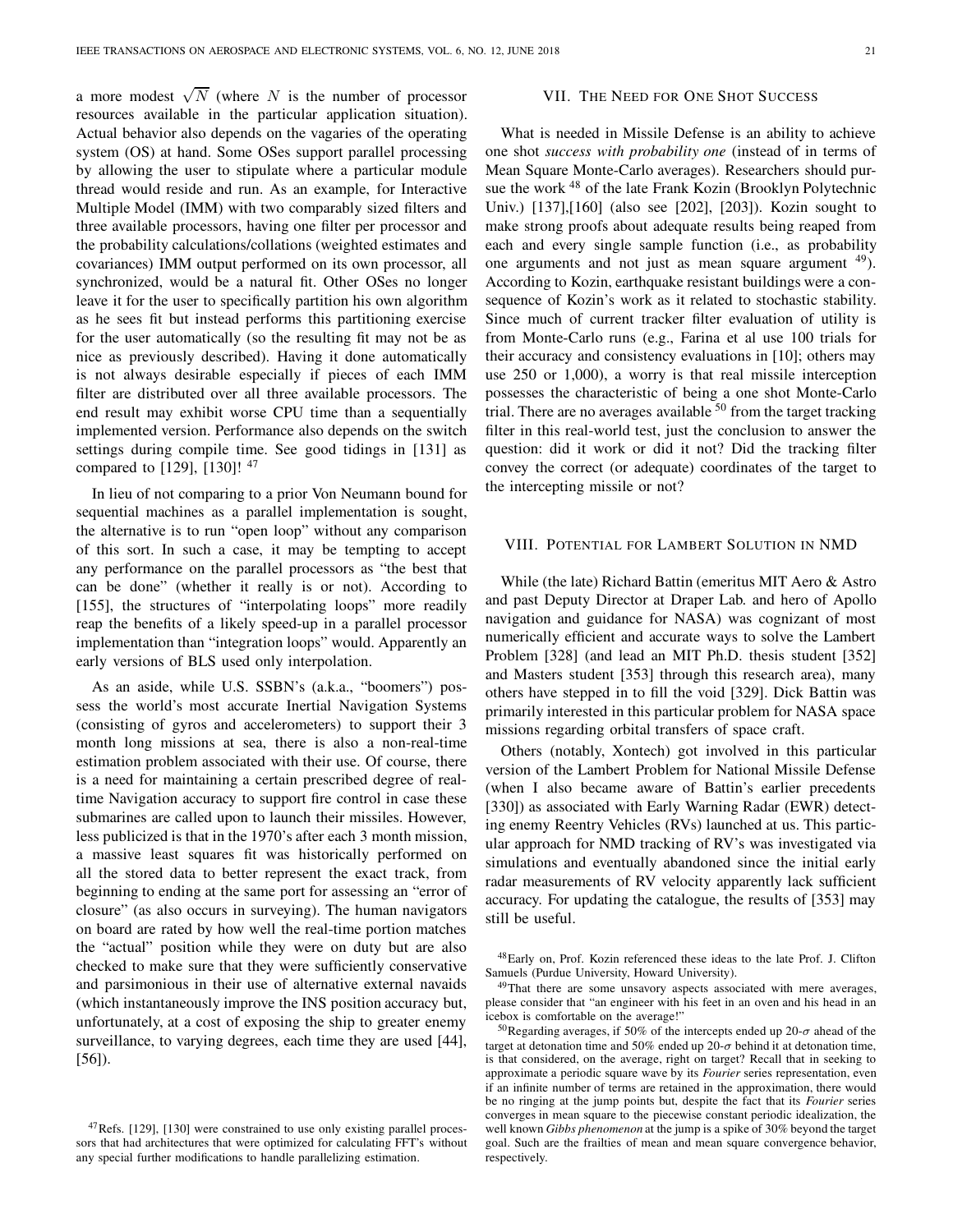a more modest $\sqrt{N}$ (where $N$ is the number of processor resources available in the particular application situation). Actual behavior also depends on the vagaries of the operating system (OS) at hand. Some OSes support parallel processing by allowing the user to stipulate where a particular module thread would reside and run. As an example, for Interactive Multiple Model (IMM) with two comparably sized filters and three available processors, having one filter per processor and the probability calculations/collations (weighted estimates and covariances) IMM output performed on its own processor, all synchronized, would be a natural fit. Other OSes no longer leave it for the user to specifically partition his own algorithm as he sees fit but instead performs this partitioning exercise for the user automatically (so the resulting fit may not be as nice as previously described). Having it done automatically is not always desirable especially if pieces of each IMM filter are distributed over all three available processors. The end result may exhibit worse CPU time than a sequentially implemented version. Performance also depends on the switch settings during compile time. See good tidings in [131] as compared to [129], [130]! [47]

In lieu of not comparing to a prior Von Neumann bound for sequential machines as a parallel implementation is sought, the alternative is to run "open loop" without any comparison of this sort. In such a case, it may be tempting to accept any performance on the parallel processors as "the best that can be done" (whether it really is or not). According to [155], the structures of "interpolating loops" more readily reap the benefits of a likely speed-up in a parallel processor implementation than "integration loops" would. Apparently an early versions of BLS used only interpolation.

As an aside, while U.S. SSBN's (a.k.a., "boomers") possess the world's most accurate Inertial Navigation Systems (consisting of gyros and accelerometers) to support their 3 month long missions at sea, there is also a non-real-time estimation problem associated with their use. Of course, there is a need for maintaining a certain prescribed degree of real-time Navigation accuracy to support fire control in case these submarines are called upon to launch their missiles. However, less publicized is that in the 1970's after each 3 month mission, a massive least squares fit was historically performed on all the stored data to better represent the exact track, from beginning to ending at the same port for assessing an "error of closure" (as also occurs in surveying). The human navigators on board are rated by how well the real-time portion matches the "actual" position while they were on duty but are also checked to make sure that they were sufficiently conservative and parsimonious in their use of alternative external navaids (which instantaneously improve the INS position accuracy but, unfortunately, at a cost of exposing the ship to greater enemy surveillance, to varying degrees, each time they are used [44], [56]).

[47] Refs. [129], [130] were constrained to use only existing parallel processors that had architectures that were optimized for calculating FFT's without any special further modifications to handle parallelizing estimation.

## VII. The Need for One Shot Success

What is needed in Missile Defense is an ability to achieve one shot *success with probability one* (instead of in terms of Mean Square Monte-Carlo averages). Researchers should pursue the work [48] of the late Frank Kozin (Brooklyn Polytechnic Univ.) [137],[160] (also see [202], [203]). Kozin sought to make strong proofs about adequate results being reaped from each and every single sample function (i.e., as probability one arguments and not just as mean square argument [49]). According to Kozin, earthquake resistant buildings were a consequence of Kozin's work as it related to stochastic stability. Since much of current tracker filter evaluation of utility is from Monte-Carlo runs (e.g., Farina et al use 100 trials for their accuracy and consistency evaluations in [10]; others may use 250 or 1,000), a worry is that real missile interception possesses the characteristic of being a one shot Monte-Carlo trial. There are no averages available [50] from the target tracking filter in this real-world test, just the conclusion to answer the question: did it work or did it not? Did the tracking filter convey the correct (or adequate) coordinates of the target to the intercepting missile or not?

## VIII. Potential for Lambert Solution in NMD

While (the late) Richard Battin (emeritus MIT Aero & Astro and past Deputy Director at Draper Lab. and hero of Apollo navigation and guidance for NASA) was cognizant of most numerically efficient and accurate ways to solve the Lambert Problem [328] (and lead an MIT Ph.D. thesis student [352] and Masters student [353] through this research area), many others have stepped in to fill the void [329]. Dick Battin was primarily interested in this particular problem for NASA space missions regarding orbital transfers of space craft.

Others (notably, Xontech) got involved in this particular version of the Lambert Problem for National Missile Defense (when I also became aware of Battin's earlier precedents [330]) as associated with Early Warning Radar (EWR) detecting enemy Reentry Vehicles (RVs) launched at us. This particular approach for NMD tracking of RV's was investigated via simulations and eventually abandoned since the initial early radar measurements of RV velocity apparently lack sufficient accuracy. For updating the catalogue, the results of [353] may still be useful.

[48] Early on, Prof. Kozin referenced these ideas to the late Prof. J. Clifton Samuels (Purdue University, Howard University).

[49] That there are some unsavory aspects associated with mere averages, please consider that "an engineer with his feet in an oven and his head in an icebox is comfortable on the average!"

[50] Regarding averages, if 50% of the intercepts ended up 20-$\sigma$ ahead of the target at detonation time and 50% ended up 20-$\sigma$ behind it at detonation time, is that considered, on the average, right on target? Recall that in seeking to approximate a periodic square wave by its *Fourier* series representation, even if an infinite number of terms are retained in the approximation, there would be no ringing at the jump points but, despite the fact that its *Fourier* series converges in mean square to the piecewise constant periodic idealization, the well known *Gibbs phenomenon* at the jump is a spike of 30% beyond the target goal. Such are the frailties of mean and mean square convergence behavior, respectively.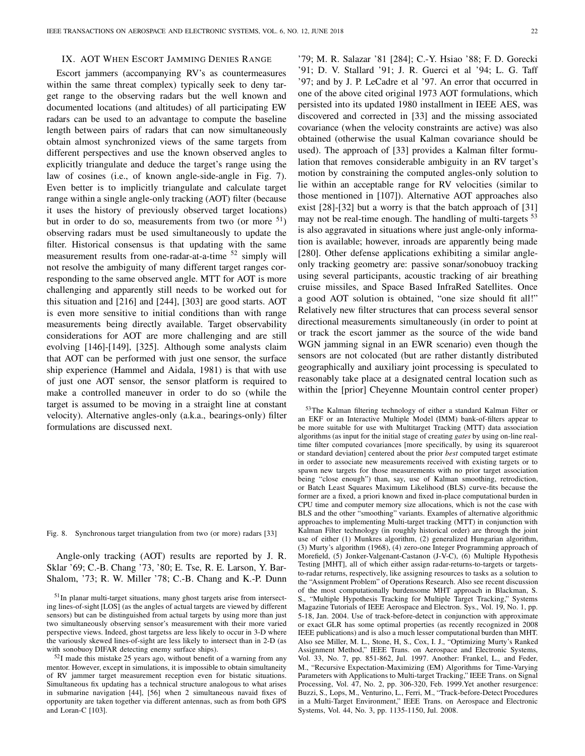## IX. AOT When Escort Jamming Denies Range

Escort jammers (accompanying RV's as countermeasures within the same threat complex) typically seek to deny target range to the observing radars but the well known and documented locations (and altitudes) of all participating EW radars can be used to an advantage to compute the baseline length between pairs of radars that can now simultaneously obtain almost synchronized views of the same targets from different perspectives and use the known observed angles to explicitly triangulate and deduce the target's range using the law of cosines (i.e., of known angle-side-angle in Fig. 7). Even better is to implicitly triangulate and calculate target range within a single angle-only tracking (AOT) filter (because it uses the history of previously observed target locations) but in order to do so, measurements from two (or more [51]) observing radars must be used simultaneously to update the filter. Historical consensus is that updating with the same measurement results from one-radar-at-a-time [52] simply will not resolve the ambiguity of many different target ranges corresponding to the same observed angle. MTT for AOT is more challenging and apparently still needs to be worked out for this situation and [216] and [244], [303] are good starts. AOT is even more sensitive to initial conditions than with range measurements being directly available. Target observability considerations for AOT are more challenging and are still evolving [146]-[149], [325]. Although some analysts claim that AOT can be performed with just one sensor, the surface ship experience (Hammel and Aidala, 1981) is that with use of just one AOT sensor, the sensor platform is required to make a controlled maneuver in order to do so (while the target is assumed to be moving in a straight line at constant velocity). Alternative angles-only (a.k.a., bearings-only) filter formulations are discussed next.

Fig. 8. Synchronous target triangulation from two (or more) radars [33]

Angle-only tracking (AOT) results are reported by J. R. Sklar '69; C.-B. Chang '73, '80; E. Tse, R. E. Larson, Y. Bar-Shalom, '73; R. W. Miller '78; C.-B. Chang and K.-P. Dunn '79; M. R. Salazar '81 [284]; C.-Y. Hsiao '88; F. D. Gorecki '91; D. V. Stallard '91; J. R. Guerci et al '94; L. G. Taff '97; and by J. P. LeCadre et al '97. An error that occurred in one of the above cited original 1973 AOT formulations, which persisted into its updated 1980 installment in IEEE AES, was discovered and corrected in [33] and the missing associated covariance (when the velocity constraints are active) was also obtained (otherwise the usual Kalman covariance should be used). The approach of [33] provides a Kalman filter formulation that removes considerable ambiguity in an RV target's motion by constraining the computed angles-only solution to lie within an acceptable range for RV velocities (similar to those mentioned in [107]). Alternative AOT approaches also exist [28]-[32] but a worry is that the batch approach of [31] may not be real-time enough. The handling of multi-targets [53] is also aggravated in situations where just angle-only information is available; however, inroads are apparently being made [280]. Other defense applications exhibiting a similar angle-only tracking geometry are: passive sonar/sonobuoy tracking using several participants, acoustic tracking of air breathing cruise missiles, and Space Based InfraRed Satellites. Once a good AOT solution is obtained, "one size should fit all!" Relatively new filter structures that can process several sensor directional measurements simultaneously (in order to point at or track the escort jammer as the source of the wide band WGN jamming signal in an EWR scenario) even though the sensors are not colocated (but are rather distantly distributed geographically and auxiliary joint processing is speculated to reasonably take place at a designated central location such as within the [prior] Cheyenne Mountain control center proper)

[51] In planar multi-target situations, many ghost targets arise from intersecting lines-of-sight [LOS] (as the angles of actual targets are viewed by different sensors) but can be distinguished from actual targets by using more than just two simultaneously observing sensor's measurement with their more varied perspective views. Indeed, ghost targetss are less likely to occur in 3-D where the variously skewed lines-of-sight are less likely to intersect than in 2-D (as with sonobuoy DIFAR detecting enemy surface ships).

[52] I made this mistake 25 years ago, without benefit of a warning from any mentor. However, except in simulations, it is impossible to obtain simultaneity of RV jammer target measurement reception even for bistatic situations. Simultaneous fix updating has a technical structure analogous to what arises in submarine navigation [44], [56] when 2 simultaneous navaid fixes of opportunity are taken together via different antennas, such as from both GPS and Loran-C [103].

[53] The Kalman filtering technology of either a standard Kalman Filter or an EKF or an Interactive Multiple Model (IMM) bank-of-filters appear to be more suitable for use with Multitarget Tracking (MTT) data association algorithms (as input for the initial stage of creating *gates* by using on-line real-time filter computed covariances [more specifically, by using its squareroot or standard deviation] centered about the prior *best* computed target estimate in order to associate new measurements received with existing targets or to spawn new targets for those measurements with no prior target association being "close enough") than, say, use of Kalman smoothing, retrodiction, or Batch Least Squares Maximum Likelihood (BLS) curve-fits because the former are a fixed, a priori known and fixed in-place computational burden in CPU time and computer memory size allocations, which is not the case with BLS and the other "smoothing" variants. Examples of alternative algorithmic approaches to implementing Multi-target tracking (MTT) in conjunction with Kalman Filter technology (in roughly historical order) are through the joint use of either (1) Munkres algorithm, (2) generalized Hungarian algorithm, (3) Murty's algorithm (1968), (4) zero-one Integer Programming approach of Morefield, (5) Jonker-Valgenant-Castanon (J-V-C), (6) Multiple Hypothesis Testing [MHT], all of which either assign radar-returns-to-targets or targets-to-radar returns, respectively, like assigning resources to tasks as a solution to the "Assignment Problem" of Operations Research. Also see recent discussion of the most computationally burdensome MHT approach in Blackman, S. S., "Multiple Hypothesis Tracking for Multiple Target Tracking," Systems Magazine Tutorials of IEEE Aerospace and Electron. Sys., Vol. 19, No. 1, pp. 5-18, Jan. 2004. Use of track-before-detect in conjunction with approximate or exact GLR has some optimal properties (as recently recognized in 2008 IEEE publications) and is also a much lesser computational burden than MHT. Also see Miller, M. L., Stone, H, S., Cox, I. J., "Optimizing Murty's Ranked Assignment Method," IEEE Trans. on Aerospace and Electronic Systems, Vol. 33, No. 7, pp. 851-862, Jul. 1997. Another: Frankel, L., and Feder, M., "Recursive Expectation-Maximizing (EM) Algorithms for Time-Varying Parameters with Applications to Multi-target Tracking," IEEE Trans. on Signal Processing, Vol. 47, No. 2, pp. 306-320, Feb. 1999.Yet another resurgence: Buzzi, S., Lops, M., Venturino, L., Ferri, M., "Track-before-Detect Procedures in a Multi-Target Environment," IEEE Trans. on Aerospace and Electronic Systems, Vol. 44, No. 3, pp. 1135-1150, Jul. 2008.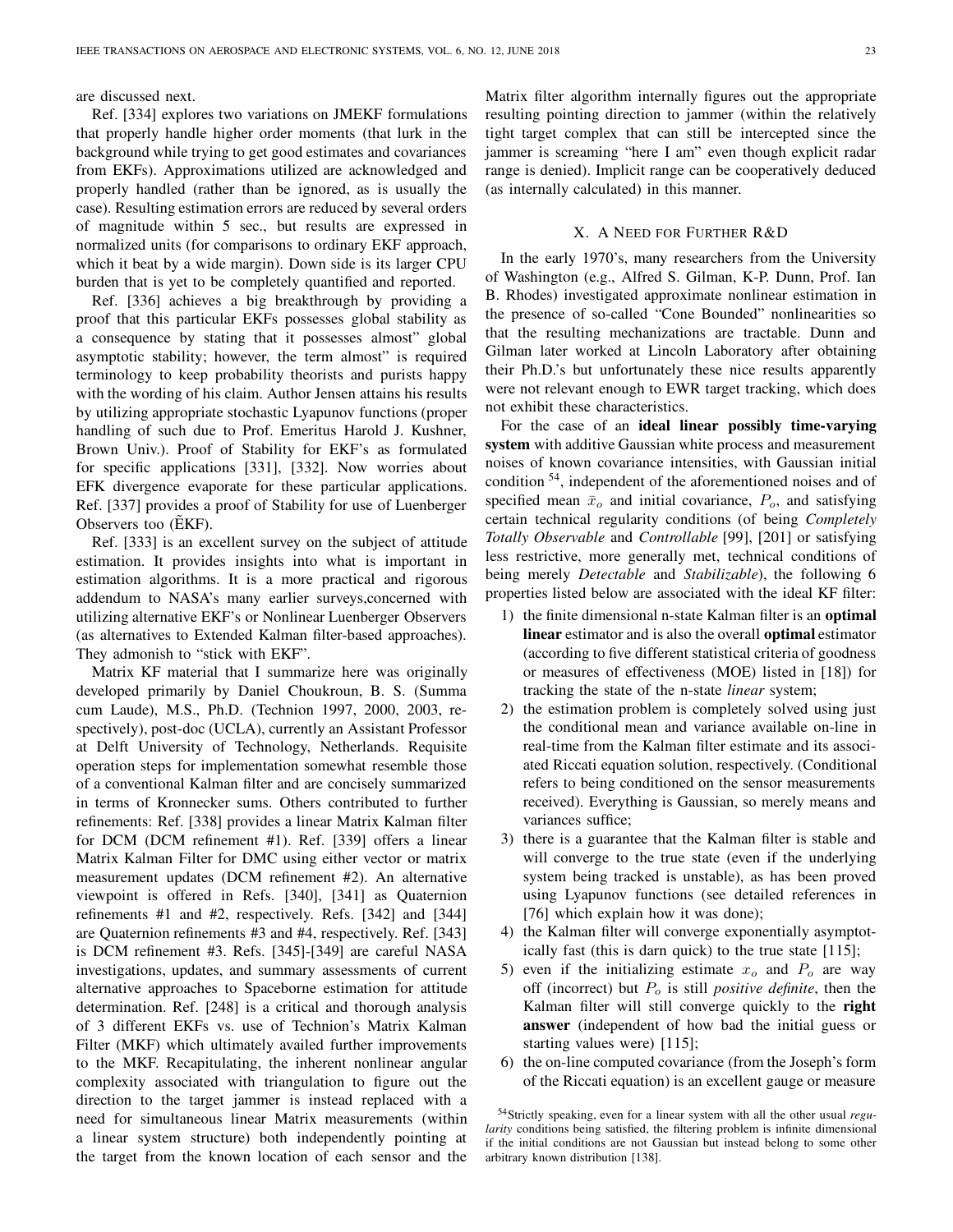are discussed next.

Ref. [334] explores two variations on JMEKF formulations that properly handle higher order moments (that lurk in the background while trying to get good estimates and covariances from EKFs). Approximations utilized are acknowledged and properly handled (rather than be ignored, as is usually the case). Resulting estimation errors are reduced by several orders of magnitude within 5 sec., but results are expressed in normalized units (for comparisons to ordinary EKF approach, which it beat by a wide margin). Down side is its larger CPU burden that is yet to be completely quantified and reported.

Ref. [336] achieves a big breakthrough by providing a proof that this particular EKFs possesses global stability as a consequence by stating that it possesses almost" global asymptotic stability; however, the term almost" is required terminology to keep probability theorists and purists happy with the wording of his claim. Author Jensen attains his results by utilizing appropriate stochastic Lyapunov functions (proper handling of such due to Prof. Emeritus Harold J. Kushner, Brown Univ.). Proof of Stability for EKF's as formulated for specific applications [331], [332]. Now worries about EFK divergence evaporate for these particular applications. Ref. [337] provides a proof of Stability for use of Luenberger Observers too ($\tilde{\text{E}}$KF).

Ref. [333] is an excellent survey on the subject of attitude estimation. It provides insights into what is important in estimation algorithms. It is a more practical and rigorous addendum to NASA's many earlier surveys,concerned with utilizing alternative EKF's or Nonlinear Luenberger Observers (as alternatives to Extended Kalman filter-based approaches). They admonish to "stick with EKF".

Matrix KF material that I summarize here was originally developed primarily by Daniel Choukroun, B. S. (Summa cum Laude), M.S., Ph.D. (Technion 1997, 2000, 2003, respectively), post-doc (UCLA), currently an Assistant Professor at Delft University of Technology, Netherlands. Requisite operation steps for implementation somewhat resemble those of a conventional Kalman filter and are concisely summarized in terms of Kronnecker sums. Others contributed to further refinements: Ref. [338] provides a linear Matrix Kalman filter for DCM (DCM refinement #1). Ref. [339] offers a linear Matrix Kalman Filter for DMC using either vector or matrix measurement updates (DCM refinement #2). An alternative viewpoint is offered in Refs. [340], [341] as Quaternion refinements #1 and #2, respectively. Refs. [342] and [344] are Quaternion refinements #3 and #4, respectively. Ref. [343] is DCM refinement #3. Refs. [345]-[349] are careful NASA investigations, updates, and summary assessments of current alternative approaches to Spaceborne estimation for attitude determination. Ref. [248] is a critical and thorough analysis of 3 different EKFs vs. use of Technion's Matrix Kalman Filter (MKF) which ultimately availed further improvements to the MKF. Recapitulating, the inherent nonlinear angular complexity associated with triangulation to figure out the direction to the target jammer is instead replaced with a need for simultaneous linear Matrix measurements (within a linear system structure) both independently pointing at the target from the known location of each sensor and the Matrix filter algorithm internally figures out the appropriate resulting pointing direction to jammer (within the relatively tight target complex that can still be intercepted since the jammer is screaming "here I am" even though explicit radar range is denied). Implicit range can be cooperatively deduced (as internally calculated) in this manner.

## X. A Need for Further R&D

In the early 1970's, many researchers from the University of Washington (e.g., Alfred S. Gilman, K-P. Dunn, Prof. Ian B. Rhodes) investigated approximate nonlinear estimation in the presence of so-called "Cone Bounded" nonlinearities so that the resulting mechanizations are tractable. Dunn and Gilman later worked at Lincoln Laboratory after obtaining their Ph.D.'s but unfortunately these nice results apparently were not relevant enough to EWR target tracking, which does not exhibit these characteristics.

For the case of an **ideal linear possibly time-varying system** with additive Gaussian white process and measurement noises of known covariance intensities, with Gaussian initial condition [54], independent of the aforementioned noises and of specified mean $\bar{x}_o$ and initial covariance, $P_o$, and satisfying certain technical regularity conditions (of being *Completely Totally Observable* and *Controllable* [99], [201] or satisfying less restrictive, more generally met, technical conditions of being merely *Detectable* and *Stabilizable*), the following 6 properties listed below are associated with the ideal KF filter:

1) the finite dimensional n-state Kalman filter is an **optimal linear** estimator and is also the overall **optimal** estimator (according to five different statistical criteria of goodness or measures of effectiveness (MOE) listed in [18]) for tracking the state of the n-state *linear* system;
2) the estimation problem is completely solved using just the conditional mean and variance available on-line in real-time from the Kalman filter estimate and its associated Riccati equation solution, respectively. (Conditional refers to being conditioned on the sensor measurements received). Everything is Gaussian, so merely means and variances suffice;
3) there is a guarantee that the Kalman filter is stable and will converge to the true state (even if the underlying system being tracked is unstable), as has been proved using Lyapunov functions (see detailed references in [76] which explain how it was done);
4) the Kalman filter will converge exponentially asymptotically fast (this is darn quick) to the true state [115];
5) even if the initializing estimate $x_o$ and $P_o$ are way off (incorrect) but $P_o$ is still *positive definite*, then the Kalman filter will still converge quickly to the **right answer** (independent of how bad the initial guess or starting values were) [115];
6) the on-line computed covariance (from the Joseph's form of the Riccati equation) is an excellent gauge or measure

[54] Strictly speaking, even for a linear system with all the other usual *regularity* conditions being satisfied, the filtering problem is infinite dimensional if the initial conditions are not Gaussian but instead belong to some other arbitrary known distribution [138].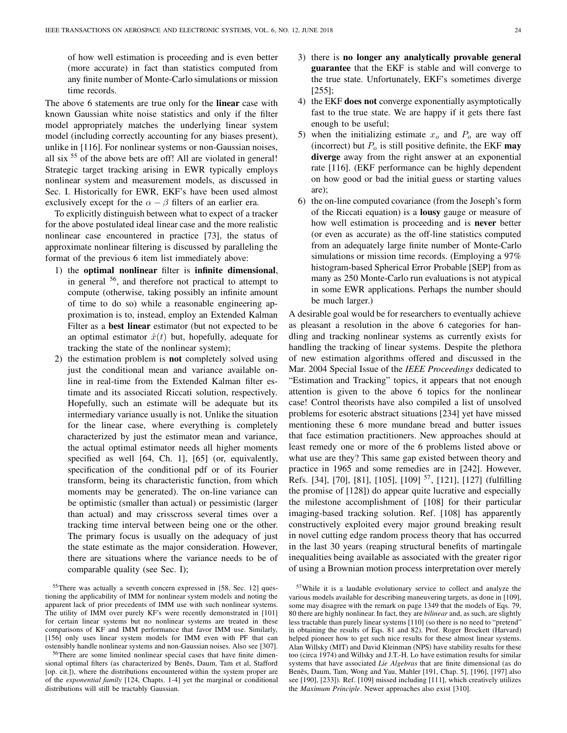of how well estimation is proceeding and is even better (more accurate) in fact than statistics computed from any finite number of Monte-Carlo simulations or mission time records.

The above 6 statements are true only for the **linear** case with known Gaussian white noise statistics and only if the filter model appropriately matches the underlying linear system model (including correctly accounting for any biases present), unlike in [116]. For nonlinear systems or non-Gaussian noises, all six [55] of the above bets are off! All are violated in general! Strategic target tracking arising in EWR typically employs nonlinear system and measurement models, as discussed in Sec. I. Historically for EWR, EKF's have been used almost exclusively except for the $\alpha - \beta$ filters of an earlier era.

To explicitly distinguish between what to expect of a tracker for the above postulated ideal linear case and the more realistic nonlinear case encountered in practice [73], the status of approximate nonlinear filtering is discussed by paralleling the format of the previous 6 item list immediately above:

1) the **optimal nonlinear** filter is **infinite dimensional**, in general [56], and therefore not practical to attempt to compute (otherwise, taking possibly an infinite amount of time to do so) while a reasonable engineering approximation is to, instead, employ an Extended Kalman Filter as a **best linear** estimator (but not expected to be an optimal estimator $\hat{x}(t)$ but, hopefully, adequate for tracking the state of the nonlinear system);
2) the estimation problem is **not** completely solved using just the conditional mean and variance available on-line in real-time from the Extended Kalman filter estimate and its associated Riccati solution, respectively. Hopefully, such an estimate will be adequate but its intermediary variance usually is not. Unlike the situation for the linear case, where everything is completely characterized by just the estimator mean and variance, the actual optimal estimator needs all higher moments specified as well [64, Ch. 1], [65] (or, equivalently, specification of the conditional pdf or of its Fourier transform, being its characteristic function, from which moments may be generated). The on-line variance can be optimistic (smaller than actual) or pessimistic (larger than actual) and may crisscross several times over a tracking time interval between being one or the other. The primary focus is usually on the adequacy of just the state estimate as the major consideration. However, there are situations where the variance needs to be of comparable quality (see Sec. I);
3) there is **no longer any analytically provable general guarantee** that the EKF is stable and will converge to the true state. Unfortunately, EKF's sometimes diverge [255];
4) the EKF **does not** converge exponentially asymptotically fast to the true state. We are happy if it gets there fast enough to be useful;
5) when the initializing estimate $x_o$ and $P_o$ are way off (incorrect) but $P_o$ is still positive definite, the EKF **may diverge** away from the right answer at an exponential rate [116]. (EKF performance can be highly dependent on how good or bad the initial guess or starting values are);
6) the on-line computed covariance (from the Joseph's form of the Riccati equation) is a **lousy** gauge or measure of how well estimation is proceeding and is **never** better (or even as accurate) as the off-line statistics computed from an adequately large finite number of Monte-Carlo simulations or mission time records. (Employing a 97% histogram-based Spherical Error Probable [SEP] from as many as 250 Monte-Carlo run evaluations is not atypical in some EWR applications. Perhaps the number should be much larger.)

A desirable goal would be for researchers to eventually achieve as pleasant a resolution in the above 6 categories for handling and tracking nonlinear systems as currently exists for handling the tracking of linear systems. Despite the plethora of new estimation algorithms offered and discussed in the Mar. 2004 Special Issue of the *IEEE Proceedings* dedicated to "Estimation and Tracking" topics, it appears that not enough attention is given to the above 6 topics for the nonlinear case! Control theorists have also compiled a list of unsolved problems for esoteric abstract situations [234] yet have missed mentioning these 6 more mundane bread and butter issues that face estimation practitioners. New approaches should at least remedy one or more of the 6 problems listed above or what use are they? This same gap existed between theory and practice in 1965 and some remedies are in [242]. However, Refs. [34], [70], [81], [105], [109] [57], [121], [127] (fulfilling the promise of [128]) do appear quite lucrative and especially the milestone accomplishment of [108] for their particular imaging-based tracking solution. Ref. [108] has apparently constructively exploited every major ground breaking result in novel cutting edge random process theory that has occurred in the last 30 years (reaping structural benefits of martingale inequalities being available as associated with the greater rigor of using a Brownian motion process interpretation over merely

[55] There was actually a seventh concern expressed in [58, Sec. 12] questioning the applicability of IMM for nonlinear system models and noting the apparent lack of prior precedents of IMM use with such nonlinear systems. The utility of IMM over purely KF's were recently demonstrated in [101] for certain linear systems but no nonlinear systems are treated in these comparisons of KF and IMM performance that favor IMM use. Similarly, [156] only uses linear system models for IMM even with PF that can ostensibly handle nonlinear systems and non-Gaussian noises. Also see [307].

[56] There are some limited nonlinear special cases that have finite dimensional optimal filters (as characterized by Beněs, Daum, Tam et al, Stafford [op. cit.]), where the distributions encountered within the system proper are of the *exponential family* [124, Chapts. 1-4] yet the marginal or conditional distributions will still be tractably Gaussian.

[57] While it is a laudable evolutionary service to collect and analyze the various models available for describing maneuvering targets, as done in [109], some may disagree with the remark on page 1349 that the models of Eqs. 79, 80 there are highly nonlinear. In fact, they are *bilinear* and, as such, are slightly less tractable than purely linear systems [110] (so there is no need to "pretend" in obtaining the results of Eqs. 81 and 82). Prof. Roger Brockett (Harvard) helped pioneer how to get such nice results for these almost linear systems. Alan Willsky (MIT) and David Kleinman (NPS) have stability results for these too (circa 1974) and Willsky and J.T.-H. Lo have estimation results for similar systems that have associated *Lie Algebras* that are finite dimensional (as do Beněs, Daum, Tam, Wong and Yau, Mahler [191, Chap. 5], [196], [197] also see [190], [233]). Ref. [109] missed including [111], which creatively utilizes the *Maximum Principle*. Newer approaches also exist [310].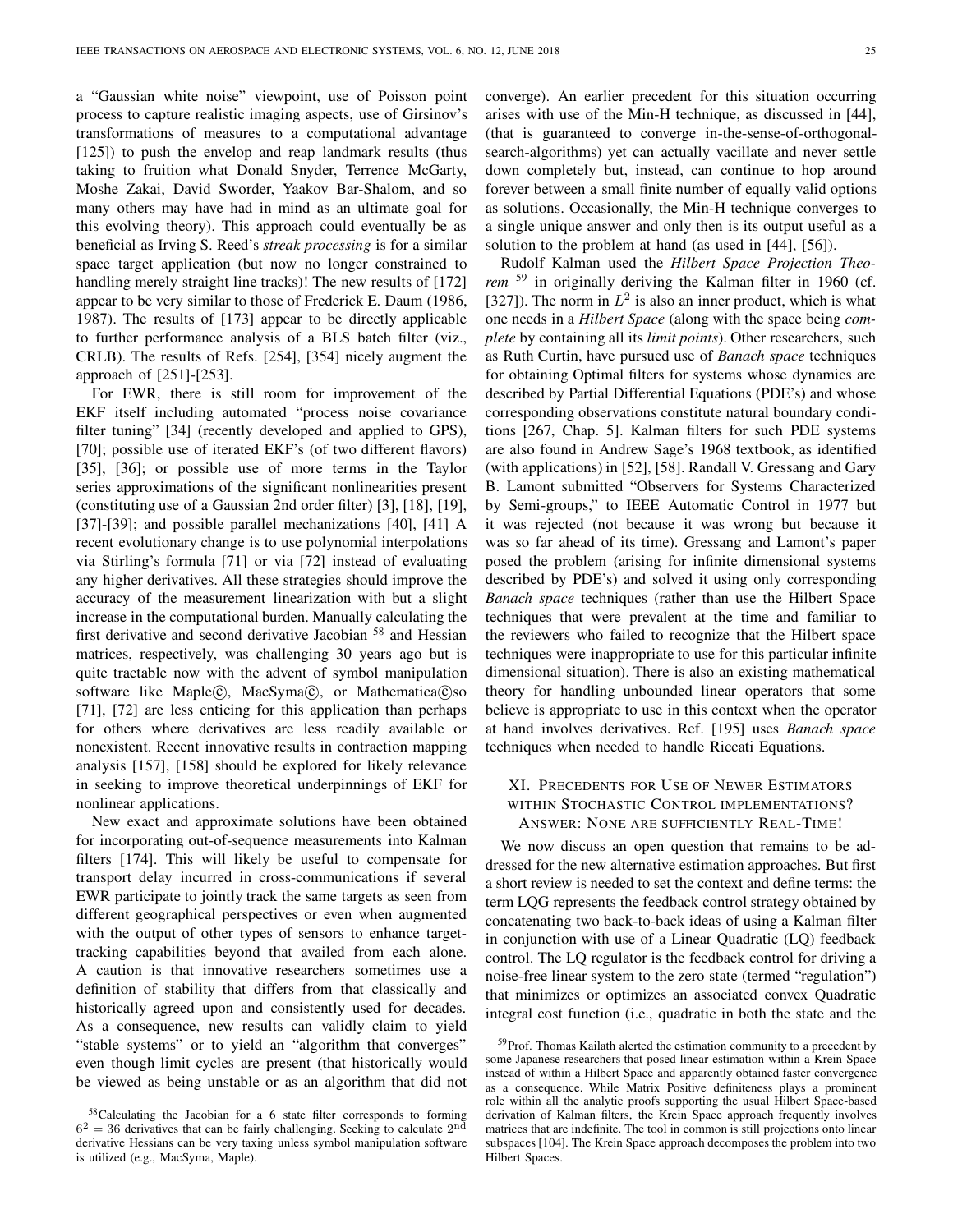a "Gaussian white noise" viewpoint, use of Poisson point process to capture realistic imaging aspects, use of Girsinov's transformations of measures to a computational advantage [125]) to push the envelop and reap landmark results (thus taking to fruition what Donald Snyder, Terrence McGarty, Moshe Zakai, David Sworder, Yaakov Bar-Shalom, and so many others may have had in mind as an ultimate goal for this evolving theory). This approach could eventually be as beneficial as Irving S. Reed's *streak processing* is for a similar space target application (but now no longer constrained to handling merely straight line tracks)! The new results of [172] appear to be very similar to those of Frederick E. Daum (1986, 1987). The results of [173] appear to be directly applicable to further performance analysis of a BLS batch filter (viz., CRLB). The results of Refs. [254], [354] nicely augment the approach of [251]-[253].

For EWR, there is still room for improvement of the EKF itself including automated "process noise covariance filter tuning" [34] (recently developed and applied to GPS), [70]; possible use of iterated EKF's (of two different flavors) [35], [36]; or possible use of more terms in the Taylor series approximations of the significant nonlinearities present (constituting use of a Gaussian 2nd order filter) [3], [18], [19], [37]-[39]; and possible parallel mechanizations [40], [41] A recent evolutionary change is to use polynomial interpolations via Stirling's formula [71] or via [72] instead of evaluating any higher derivatives. All these strategies should improve the accuracy of the measurement linearization with but a slight increase in the computational burden. Manually calculating the first derivative and second derivative Jacobian [58] and Hessian matrices, respectively, was challenging 30 years ago but is quite tractable now with the advent of symbol manipulation software like Maple©, MacSyma©, or Mathematica©so [71], [72] are less enticing for this application than perhaps for others where derivatives are less readily available or nonexistent. Recent innovative results in contraction mapping analysis [157], [158] should be explored for likely relevance in seeking to improve theoretical underpinnings of EKF for nonlinear applications.

New exact and approximate solutions have been obtained for incorporating out-of-sequence measurements into Kalman filters [174]. This will likely be useful to compensate for transport delay incurred in cross-communications if several EWR participate to jointly track the same targets as seen from different geographical perspectives or even when augmented with the output of other types of sensors to enhance target-tracking capabilities beyond that availed from each alone. A caution is that innovative researchers sometimes use a definition of stability that differs from that classically and historically agreed upon and consistently used for decades. As a consequence, new results can validly claim to yield "stable systems" or to yield an "algorithm that converges" even though limit cycles are present (that historically would be viewed as being unstable or as an algorithm that did not converge). An earlier precedent for this situation occurring arises with use of the Min-H technique, as discussed in [44], (that is guaranteed to converge in-the-sense-of-orthogonal-search-algorithms) yet can actually vacillate and never settle down completely but, instead, can continue to hop around forever between a small finite number of equally valid options as solutions. Occasionally, the Min-H technique converges to a single unique answer and only then is its output useful as a solution to the problem at hand (as used in [44], [56]).

Rudolf Kalman used the *Hilbert Space Projection Theorem* [59] in originally deriving the Kalman filter in 1960 (cf. [327]). The norm in $L^2$ is also an inner product, which is what one needs in a *Hilbert Space* (along with the space being *complete* by containing all its *limit points*). Other researchers, such as Ruth Curtin, have pursued use of *Banach space* techniques for obtaining Optimal filters for systems whose dynamics are described by Partial Differential Equations (PDE's) and whose corresponding observations constitute natural boundary conditions [267, Chap. 5]. Kalman filters for such PDE systems are also found in Andrew Sage's 1968 textbook, as identified (with applications) in [52], [58]. Randall V. Gressang and Gary B. Lamont submitted "Observers for Systems Characterized by Semi-groups," to IEEE Automatic Control in 1977 but it was rejected (not because it was wrong but because it was so far ahead of its time). Gressang and Lamont's paper posed the problem (arising for infinite dimensional systems described by PDE's) and solved it using only corresponding *Banach space* techniques (rather than use the Hilbert Space techniques that were prevalent at the time and familiar to the reviewers who failed to recognize that the Hilbert space techniques were inappropriate to use for this particular infinite dimensional situation). There is also an existing mathematical theory for handling unbounded linear operators that some believe is appropriate to use in this context when the operator at hand involves derivatives. Ref. [195] uses *Banach space* techniques when needed to handle Riccati Equations.

## XI. Precedents for Use of Newer Estimators within Stochastic Control implementations? Answer: None are sufficiently Real-Time!

We now discuss an open question that remains to be addressed for the new alternative estimation approaches. But first a short review is needed to set the context and define terms: the term LQG represents the feedback control strategy obtained by concatenating two back-to-back ideas of using a Kalman filter in conjunction with use of a Linear Quadratic (LQ) feedback control. The LQ regulator is the feedback control for driving a noise-free linear system to the zero state (termed "regulation") that minimizes or optimizes an associated convex Quadratic integral cost function (i.e., quadratic in both the state and the

[58] Calculating the Jacobian for a 6 state filter corresponds to forming $6^2 = 36$ derivatives that can be fairly challenging. Seeking to calculate $2^{\text{nd}}$ derivative Hessians can be very taxing unless symbol manipulation software is utilized (e.g., MacSyma, Maple).

[59] Prof. Thomas Kailath alerted the estimation community to a precedent by some Japanese researchers that posed linear estimation within a Krein Space instead of within a Hilbert Space and apparently obtained faster convergence as a consequence. While Matrix Positive definiteness plays a prominent role within all the analytic proofs supporting the usual Hilbert Space-based derivation of Kalman filters, the Krein Space approach frequently involves matrices that are indefinite. The tool in common is still projections onto linear subspaces [104]. The Krein Space approach decomposes the problem into two Hilbert Spaces.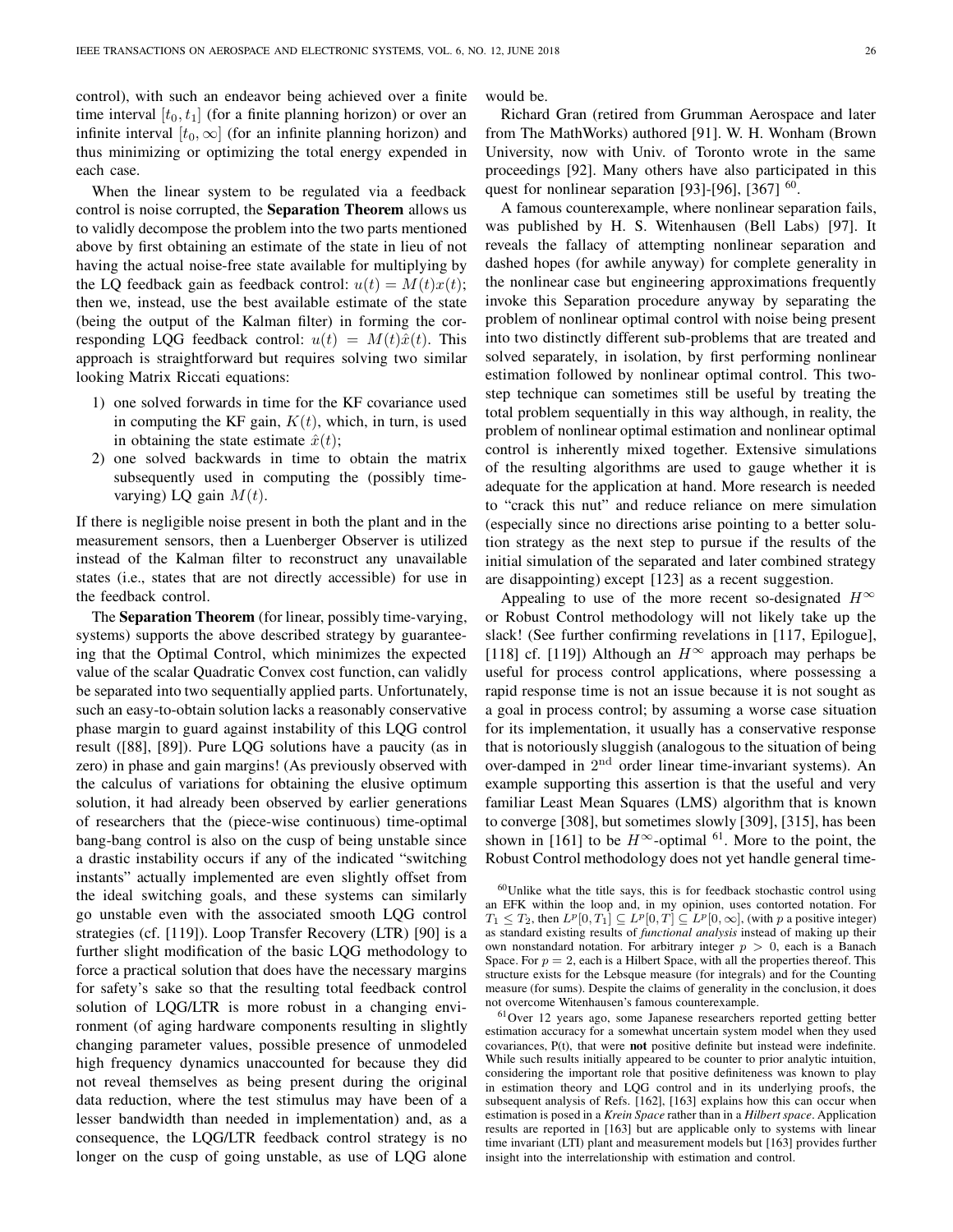control), with such an endeavor being achieved over a finite time interval $[t_0, t_1]$ (for a finite planning horizon) or over an infinite interval $[t_0, \infty]$ (for an infinite planning horizon) and thus minimizing or optimizing the total energy expended in each case.

When the linear system to be regulated via a feedback control is noise corrupted, the **Separation Theorem** allows us to validly decompose the problem into the two parts mentioned above by first obtaining an estimate of the state in lieu of not having the actual noise-free state available for multiplying by the LQ feedback gain as feedback control: $u(t) = M(t)x(t)$; then we, instead, use the best available estimate of the state (being the output of the Kalman filter) in forming the corresponding LQG feedback control: $u(t) = M(t)\hat{x}(t)$. This approach is straightforward but requires solving two similar looking Matrix Riccati equations:

1) one solved forwards in time for the KF covariance used in computing the KF gain, $K(t)$, which, in turn, is used in obtaining the state estimate $\hat{x}(t)$;
2) one solved backwards in time to obtain the matrix subsequently used in computing the (possibly time-varying) LQ gain $M(t)$.

If there is negligible noise present in both the plant and in the measurement sensors, then a Luenberger Observer is utilized instead of the Kalman filter to reconstruct any unavailable states (i.e., states that are not directly accessible) for use in the feedback control.

The **Separation Theorem** (for linear, possibly time-varying, systems) supports the above described strategy by guaranteeing that the Optimal Control, which minimizes the expected value of the scalar Quadratic Convex cost function, can validly be separated into two sequentially applied parts. Unfortunately, such an easy-to-obtain solution lacks a reasonably conservative phase margin to guard against instability of this LQG control result ([88], [89]). Pure LQG solutions have a paucity (as in zero) in phase and gain margins! (As previously observed with the calculus of variations for obtaining the elusive optimum solution, it had already been observed by earlier generations of researchers that the (piece-wise continuous) time-optimal bang-bang control is also on the cusp of being unstable since a drastic instability occurs if any of the indicated "switching instants" actually implemented are even slightly offset from the ideal switching goals, and these systems can similarly go unstable even with the associated smooth LQG control strategies (cf. [119]). Loop Transfer Recovery (LTR) [90] is a further slight modification of the basic LQG methodology to force a practical solution that does have the necessary margins for safety's sake so that the resulting total feedback control solution of LQG/LTR is more robust in a changing environment (of aging hardware components resulting in slightly changing parameter values, possible presence of unmodeled high frequency dynamics unaccounted for because they did not reveal themselves as being present during the original data reduction, where the test stimulus may have been of a lesser bandwidth than needed in implementation) and, as a consequence, the LQG/LTR feedback control strategy is no longer on the cusp of going unstable, as use of LQG alone would be.

Richard Gran (retired from Grumman Aerospace and later from The MathWorks) authored [91]. W. H. Wonham (Brown University, now with Univ. of Toronto wrote in the same proceedings [92]. Many others have also participated in this quest for nonlinear separation [93]-[96], [367] [60].

A famous counterexample, where nonlinear separation fails, was published by H. S. Witenhausen (Bell Labs) [97]. It reveals the fallacy of attempting nonlinear separation and dashed hopes (for awhile anyway) for complete generality in the nonlinear case but engineering approximations frequently invoke this Separation procedure anyway by separating the problem of nonlinear optimal control with noise being present into two distinctly different sub-problems that are treated and solved separately, in isolation, by first performing nonlinear estimation followed by nonlinear optimal control. This two-step technique can sometimes still be useful by treating the total problem sequentially in this way although, in reality, the problem of nonlinear optimal estimation and nonlinear optimal control is inherently mixed together. Extensive simulations of the resulting algorithms are used to gauge whether it is adequate for the application at hand. More research is needed to "crack this nut" and reduce reliance on mere simulation (especially since no directions arise pointing to a better solution strategy as the next step to pursue if the results of the initial simulation of the separated and later combined strategy are disappointing) except [123] as a recent suggestion.

Appealing to use of the more recent so-designated $H^\infty$ or Robust Control methodology will not likely take up the slack! (See further confirming revelations in [117, Epilogue], [118] cf. [119]) Although an $H^\infty$ approach may perhaps be useful for process control applications, where possessing a rapid response time is not an issue because it is not sought as a goal in process control; by assuming a worse case situation for its implementation, it usually has a conservative response that is notoriously sluggish (analogous to the situation of being over-damped in 2nd order linear time-invariant systems). An example supporting this assertion is that the useful and very familiar Least Mean Squares (LMS) algorithm that is known to converge [308], but sometimes slowly [309], [315], has been shown in [161] to be $H^\infty$-optimal [61]. More to the point, the Robust Control methodology does not yet handle general time-

[60] Unlike what the title says, this is for feedback stochastic control using an EFK within the loop and, in my opinion, uses contorted notation. For $T_1 \leq T_2$, then $L^p[0, T_1] \subseteq L^p[0, T] \subseteq L^p[0, \infty]$, (with $p$ a positive integer) as standard existing results of *functional analysis* instead of making up their own nonstandard notation. For arbitrary integer $p > 0$, each is a Banach Space. For $p = 2$, each is a Hilbert Space, with all the properties thereof. This structure exists for the Lebsque measure (for integrals) and for the Counting measure (for sums). Despite the claims of generality in the conclusion, it does not overcome Witenhausen's famous counterexample.

[61] Over 12 years ago, some Japanese researchers reported getting better estimation accuracy for a somewhat uncertain system model when they used covariances, P(t), that were **not** positive definite but instead were indefinite. While such results initially appeared to be counter to prior analytic intuition, considering the important role that positive definiteness was known to play in estimation theory and LQG control and in its underlying proofs, the subsequent analysis of Refs. [162], [163] explains how this can occur when estimation is posed in a *Krein Space* rather than in a *Hilbert space*. Application results are reported in [163] but are applicable only to systems with linear time invariant (LTI) plant and measurement models but [163] provides further insight into the interrelationship with estimation and control.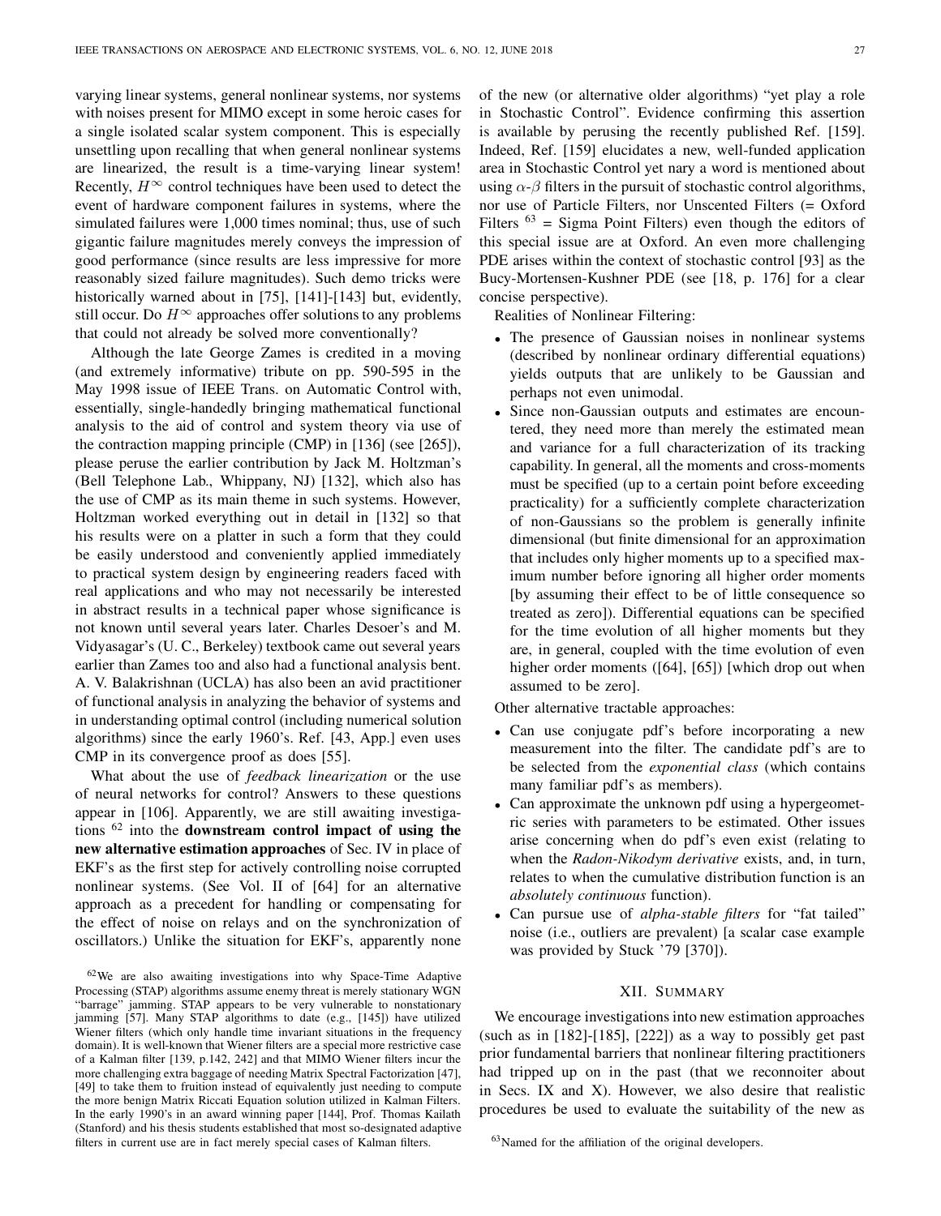varying linear systems, general nonlinear systems, nor systems with noises present for MIMO except in some heroic cases for a single isolated scalar system component. This is especially unsettling upon recalling that when general nonlinear systems are linearized, the result is a time-varying linear system! Recently, $H^\infty$ control techniques have been used to detect the event of hardware component failures in systems, where the simulated failures were 1,000 times nominal; thus, use of such gigantic failure magnitudes merely conveys the impression of good performance (since results are less impressive for more reasonably sized failure magnitudes). Such demo tricks were historically warned about in [75], [141]-[143] but, evidently, still occur. Do $H^\infty$ approaches offer solutions to any problems that could not already be solved more conventionally?

Although the late George Zames is credited in a moving (and extremely informative) tribute on pp. 590-595 in the May 1998 issue of IEEE Trans. on Automatic Control with, essentially, single-handedly bringing mathematical functional analysis to the aid of control and system theory via use of the contraction mapping principle (CMP) in [136] (see [265]), please peruse the earlier contribution by Jack M. Holtzman's (Bell Telephone Lab., Whippany, NJ) [132], which also has the use of CMP as its main theme in such systems. However, Holtzman worked everything out in detail in [132] so that his results were on a platter in such a form that they could be easily understood and conveniently applied immediately to practical system design by engineering readers faced with real applications and who may not necessarily be interested in abstract results in a technical paper whose significance is not known until several years later. Charles Desoer's and M. Vidyasagar's (U. C., Berkeley) textbook came out several years earlier than Zames too and also had a functional analysis bent. A. V. Balakrishnan (UCLA) has also been an avid practitioner of functional analysis in analyzing the behavior of systems and in understanding optimal control (including numerical solution algorithms) since the early 1960's. Ref. [43, App.] even uses CMP in its convergence proof as does [55].

What about the use of *feedback linearization* or the use of neural networks for control? Answers to these questions appear in [106]. Apparently, we are still awaiting investigations [62] into the **downstream control impact of using the new alternative estimation approaches** of Sec. IV in place of EKF's as the first step for actively controlling noise corrupted nonlinear systems. (See Vol. II of [64] for an alternative approach as a precedent for handling or compensating for the effect of noise on relays and on the synchronization of oscillators.) Unlike the situation for EKF's, apparently none of the new (or alternative older algorithms) "yet play a role in Stochastic Control". Evidence confirming this assertion is available by perusing the recently published Ref. [159]. Indeed, Ref. [159] elucidates a new, well-funded application area in Stochastic Control yet nary a word is mentioned about using $\alpha$-$\beta$ filters in the pursuit of stochastic control algorithms, nor use of Particle Filters, nor Unscented Filters (= Oxford Filters [63] = Sigma Point Filters) even though the editors of this special issue are at Oxford. An even more challenging PDE arises within the context of stochastic control [93] as the Bucy-Mortensen-Kushner PDE (see [18, p. 176] for a clear concise perspective).

Realities of Nonlinear Filtering:

- The presence of Gaussian noises in nonlinear systems (described by nonlinear ordinary differential equations) yields outputs that are unlikely to be Gaussian and perhaps not even unimodal.
- Since non-Gaussian outputs and estimates are encountered, they need more than merely the estimated mean and variance for a full characterization of its tracking capability. In general, all the moments and cross-moments must be specified (up to a certain point before exceeding practicality) for a sufficiently complete characterization of non-Gaussians so the problem is generally infinite dimensional (but finite dimensional for an approximation that includes only higher moments up to a specified maximum number before ignoring all higher order moments [by assuming their effect to be of little consequence so treated as zero]). Differential equations can be specified for the time evolution of all higher moments but they are, in general, coupled with the time evolution of even higher order moments ([64], [65]) [which drop out when assumed to be zero].

Other alternative tractable approaches:

- Can use conjugate pdf's before incorporating a new measurement into the filter. The candidate pdf's are to be selected from the *exponential class* (which contains many familiar pdf's as members).
- Can approximate the unknown pdf using a hypergeometric series with parameters to be estimated. Other issues arise concerning when do pdf's even exist (relating to when the *Radon-Nikodym derivative* exists, and, in turn, relates to when the cumulative distribution function is an *absolutely continuous* function).
- Can pursue use of *alpha-stable filters* for "fat tailed" noise (i.e., outliers are prevalent) [a scalar case example was provided by Stuck '79 [370]).

## XII. Summary

We encourage investigations into new estimation approaches (such as in [182]-[185], [222]) as a way to possibly get past prior fundamental barriers that nonlinear filtering practitioners had tripped up on in the past (that we reconnoiter about in Secs. IX and X). However, we also desire that realistic procedures be used to evaluate the suitability of the new as

[62] We are also awaiting investigations into why Space-Time Adaptive Processing (STAP) algorithms assume enemy threat is merely stationary WGN "barrage" jamming. STAP appears to be very vulnerable to nonstationary jamming [57]. Many STAP algorithms to date (e.g., [145]) have utilized Wiener filters (which only handle time invariant situations in the frequency domain). It is well-known that Wiener filters are a special more restrictive case of a Kalman filter [139, p.142, 242] and that MIMO Wiener filters incur the more challenging extra baggage of needing Matrix Spectral Factorization [47], [49] to take them to fruition instead of equivalently just needing to compute the more benign Matrix Riccati Equation solution utilized in Kalman Filters. In the early 1990's in an award winning paper [144], Prof. Thomas Kailath (Stanford) and his thesis students established that most so-designated adaptive filters in current use are in fact merely special cases of Kalman filters.

[63] Named for the affiliation of the original developers.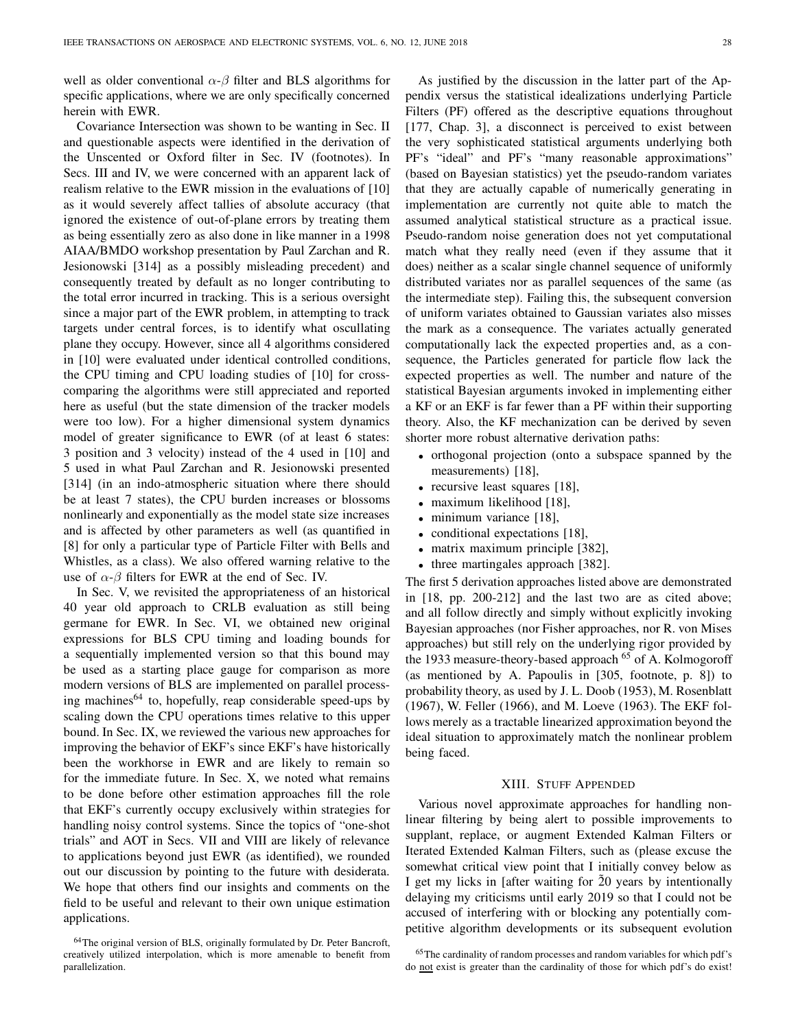well as older conventional $\alpha$-$\beta$ filter and BLS algorithms for specific applications, where we are only specifically concerned herein with EWR.

Covariance Intersection was shown to be wanting in Sec. II and questionable aspects were identified in the derivation of the Unscented or Oxford filter in Sec. IV (footnotes). In Secs. III and IV, we were concerned with an apparent lack of realism relative to the EWR mission in the evaluations of [10] as it would severely affect tallies of absolute accuracy (that ignored the existence of out-of-plane errors by treating them as being essentially zero as also done in like manner in a 1998 AIAA/BMDO workshop presentation by Paul Zarchan and R. Jesionowski [314] as a possibly misleading precedent) and consequently treated by default as no longer contributing to the total error incurred in tracking. This is a serious oversight since a major part of the EWR problem, in attempting to track targets under central forces, is to identify what osculating plane they occupy. However, since all 4 algorithms considered in [10] were evaluated under identical controlled conditions, the CPU timing and CPU loading studies of [10] for cross-comparing the algorithms were still appreciated and reported here as useful (but the state dimension of the tracker models were too low). For a higher dimensional system dynamics model of greater significance to EWR (of at least 6 states: 3 position and 3 velocity) instead of the 4 used in [10] and 5 used in what Paul Zarchan and R. Jesionowski presented [314] (in an indo-atmospheric situation where there should be at least 7 states), the CPU burden increases or blossoms nonlinearly and exponentially as the model state size increases and is affected by other parameters as well (as quantified in [8] for only a particular type of Particle Filter with Bells and Whistles, as a class). We also offered warning relative to the use of $\alpha$-$\beta$ filters for EWR at the end of Sec. IV.

In Sec. V, we revisited the appropriateness of an historical 40 year old approach to CRLB evaluation as still being germane for EWR. In Sec. VI, we obtained new original expressions for BLS CPU timing and loading bounds for a sequentially implemented version so that this bound may be used as a starting place gauge for comparison as more modern versions of BLS are implemented on parallel processing machines[64] to, hopefully, reap considerable speed-ups by scaling down the CPU operations times relative to this upper bound. In Sec. IX, we reviewed the various new approaches for improving the behavior of EKF's since EKF's have historically been the workhorse in EWR and are likely to remain so for the immediate future. In Sec. X, we noted what remains to be done before other estimation approaches fill the role that EKF's currently occupy exclusively within strategies for handling noisy control systems. Since the topics of "one-shot trials" and AOT in Secs. VII and VIII are likely of relevance to applications beyond just EWR (as identified), we rounded out our discussion by pointing to the future with desiderata. We hope that others find our insights and comments on the field to be useful and relevant to their own unique estimation applications.

[64]The original version of BLS, originally formulated by Dr. Peter Bancroft, creatively utilized interpolation, which is more amenable to benefit from parallelization.

As justified by the discussion in the latter part of the Appendix versus the statistical idealizations underlying Particle Filters (PF) offered as the descriptive equations throughout [177, Chap. 3], a disconnect is perceived to exist between the very sophisticated statistical arguments underlying both PF's "ideal" and PF's "many reasonable approximations" (based on Bayesian statistics) yet the pseudo-random variates that they are actually capable of numerically generating in implementation are currently not quite able to match the assumed analytical statistical structure as a practical issue. Pseudo-random noise generation does not yet computational match what they really need (even if they assume that it does) neither as a scalar single channel sequence of uniformly distributed variates nor as parallel sequences of the same (as the intermediate step). Failing this, the subsequent conversion of uniform variates obtained to Gaussian variates also misses the mark as a consequence. The variates actually generated computationally lack the expected properties and, as a consequence, the Particles generated for particle flow lack the expected properties as well. The number and nature of the statistical Bayesian arguments invoked in implementing either a KF or an EKF is far fewer than a PF within their supporting theory. Also, the KF mechanization can be derived by seven shorter more robust alternative derivation paths:

- orthogonal projection (onto a subspace spanned by the measurements) [18],
- recursive least squares [18],
- maximum likelihood [18],
- minimum variance [18],
- conditional expectations [18],
- matrix maximum principle [382],
- three martingales approach [382].

The first 5 derivation approaches listed above are demonstrated in [18, pp. 200-212] and the last two are as cited above; and all follow directly and simply without explicitly invoking Bayesian approaches (nor Fisher approaches, nor R. von Mises approaches) but still rely on the underlying rigor provided by the 1933 measure-theory-based approach [65] of A. Kolmogoroff (as mentioned by A. Papoulis in [305, footnote, p. 8]) to probability theory, as used by J. L. Doob (1953), M. Rosenblatt (1967), W. Feller (1966), and M. Loeve (1963). The EKF follows merely as a tractable linearized approximation beyond the ideal situation to approximately match the nonlinear problem being faced.

## XIII. Stuff Appended

Various novel approximate approaches for handling nonlinear filtering by being alert to possible improvements to supplant, replace, or augment Extended Kalman Filters or Iterated Extended Kalman Filters, such as (please excuse the somewhat critical view point that I initially convey below as I get my licks in [after waiting for $\tilde{2}0$ years by intentionally delaying my criticisms until early 2019 so that I could not be accused of interfering with or blocking any potentially competitive algorithm developments or its subsequent evolution

[65]The cardinality of random processes and random variables for which pdf's do not exist is greater than the cardinality of those for which pdf's do exist!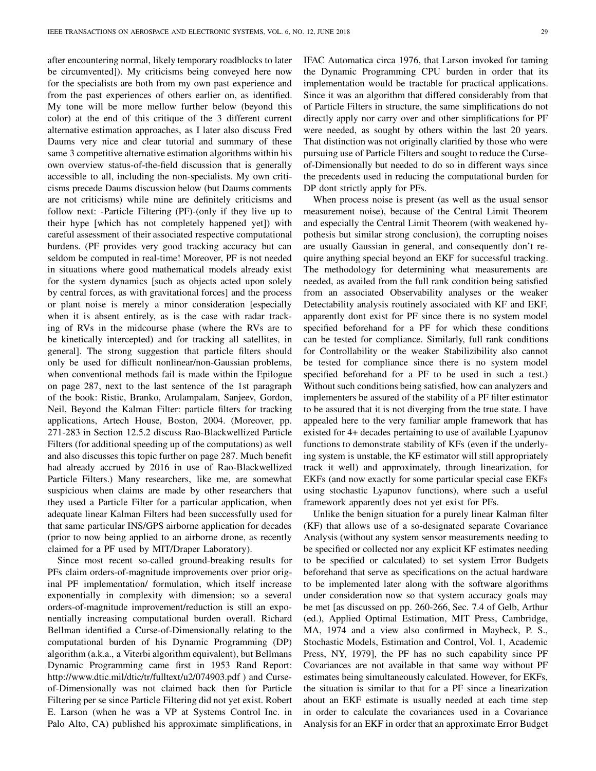after encountering normal, likely temporary roadblocks to later be circumvented]). My criticisms being conveyed here now for the specialists are both from my own past experience and from the past experiences of others earlier on, as identified. My tone will be more mellow further below (beyond this color) at the end of this critique of the 3 different current alternative estimation approaches, as I later also discuss Fred Daums very nice and clear tutorial and summary of these same 3 competitive alternative estimation algorithms within his own overview status-of-the-field discussion that is generally accessible to all, including the non-specialists. My own criticisms precede Daums discussion below (but Daums comments are not criticisms) while mine are definitely criticisms and follow next: -Particle Filtering (PF)-(only if they live up to their hype [which has not completely happened yet]) with careful assessment of their associated respective computational burdens. (PF provides very good tracking accuracy but can seldom be computed in real-time! Moreover, PF is not needed in situations where good mathematical models already exist for the system dynamics [such as objects acted upon solely by central forces, as with gravitational forces] and the process or plant noise is merely a minor consideration [especially when it is absent entirely, as is the case with radar tracking of RVs in the midcourse phase (where the RVs are to be kinetically intercepted) and for tracking all satellites, in general]. The strong suggestion that particle filters should only be used for difficult nonlinear/non-Gaussian problems, when conventional methods fail is made within the Epilogue on page 287, next to the last sentence of the 1st paragraph of the book: Ristic, Branko, Arulampalam, Sanjeev, Gordon, Neil, Beyond the Kalman Filter: particle filters for tracking applications, Artech House, Boston, 2004. (Moreover, pp. 271-283 in Section 12.5.2 discuss Rao-Blackwellized Particle Filters (for additional speeding up of the computations) as well and also discusses this topic further on page 287. Much benefit had already accrued by 2016 in use of Rao-Blackwellized Particle Filters.) Many researchers, like me, are somewhat suspicious when claims are made by other researchers that they used a Particle Filter for a particular application, when adequate linear Kalman Filters had been successfully used for that same particular INS/GPS airborne application for decades (prior to now being applied to an airborne drone, as recently claimed for a PF used by MIT/Draper Laboratory).

Since most recent so-called ground-breaking results for PFs claim orders-of-magnitude improvements over prior original PF implementation/ formulation, which itself increase exponentially in complexity with dimension; so a several orders-of-magnitude improvement/reduction is still an exponentially increasing computational burden overall. Richard Bellman identified a Curse-of-Dimensionally relating to the computational burden of his Dynamic Programming (DP) algorithm (a.k.a., a Viterbi algorithm equivalent), but Bellmans Dynamic Programming came first in 1953 Rand Report: http://www.dtic.mil/dtic/tr/fulltext/u2/074903.pdf ) and Curse-of-Dimensionally was not claimed back then for Particle Filtering per se since Particle Filtering did not yet exist. Robert E. Larson (when he was a VP at Systems Control Inc. in Palo Alto, CA) published his approximate simplifications, in IFAC Automatica circa 1976, that Larson invoked for taming the Dynamic Programming CPU burden in order that its implementation would be tractable for practical applications. Since it was an algorithm that differed considerably from that of Particle Filters in structure, the same simplifications do not directly apply nor carry over and other simplifications for PF were needed, as sought by others within the last 20 years. That distinction was not originally clarified by those who were pursuing use of Particle Filters and sought to reduce the Curse-of-Dimensionally but needed to do so in different ways since the precedents used in reducing the computational burden for DP dont strictly apply for PFs.

When process noise is present (as well as the usual sensor measurement noise), because of the Central Limit Theorem and especially the Central Limit Theorem (with weakened hypothesis but similar strong conclusion), the corrupting noises are usually Gaussian in general, and consequently don't require anything special beyond an EKF for successful tracking. The methodology for determining what measurements are needed, as availed from the full rank condition being satisfied from an associated Observability analyses or the weaker Detectability analysis routinely associated with KF and EKF, apparently dont exist for PF since there is no system model specified beforehand for a PF for which these conditions can be tested for compliance. Similarly, full rank conditions for Controllability or the weaker Stabilizibility also cannot be tested for compliance since there is no system model specified beforehand for a PF to be used in such a test.) Without such conditions being satisfied, how can analyzers and implementers be assured of the stability of a PF filter estimator to be assured that it is not diverging from the true state. I have appealed here to the very familiar ample framework that has existed for 4+ decades pertaining to use of available Lyapunov functions to demonstrate stability of KFs (even if the underlying system is unstable, the KF estimator will still appropriately track it well) and approximately, through linearization, for EKFs (and now exactly for some particular special case EKFs using stochastic Lyapunov functions), where such a useful framework apparently does not yet exist for PFs.

Unlike the benign situation for a purely linear Kalman filter (KF) that allows use of a so-designated separate Covariance Analysis (without any system sensor measurements needing to be specified or collected nor any explicit KF estimates needing to be specified or calculated) to set system Error Budgets beforehand that serve as specifications on the actual hardware to be implemented later along with the software algorithms under consideration now so that system accuracy goals may be met [as discussed on pp. 260-266, Sec. 7.4 of Gelb, Arthur (ed.), Applied Optimal Estimation, MIT Press, Cambridge, MA, 1974 and a view also confirmed in Maybeck, P. S., Stochastic Models, Estimation and Control, Vol. 1, Academic Press, NY, 1979], the PF has no such capability since PF Covariances are not available in that same way without PF estimates being simultaneously calculated. However, for EKFs, the situation is similar to that for a PF since a linearization about an EKF estimate is usually needed at each time step in order to calculate the covariances used in a Covariance Analysis for an EKF in order that an approximate Error Budget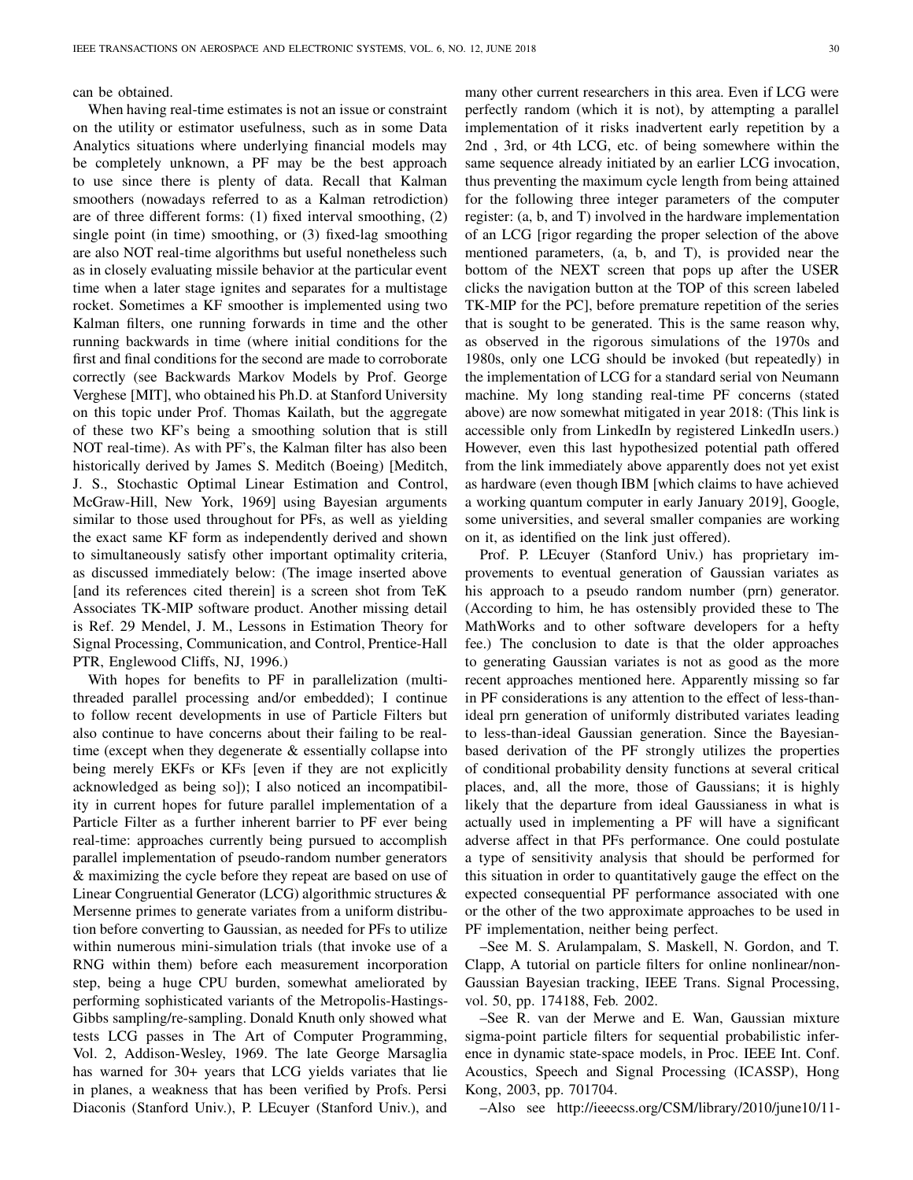can be obtained.

When having real-time estimates is not an issue or constraint on the utility or estimator usefulness, such as in some Data Analytics situations where underlying financial models may be completely unknown, a PF may be the best approach to use since there is plenty of data. Recall that Kalman smoothers (nowadays referred to as a Kalman retrodiction) are of three different forms: (1) fixed interval smoothing, (2) single point (in time) smoothing, or (3) fixed-lag smoothing are also NOT real-time algorithms but useful nonetheless such as in closely evaluating missile behavior at the particular event time when a later stage ignites and separates for a multistage rocket. Sometimes a KF smoother is implemented using two Kalman filters, one running forwards in time and the other running backwards in time (where initial conditions for the first and final conditions for the second are made to corroborate correctly (see Backwards Markov Models by Prof. George Verghese [MIT], who obtained his Ph.D. at Stanford University on this topic under Prof. Thomas Kailath, but the aggregate of these two KF's being a smoothing solution that is still NOT real-time). As with PF's, the Kalman filter has also been historically derived by James S. Meditch (Boeing) [Meditch, J. S., Stochastic Optimal Linear Estimation and Control, McGraw-Hill, New York, 1969] using Bayesian arguments similar to those used throughout for PFs, as well as yielding the exact same KF form as independently derived and shown to simultaneously satisfy other important optimality criteria, as discussed immediately below: (The image inserted above [and its references cited therein] is a screen shot from TeK Associates TK-MIP software product. Another missing detail is Ref. 29 Mendel, J. M., Lessons in Estimation Theory for Signal Processing, Communication, and Control, Prentice-Hall PTR, Englewood Cliffs, NJ, 1996.)

With hopes for benefits to PF in parallelization (multi-threaded parallel processing and/or embedded); I continue to follow recent developments in use of Particle Filters but also continue to have concerns about their failing to be real-time (except when they degenerate & essentially collapse into being merely EKFs or KFs [even if they are not explicitly acknowledged as being so]); I also noticed an incompatibility in current hopes for future parallel implementation of a Particle Filter as a further inherent barrier to PF ever being real-time: approaches currently being pursued to accomplish parallel implementation of pseudo-random number generators & maximizing the cycle before they repeat are based on use of Linear Congruential Generator (LCG) algorithmic structures & Mersenne primes to generate variates from a uniform distribution before converting to Gaussian, as needed for PFs to utilize within numerous mini-simulation trials (that invoke use of a RNG within them) before each measurement incorporation step, being a huge CPU burden, somewhat ameliorated by performing sophisticated variants of the Metropolis-Hastings-Gibbs sampling/re-sampling. Donald Knuth only showed what tests LCG passes in The Art of Computer Programming, Vol. 2, Addison-Wesley, 1969. The late George Marsaglia has warned for 30+ years that LCG yields variates that lie in planes, a weakness that has been verified by Profs. Persi Diaconis (Stanford Univ.), P. LEcuyer (Stanford Univ.), and many other current researchers in this area. Even if LCG were perfectly random (which it is not), by attempting a parallel implementation of it risks inadvertent early repetition by a 2nd , 3rd, or 4th LCG, etc. of being somewhere within the same sequence already initiated by an earlier LCG invocation, thus preventing the maximum cycle length from being attained for the following three integer parameters of the computer register: (a, b, and T) involved in the hardware implementation of an LCG [rigor regarding the proper selection of the above mentioned parameters, (a, b, and T), is provided near the bottom of the NEXT screen that pops up after the USER clicks the navigation button at the TOP of this screen labeled TK-MIP for the PC], before premature repetition of the series that is sought to be generated. This is the same reason why, as observed in the rigorous simulations of the 1970s and 1980s, only one LCG should be invoked (but repeatedly) in the implementation of LCG for a standard serial von Neumann machine. My long standing real-time PF concerns (stated above) are now somewhat mitigated in year 2018: (This link is accessible only from LinkedIn by registered LinkedIn users.) However, even this last hypothesized potential path offered from the link immediately above apparently does not yet exist as hardware (even though IBM [which claims to have achieved a working quantum computer in early January 2019], Google, some universities, and several smaller companies are working on it, as identified on the link just offered).

Prof. P. LEcuyer (Stanford Univ.) has proprietary improvements to eventual generation of Gaussian variates as his approach to a pseudo random number (prn) generator. (According to him, he has ostensibly provided these to The MathWorks and to other software developers for a hefty fee.) The conclusion to date is that the older approaches to generating Gaussian variates is not as good as the more recent approaches mentioned here. Apparently missing so far in PF considerations is any attention to the effect of less-than-ideal prn generation of uniformly distributed variates leading to less-than-ideal Gaussian generation. Since the Bayesian-based derivation of the PF strongly utilizes the properties of conditional probability density functions at several critical places, and, all the more, those of Gaussians; it is highly likely that the departure from ideal Gaussianess in what is actually used in implementing a PF will have a significant adverse affect in that PFs performance. One could postulate a type of sensitivity analysis that should be performed for this situation in order to quantitatively gauge the effect on the expected consequential PF performance associated with one or the other of the two approximate approaches to be used in PF implementation, neither being perfect.

–See M. S. Arulampalam, S. Maskell, N. Gordon, and T. Clapp, A tutorial on particle filters for online nonlinear/non-Gaussian Bayesian tracking, IEEE Trans. Signal Processing, vol. 50, pp. 174188, Feb. 2002.

–See R. van der Merwe and E. Wan, Gaussian mixture sigma-point particle filters for sequential probabilistic inference in dynamic state-space models, in Proc. IEEE Int. Conf. Acoustics, Speech and Signal Processing (ICASSP), Hong Kong, 2003, pp. 701704.

–Also see http://ieeecss.org/CSM/library/2010/june10/11-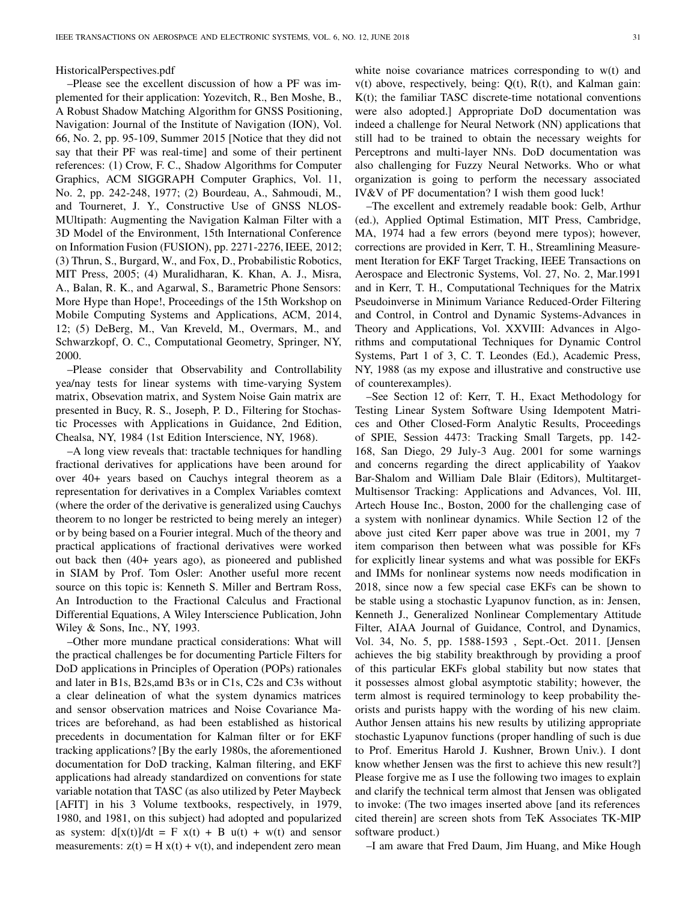HistoricalPerspectives.pdf

–Please see the excellent discussion of how a PF was implemented for their application: Yozevitch, R., Ben Moshe, B., A Robust Shadow Matching Algorithm for GNSS Positioning, Navigation: Journal of the Institute of Navigation (ION), Vol. 66, No. 2, pp. 95-109, Summer 2015 [Notice that they did not say that their PF was real-time] and some of their pertinent references: (1) Crow, F. C., Shadow Algorithms for Computer Graphics, ACM SIGGRAPH Computer Graphics, Vol. 11, No. 2, pp. 242-248, 1977; (2) Bourdeau, A., Sahmoudi, M., and Tourneret, J. Y., Constructive Use of GNSS NLOS-MUltipath: Augmenting the Navigation Kalman Filter with a 3D Model of the Environment, 15th International Conference on Information Fusion (FUSION), pp. 2271-2276, IEEE, 2012; (3) Thrun, S., Burgard, W., and Fox, D., Probabilistic Robotics, MIT Press, 2005; (4) Muralidharan, K. Khan, A. J., Misra, A., Balan, R. K., and Agarwal, S., Barametric Phone Sensors: More Hype than Hope!, Proceedings of the 15th Workshop on Mobile Computing Systems and Applications, ACM, 2014, 12; (5) DeBerg, M., Van Kreveld, M., Overmars, M., and Schwarzkopf, O. C., Computational Geometry, Springer, NY, 2000.

–Please consider that Observability and Controllability yea/nay tests for linear systems with time-varying System matrix, Obsevation matrix, and System Noise Gain matrix are presented in Bucy, R. S., Joseph, P. D., Filtering for Stochastic Processes with Applications in Guidance, 2nd Edition, Chealsa, NY, 1984 (1st Edition Interscience, NY, 1968).

–A long view reveals that: tractable techniques for handling fractional derivatives for applications have been around for over 40+ years based on Cauchys integral theorem as a representation for derivatives in a Complex Variables comtext (where the order of the derivative is generalized using Cauchys theorem to no longer be restricted to being merely an integer) or by being based on a Fourier integral. Much of the theory and practical applications of fractional derivatives were worked out back then (40+ years ago), as pioneered and published in SIAM by Prof. Tom Osler: Another useful more recent source on this topic is: Kenneth S. Miller and Bertram Ross, An Introduction to the Fractional Calculus and Fractional Differential Equations, A Wiley Interscience Publication, John Wiley & Sons, Inc., NY, 1993.

–Other more mundane practical considerations: What will the practical challenges be for documenting Particle Filters for DoD applications in Principles of Operation (POPs) rationales and later in B1s, B2s,amd B3s or in C1s, C2s and C3s without a clear delineation of what the system dynamics matrices and sensor observation matrices and Noise Covariance Matrices are beforehand, as had been established as historical precedents in documentation for Kalman filter or for EKF tracking applications? [By the early 1980s, the aforementioned documentation for DoD tracking, Kalman filtering, and EKF applications had already standardized on conventions for state variable notation that TASC (as also utilized by Peter Maybeck [AFIT] in his 3 Volume textbooks, respectively, in 1979, 1980, and 1981, on this subject) had adopted and popularized as system: $d[x(t)]/dt = F\ x(t) + B\ u(t) + w(t)$ and sensor measurements: $z(t) = H\ x(t) + v(t)$, and independent zero mean white noise covariance matrices corresponding to w(t) and v(t) above, respectively, being: Q(t), R(t), and Kalman gain: K(t); the familiar TASC discrete-time notational conventions were also adopted.] Appropriate DoD documentation was indeed a challenge for Neural Network (NN) applications that still had to be trained to obtain the necessary weights for Perceptrons and multi-layer NNs. DoD documentation was also challenging for Fuzzy Neural Networks. Who or what organization is going to perform the necessary associated IV&V of PF documentation? I wish them good luck!

–The excellent and extremely readable book: Gelb, Arthur (ed.), Applied Optimal Estimation, MIT Press, Cambridge, MA, 1974 had a few errors (beyond mere typos); however, corrections are provided in Kerr, T. H., Streamlining Measurement Iteration for EKF Target Tracking, IEEE Transactions on Aerospace and Electronic Systems, Vol. 27, No. 2, Mar.1991 and in Kerr, T. H., Computational Techniques for the Matrix Pseudoinverse in Minimum Variance Reduced-Order Filtering and Control, in Control and Dynamic Systems-Advances in Theory and Applications, Vol. XXVIII: Advances in Algorithms and computational Techniques for Dynamic Control Systems, Part 1 of 3, C. T. Leondes (Ed.), Academic Press, NY, 1988 (as my expose and illustrative and constructive use of counterexamples).

–See Section 12 of: Kerr, T. H., Exact Methodology for Testing Linear System Software Using Idempotent Matrices and Other Closed-Form Analytic Results, Proceedings of SPIE, Session 4473: Tracking Small Targets, pp. 142-168, San Diego, 29 July-3 Aug. 2001 for some warnings and concerns regarding the direct applicability of Yaakov Bar-Shalom and William Dale Blair (Editors), Multitarget-Multisensor Tracking: Applications and Advances, Vol. III, Artech House Inc., Boston, 2000 for the challenging case of a system with nonlinear dynamics. While Section 12 of the above just cited Kerr paper above was true in 2001, my 7 item comparison then between what was possible for KFs for explicitly linear systems and what was possible for EKFs and IMMs for nonlinear systems now needs modification in 2018, since now a few special case EKFs can be shown to be stable using a stochastic Lyapunov function, as in: Jensen, Kenneth J., Generalized Nonlinear Complementary Attitude Filter, AIAA Journal of Guidance, Control, and Dynamics, Vol. 34, No. 5, pp. 1588-1593 , Sept.-Oct. 2011. [Jensen achieves the big stability breakthrough by providing a proof of this particular EKFs global stability but now states that it possesses almost global asymptotic stability; however, the term almost is required terminology to keep probability theorists and purists happy with the wording of his new claim. Author Jensen attains his new results by utilizing appropriate stochastic Lyapunov functions (proper handling of such is due to Prof. Emeritus Harold J. Kushner, Brown Univ.). I dont know whether Jensen was the first to achieve this new result?] Please forgive me as I use the following two images to explain and clarify the technical term almost that Jensen was obligated to invoke: (The two images inserted above [and its references cited therein] are screen shots from TeK Associates TK-MIP software product.)

–I am aware that Fred Daum, Jim Huang, and Mike Hough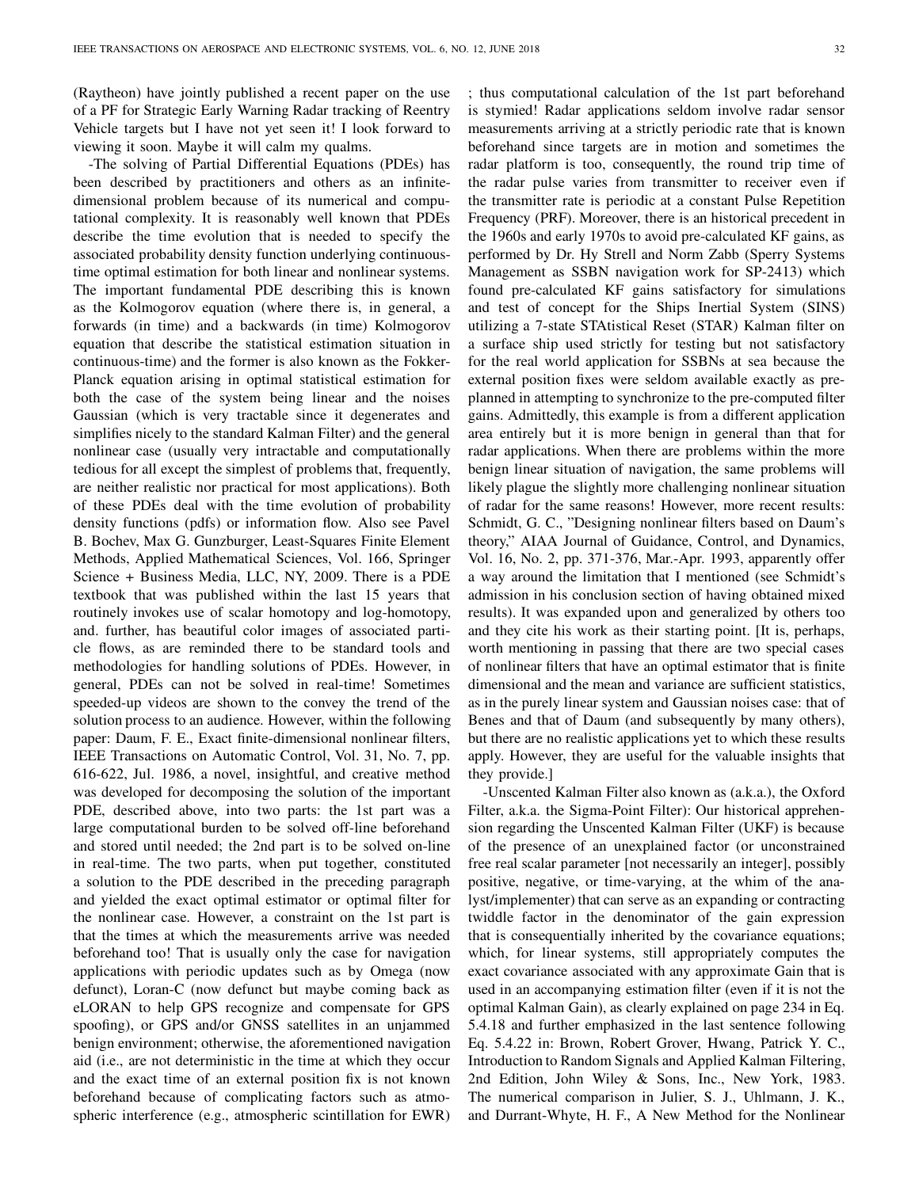(Raytheon) have jointly published a recent paper on the use of a PF for Strategic Early Warning Radar tracking of Reentry Vehicle targets but I have not yet seen it! I look forward to viewing it soon. Maybe it will calm my qualms.

-The solving of Partial Differential Equations (PDEs) has been described by practitioners and others as an infinite-dimensional problem because of its numerical and computational complexity. It is reasonably well known that PDEs describe the time evolution that is needed to specify the associated probability density function underlying continuous-time optimal estimation for both linear and nonlinear systems. The important fundamental PDE describing this is known as the Kolmogorov equation (where there is, in general, a forwards (in time) and a backwards (in time) Kolmogorov equation that describe the statistical estimation situation in continuous-time) and the former is also known as the Fokker-Planck equation arising in optimal statistical estimation for both the case of the system being linear and the noises Gaussian (which is very tractable since it degenerates and simplifies nicely to the standard Kalman Filter) and the general nonlinear case (usually very intractable and computationally tedious for all except the simplest of problems that, frequently, are neither realistic nor practical for most applications). Both of these PDEs deal with the time evolution of probability density functions (pdfs) or information flow. Also see Pavel B. Bochev, Max G. Gunzburger, Least-Squares Finite Element Methods, Applied Mathematical Sciences, Vol. 166, Springer Science + Business Media, LLC, NY, 2009. There is a PDE textbook that was published within the last 15 years that routinely invokes use of scalar homotopy and log-homotopy, and. further, has beautiful color images of associated particle flows, as are reminded there to be standard tools and methodologies for handling solutions of PDEs. However, in general, PDEs can not be solved in real-time! Sometimes speeded-up videos are shown to the convey the trend of the solution process to an audience. However, within the following paper: Daum, F. E., Exact finite-dimensional nonlinear filters, IEEE Transactions on Automatic Control, Vol. 31, No. 7, pp. 616-622, Jul. 1986, a novel, insightful, and creative method was developed for decomposing the solution of the important PDE, described above, into two parts: the 1st part was a large computational burden to be solved off-line beforehand and stored until needed; the 2nd part is to be solved on-line in real-time. The two parts, when put together, constituted a solution to the PDE described in the preceding paragraph and yielded the exact optimal estimator or optimal filter for the nonlinear case. However, a constraint on the 1st part is that the times at which the measurements arrive was needed beforehand too! That is usually only the case for navigation applications with periodic updates such as by Omega (now defunct), Loran-C (now defunct but maybe coming back as eLORAN to help GPS recognize and compensate for GPS spoofing), or GPS and/or GNSS satellites in an unjammed benign environment; otherwise, the aforementioned navigation aid (i.e., are not deterministic in the time at which they occur and the exact time of an external position fix is not known beforehand because of complicating factors such as atmospheric interference (e.g., atmospheric scintillation for EWR); thus computational calculation of the 1st part beforehand is stymied! Radar applications seldom involve radar sensor measurements arriving at a strictly periodic rate that is known beforehand since targets are in motion and sometimes the radar platform is too, consequently, the round trip time of the radar pulse varies from transmitter to receiver even if the transmitter rate is periodic at a constant Pulse Repetition Frequency (PRF). Moreover, there is an historical precedent in the 1960s and early 1970s to avoid pre-calculated KF gains, as performed by Dr. Hy Strell and Norm Zabb (Sperry Systems Management as SSBN navigation work for SP-2413) which found pre-calculated KF gains satisfactory for simulations and test of concept for the Ships Inertial System (SINS) utilizing a 7-state STAtistical Reset (STAR) Kalman filter on a surface ship used strictly for testing but not satisfactory for the real world application for SSBNs at sea because the external position fixes were seldom available exactly as pre-planned in attempting to synchronize to the pre-computed filter gains. Admittedly, this example is from a different application area entirely but it is more benign in general than that for radar applications. When there are problems within the more benign linear situation of navigation, the same problems will likely plague the slightly more challenging nonlinear situation of radar for the same reasons! However, more recent results: Schmidt, G. C., "Designing nonlinear filters based on Daum's theory," AIAA Journal of Guidance, Control, and Dynamics, Vol. 16, No. 2, pp. 371-376, Mar.-Apr. 1993, apparently offer a way around the limitation that I mentioned (see Schmidt's admission in his conclusion section of having obtained mixed results). It was expanded upon and generalized by others too and they cite his work as their starting point. [It is, perhaps, worth mentioning in passing that there are two special cases of nonlinear filters that have an optimal estimator that is finite dimensional and the mean and variance are sufficient statistics, as in the purely linear system and Gaussian noises case: that of Benes and that of Daum (and subsequently by many others), but there are no realistic applications yet to which these results apply. However, they are useful for the valuable insights that they provide.]

-Unscented Kalman Filter also known as (a.k.a.), the Oxford Filter, a.k.a. the Sigma-Point Filter): Our historical apprehension regarding the Unscented Kalman Filter (UKF) is because of the presence of an unexplained factor (or unconstrained free real scalar parameter [not necessarily an integer], possibly positive, negative, or time-varying, at the whim of the analyst/implementer) that can serve as an expanding or contracting twiddle factor in the denominator of the gain expression that is consequentially inherited by the covariance equations; which, for linear systems, still appropriately computes the exact covariance associated with any approximate Gain that is used in an accompanying estimation filter (even if it is not the optimal Kalman Gain), as clearly explained on page 234 in Eq. 5.4.18 and further emphasized in the last sentence following Eq. 5.4.22 in: Brown, Robert Grover, Hwang, Patrick Y. C., Introduction to Random Signals and Applied Kalman Filtering, 2nd Edition, John Wiley & Sons, Inc., New York, 1983. The numerical comparison in Julier, S. J., Uhlmann, J. K., and Durrant-Whyte, H. F., A New Method for the Nonlinear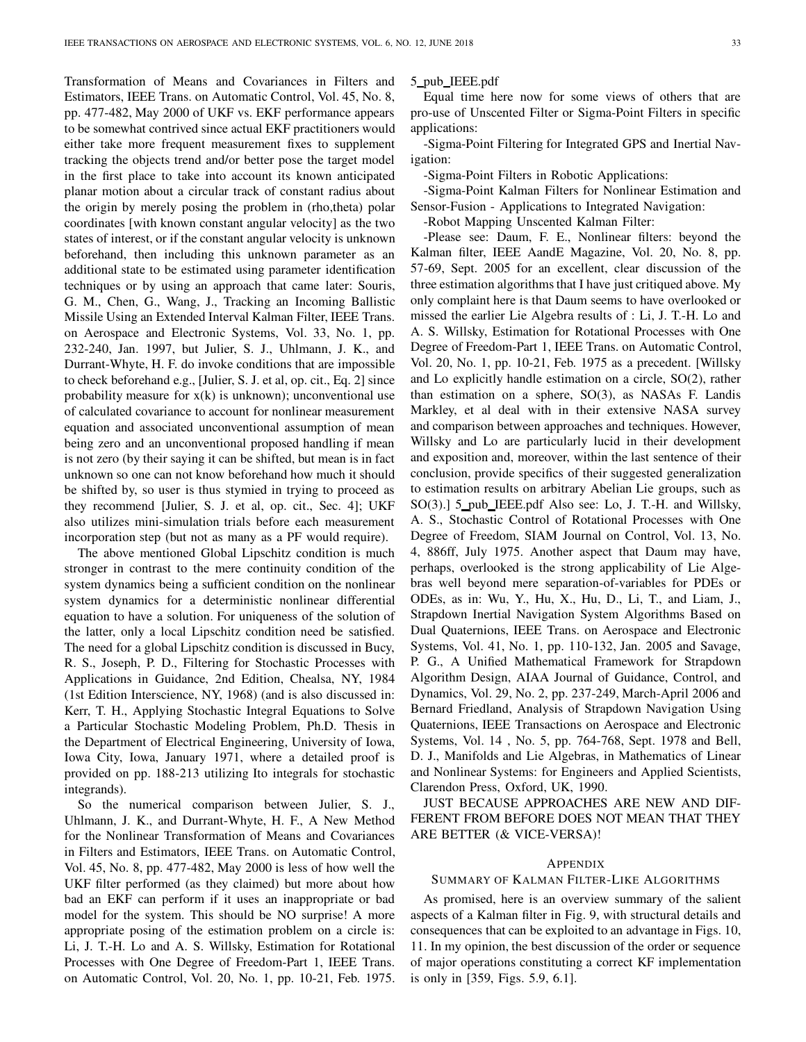Transformation of Means and Covariances in Filters and Estimators, IEEE Trans. on Automatic Control, Vol. 45, No. 8, pp. 477-482, May 2000 of UKF vs. EKF performance appears to be somewhat contrived since actual EKF practitioners would either take more frequent measurement fixes to supplement tracking the objects trend and/or better pose the target model in the first place to take into account its known anticipated planar motion about a circular track of constant radius about the origin by merely posing the problem in (rho,theta) polar coordinates [with known constant angular velocity] as the two states of interest, or if the constant angular velocity is unknown beforehand, then including this unknown parameter as an additional state to be estimated using parameter identification techniques or by using an approach that came later: Souris, G. M., Chen, G., Wang, J., Tracking an Incoming Ballistic Missile Using an Extended Interval Kalman Filter, IEEE Trans. on Aerospace and Electronic Systems, Vol. 33, No. 1, pp. 232-240, Jan. 1997, but Julier, S. J., Uhlmann, J. K., and Durrant-Whyte, H. F. do invoke conditions that are impossible to check beforehand e.g., [Julier, S. J. et al, op. cit., Eq. 2] since probability measure for x(k) is unknown); unconventional use of calculated covariance to account for nonlinear measurement equation and associated unconventional assumption of mean being zero and an unconventional proposed handling if mean is not zero (by their saying it can be shifted, but mean is in fact unknown so one can not know beforehand how much it should be shifted by, so user is thus stymied in trying to proceed as they recommend [Julier, S. J. et al, op. cit., Sec. 4]; UKF also utilizes mini-simulation trials before each measurement incorporation step (but not as many as a PF would require).

The above mentioned Global Lipschitz condition is much stronger in contrast to the mere continuity condition of the system dynamics being a sufficient condition on the nonlinear system dynamics for a deterministic nonlinear differential equation to have a solution. For uniqueness of the solution of the latter, only a local Lipschitz condition need be satisfied. The need for a global Lipschitz condition is discussed in Bucy, R. S., Joseph, P. D., Filtering for Stochastic Processes with Applications in Guidance, 2nd Edition, Chealsa, NY, 1984 (1st Edition Interscience, NY, 1968) (and is also discussed in: Kerr, T. H., Applying Stochastic Integral Equations to Solve a Particular Stochastic Modeling Problem, Ph.D. Thesis in the Department of Electrical Engineering, University of Iowa, Iowa City, Iowa, January 1971, where a detailed proof is provided on pp. 188-213 utilizing Ito integrals for stochastic integrands).

So the numerical comparison between Julier, S. J., Uhlmann, J. K., and Durrant-Whyte, H. F., A New Method for the Nonlinear Transformation of Means and Covariances in Filters and Estimators, IEEE Trans. on Automatic Control, Vol. 45, No. 8, pp. 477-482, May 2000 is less of how well the UKF filter performed (as they claimed) but more about how bad an EKF can perform if it uses an inappropriate or bad model for the system. This should be NO surprise! A more appropriate posing of the estimation problem on a circle is: Li, J. T.-H. Lo and A. S. Willsky, Estimation for Rotational Processes with One Degree of Freedom-Part 1, IEEE Trans. on Automatic Control, Vol. 20, No. 1, pp. 10-21, Feb. 1975. 5_pub_IEEE.pdf

Equal time here now for some views of others that are pro-use of Unscented Filter or Sigma-Point Filters in specific applications:

-Sigma-Point Filtering for Integrated GPS and Inertial Navigation:

-Sigma-Point Filters in Robotic Applications:

-Sigma-Point Kalman Filters for Nonlinear Estimation and Sensor-Fusion - Applications to Integrated Navigation:

-Robot Mapping Unscented Kalman Filter:

-Please see: Daum, F. E., Nonlinear filters: beyond the Kalman filter, IEEE AandE Magazine, Vol. 20, No. 8, pp. 57-69, Sept. 2005 for an excellent, clear discussion of the three estimation algorithms that I have just critiqued above. My only complaint here is that Daum seems to have overlooked or missed the earlier Lie Algebra results of : Li, J. T.-H. Lo and A. S. Willsky, Estimation for Rotational Processes with One Degree of Freedom-Part 1, IEEE Trans. on Automatic Control, Vol. 20, No. 1, pp. 10-21, Feb. 1975 as a precedent. [Willsky and Lo explicitly handle estimation on a circle, SO(2), rather than estimation on a sphere, SO(3), as NASAs F. Landis Markley, et al deal with in their extensive NASA survey and comparison between approaches and techniques. However, Willsky and Lo are particularly lucid in their development and exposition and, moreover, within the last sentence of their conclusion, provide specifics of their suggested generalization to estimation results on arbitrary Abelian Lie groups, such as SO(3).] 5_pub_IEEE.pdf Also see: Lo, J. T.-H. and Willsky, A. S., Stochastic Control of Rotational Processes with One Degree of Freedom, SIAM Journal on Control, Vol. 13, No. 4, 886ff, July 1975. Another aspect that Daum may have, perhaps, overlooked is the strong applicability of Lie Algebras well beyond mere separation-of-variables for PDEs or ODEs, as in: Wu, Y., Hu, X., Hu, D., Li, T., and Liam, J., Strapdown Inertial Navigation System Algorithms Based on Dual Quaternions, IEEE Trans. on Aerospace and Electronic Systems, Vol. 41, No. 1, pp. 110-132, Jan. 2005 and Savage, P. G., A Unified Mathematical Framework for Strapdown Algorithm Design, AIAA Journal of Guidance, Control, and Dynamics, Vol. 29, No. 2, pp. 237-249, March-April 2006 and Bernard Friedland, Analysis of Strapdown Navigation Using Quaternions, IEEE Transactions on Aerospace and Electronic Systems, Vol. 14 , No. 5, pp. 764-768, Sept. 1978 and Bell, D. J., Manifolds and Lie Algebras, in Mathematics of Linear and Nonlinear Systems: for Engineers and Applied Scientists, Clarendon Press, Oxford, UK, 1990.

JUST BECAUSE APPROACHES ARE NEW AND DIFFERENT FROM BEFORE DOES NOT MEAN THAT THEY ARE BETTER (& VICE-VERSA)!

## Appendix
### Summary of Kalman Filter-Like Algorithms

As promised, here is an overview summary of the salient aspects of a Kalman filter in Fig. 9, with structural details and consequences that can be exploited to an advantage in Figs. 10, 11. In my opinion, the best discussion of the order or sequence of major operations constituting a correct KF implementation is only in [359, Figs. 5.9, 6.1].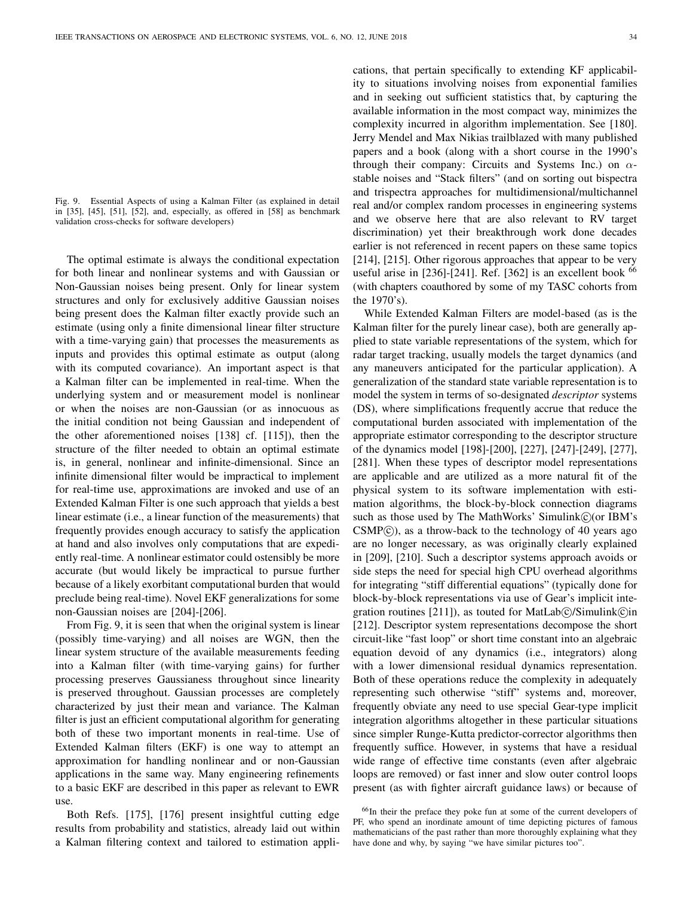Fig. 9. Essential Aspects of using a Kalman Filter (as explained in detail in [35], [45], [51], [52], and, especially, as offered in [58] as benchmark validation cross-checks for software developers)

The optimal estimate is always the conditional expectation for both linear and nonlinear systems and with Gaussian or Non-Gaussian noises being present. Only for linear system structures and only for exclusively additive Gaussian noises being present does the Kalman filter exactly provide such an estimate (using only a finite dimensional linear filter structure with a time-varying gain) that processes the measurements as inputs and provides this optimal estimate as output (along with its computed covariance). An important aspect is that a Kalman filter can be implemented in real-time. When the underlying system and or measurement model is nonlinear or when the noises are non-Gaussian (or as innocuous as the initial condition not being Gaussian and independent of the other aforementioned noises [138] cf. [115]), then the structure of the filter needed to obtain an optimal estimate is, in general, nonlinear and infinite-dimensional. Since an infinite dimensional filter would be impractical to implement for real-time use, approximations are invoked and use of an Extended Kalman Filter is one such approach that yields a best linear estimate (i.e., a linear function of the measurements) that frequently provides enough accuracy to satisfy the application at hand and also involves only computations that are expediently real-time. A nonlinear estimator could ostensibly be more accurate (but would likely be impractical to pursue further because of a likely exorbitant computational burden that would preclude being real-time). Novel EKF generalizations for some non-Gaussian noises are [204]-[206].

From Fig. 9, it is seen that when the original system is linear (possibly time-varying) and all noises are WGN, then the linear system structure of the available measurements feeding into a Kalman filter (with time-varying gains) for further processing preserves Gaussianess throughout since linearity is preserved throughout. Gaussian processes are completely characterized by just their mean and variance. The Kalman filter is just an efficient computational algorithm for generating both of these two important monents in real-time. Use of Extended Kalman filters (EKF) is one way to attempt an approximation for handling nonlinear and or non-Gaussian applications in the same way. Many engineering refinements to a basic EKF are described in this paper as relevant to EWR use.

Both Refs. [175], [176] present insightful cutting edge results from probability and statistics, already laid out within a Kalman filtering context and tailored to estimation applications, that pertain specifically to extending KF applicability to situations involving noises from exponential families and in seeking out sufficient statistics that, by capturing the available information in the most compact way, minimizes the complexity incurred in algorithm implementation. See [180]. Jerry Mendel and Max Nikias trailblazed with many published papers and a book (along with a short course in the 1990's through their company: Circuits and Systems Inc.) on $\alpha$-stable noises and "Stack filters" (and on sorting out bispectra and trispectra approaches for multidimensional/multichannel real and/or complex random processes in engineering systems and we observe here that are also relevant to RV target discrimination) yet their breakthrough work done decades earlier is not referenced in recent papers on these same topics [214], [215]. Other rigorous approaches that appear to be very useful arise in [236]-[241]. Ref. [362] is an excellent book [66] (with chapters coauthored by some of my TASC cohorts from the 1970's).

While Extended Kalman Filters are model-based (as is the Kalman filter for the purely linear case), both are generally applied to state variable representations of the system, which for radar target tracking, usually models the target dynamics (and any maneuvers anticipated for the particular application). A generalization of the standard state variable representation is to model the system in terms of so-designated *descriptor* systems (DS), where simplifications frequently accrue that reduce the computational burden associated with implementation of the appropriate estimator corresponding to the descriptor structure of the dynamics model [198]-[200], [227], [247]-[249], [277], [281]. When these types of descriptor model representations are applicable and are utilized as a more natural fit of the physical system to its software implementation with estimation algorithms, the block-by-block connection diagrams such as those used by The MathWorks' Simulink©(or IBM's CSMP©), as a throw-back to the technology of 40 years ago are no longer necessary, as was originally clearly explained in [209], [210]. Such a descriptor systems approach avoids or side steps the need for special high CPU overhead algorithms for integrating "stiff differential equations" (typically done for block-by-block representations via use of Gear's implicit integration routines [211]), as touted for MatLab©/Simulink©in [212]. Descriptor system representations decompose the short circuit-like "fast loop" or short time constant into an algebraic equation devoid of any dynamics (i.e., integrators) along with a lower dimensional residual dynamics representation. Both of these operations reduce the complexity in adequately representing such otherwise "stiff" systems and, moreover, frequently obviate any need to use special Gear-type implicit integration algorithms altogether in these particular situations since simpler Runge-Kutta predictor-corrector algorithms then frequently suffice. However, in systems that have a residual wide range of effective time constants (even after algebraic loops are removed) or fast inner and slow outer control loops present (as with fighter aircraft guidance laws) or because of

[66] In their the preface they poke fun at some of the current developers of PF, who spend an inordinate amount of time depicting pictures of famous mathematicians of the past rather than more thoroughly explaining what they have done and why, by saying "we have similar pictures too".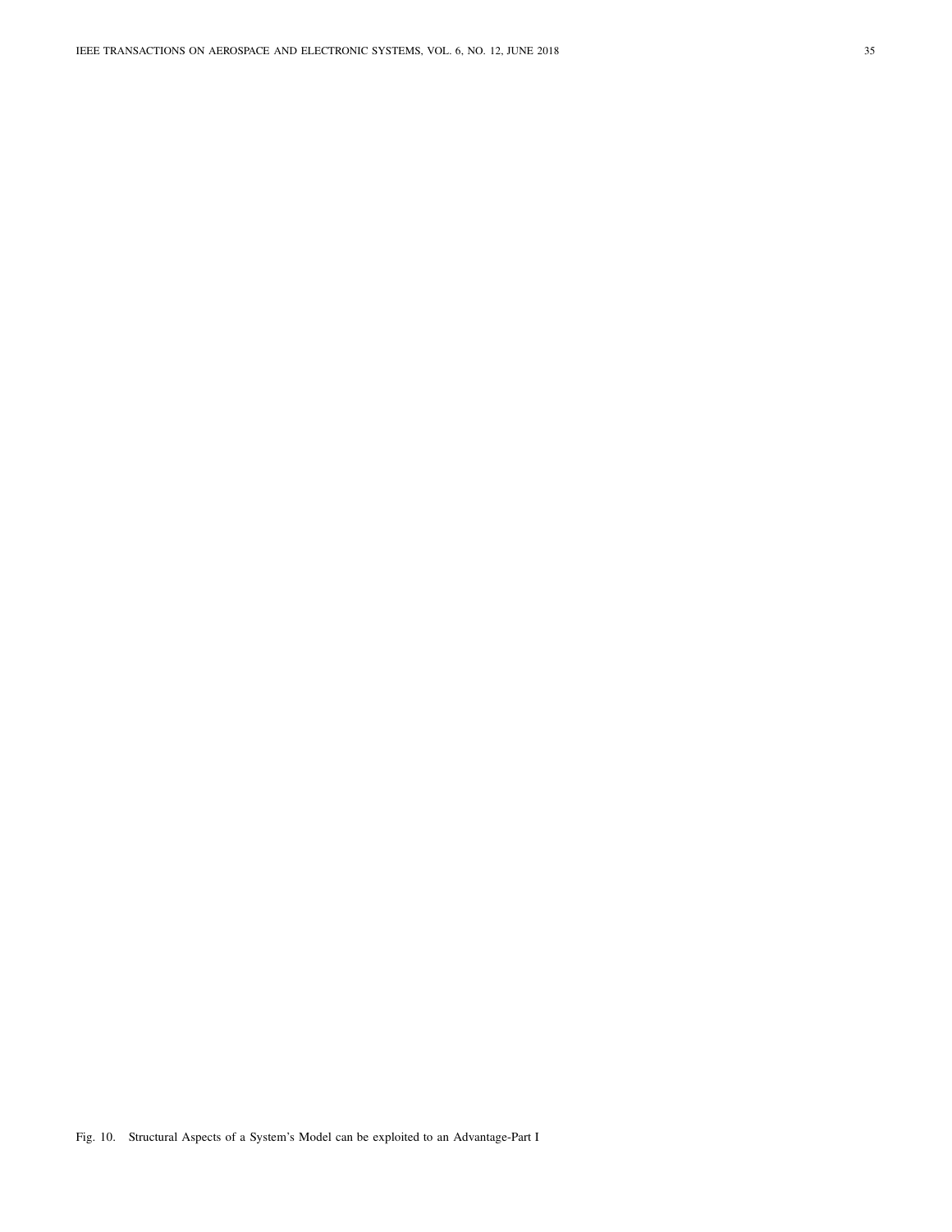Fig. 10. Structural Aspects of a System's Model can be exploited to an Advantage-Part I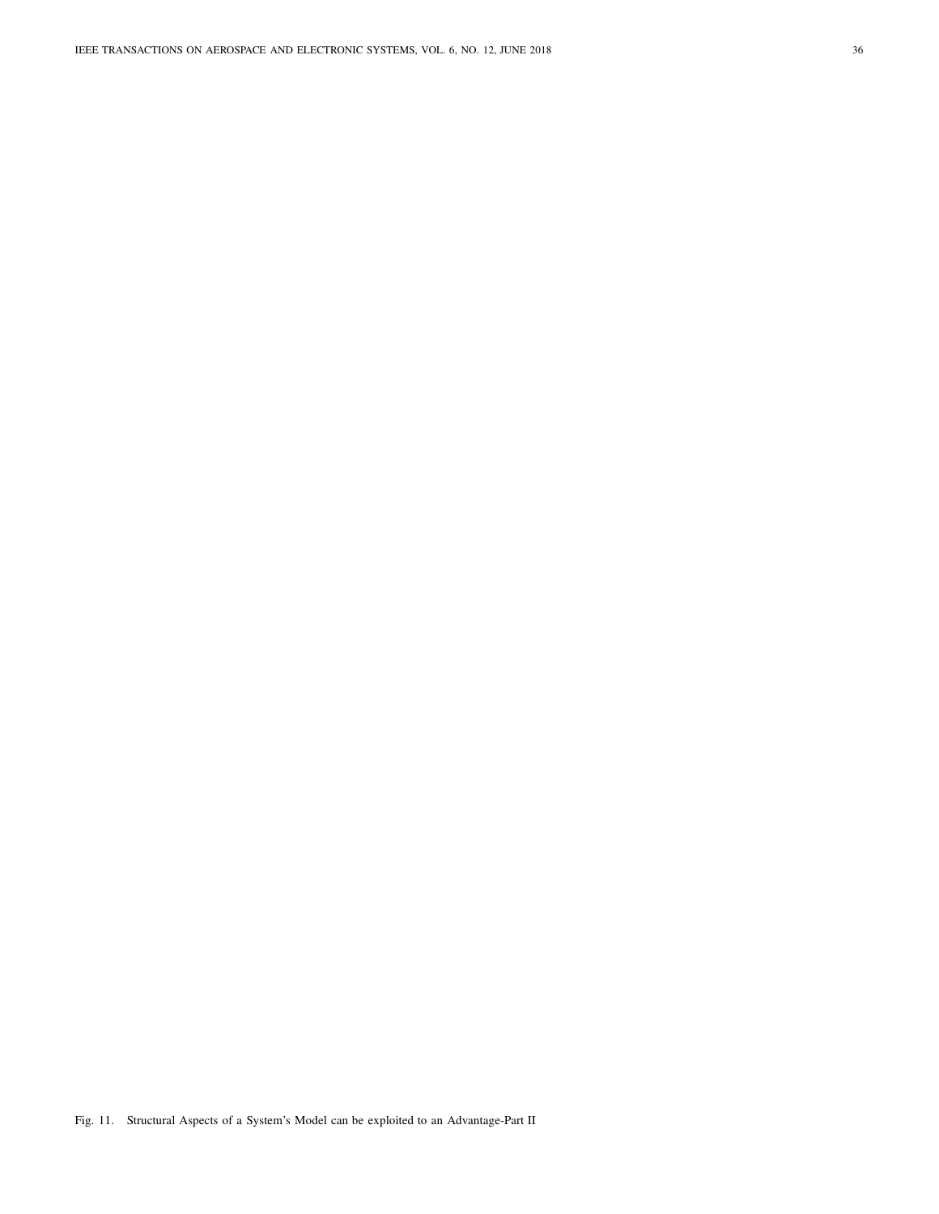Fig. 11. Structural Aspects of a System's Model can be exploited to an Advantage-Part II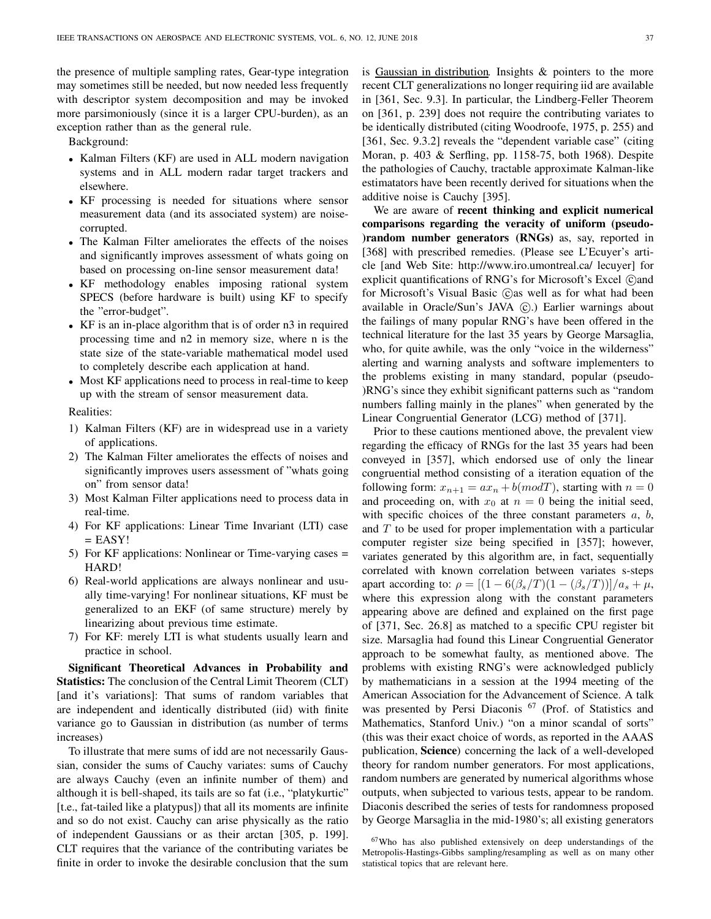the presence of multiple sampling rates, Gear-type integration may sometimes still be needed, but now needed less frequently with descriptor system decomposition and may be invoked more parsimoniously (since it is a larger CPU-burden), as an exception rather than as the general rule.

Background:

- Kalman Filters (KF) are used in ALL modern navigation systems and in ALL modern radar target trackers and elsewhere.
- KF processing is needed for situations where sensor measurement data (and its associated system) are noise-corrupted.
- The Kalman Filter ameliorates the effects of the noises and significantly improves assessment of whats going on based on processing on-line sensor measurement data!
- KF methodology enables imposing rational system SPECS (before hardware is built) using KF to specify the "error-budget".
- KF is an in-place algorithm that is of order n3 in required processing time and n2 in memory size, where n is the state size of the state-variable mathematical model used to completely describe each application at hand.
- Most KF applications need to process in real-time to keep up with the stream of sensor measurement data.

Realities:

1) Kalman Filters (KF) are in widespread use in a variety of applications.
2) The Kalman Filter ameliorates the effects of noises and significantly improves users assessment of "whats going on" from sensor data!
3) Most Kalman Filter applications need to process data in real-time.
4) For KF applications: Linear Time Invariant (LTI) case = EASY!
5) For KF applications: Nonlinear or Time-varying cases = HARD!
6) Real-world applications are always nonlinear and usually time-varying! For nonlinear situations, KF must be generalized to an EKF (of same structure) merely by linearizing about previous time estimate.
7) For KF: merely LTI is what students usually learn and practice in school.

**Significant Theoretical Advances in Probability and Statistics:** The conclusion of the Central Limit Theorem (CLT) [and it's variations]: That sums of random variables that are independent and identically distributed (iid) with finite variance go to Gaussian in distribution (as number of terms increases)

To illustrate that mere sums of idd are not necessarily Gaussian, consider the sums of Cauchy variates: sums of Cauchy are always Cauchy (even an infinite number of them) and although it is bell-shaped, its tails are so fat (i.e., "platykurtic" [t.e., fat-tailed like a platypus]) that all its moments are infinite and so do not exist. Cauchy can arise physically as the ratio of independent Gaussians or as their arctan [305, p. 199]. CLT requires that the variance of the contributing variates be finite in order to invoke the desirable conclusion that the sum is Gaussian in distribution. Insights & pointers to the more recent CLT generalizations no longer requiring iid are available in [361, Sec. 9.3]. In particular, the Lindberg-Feller Theorem on [361, p. 239] does not require the contributing variates to be identically distributed (citing Woodroofe, 1975, p. 255) and [361, Sec. 9.3.2] reveals the "dependent variable case" (citing Moran, p. 403 & Serfling, pp. 1158-75, both 1968). Despite the pathologies of Cauchy, tractable approximate Kalman-like estimatators have been recently derived for situations when the additive noise is Cauchy [395].

We are aware of **recent thinking and explicit numerical comparisons regarding the veracity of uniform (pseudo-)random number generators (RNGs)** as, say, reported in [368] with prescribed remedies. (Please see L'Ecuyer's article [and Web Site: http://www.iro.umontreal.ca/ lecuyer] for explicit quantifications of RNG's for Microsoft's Excel ©and for Microsoft's Visual Basic ©as well as for what had been available in Oracle/Sun's JAVA ©.) Earlier warnings about the failings of many popular RNG's have been offered in the technical literature for the last 35 years by George Marsaglia, who, for quite awhile, was the only "voice in the wilderness" alerting and warning analysts and software implementers to the problems existing in many standard, popular (pseudo-)RNG's since they exhibit significant patterns such as "random numbers falling mainly in the planes" when generated by the Linear Congruential Generator (LCG) method of [371].

Prior to these cautions mentioned above, the prevalent view regarding the efficacy of RNGs for the last 35 years had been conveyed in [357], which endorsed use of only the linear congruential method consisting of a iteration equation of the following form: $x_{n+1} = ax_n + b(modT)$, starting with $n = 0$ and proceeding on, with $x_0$ at $n = 0$ being the initial seed, with specific choices of the three constant parameters $a$, $b$, and $T$ to be used for proper implementation with a particular computer register size being specified in [357]; however, variates generated by this algorithm are, in fact, sequentially correlated with known correlation between variates s-steps apart according to: $\rho = [(1 - 6(\beta_s/T)(1 - (\beta_s/T))]/a_s + \mu$, where this expression along with the constant parameters appearing above are defined and explained on the first page of [371, Sec. 26.8] as matched to a specific CPU register bit size. Marsaglia had found this Linear Congruential Generator approach to be somewhat faulty, as mentioned above. The problems with existing RNG's were acknowledged publicly by mathematicians in a session at the 1994 meeting of the American Association for the Advancement of Science. A talk was presented by Persi Diaconis [67] (Prof. of Statistics and Mathematics, Stanford Univ.) "on a minor scandal of sorts" (this was their exact choice of words, as reported in the AAAS publication, **Science**) concerning the lack of a well-developed theory for random number generators. For most applications, random numbers are generated by numerical algorithms whose outputs, when subjected to various tests, appear to be random. Diaconis described the series of tests for randomness proposed by George Marsaglia in the mid-1980's; all existing generators

[67] Who has also published extensively on deep understandings of the Metropolis-Hastings-Gibbs sampling/resampling as well as on many other statistical topics that are relevant here.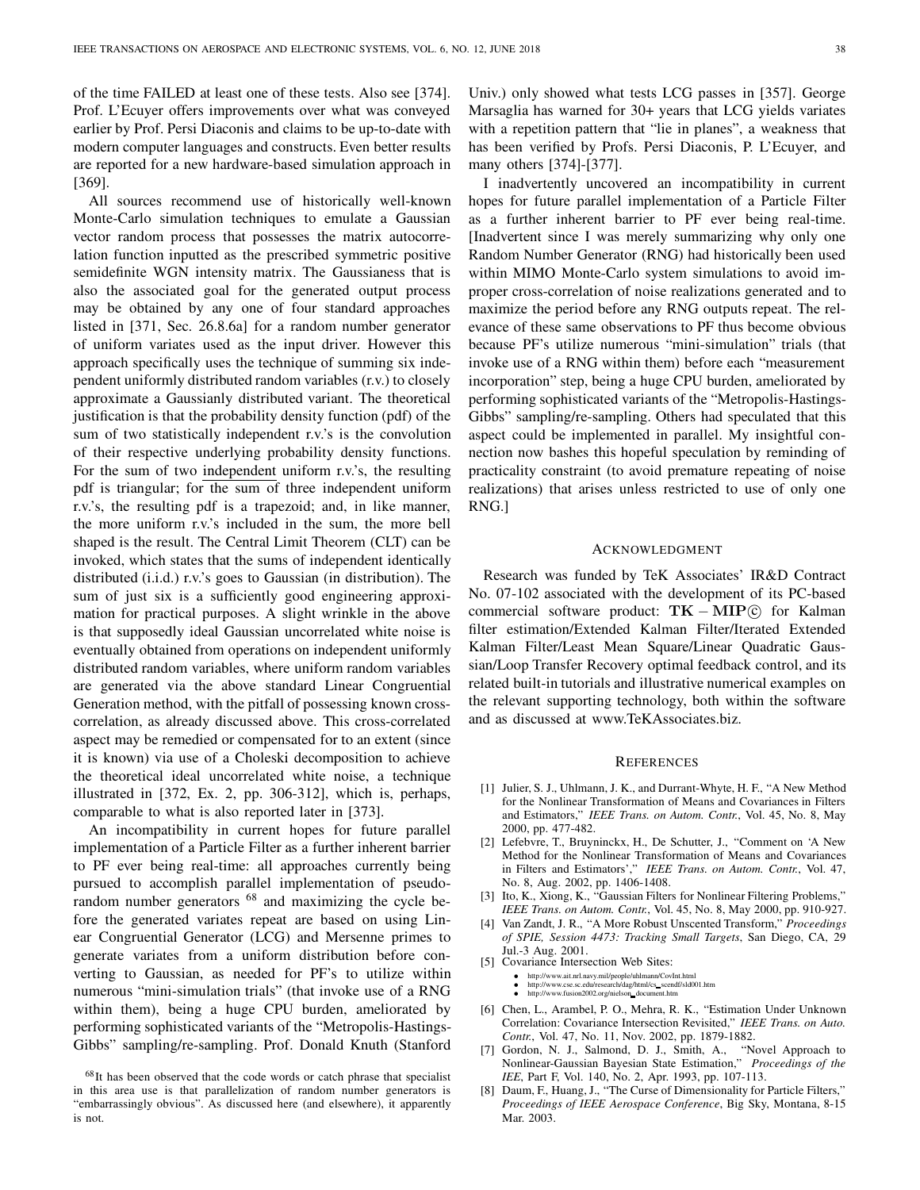of the time FAILED at least one of these tests. Also see [374]. Prof. L'Ecuyer offers improvements over what was conveyed earlier by Prof. Persi Diaconis and claims to be up-to-date with modern computer languages and constructs. Even better results are reported for a new hardware-based simulation approach in [369].

All sources recommend use of historically well-known Monte-Carlo simulation techniques to emulate a Gaussian vector random process that possesses the matrix autocorrelation function inputted as the prescribed symmetric positive semidefinite WGN intensity matrix. The Gaussianess that is also the associated goal for the generated output process may be obtained by any one of four standard approaches listed in [371, Sec. 26.8.6a] for a random number generator of uniform variates used as the input driver. However this approach specifically uses the technique of summing six independent uniformly distributed random variables (r.v.) to closely approximate a Gaussianly distributed variant. The theoretical justification is that the probability density function (pdf) of the sum of two statistically independent r.v.'s is the convolution of their respective underlying probability density functions. For the sum of two independent uniform r.v.'s, the resulting pdf is triangular; for the sum of three independent uniform r.v.'s, the resulting pdf is a trapezoid; and, in like manner, the more uniform r.v.'s included in the sum, the more bell shaped is the result. The Central Limit Theorem (CLT) can be invoked, which states that the sums of independent identically distributed (i.i.d.) r.v.'s goes to Gaussian (in distribution). The sum of just six is a sufficiently good engineering approximation for practical purposes. A slight wrinkle in the above is that supposedly ideal Gaussian uncorrelated white noise is eventually obtained from operations on independent uniformly distributed random variables, where uniform random variables are generated via the above standard Linear Congruential Generation method, with the pitfall of possessing known cross-correlation, as already discussed above. This cross-correlated aspect may be remedied or compensated for to an extent (since it is known) via use of a Choleski decomposition to achieve the theoretical ideal uncorrelated white noise, a technique illustrated in [372, Ex. 2, pp. 306-312], which is, perhaps, comparable to what is also reported later in [373].

An incompatibility in current hopes for future parallel implementation of a Particle Filter as a further inherent barrier to PF ever being real-time: all approaches currently being pursued to accomplish parallel implementation of pseudo-random number generators [68] and maximizing the cycle before the generated variates repeat are based on using Linear Congruential Generator (LCG) and Mersenne primes to generate variates from a uniform distribution before converting to Gaussian, as needed for PF's to utilize within numerous "mini-simulation trials" (that invoke use of a RNG within them), being a huge CPU burden, ameliorated by performing sophisticated variants of the "Metropolis-Hastings-Gibbs" sampling/re-sampling. Prof. Donald Knuth (Stanford Univ.) only showed what tests LCG passes in [357]. George Marsaglia has warned for 30+ years that LCG yields variates with a repetition pattern that "lie in planes", a weakness that has been verified by Profs. Persi Diaconis, P. L'Ecuyer, and many others [374]-[377].

I inadvertently uncovered an incompatibility in current hopes for future parallel implementation of a Particle Filter as a further inherent barrier to PF ever being real-time. [Inadvertent since I was merely summarizing why only one Random Number Generator (RNG) had historically been used within MIMO Monte-Carlo system simulations to avoid improper cross-correlation of noise realizations generated and to maximize the period before any RNG outputs repeat. The relevance of these same observations to PF thus become obvious because PF's utilize numerous "mini-simulation" trials (that invoke use of a RNG within them) before each "measurement incorporation" step, being a huge CPU burden, ameliorated by performing sophisticated variants of the "Metropolis-Hastings-Gibbs" sampling/re-sampling. Others had speculated that this aspect could be implemented in parallel. My insightful connection now bashes this hopeful speculation by reminding of practicality constraint (to avoid premature repeating of noise realizations) that arises unless restricted to use of only one RNG.]

[68] It has been observed that the code words or catch phrase that specialist in this area use is that parallelization of random number generators is "embarrassingly obvious". As discussed here (and elsewhere), it apparently is not.

## Acknowledgment

Research was funded by TeK Associates' IR&D Contract No. 07-102 associated with the development of its PC-based commercial software product: **TK – MIP**© for Kalman filter estimation/Extended Kalman Filter/Iterated Extended Kalman Filter/Least Mean Square/Linear Quadratic Gaussian/Loop Transfer Recovery optimal feedback control, and its related built-in tutorials and illustrative numerical examples on the relevant supporting technology, both within the software and as discussed at www.TeKAssociates.biz.

## References

[1] Julier, S. J., Uhlmann, J. K., and Durrant-Whyte, H. F., "A New Method for the Nonlinear Transformation of Means and Covariances in Filters and Estimators," *IEEE Trans. on Autom. Contr.*, Vol. 45, No. 8, May 2000, pp. 477-482.

[2] Lefebvre, T., Bruyninckx, H., De Schutter, J., "Comment on 'A New Method for the Nonlinear Transformation of Means and Covariances in Filters and Estimators'," *IEEE Trans. on Autom. Contr.*, Vol. 47, No. 8, Aug. 2002, pp. 1406-1408.

[3] Ito, K., Xiong, K., "Gaussian Filters for Nonlinear Filtering Problems," *IEEE Trans. on Autom. Contr.*, Vol. 45, No. 8, May 2000, pp. 910-927.

[4] Van Zandt, J. R., "A More Robust Unscented Transform," *Proceedings of SPIE, Session 4473: Tracking Small Targets*, San Diego, CA, 29 Jul.-3 Aug. 2001.

[5] Covariance Intersection Web Sites:
- http://www.ait.nrl.navy.mil/people/uhlmann/CovInt.html
- http://www.cse.sc.edu/research/dag/html/cs_scendf/sld001.htm
- http://www.fusion2002.org/nielson_document.htm

[6] Chen, L., Arambel, P. O., Mehra, R. K., "Estimation Under Unknown Correlation: Covariance Intersection Revisited," *IEEE Trans. on Auto. Contr.*, Vol. 47, No. 11, Nov. 2002, pp. 1879-1882.

[7] Gordon, N. J., Salmond, D. J., Smith, A., "Novel Approach to Nonlinear-Gaussian Bayesian State Estimation," *Proceedings of the IEE*, Part F, Vol. 140, No. 2, Apr. 1993, pp. 107-113.

[8] Daum, F., Huang, J., "The Curse of Dimensionality for Particle Filters," *Proceedings of IEEE Aerospace Conference*, Big Sky, Montana, 8-15 Mar. 2003.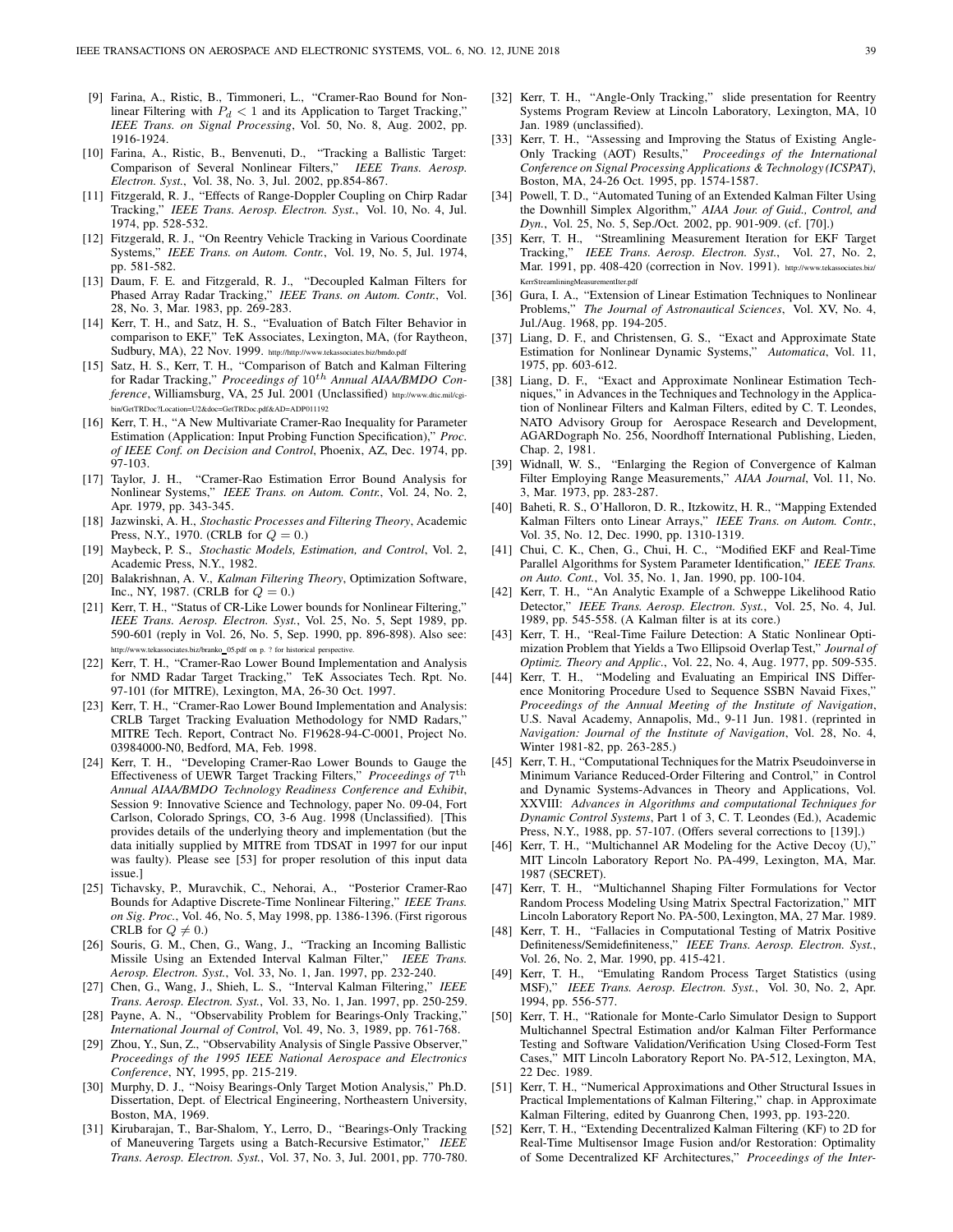[9] Farina, A., Ristic, B., Timmoneri, L., "Cramer-Rao Bound for Nonlinear Filtering with $P_d < 1$ and its Application to Target Tracking," *IEEE Trans. on Signal Processing*, Vol. 50, No. 8, Aug. 2002, pp. 1916-1924.

[10] Farina, A., Ristic, B., Benvenuti, D., "Tracking a Ballistic Target: Comparison of Several Nonlinear Filters," *IEEE Trans. Aerosp. Electron. Syst.*, Vol. 38, No. 3, Jul. 2002, pp.854-867.

[11] Fitzgerald, R. J., "Effects of Range-Doppler Coupling on Chirp Radar Tracking," *IEEE Trans. Aerosp. Electron. Syst.*, Vol. 10, No. 4, Jul. 1974, pp. 528-532.

[12] Fitzgerald, R. J., "On Reentry Vehicle Tracking in Various Coordinate Systems," *IEEE Trans. on Autom. Contr.*, Vol. 19, No. 5, Jul. 1974, pp. 581-582.

[13] Daum, F. E. and Fitzgerald, R. J., "Decoupled Kalman Filters for Phased Array Radar Tracking," *IEEE Trans. on Autom. Contr.*, Vol. 28, No. 3, Mar. 1983, pp. 269-283.

[14] Kerr, T. H., and Satz, H. S., "Evaluation of Batch Filter Behavior in comparison to EKF," TeK Associates, Lexington, MA, (for Raytheon, Sudbury, MA), 22 Nov. 1999. http://http://www.tekassociates.biz/bmdo.pdf

[15] Satz, H. S., Kerr, T. H., "Comparison of Batch and Kalman Filtering for Radar Tracking," *Proceedings of $10^{th}$ Annual AIAA/BMDO Conference*, Williamsburg, VA, 25 Jul. 2001 (Unclassified) http://www.dtic.mil/cgi-bin/GetTRDoc?Location=U2&doc=GetTRDoc.pdf&AD=ADP011192

[16] Kerr, T. H., "A New Multivariate Cramer-Rao Inequality for Parameter Estimation (Application: Input Probing Function Specification)," *Proc. of IEEE Conf. on Decision and Control*, Phoenix, AZ, Dec. 1974, pp. 97-103.

[17] Taylor, J. H., "Cramer-Rao Estimation Error Bound Analysis for Nonlinear Systems," *IEEE Trans. on Autom. Contr.*, Vol. 24, No. 2, Apr. 1979, pp. 343-345.

[18] Jazwinski, A. H., *Stochastic Processes and Filtering Theory*, Academic Press, N.Y., 1970. (CRLB for $Q = 0$.)

[19] Maybeck, P. S., *Stochastic Models, Estimation, and Control*, Vol. 2, Academic Press, N.Y., 1982.

[20] Balakrishnan, A. V., *Kalman Filtering Theory*, Optimization Software, Inc., NY, 1987. (CRLB for $Q = 0$.)

[21] Kerr, T. H., "Status of CR-Like Lower bounds for Nonlinear Filtering," *IEEE Trans. Aerosp. Electron. Syst.*, Vol. 25, No. 5, Sept 1989, pp. 590-601 (reply in Vol. 26, No. 5, Sep. 1990, pp. 896-898). Also see: http://www.tekassociates.biz/branko_05.pdf on p. ? for historical perspective.

[22] Kerr, T. H., "Cramer-Rao Lower Bound Implementation and Analysis for NMD Radar Target Tracking," TeK Associates Tech. Rpt. No. 97-101 (for MITRE), Lexington, MA, 26-30 Oct. 1997.

[23] Kerr, T. H., "Cramer-Rao Lower Bound Implementation and Analysis: CRLB Target Tracking Evaluation Methodology for NMD Radars," MITRE Tech. Report, Contract No. F19628-94-C-0001, Project No. 03984000-N0, Bedford, MA, Feb. 1998.

[24] Kerr, T. H., "Developing Cramer-Rao Lower Bounds to Gauge the Effectiveness of UEWR Target Tracking Filters," *Proceedings of $7^{\text{th}}$ Annual AIAA/BMDO Technology Readiness Conference and Exhibit*, Session 9: Innovative Science and Technology, paper No. 09-04, Fort Carlson, Colorado Springs, CO, 3-6 Aug. 1998 (Unclassified). [This provides details of the underlying theory and implementation (but the data initially supplied by MITRE from TDSAT in 1997 for our input was faulty). Please see [53] for proper resolution of this input data issue.]

[25] Tichavsky, P., Muravchik, C., Nehorai, A., "Posterior Cramer-Rao Bounds for Adaptive Discrete-Time Nonlinear Filtering," *IEEE Trans. on Sig. Proc.*, Vol. 46, No. 5, May 1998, pp. 1386-1396. (First rigorous CRLB for $Q \neq 0$.)

[26] Souris, G. M., Chen, G., Wang, J., "Tracking an Incoming Ballistic Missile Using an Extended Interval Kalman Filter," *IEEE Trans. Aerosp. Electron. Syst.*, Vol. 33, No. 1, Jan. 1997, pp. 232-240.

[27] Chen, G., Wang, J., Shieh, L. S., "Interval Kalman Filtering," *IEEE Trans. Aerosp. Electron. Syst.*, Vol. 33, No. 1, Jan. 1997, pp. 250-259.

[28] Payne, A. N., "Observability Problem for Bearings-Only Tracking," *International Journal of Control*, Vol. 49, No. 3, 1989, pp. 761-768.

[29] Zhou, Y., Sun, Z., "Observability Analysis of Single Passive Observer," *Proceedings of the 1995 IEEE National Aerospace and Electronics Conference*, NY, 1995, pp. 215-219.

[30] Murphy, D. J., "Noisy Bearings-Only Target Motion Analysis," Ph.D. Dissertation, Dept. of Electrical Engineering, Northeastern University, Boston, MA, 1969.

[31] Kirubarajan, T., Bar-Shalom, Y., Lerro, D., "Bearings-Only Tracking of Maneuvering Targets using a Batch-Recursive Estimator," *IEEE Trans. Aerosp. Electron. Syst.*, Vol. 37, No. 3, Jul. 2001, pp. 770-780.

[32] Kerr, T. H., "Angle-Only Tracking," slide presentation for Reentry Systems Program Review at Lincoln Laboratory, Lexington, MA, 10 Jan. 1989 (unclassified).

[33] Kerr, T. H., "Assessing and Improving the Status of Existing Angle-Only Tracking (AOT) Results," *Proceedings of the International Conference on Signal Processing Applications & Technology (ICSPAT)*, Boston, MA, 24-26 Oct. 1995, pp. 1574-1587.

[34] Powell, T. D., "Automated Tuning of an Extended Kalman Filter Using the Downhill Simplex Algorithm," *AIAA Jour. of Guid., Control, and Dyn.*, Vol. 25, No. 5, Sep./Oct. 2002, pp. 901-909. (cf. [70].)

[35] Kerr, T. H., "Streamlining Measurement Iteration for EKF Target Tracking," *IEEE Trans. Aerosp. Electron. Syst.*, Vol. 27, No. 2, Mar. 1991, pp. 408-420 (correction in Nov. 1991). http://www.tekassociates.biz/KerrStreamliningMeasurementIter.pdf

[36] Gura, I. A., "Extension of Linear Estimation Techniques to Nonlinear Problems," *The Journal of Astronautical Sciences*, Vol. XV, No. 4, Jul./Aug. 1968, pp. 194-205.

[37] Liang, D. F., and Christensen, G. S., "Exact and Approximate State Estimation for Nonlinear Dynamic Systems," *Automatica*, Vol. 11, 1975, pp. 603-612.

[38] Liang, D. F., "Exact and Approximate Nonlinear Estimation Techniques," in Advances in the Techniques and Technology in the Application of Nonlinear Filters and Kalman Filters, edited by C. T. Leondes, NATO Advisory Group for Aerospace Research and Development, AGARDograph No. 256, Noordhoff International Publishing, Lieden, Chap. 2, 1981.

[39] Widnall, W. S., "Enlarging the Region of Convergence of Kalman Filter Employing Range Measurements," *AIAA Journal*, Vol. 11, No. 3, Mar. 1973, pp. 283-287.

[40] Baheti, R. S., O'Halloron, D. R., Itzkowitz, H. R., "Mapping Extended Kalman Filters onto Linear Arrays," *IEEE Trans. on Autom. Contr.*, Vol. 35, No. 12, Dec. 1990, pp. 1310-1319.

[41] Chui, C. K., Chen, G., Chui, H. C., "Modified EKF and Real-Time Parallel Algorithms for System Parameter Identification," *IEEE Trans. on Auto. Cont.*, Vol. 35, No. 1, Jan. 1990, pp. 100-104.

[42] Kerr, T. H., "An Analytic Example of a Schweppe Likelihood Ratio Detector," *IEEE Trans. Aerosp. Electron. Syst.*, Vol. 25, No. 4, Jul. 1989, pp. 545-558. (A Kalman filter is at its core.)

[43] Kerr, T. H., "Real-Time Failure Detection: A Static Nonlinear Optimization Problem that Yields a Two Ellipsoid Overlap Test," *Journal of Optimiz. Theory and Applic.*, Vol. 22, No. 4, Aug. 1977, pp. 509-535.

[44] Kerr, T. H., "Modeling and Evaluating an Empirical INS Difference Monitoring Procedure Used to Sequence SSBN Navaid Fixes," *Proceedings of the Annual Meeting of the Institute of Navigation*, U.S. Naval Academy, Annapolis, Md., 9-11 Jun. 1981. (reprinted in *Navigation: Journal of the Institute of Navigation*, Vol. 28, No. 4, Winter 1981-82, pp. 263-285.)

[45] Kerr, T. H., "Computational Techniques for the Matrix Pseudoinverse in Minimum Variance Reduced-Order Filtering and Control," in Control and Dynamic Systems-Advances in Theory and Applications, Vol. XXVIII: *Advances in Algorithms and computational Techniques for Dynamic Control Systems*, Part 1 of 3, C. T. Leondes (Ed.), Academic Press, N.Y., 1988, pp. 57-107. (Offers several corrections to [139].)

[46] Kerr, T. H., "Multichannel AR Modeling for the Active Decoy (U)," MIT Lincoln Laboratory Report No. PA-499, Lexington, MA, Mar. 1987 (SECRET).

[47] Kerr, T. H., "Multichannel Shaping Filter Formulations for Vector Random Process Modeling Using Matrix Spectral Factorization," MIT Lincoln Laboratory Report No. PA-500, Lexington, MA, 27 Mar. 1989.

[48] Kerr, T. H., "Fallacies in Computational Testing of Matrix Positive Definiteness/Semidefiniteness," *IEEE Trans. Aerosp. Electron. Syst.*, Vol. 26, No. 2, Mar. 1990, pp. 415-421.

[49] Kerr, T. H., "Emulating Random Process Target Statistics (using MSF)," *IEEE Trans. Aerosp. Electron. Syst.*, Vol. 30, No. 2, Apr. 1994, pp. 556-577.

[50] Kerr, T. H., "Rationale for Monte-Carlo Simulator Design to Support Multichannel Spectral Estimation and/or Kalman Filter Performance Testing and Software Validation/Verification Using Closed-Form Test Cases," MIT Lincoln Laboratory Report No. PA-512, Lexington, MA, 22 Dec. 1989.

[51] Kerr, T. H., "Numerical Approximations and Other Structural Issues in Practical Implementations of Kalman Filtering," chap. in Approximate Kalman Filtering, edited by Guanrong Chen, 1993, pp. 193-220.

[52] Kerr, T. H., "Extending Decentralized Kalman Filtering (KF) to 2D for Real-Time Multisensor Image Fusion and/or Restoration: Optimality of Some Decentralized KF Architectures," *Proceedings of the Inter-*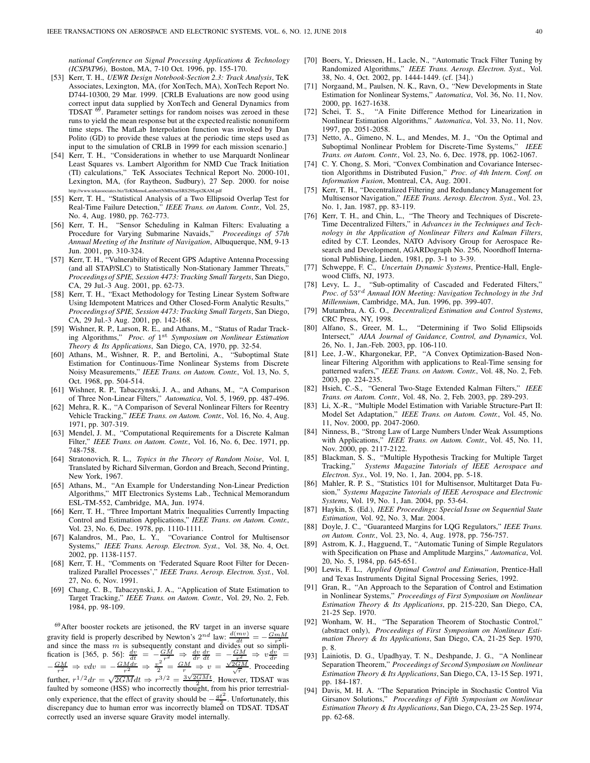*national Conference on Signal Processing Applications & Technology (ICSPAT96)*, Boston, MA, 7-10 Oct. 1996, pp. 155-170.

[53] Kerr, T. H., *UEWR Design Notebook-Section 2.3: Track Analysis*, TeK Associates, Lexington, MA, (for XonTech, MA), XonTech Report No. D744-10300, 29 Mar. 1999. [CRLB Evaluations are now good using correct input data supplied by XonTech and General Dynamics from TDSAT [69]. Parameter settings for random noises was zeroed in these runs to yield the mean response but at the expected realistic nonuniform time steps. The MatLab Interpolation function was invoked by Dan Polito (GD) to provide these values at the periodic time steps used as input to the simulation of CRLB in 1999 for each mission scenario.]

[54] Kerr, T. H., "Considerations in whether to use Marquardt Nonlinear Least Squares vs. Lambert Algorithm for NMD Cue Track Initiation (TI) calculations," TeK Associates Technical Report No. 2000-101, Lexington, MA, (for Raytheon, Sudbury), 27 Sep. 2000. for noise http://www.tekassociates.biz/TeKMemoLambertNMDcueSRS29Sept2KAM.pdf

[55] Kerr, T. H., "Statistical Analysis of a Two Ellipsoid Overlap Test for Real-Time Failure Detection," *IEEE Trans. on Autom. Contr.*, Vol. 25, No. 4, Aug. 1980, pp. 762-773.

[56] Kerr, T. H., "Sensor Scheduling in Kalman Filters: Evaluating a Procedure for Varying Submarine Navaids," *Proceedings of 57th Annual Meeting of the Institute of Navigation*, Albuquerque, NM, 9-13 Jun. 2001, pp. 310-324.

[57] Kerr, T. H., "Vulnerability of Recent GPS Adaptive Antenna Processing (and all STAP/SLC) to Statistically Non-Stationary Jammer Threats," *Proceedings of SPIE, Session 4473: Tracking Small Targets*, San Diego, CA, 29 Jul.-3 Aug. 2001, pp. 62-73.

[58] Kerr, T. H., "Exact Methodology for Testing Linear System Software Using Idempotent Matrices and Other Closed-Form Analytic Results," *Proceedings of SPIE, Session 4473: Tracking Small Targets*, San Diego, CA, 29 Jul.-3 Aug. 2001, pp. 142-168.

[59] Wishner, R. P., Larson, R. E., and Athans, M., "Status of Radar Tracking Algorithms," *Proc. of* $1^{\text{st}}$ *Symposium on Nonlinear Estimation Theory & Its Applications*, San Diego, CA, 1970, pp. 32-54.

[60] Athans, M., Wishner, R. P., and Bertolini, A., "Suboptimal State Estimation for Continuous-Time Nonlinear Systems from Discrete Noisy Measurements," *IEEE Trans. on Autom. Contr.*, Vol. 13, No. 5, Oct. 1968, pp. 504-514.

[61] Wishner, R. P., Tabaczynski, J. A., and Athans, M., "A Comparison of Three Non-Linear Filters," *Automatica*, Vol. 5, 1969, pp. 487-496.

[62] Mehra, R. K., "A Comparison of Several Nonlinear Filters for Reentry Vehicle Tracking," *IEEE Trans. on Autom. Contr.*, Vol. 16, No. 4, Aug. 1971, pp. 307-319.

[63] Mendel, J. M., "Computational Requirements for a Discrete Kalman Filter," *IEEE Trans. on Autom. Contr.*, Vol. 16, No. 6, Dec. 1971, pp. 748-758.

[64] Stratonovich, R. L., *Topics in the Theory of Random Noise*, Vol. I, Translated by Richard Silverman, Gordon and Breach, Second Printing, New York, 1967.

[65] Athans, M., "An Example for Understanding Non-Linear Prediction Algorithms," MIT Electronics Systems Lab., Technical Memorandum ESL-TM-552, Cambridge, MA, Jun. 1974.

[66] Kerr, T. H., "Three Important Matrix Inequalities Currently Impacting Control and Estimation Applications," *IEEE Trans. on Autom. Contr.*, Vol. 23, No. 6, Dec. 1978, pp. 1110-1111.

[67] Kalandros, M., Pao, L. Y., "Covariance Control for Multisensor Systems," *IEEE Trans. Aerosp. Electron. Syst.*, Vol. 38, No. 4, Oct. 2002, pp. 1138-1157.

[68] Kerr, T. H., "Comments on 'Federated Square Root Filter for Decentralized Parallel Processes'," *IEEE Trans. Aerosp. Electron. Syst.*, Vol. 27, No. 6, Nov. 1991.

[69] Chang, C. B., Tabaczynski, J. A., "Application of State Estimation to Target Tracking," *IEEE Trans. on Autom. Contr.*, Vol. 29, No. 2, Feb. 1984, pp. 98-109.

[70] Boers, Y., Driessen, H., Lacle, N., "Automatic Track Filter Tuning by Randomized Algorithms," *IEEE Trans. Aerosp. Electron. Syst.*, Vol. 38, No. 4, Oct. 2002, pp. 1444-1449. (cf. [34].)

[71] Norgaand, M., Paulsen, N. K., Ravn, O., "New Developments in State Estimation for Nonlinear Systems," *Automatica*, Vol. 36, No. 11, Nov. 2000, pp. 1627-1638.

[72] Schei, T. S., "A Finite Difference Method for Linearization in Nonlinear Estimation Algorithms," *Automatica*, Vol. 33, No. 11, Nov. 1997, pp. 2051-2058.

[73] Netto, A., Gimeno, N. L., and Mendes, M. J., "On the Optimal and Suboptimal Nonlinear Problem for Discrete-Time Systems," *IEEE Trans. on Autom. Contr.*, Vol. 23, No. 6, Dec. 1978, pp. 1062-1067.

[74] C. Y. Chong, S. Mori, "Convex Combination and Covariance Intersection Algorithms in Distributed Fusion," *Proc. of 4th Intern. Conf. on Information Fusion*, Montreal, CA, Aug. 2001.

[75] Kerr, T. H., "Decentralized Filtering and Redundancy Management for Multisensor Navigation," *IEEE Trans. Aerosp. Electron. Syst.*, Vol. 23, No. 1, Jan. 1987, pp. 83-119.

[76] Kerr, T. H., and Chin, L., "The Theory and Techniques of Discrete-Time Decentralized Filters," in *Advances in the Techniques and Technology in the Application of Nonlinear Filters and Kalman Filters*, edited by C.T. Leondes, NATO Advisory Group for Aerospace Research and Development, AGARDograph No. 256, Noordhoff International Publishing, Lieden, 1981, pp. 3-1 to 3-39.

[77] Schweppe, F. C., *Uncertain Dynamic Systems*, Prentice-Hall, Englewood Cliffs, NJ, 1973.

[78] Levy, L. J., "Sub-optimality of Cascaded and Federated Filters," *Proc. of* $53^{rd}$ *Annual ION Meeting: Navigation Technology in the 3rd Millennium*, Cambridge, MA, Jun. 1996, pp. 399-407.

[79] Mutambra, A. G. O., *Decentralized Estimation and Control Systems*, CRC Press, NY, 1998.

[80] Alfano, S., Greer, M. L., "Determining if Two Solid Ellipsoids Intersect," *AIAA Journal of Guidance, Control, and Dynamics*, Vol. 26, No. 1, Jan.-Feb. 2003, pp. 106-110.

[81] Lee, J.-W., Khargonekar, P.P., "A Convex Optimization-Based Nonlinear Filtering Algorithm with applications to Real-Time sensing for patterned wafers," *IEEE Trans. on Autom. Contr.*, Vol. 48, No. 2, Feb. 2003, pp. 224-235.

[82] Hsieh, C.-S., "General Two-Stage Extended Kalman Filters," *IEEE Trans. on Autom. Contr.*, Vol. 48, No. 2, Feb. 2003, pp. 289-293.

[83] Li, X.-R., "Multiple Model Estimation with Variable Structure-Part II: Model Set Adaptation," *IEEE Trans. on Autom. Contr.*, Vol. 45, No. 11, Nov. 2000, pp. 2047-2060.

[84] Ninness, B., "Strong Law of Large Numbers Under Weak Assumptions with Applications," *IEEE Trans. on Autom. Contr.*, Vol. 45, No. 11, Nov. 2000, pp. 2117-2122.

[85] Blackman, S. S., "Multiple Hypothesis Tracking for Multiple Target Tracking," *Systems Magazine Tutorials of IEEE Aerospace and Electron. Sys.*, Vol. 19, No. 1, Jan. 2004, pp. 5-18.

[86] Mahler, R. P. S., "Statistics 101 for Multisensor, Multitarget Data Fusion," *Systems Magazine Tutorials of IEEE Aerospace and Electronic Systems*, Vol. 19, No. 1, Jan. 2004, pp. 53-64.

[87] Haykin, S. (Ed.), *IEEE Proceedings: Special Issue on Sequential State Estimation*, Vol. 92, No. 3, Mar. 2004.

[88] Doyle, J. C., "Guaranteed Margins for LQG Regulators," *IEEE Trans. on Autom. Contr.*, Vol. 23, No. 4, Aug. 1978, pp. 756-757.

[89] Astrom, K. J., Hagguend, T., "Automatic Tuning of Simple Regulators with Specification on Phase and Amplitude Margins," *Automatica*, Vol. 20, No. 5, 1984, pp. 645-651.

[90] Lewis, F. L., *Applied Optimal Control and Estimation*, Prentice-Hall and Texas Instruments Digital Signal Processing Series, 1992.

[91] Gran, R., "An Approach to the Separation of Control and Estimation in Nonlinear Systems," *Proceedings of First Symposium on Nonlinear Estimation Theory & Its Applications*, pp. 215-220, San Diego, CA, 21-25 Sep. 1970.

[92] Wonham, W. H., "The Separation Theorem of Stochastic Control," (abstract only), *Proceedings of First Symposium on Nonlinear Estimation Theory & Its Applications*, San Diego, CA, 21-25 Sep. 1970, p. 8.

[93] Lainiotis, D. G., Upadhyay, T. N., Deshpande, J. G., "A Nonlinear Separation Theorem," *Proceedings of Second Symposium on Nonlinear Estimation Theory & Its Applications*, San Diego, CA, 13-15 Sep. 1971, pp. 184-187.

[94] Davis, M. H. A. "The Separation Principle in Stochastic Control Via Girsanov Solutions," *Proceedings of Fifth Symposium on Nonlinear Estimation Theory & Its Applications*, San Diego, CA, 23-25 Sep. 1974, pp. 62-68.

---

[69] After booster rockets are jetisoned, the RV target in an inverse square gravity field is properly described by Newton's $2^{nd}$ law: $\frac{d(mv)}{dt} = -\frac{GmM}{r^2}$ and since the mass $m$ is subsequently constant and divides out so simplification is [365, p. 56]: $\frac{dv}{dt} = -\frac{GM}{r^2} \Rightarrow \frac{dv}{dr}\frac{dr}{dt} = -\frac{GM}{r^2} \Rightarrow v\frac{dv}{dr} = -\frac{GM}{r^2} \Rightarrow vdv = -\frac{GMdr}{r^2} \Rightarrow \frac{v^2}{2} = \frac{GM}{r} \Rightarrow v = \frac{\sqrt{2GM}}{\sqrt{r}}$. Proceeding further, $r^{1/2}dr = \sqrt{2GM}dt \Rightarrow r^{3/2} = \frac{3\sqrt{2GM}t}{2}$. However, TDSAT was faulted by someone (HSS) who incorrectly thought, from his prior terrestrial-only experience, that the effect of gravity should be $-\frac{gt^2}{2}$. Unfortunately, this discrepancy due to human error was incorrectly blamed on TDSAT. TDSAT correctly used an inverse square Gravity model internally.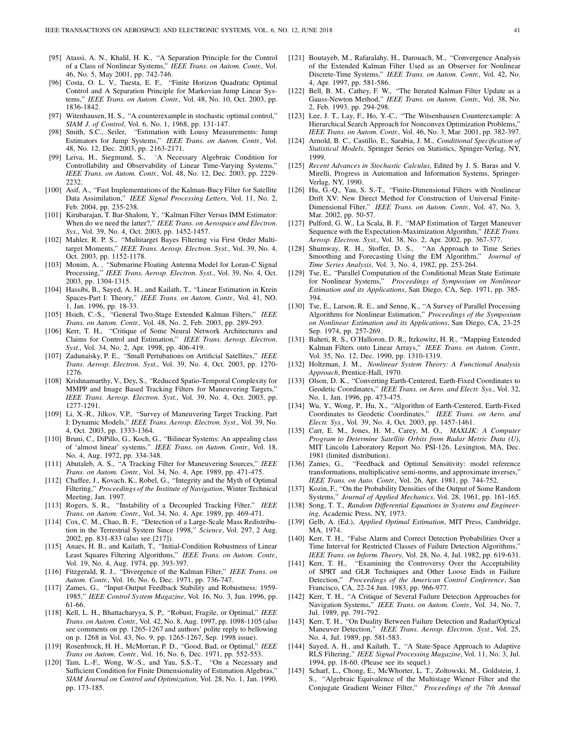[95] Atassi, A. N., Khalil, H. K., "A Separation Principle for the Control of a Class of Nonlinear Systems," *IEEE Trans. on Autom. Contr.*, Vol. 46, No. 5, May 2001, pp. 742-746.

[96] Costa, O. L. V., Tuesta, E. F., "Finite Horizon Quadratic Optimal Control and A Separation Principle for Markovian Jump Linear Systems," *IEEE Trans. on Autom. Contr.*, Vol. 48, No. 10, Oct. 2003, pp. 1836-1842.

[97] Witenhausen, H. S., "A counterexample in stochastic optimal control," *SIAM J. of Control*, Vol. 6, No. 1, 1968, pp. 131-147.

[98] Smith, S.C., Seiler, "Estimation with Lousy Measurements: Jump Estimators for Jump Systems," *IEEE Trans. on Autom. Contr.*, Vol. 48, No. 12, Dec. 2003, pp. 2163-2171.

[99] Leiva, H., Siegmund, S., 'A Necessary Algebraic Condition for Controllability and Observability of Linear Time-Varying Systems," *IEEE Trans. on Autom. Contr.*, Vol. 48, No. 12, Dec. 2003, pp. 2229-2232.

[100] Asif, A., "Fast Implementations of the Kalman-Bucy Filter for Satellite Data Assimilation," *IEEE Signal Processing Letters*, Vol. 11, No. 2, Feb. 2004, pp. 235-238.

[101] Kirubarajan, T. Bar-Shalom, Y., "Kalman Filter Versus IMM Estimator: When do we need the latter?," *IEEE Trans. on Aerospace and Electron. Sys.*, Vol. 39, No. 4, Oct. 2003, pp. 1452-1457.

[102] Mahler, R. P. S., "Multitarget Bayes Filtering via First Order Multitarget Moments," *IEEE Trans. Aerosp. Electron. Syst.*, Vol. 39, No. 4, Oct. 2003, pp. 1152-1178.

[103] Monim, A. , "Submarine Floating Antenna Model for Loran-C Signal Processing," *IEEE Trans. Aerosp. Electron. Syst.*, Vol. 39, No. 4, Oct. 2003, pp. 1304-1315.

[104] Hassibi, B., Sayed, A. H., and Kailath, T., "Linear Estimation in Krein Spaces-Part I: Theory," *IEEE Trans. on Autom. Contr.*, Vol. 41, NO. 1, Jan. 1996, pp. 18-33.

[105] Hsieh, C.-S., "General Two-Stage Extended Kalman Filters," *IEEE Trans. on Autom. Contr.*, Vol. 48, No. 2, Feb. 2003, pp. 289-293.

[106] Kerr, T. H., "Critique of Some Neural Network Architectures and Claims for Control and Estimation," *IEEE Trans. Aerosp. Electron. Syst.*, Vol. 34, No. 2, Apr. 1998, pp. 406-419.

[107] Zadunaisky, P. E., "Small Pertubations on Artificial Satellites," *IEEE Trans. Aerosp. Electron. Syst.*, Vol. 39, No. 4, Oct. 2003, pp. 1270-1276.

[108] Krishnamurthy, V., Dey, S., "Reduced Spatio-Temporal Complexity for MMPP and Image Based Tracking Filters for Maneuvering Targets," *IEEE Trans. Aerosp. Electron. Syst.*, Vol. 39, No. 4, Oct. 2003, pp. 1277-1291.

[109] Li, X.-R., Jilkov, V.P., "Survey of Maneuvering Target Tracking. Part I: Dynamic Models," *IEEE Trans. Aerosp. Electron. Syst.*, Vol. 39, No. 4, Oct. 2003, pp. 1333-1364.

[110] Bruni, C., DiPillo, G., Koch, G., "Bilinear Systems: An appealing class of 'almost linear' systems," *IEEE Trans. on Autom. Contr.*, Vol. 18, No. 4, Aug. 1972, pp. 334-348.

[111] Abutaleb, A. S., "A Tracking Filter for Maneuvering Sources," *IEEE Trans. on Autom. Contr.*, Vol. 34, No. 4, Apr. 1989, pp. 471-475.

[112] Chaffee, J., Kovach, K., Robel, G., "Integrity and the Myth of Optimal Filtering," *Proceedings of the Institute of Navigation*, Winter Technical Meeting, Jan. 1997.

[113] Rogers, S. R., "Instability of a Decoupled Tracking Filter," *IEEE Trans. on Autom. Contr.*, Vol. 34, No. 4, Apr. 1989, pp. 469-471.

[114] Cox, C. M., Chao, B. F., "Detection of a Large-Scale Mass Redistribution in the Terrestrial System Since 1998," *Science*, Vol. 297, 2 Aug. 2002, pp. 831-833 (also see [217]).

[115] Anaes, H. B., and Kailath, T., "Initial-Condition Robustness of Linear Least Squares Filtering Algorithms," *IEEE Trans. on Autom. Contr.*, Vol. 19, No. 4, Aug. 1974, pp. 393-397.

[116] Fitzgerald, R. J., "Divergence of the Kalman Filter," *IEEE Trans. on Autom. Contr.*, Vol. 16, No. 6, Dec. 1971, pp. 736-747.

[117] Zames, G., "Input-Output Feedback Stability and Robustness: 1959-1985," *IEEE Control System Magazine*, Vol. 16, No. 3, Jun. 1996, pp. 61-66.

[118] Kell, L. H., Bhattacharyya, S. P., "Robust, Fragile, or Optimal," *IEEE Trans. on Autom. Contr.*, Vol. 42, No. 8, Aug. 1997, pp. 1098-1105 (also see comments on pp. 1265-1267 and authors' polite reply to bellowing on p. 1268 in Vol. 43, No. 9, pp. 1265-1267, Sep. 1998 issue).

[119] Rosenbrock, H. H., McMorran, P. D., "Good, Bad, or Optimal," *IEEE Trans on Autom. Contr.*, Vol. 16, No. 6, Dec. 1971, pp. 552-553.

[120] Tam, L.-F., Wong, W.-S., and Yau, S.S.-T., "On a Necessary and Sufficient Condition for Finite Dimensionality of Estimation Algebras," *SIAM Journal on Control and Optimization*, Vol. 28, No. 1, Jan. 1990, pp. 173-185.

[121] Boutayeb, M., Rafaralahy, H., Darouach, M., "Convergence Analysis of the Extended Kalman Filter Used as an Observer for Nonlinear Discrete-Time Systems," *IEEE Trans. on Autom. Contr.*, Vol. 42, No. 4, Apr. 1997, pp. 581-586.

[122] Bell, B. M., Cathey, F. W., "The Iterated Kalman Filter Update as a Gauss-Newton Method," *IEEE Trans. on Autom. Contr.*, Vol. 38, No. 2, Feb. 1993, pp. 294-298.

[123] Lee, J. T., Lay, F., Ho, Y.-C., "The Witsenhausen Counterexample: A Hierarchical Search Approach for Nonconvex Optimization Problems," *IEEE Trans. on Autom. Contr.*, Vol. 46, No. 3, Mar. 2001, pp. 382-397.

[124] Arnold, B. C., Castillo, E., Sarabia, J. M., *Conditional Specification of Statistical Models*, Springer Series on Statistics, Spinger-Verlag, NY, 1999.

[125] *Recent Advances in Stochastic Calculus*, Edited by J. S. Baras and V. Mirelli, Progress in Automation and Information Systems, Springer-Verlag, NY, 1990.

[126] Hu, G.-Q., Yau, S. S.-T., "Finite-Dimensional Filters with Nonlinear Drift XV: New Direct Method for Construction of Universal Finite-Dimensional Filter," *IEEE Trans. on Autom. Contr.*, Vol. 47, No. 3, Mar. 2002, pp. 50-57.

[127] Pulford, G. W., La Scala, B. F., "MAP Estimation of Target Maneuver Sequence with the Expectation-Maximization Algorithm," *IEEE Trans. Aerosp. Electron. Syst.*, Vol. 38, No. 2, Apr. 2002, pp. 367-377.

[128] Shumway, R. H., Stoffer, D. S., "An Approach to Time Series Smoothing and Forecasting Using the EM Algorithm," *Journal of Time Series Analysis*, Vol. 3, No. 4, 1982, pp. 253-264.

[129] Tse, E., "Parallel Computation of the Conditional Mean State Estimate for Nonlinear Systems," *Proceedings of Symposium on Nonlinear Estimation and its Applications*, San Diego, CA, Sep. 1971, pp. 385-394.

[130] Tse, E., Larson, R. E., and Senne, K., "A Survey of Parallel Processing Algorithms for Nonlinear Estimation," *Proceedings of the Symposium on Nonlinear Estimation and its Applications*, San Diego, CA, 23-25 Sep. 1974, pp. 257-269.

[131] Baheti, R. S., O'Halloron, D. R., Itzkowitz, H. R., "Mapping Extended Kalman Filters onto Linear Arrays," *IEEE Trans. on Autom. Contr.*, Vol. 35, No. 12, Dec. 1990, pp. 1310-1319.

[132] Holtzman, J. M., *Nonlinear System Theory: A Functional Analysis Approach*, Prentice-Hall, 1970.

[133] Olson, D. K., "Converting Earth-Centered, Earth-Fixed Coordinates to Geodetic Coordinates," *IEEE Trans. on Aero. and Electr. Sys.*, Vol. 32, No. 1, Jan. 1996, pp. 473-475.

[134] Wu, Y., Wong, P., Hu, X., "Algorithm of Earth-Centered, Earth-Fixed Coordinates to Geodetic Coordinates," *IEEE Trans. on Aero. and Electr. Sys.*, Vol. 39, No. 4, Oct. 2003, pp. 1457-1461.

[135] Carr, E. M., Jones, H. M., Carey, M. O., *MAXLIK: A Computer Program to Determine Satellite Orbits from Radar Metric Data (U)*, MIT Lincoln Laboratory Report No. PSI-126, Lexington, MA, Dec. 1981 (limited distribution).

[136] Zames, G., "Feedback and Optimal Sensitivity: model reference transformations, multiplicative semi-norms, and approximate inverses," *IEEE Trans. on Auto. Contr.*, Vol. 26, Apr. 1981, pp. 744-752.

[137] Kozin, F., "On the Probability Densities of the Output of Some Random Systems," *Journal of Applied Mechanics*, Vol. 28, 1961, pp. 161-165.

[138] Song, T. T., *Random Differential Equations in Systems and Engineering*, Academic Press, NY, 1973.

[139] Gelb, A. (Ed.), *Applied Optimal Estimation*, MIT Press, Cambridge, MA, 1974.

[140] Kerr, T. H., "False Alarm and Correct Detection Probabilities Over a Time Interval for Restricted Classes of Failure Detection Algorithms," *IEEE Trans. on Inform. Theory*, Vol. 28, No. 4, Jul. 1982, pp. 619-631.

[141] Kerr, T. H., "Examining the Controversy Over the Acceptability of SPRT and GLR Techniques and Other Loose Ends in Failure Detection," *Proceedings of the American Control Conference*, San Francisco, CA, 22-24 Jun. 1983, pp. 966-977.

[142] Kerr, T. H., "A Critique of Several Failure Detection Approaches for Navigation Systems," *IEEE Trans. on Autom. Contr.*, Vol. 34, No. 7, Jul. 1989, pp. 791-792.

[143] Kerr, T. H., "On Duality Between Failure Detection and Radar/Optical Maneuver Detection," *IEEE Trans. Aerosp. Electron. Syst.*, Vol. 25, No. 4, Jul. 1989, pp. 581-583.

[144] Sayed, A. H., and Kailath, T., "A State-Space Approach to Adaptive RLS Filtering," *IEEE Signal Processing Magazine*, Vol. 11, No. 3, Jul. 1994, pp. 18-60. (Please see its sequel.)

[145] Scharf, L., Chong, E., McWhorter, L. T., Zoltowski, M., Goldstein, J. S., "Algebraic Equivalence of the Multistage Wiener Filter and the Conjugate Gradient Weiner Filter," *Proceedings of the 7th Annual*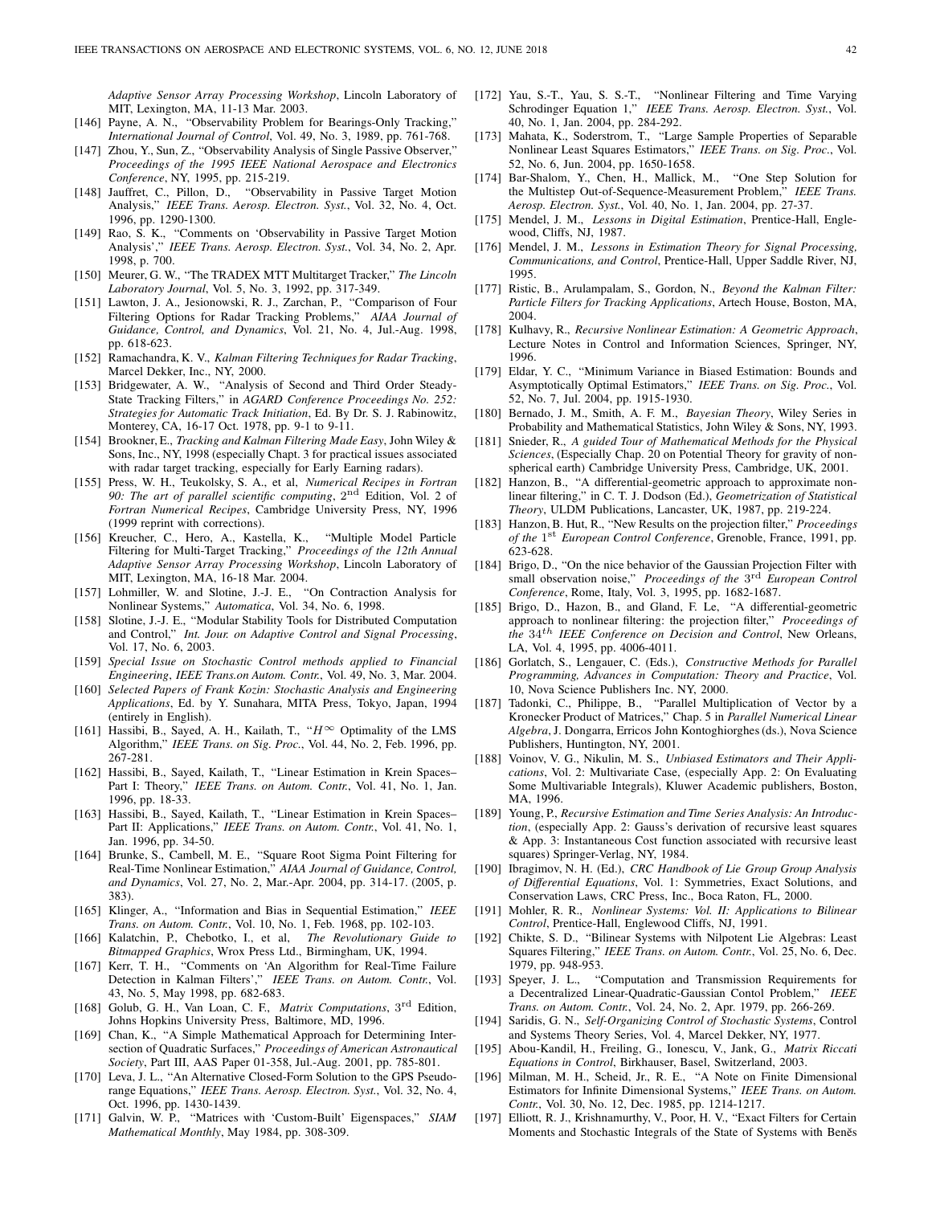*Adaptive Sensor Array Processing Workshop*, Lincoln Laboratory of MIT, Lexington, MA, 11-13 Mar. 2003.

[146] Payne, A. N., "Observability Problem for Bearings-Only Tracking," *International Journal of Control*, Vol. 49, No. 3, 1989, pp. 761-768.

[147] Zhou, Y., Sun, Z., "Observability Analysis of Single Passive Observer," *Proceedings of the 1995 IEEE National Aerospace and Electronics Conference*, NY, 1995, pp. 215-219.

[148] Jauffret, C., Pillon, D., "Observability in Passive Target Motion Analysis," *IEEE Trans. Aerosp. Electron. Syst.*, Vol. 32, No. 4, Oct. 1996, pp. 1290-1300.

[149] Rao, S. K., "Comments on 'Observability in Passive Target Motion Analysis'," *IEEE Trans. Aerosp. Electron. Syst.*, Vol. 34, No. 2, Apr. 1998, p. 700.

[150] Meurer, G. W., "The TRADEX MTT Multitarget Tracker," *The Lincoln Laboratory Journal*, Vol. 5, No. 3, 1992, pp. 317-349.

[151] Lawton, J. A., Jesionowski, R. J., Zarchan, P., "Comparison of Four Filtering Options for Radar Tracking Problems," *AIAA Journal of Guidance, Control, and Dynamics*, Vol. 21, No. 4, Jul.-Aug. 1998, pp. 618-623.

[152] Ramachandra, K. V., *Kalman Filtering Techniques for Radar Tracking*, Marcel Dekker, Inc., NY, 2000.

[153] Bridgewater, A. W., "Analysis of Second and Third Order Steady-State Tracking Filters," in *AGARD Conference Proceedings No. 252: Strategies for Automatic Track Initiation*, Ed. By Dr. S. J. Rabinowitz, Monterey, CA, 16-17 Oct. 1978, pp. 9-1 to 9-11.

[154] Brookner, E., *Tracking and Kalman Filtering Made Easy*, John Wiley & Sons, Inc., NY, 1998 (especially Chapt. 3 for practical issues associated with radar target tracking, especially for Early Earning radars).

[155] Press, W. H., Teukolsky, S. A., et al, *Numerical Recipes in Fortran 90: The art of parallel scientific computing*, $2^{\text{nd}}$ Edition, Vol. 2 of *Fortran Numerical Recipes*, Cambridge University Press, NY, 1996 (1999 reprint with corrections).

[156] Kreucher, C., Hero, A., Kastella, K., "Multiple Model Particle Filtering for Multi-Target Tracking," *Proceedings of the 12th Annual Adaptive Sensor Array Processing Workshop*, Lincoln Laboratory of MIT, Lexington, MA, 16-18 Mar. 2004.

[157] Lohmiller, W. and Slotine, J.-J. E., "On Contraction Analysis for Nonlinear Systems," *Automatica*, Vol. 34, No. 6, 1998.

[158] Slotine, J.-J. E., "Modular Stability Tools for Distributed Computation and Control," *Int. Jour. on Adaptive Control and Signal Processing*, Vol. 17, No. 6, 2003.

[159] *Special Issue on Stochastic Control methods applied to Financial Engineering*, *IEEE Trans.on Autom. Contr.*, Vol. 49, No. 3, Mar. 2004.

[160] *Selected Papers of Frank Kozin: Stochastic Analysis and Engineering Applications*, Ed. by Y. Sunahara, MITA Press, Tokyo, Japan, 1994 (entirely in English).

[161] Hassibi, B., Sayed, A. H., Kailath, T., "$H^{\infty}$ Optimality of the LMS Algorithm," *IEEE Trans. on Sig. Proc.*, Vol. 44, No. 2, Feb. 1996, pp. 267-281.

[162] Hassibi, B., Sayed, Kailath, T., "Linear Estimation in Krein Spaces–Part I: Theory," *IEEE Trans. on Autom. Contr.*, Vol. 41, No. 1, Jan. 1996, pp. 18-33.

[163] Hassibi, B., Sayed, Kailath, T., "Linear Estimation in Krein Spaces–Part II: Applications," *IEEE Trans. on Autom. Contr.*, Vol. 41, No. 1, Jan. 1996, pp. 34-50.

[164] Brunke, S., Cambell, M. E., "Square Root Sigma Point Filtering for Real-Time Nonlinear Estimation," *AIAA Journal of Guidance, Control, and Dynamics*, Vol. 27, No. 2, Mar.-Apr. 2004, pp. 314-17. (2005, p. 383).

[165] Klinger, A., "Information and Bias in Sequential Estimation," *IEEE Trans. on Autom. Contr.*, Vol. 10, No. 1, Feb. 1968, pp. 102-103.

[166] Kalatchin, P., Chebotko, I., et al, *The Revolutionary Guide to Bitmapped Graphics*, Wrox Press Ltd., Birmingham, UK, 1994.

[167] Kerr, T. H., "Comments on 'An Algorithm for Real-Time Failure Detection in Kalman Filters'," *IEEE Trans. on Autom. Contr.*, Vol. 43, No. 5, May 1998, pp. 682-683.

[168] Golub, G. H., Van Loan, C. F., *Matrix Computations*, $3^{\text{rd}}$ Edition, Johns Hopkins University Press, Baltimore, MD, 1996.

[169] Chan, K., "A Simple Mathematical Approach for Determining Intersection of Quadratic Surfaces," *Proceedings of American Astronautical Society*, Part III, AAS Paper 01-358, Jul.-Aug. 2001, pp. 785-801.

[170] Leva, J. L., "An Alternative Closed-Form Solution to the GPS Pseudorange Equations," *IEEE Trans. Aerosp. Electron. Syst.*, Vol. 32, No. 4, Oct. 1996, pp. 1430-1439.

[171] Galvin, W. P., "Matrices with 'Custom-Built' Eigenspaces," *SIAM Mathematical Monthly*, May 1984, pp. 308-309.

[172] Yau, S.-T., Yau, S. S.-T., "Nonlinear Filtering and Time Varying Schrodinger Equation 1," *IEEE Trans. Aerosp. Electron. Syst.*, Vol. 40, No. 1, Jan. 2004, pp. 284-292.

[173] Mahata, K., Soderstrom, T., "Large Sample Properties of Separable Nonlinear Least Squares Estimators," *IEEE Trans. on Sig. Proc.*, Vol. 52, No. 6, Jun. 2004, pp. 1650-1658.

[174] Bar-Shalom, Y., Chen, H., Mallick, M., "One Step Solution for the Multistep Out-of-Sequence-Measurement Problem," *IEEE Trans. Aerosp. Electron. Syst.*, Vol. 40, No. 1, Jan. 2004, pp. 27-37.

[175] Mendel, J. M., *Lessons in Digital Estimation*, Prentice-Hall, Englewood, Cliffs, NJ, 1987.

[176] Mendel, J. M., *Lessons in Estimation Theory for Signal Processing, Communications, and Control*, Prentice-Hall, Upper Saddle River, NJ, 1995.

[177] Ristic, B., Arulampalam, S., Gordon, N., *Beyond the Kalman Filter: Particle Filters for Tracking Applications*, Artech House, Boston, MA, 2004.

[178] Kulhavy, R., *Recursive Nonlinear Estimation: A Geometric Approach*, Lecture Notes in Control and Information Sciences, Springer, NY, 1996.

[179] Eldar, Y. C., "Minimum Variance in Biased Estimation: Bounds and Asymptotically Optimal Estimators," *IEEE Trans. on Sig. Proc.*, Vol. 52, No. 7, Jul. 2004, pp. 1915-1930.

[180] Bernado, J. M., Smith, A. F. M., *Bayesian Theory*, Wiley Series in Probability and Mathematical Statistics, John Wiley & Sons, NY, 1993.

[181] Snieder, R., *A guided Tour of Mathematical Methods for the Physical Sciences*, (Especially Chap. 20 on Potential Theory for gravity of non-spherical earth) Cambridge University Press, Cambridge, UK, 2001.

[182] Hanzon, B., "A differential-geometric approach to approximate nonlinear filtering," in C. T. J. Dodson (Ed.), *Geometrization of Statistical Theory*, ULDM Publications, Lancaster, UK, 1987, pp. 219-224.

[183] Hanzon, B. Hut, R., "New Results on the projection filter," *Proceedings of the* $1^{\text{st}}$ *European Control Conference*, Grenoble, France, 1991, pp. 623-628.

[184] Brigo, D., "On the nice behavior of the Gaussian Projection Filter with small observation noise," *Proceedings of the* $3^{\text{rd}}$ *European Control Conference*, Rome, Italy, Vol. 3, 1995, pp. 1682-1687.

[185] Brigo, D., Hazon, B., and Gland, F. Le, "A differential-geometric approach to nonlinear filtering: the projection filter," *Proceedings of the* $34^{th}$ *IEEE Conference on Decision and Control*, New Orleans, LA, Vol. 4, 1995, pp. 4006-4011.

[186] Gorlatch, S., Lengauer, C. (Eds.), *Constructive Methods for Parallel Programming, Advances in Computation: Theory and Practice*, Vol. 10, Nova Science Publishers Inc. NY, 2000.

[187] Tadonki, C., Philippe, B., "Parallel Multiplication of Vector by a Kronecker Product of Matrices," Chap. 5 in *Parallel Numerical Linear Algebra*, J. Dongarra, Erricos John Kontoghiorghes (ds.), Nova Science Publishers, Huntington, NY, 2001.

[188] Voinov, V. G., Nikulin, M. S., *Unbiased Estimators and Their Applications*, Vol. 2: Multivariate Case, (especially App. 2: On Evaluating Some Multivariable Integrals), Kluwer Academic publishers, Boston, MA, 1996.

[189] Young, P., *Recursive Estimation and Time Series Analysis: An Introduction*, (especially App. 2: Gauss's derivation of recursive least squares & App. 3: Instantaneous Cost function associated with recursive least squares) Springer-Verlag, NY, 1984.

[190] Ibragimov, N. H. (Ed.), *CRC Handbook of Lie Group Group Analysis of Differential Equations*, Vol. 1: Symmetries, Exact Solutions, and Conservation Laws, CRC Press, Inc., Boca Raton, FL, 2000.

[191] Mohler, R. R., *Nonlinear Systems: Vol. II: Applications to Bilinear Control*, Prentice-Hall, Englewood Cliffs, NJ, 1991.

[192] Chikte, S. D., "Bilinear Systems with Nilpotent Lie Algebras: Least Squares Filtering," *IEEE Trans. on Autom. Contr.*, Vol. 25, No. 6, Dec. 1979, pp. 948-953.

[193] Speyer, J. L., "Computation and Transmission Requirements for a Decentralized Linear-Quadratic-Gaussian Contol Problem," *IEEE Trans. on Autom. Contr.*, Vol. 24, No. 2, Apr. 1979, pp. 266-269.

[194] Saridis, G. N., *Self-Organizing Control of Stochastic Systems*, Control and Systems Theory Series, Vol. 4, Marcel Dekker, NY, 1977.

[195] Abou-Kandil, H., Freiling, G., Ionescu, V., Jank, G., *Matrix Riccati Equations in Control*, Birkhauser, Basel, Switzerland, 2003.

[196] Milman, M. H., Scheid, Jr., R. E., "A Note on Finite Dimensional Estimators for Infinite Dimensional Systems," *IEEE Trans. on Autom. Contr.*, Vol. 30, No. 12, Dec. 1985, pp. 1214-1217.

[197] Elliott, R. J., Krishnamurthy, V., Poor, H. V., "Exact Filters for Certain Moments and Stochastic Integrals of the State of Systems with Beněs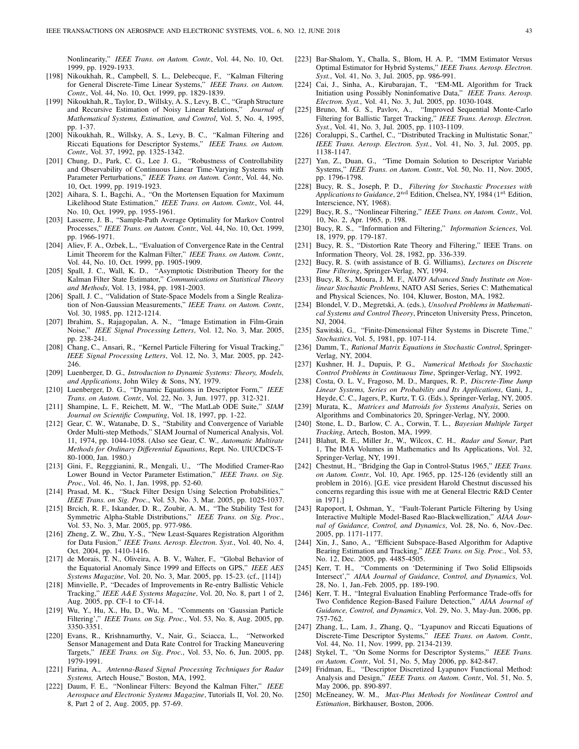Nonlinearity," *IEEE Trans. on Autom. Contr.*, Vol. 44, No. 10, Oct. 1999, pp. 1929-1933.

[198] Nikoukhah, R., Campbell, S. L., Delebecque, F., "Kalman Filtering for General Discrete-Time Linear Systems," *IEEE Trans. on Autom. Contr.*, Vol. 44, No. 10, Oct. 1999, pp. 1829-1839.

[199] Nikoukhah, R., Taylor, D., Willsky, A. S., Levy, B. C., "Graph Structure and Recursive Estimation of Noisy Linear Relations," *Journal of Mathematical Systems, Estimation, and Control*, Vol. 5, No. 4, 1995, pp. 1-37.

[200] Nikoukhah, R., Willsky, A. S., Levy, B. C., "Kalman Filtering and Riccati Equations for Descriptor Systems," *IEEE Trans. on Autom. Contr.*, Vol. 37, 1992, pp. 1325-1342.

[201] Chung, D., Park, C. G., Lee J. G., "Robustness of Controllability and Observability of Continuous Linear Time-Varying Systems with Parameter Perturbations," *IEEE Trans. on Autom. Contr.*, Vol. 44, No. 10, Oct. 1999, pp. 1919-1923.

[202] Aihara, S. I., Bagchi, A., "On the Mortensen Equation for Maximum Likelihood State Estimation," *IEEE Trans. on Autom. Contr.*, Vol. 44, No. 10, Oct. 1999, pp. 1955-1961.

[203] Lasserre, J. B., "Sample-Path Average Optimality for Markov Control Processes," *IEEE Trans. on Autom. Contr.*, Vol. 44, No. 10, Oct. 1999, pp. 1966-1971.

[204] Aliev, F. A., Ozbek, L., "Evaluation of Convergence Rate in the Central Limit Theorem for the Kalman Filter," *IEEE Trans. on Autom. Contr.*, Vol. 44, No. 10, Oct. 1999, pp. 1905-1909.

[205] Spall, J. C., Wall, K. D., "Asymptotic Distribution Theory for the Kalman Filter State Estimator," *Communications on Statistical Theory and Methods*, Vol. 13, 1984, pp. 1981-2003.

[206] Spall, J. C., "Validation of State-Space Models from a Single Realization of Non-Gaussian Measurements," *IEEE Trans. on Autom. Contr.*, Vol. 30, 1985, pp. 1212-1214.

[207] Ibrahim, S., Rajagopalan, A. N., "Image Estimation in Film-Grain Noise," *IEEE Signal Processing Letters*, Vol. 12, No. 3, Mar. 2005, pp. 238-241.

[208] Chang, C., Ansari, R., "Kernel Particle Filtering for Visual Tracking," *IEEE Signal Processing Letters*, Vol. 12, No. 3, Mar. 2005, pp. 242-246.

[209] Luenberger, D. G., *Introduction to Dynamic Systems: Theory, Models, and Applications*, John Wiley & Sons, NY, 1979.

[210] Luenberger, D. G., "Dynamic Equations in Descriptor Form," *IEEE Trans. on Autom. Contr.*, Vol. 22, No. 3, Jun. 1977, pp. 312-321.

[211] Shampine, L. F., Reichett, M. W., "The MatLab ODE Suite," *SIAM Journal on Scientific Computing*, Vol. 18, 1997, pp. 1-22.

[212] Gear, C. W., Watanabe, D. S., "Stability and Convergence of Variable Order Multi-step Methods," SIAM Journal of Numerical Analysis, Vol. 11, 1974, pp. 1044-1058. (Also see Gear, C. W., *Automatic Multirate Methods for Ordinary Differential Equations*, Rept. No. UIUCDCS-T-80-1000, Jan. 1980.)

[213] Gini, F., Regggianini, R., Mengali, U., "The Modified Cramer-Rao Lower Bound in Vector Parameter Estimation," *IEEE Trans. on Sig. Proc.*, Vol. 46, No. 1, Jan. 1998, pp. 52-60.

[214] Prasad, M. K., "Stack Filter Design Using Selection Probabilities," *IEEE Trans. on Sig. Proc.*, Vol. 53, No. 3, Mar. 2005, pp. 1025-1037.

[215] Brcich, R. F., Iskander, D. R., Zoubir, A. M., "The Stability Test for Symmetric Alpha-Stable Distributions," *IEEE Trans. on Sig. Proc.*, Vol. 53, No. 3, Mar. 2005, pp. 977-986.

[216] Zheng, Z. W., Zhu, Y.-S., "New Least-Squares Registration Algorithm for Data Fusion," *IEEE Trans. Aerosp. Electron. Syst.*, Vol. 40, No. 4, Oct. 2004, pp. 1410-1416.

[217] de Morais, T. N., Oliveira, A. B. V., Walter, F., "Global Behavior of the Equatorial Anomaly Since 1999 and Effects on GPS," *IEEE AES Systems Magazine*, Vol. 20, No. 3, Mar. 2005, pp. 15-23. (cf., [114])

[218] Minvielle, P., "Decades of Improvements in Re-entry Ballistic Vehicle Tracking," *IEEE A&E Systems Magazine*, Vol. 20, No. 8, part 1 of 2, Aug. 2005, pp. CF-1 to CF-14.

[219] Wu, Y., Hu, X., Hu, D., Wu, M., "Comments on 'Gaussian Particle Filtering'," *IEEE Trans. on Sig. Proc.*, Vol. 53, No. 8, Aug. 2005, pp. 3350-3351.

[220] Evans, R., Krishnamurthy, V., Nair, G., Sciacca, L., "Networked Sensor Management and Data Rate Control for Tracking Maneuvering Targets," *IEEE Trans. on Sig. Proc.*, Vol. 53, No. 6, Jun. 2005, pp. 1979-1991.

[221] Farina, A., *Antenna-Based Signal Processing Techniques for Radar Systems,* Artech House," Boston, MA, 1992.

[222] Daum, F. E., "Nonlinear Filters: Beyond the Kalman Filter," *IEEE Aerospace and Electronic Systems Magazine*, Tutorials II, Vol. 20, No. 8, Part 2 of 2, Aug. 2005, pp. 57-69.

[223] Bar-Shalom, Y., Challa, S., Blom, H. A. P., "IMM Estimator Versus Optimal Estimator for Hybrid Systems," *IEEE Trans. Aerosp. Electron. Syst.*, Vol. 41, No. 3, Jul. 2005, pp. 986-991.

[224] Cai, J., Sinha, A., Kirubarajan, T., "EM-ML Algorithm for Track Initiation using Possibly Noninfomative Data," *IEEE Trans. Aerosp. Electron. Syst.*, Vol. 41, No. 3, Jul. 2005, pp. 1030-1048.

[225] Bruno, M. G. S., Pavlov, A., "Improved Sequential Monte-Carlo Filtering for Ballistic Target Tracking," *IEEE Trans. Aerosp. Electron. Syst.*, Vol. 41, No. 3, Jul. 2005, pp. 1103-1109.

[226] Coraluppi, S., Carthel, C., "Distributed Tracking in Multistatic Sonar," *IEEE Trans. Aerosp. Electron. Syst.*, Vol. 41, No. 3, Jul. 2005, pp. 1138-1147.

[227] Yan, Z., Duan, G., "Time Domain Solution to Descriptor Variable Systems," *IEEE Trans. on Autom. Contr.*, Vol. 50, No. 11, Nov. 2005, pp. 1796-1798.

[228] Bucy, R. S., Joseph, P. D., *Filtering for Stochastic Processes with Applications to Guidance*, 2nd Edition, Chelsea, NY, 1984 (1st Edition, Interscience, NY, 1968).

[229] Bucy, R. S., "Nonlinear Filtering," *IEEE Trans. on Autom. Contr.*, Vol. 10, No. 2, Apr. 1965, p. 198.

[230] Bucy, R. S., "Information and Filtering," *Information Sciences*, Vol. 18, 1979, pp. 179-187.

[231] Bucy, R. S., "Distortion Rate Theory and Filtering," IEEE Trans. on Information Theory, Vol. 28, 1982, pp. 336-339.

[232] Bucy, R. S. (with assistance of B. G. Williams), *Lectures on Discrete Time Filtering*, Springer-Verlag, NY, 1994.

[233] Bucy, R. S., Moura, J. M. F., *NATO Advanced Study Institute on Nonlinear Stochastic Problems*, NATO ASI Series, Series C: Mathematical and Physical Sciences, No. 104, Kluwer, Boston, MA, 1982.

[234] Blondel, V. D., Megretski, A. (eds.), *Unsolved Problems in Mathematical Systems and Control Theory*, Princeton University Press, Princeton, NJ, 2004.

[235] Sawitski, G., "Finite-Dimensional Filter Systems in Discrete Time," *Stochastics*, Vol. 5, 1981, pp. 107-114.

[236] Damm, T., *Rational Matrix Equations in Stochastic Control*, Springer-Verlag, NY, 2004.

[237] Kushner, H. J., Dupuis, P. G., *Numerical Methods for Stochastic Control Problems in Continuous Time*, Springer-Verlag, NY, 1992.

[238] Costa, O. L. V., Fragoso, M. D., Marques, R. P., *Discrete-Time Jump Linear Systems, Series on Probability and Its Applications*, Gani, J., Heyde, C. C., Jagers, P., Kurtz, T. G. (Eds.), Springer-Verlag, NY, 2005.

[239] Murata, K., *Matrices and Matroids for Systems Analysis*, Series on Algorithms and Combinatorics 20, Springer-Verlag, NY, 2000.

[240] Stone, L. D., Barlow, C. A., Corwin, T. L., *Bayesian Multiple Target Tracking*, Artech, Boston, MA, 1999.

[241] Blahut, R. E., Miller Jr., W., Wilcox, C. H., *Radar and Sonar*, Part 1, The IMA Volumes in Mathematics and Its Applications, Vol. 32, Springer-Verlag, NY, 1991.

[242] Chestnut, H., "Bridging the Gap in Control-Status 1965," *IEEE Trans. on Autom. Contr.*, Vol. 10, Apr. 1965, pp. 125-126 (evidently still an problem in 2016). [G.E. vice president Harold Chestnut discussed his concerns regarding this issue with me at General Electric R&D Center in 1971.]

[243] Rapoport, I, Oshman, Y., "Fault-Tolerant Particle Filtering by Using Interactive Multiple Model-Based Rao-Blackwellization," *AIAA Journal of Guidance, Control, and Dynamics*, Vol. 28, No. 6, Nov.-Dec. 2005, pp. 1171-1177.

[244] Xin, J., Sano, A., "Efficient Subspace-Based Algorithm for Adaptive Bearing Estimation and Tracking," *IEEE Trans. on Sig. Proc.*, Vol. 53, No. 12, Dec. 2005, pp. 4485-4505.

[245] Kerr, T. H., "Comments on 'Determining if Two Solid Ellipsoids Intersect'," *AIAA Journal of Guidance, Control, and Dynamics*, Vol. 28, No. 1, Jan.-Feb. 2005, pp. 189-190.

[246] Kerr, T. H., "Integral Evaluation Enabling Performance Trade-offs for Two Confidence Region-Based Failure Detection," *AIAA Journal of Guidance, Control, and Dynamics*, Vol. 29, No. 3, May-Jun. 2006, pp. 757-762.

[247] Zhang, L., Lam, J., Zhang, Q., "Lyapunov and Riccati Equations of Discrete-Time Descriptor Systems," *IEEE Trans. on Autom. Contr.*, Vol. 44, No. 11, Nov. 1999, pp. 2134-2139.

[248] Stykel, T., "On Some Norms for Descriptor Systems," *IEEE Trans. on Autom. Contr.*, Vol. 51, No. 5, May 2006, pp. 842-847.

[249] Fridman, E., "Descriptor Discretized Lyapunov Functional Method: Analysis and Design," *IEEE Trans. on Autom. Contr.*, Vol. 51, No. 5, May 2006, pp. 890-897.

[250] McEneaney, W. M., *Max-Plus Methods for Nonlinear Control and Estimation*, Birkhauser, Boston, 2006.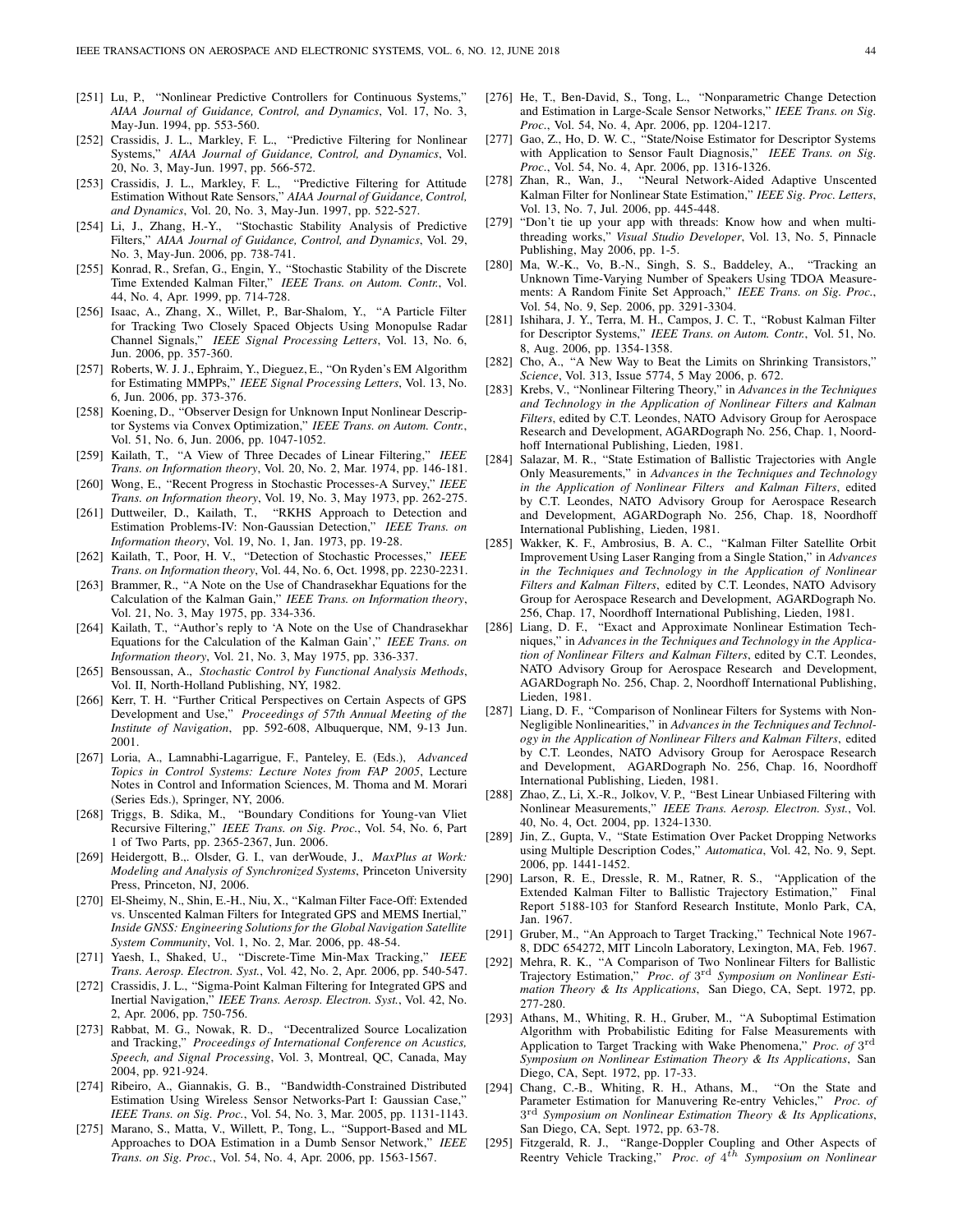[251] Lu, P., "Nonlinear Predictive Controllers for Continuous Systems," *AIAA Journal of Guidance, Control, and Dynamics*, Vol. 17, No. 3, May-Jun. 1994, pp. 553-560.

[252] Crassidis, J. L., Markley, F. L., "Predictive Filtering for Nonlinear Systems," *AIAA Journal of Guidance, Control, and Dynamics*, Vol. 20, No. 3, May-Jun. 1997, pp. 566-572.

[253] Crassidis, J. L., Markley, F. L., "Predictive Filtering for Attitude Estimation Without Rate Sensors," *AIAA Journal of Guidance, Control, and Dynamics*, Vol. 20, No. 3, May-Jun. 1997, pp. 522-527.

[254] Li, J., Zhang, H.-Y., "Stochastic Stability Analysis of Predictive Filters," *AIAA Journal of Guidance, Control, and Dynamics*, Vol. 29, No. 3, May-Jun. 2006, pp. 738-741.

[255] Konrad, R., Srefan, G., Engin, Y., "Stochastic Stability of the Discrete Time Extended Kalman Filter," *IEEE Trans. on Autom. Contr.*, Vol. 44, No. 4, Apr. 1999, pp. 714-728.

[256] Isaac, A., Zhang, X., Willet, P., Bar-Shalom, Y., "A Particle Filter for Tracking Two Closely Spaced Objects Using Monopulse Radar Channel Signals," *IEEE Signal Processing Letters*, Vol. 13, No. 6, Jun. 2006, pp. 357-360.

[257] Roberts, W. J. J., Ephraim, Y., Dieguez, E., "On Ryden's EM Algorithm for Estimating MMPPs," *IEEE Signal Processing Letters*, Vol. 13, No. 6, Jun. 2006, pp. 373-376.

[258] Koening, D., "Observer Design for Unknown Input Nonlinear Descriptor Systems via Convex Optimization," *IEEE Trans. on Autom. Contr.*, Vol. 51, No. 6, Jun. 2006, pp. 1047-1052.

[259] Kailath, T., "A View of Three Decades of Linear Filtering," *IEEE Trans. on Information theory*, Vol. 20, No. 2, Mar. 1974, pp. 146-181.

[260] Wong, E., "Recent Progress in Stochastic Processes-A Survey," *IEEE Trans. on Information theory*, Vol. 19, No. 3, May 1973, pp. 262-275.

[261] Duttweiler, D., Kailath, T., "RKHS Approach to Detection and Estimation Problems-IV: Non-Gaussian Detection," *IEEE Trans. on Information theory*, Vol. 19, No. 1, Jan. 1973, pp. 19-28.

[262] Kailath, T., Poor, H. V., "Detection of Stochastic Processes," *IEEE Trans. on Information theory*, Vol. 44, No. 6, Oct. 1998, pp. 2230-2231.

[263] Brammer, R., "A Note on the Use of Chandrasekhar Equations for the Calculation of the Kalman Gain," *IEEE Trans. on Information theory*, Vol. 21, No. 3, May 1975, pp. 334-336.

[264] Kailath, T., "Author's reply to 'A Note on the Use of Chandrasekhar Equations for the Calculation of the Kalman Gain'," *IEEE Trans. on Information theory*, Vol. 21, No. 3, May 1975, pp. 336-337.

[265] Bensoussan, A., *Stochastic Control by Functional Analysis Methods*, Vol. II, North-Holland Publishing, NY, 1982.

[266] Kerr, T. H. "Further Critical Perspectives on Certain Aspects of GPS Development and Use," *Proceedings of 57th Annual Meeting of the Institute of Navigation*, pp. 592-608, Albuquerque, NM, 9-13 Jun. 2001.

[267] Loria, A., Lamnabhi-Lagarrigue, F., Panteley, E. (Eds.), *Advanced Topics in Control Systems: Lecture Notes from FAP 2005*, Lecture Notes in Control and Information Sciences, M. Thoma and M. Morari (Series Eds.), Springer, NY, 2006.

[268] Triggs, B. Sdika, M., "Boundary Conditions for Young-van Vliet Recursive Filtering," *IEEE Trans. on Sig. Proc.*, Vol. 54, No. 6, Part 1 of Two Parts, pp. 2365-2367, Jun. 2006.

[269] Heidergott, B.,. Olsder, G. I., van derWoude, J., *MaxPlus at Work: Modeling and Analysis of Synchronized Systems*, Princeton University Press, Princeton, NJ, 2006.

[270] El-Sheimy, N., Shin, E.-H., Niu, X., "Kalman Filter Face-Off: Extended vs. Unscented Kalman Filters for Integrated GPS and MEMS Inertial," *Inside GNSS: Engineering Solutions for the Global Navigation Satellite System Community*, Vol. 1, No. 2, Mar. 2006, pp. 48-54.

[271] Yaesh, I., Shaked, U., "Discrete-Time Min-Max Tracking," *IEEE Trans. Aerosp. Electron. Syst.*, Vol. 42, No. 2, Apr. 2006, pp. 540-547.

[272] Crassidis, J. L., "Sigma-Point Kalman Filtering for Integrated GPS and Inertial Navigation," *IEEE Trans. Aerosp. Electron. Syst.*, Vol. 42, No. 2, Apr. 2006, pp. 750-756.

[273] Rabbat, M. G., Nowak, R. D., "Decentralized Source Localization and Tracking," *Proceedings of International Conference on Acustics, Speech, and Signal Processing*, Vol. 3, Montreal, QC, Canada, May 2004, pp. 921-924.

[274] Ribeiro, A., Giannakis, G. B., "Bandwidth-Constrained Distributed Estimation Using Wireless Sensor Networks-Part I: Gaussian Case," *IEEE Trans. on Sig. Proc.*, Vol. 54, No. 3, Mar. 2005, pp. 1131-1143.

[275] Marano, S., Matta, V., Willett, P., Tong, L., "Support-Based and ML Approaches to DOA Estimation in a Dumb Sensor Network," *IEEE Trans. on Sig. Proc.*, Vol. 54, No. 4, Apr. 2006, pp. 1563-1567.

[276] He, T., Ben-David, S., Tong, L., "Nonparametric Change Detection and Estimation in Large-Scale Sensor Networks," *IEEE Trans. on Sig. Proc.*, Vol. 54, No. 4, Apr. 2006, pp. 1204-1217.

[277] Gao, Z., Ho, D. W. C., "State/Noise Estimator for Descriptor Systems with Application to Sensor Fault Diagnosis," *IEEE Trans. on Sig. Proc.*, Vol. 54, No. 4, Apr. 2006, pp. 1316-1326.

[278] Zhan, R., Wan, J., "Neural Network-Aided Adaptive Unscented Kalman Filter for Nonlinear State Estimation," *IEEE Sig. Proc. Letters*, Vol. 13, No. 7, Jul. 2006, pp. 445-448.

[279] "Don't tie up your app with threads: Know how and when multithreading works," *Visual Studio Developer*, Vol. 13, No. 5, Pinnacle Publishing, May 2006, pp. 1-5.

[280] Ma, W.-K., Vo, B.-N., Singh, S. S., Baddeley, A., "Tracking an Unknown Time-Varying Number of Speakers Using TDOA Measurements: A Random Finite Set Approach," *IEEE Trans. on Sig. Proc.*, Vol. 54, No. 9, Sep. 2006, pp. 3291-3304.

[281] Ishihara, J. Y., Terra, M. H., Campos, J. C. T., "Robust Kalman Filter for Descriptor Systems," *IEEE Trans. on Autom. Contr.*, Vol. 51, No. 8, Aug. 2006, pp. 1354-1358.

[282] Cho, A., "A New Way to Beat the Limits on Shrinking Transistors," *Science*, Vol. 313, Issue 5774, 5 May 2006, p. 672.

[283] Krebs, V., "Nonlinear Filtering Theory," in *Advances in the Techniques and Technology in the Application of Nonlinear Filters and Kalman Filters*, edited by C.T. Leondes, NATO Advisory Group for Aerospace Research and Development, AGARDograph No. 256, Chap. 1, Noordhoff International Publishing, Lieden, 1981.

[284] Salazar, M. R., "State Estimation of Ballistic Trajectories with Angle Only Measurements," in *Advances in the Techniques and Technology in the Application of Nonlinear Filters and Kalman Filters*, edited by C.T. Leondes, NATO Advisory Group for Aerospace Research and Development, AGARDograph No. 256, Chap. 18, Noordhoff International Publishing, Lieden, 1981.

[285] Wakker, K. F., Ambrosius, B. A. C., "Kalman Filter Satellite Orbit Improvement Using Laser Ranging from a Single Station," in *Advances in the Techniques and Technology in the Application of Nonlinear Filters and Kalman Filters*, edited by C.T. Leondes, NATO Advisory Group for Aerospace Research and Development, AGARDograph No. 256, Chap. 17, Noordhoff International Publishing, Lieden, 1981.

[286] Liang, D. F., "Exact and Approximate Nonlinear Estimation Techniques," in *Advances in the Techniques and Technology in the Application of Nonlinear Filters and Kalman Filters*, edited by C.T. Leondes, NATO Advisory Group for Aerospace Research and Development, AGARDograph No. 256, Chap. 2, Noordhoff International Publishing, Lieden, 1981.

[287] Liang, D. F., "Comparison of Nonlinear Filters for Systems with Non-Negligible Nonlinearities," in *Advances in the Techniques and Technology in the Application of Nonlinear Filters and Kalman Filters*, edited by C.T. Leondes, NATO Advisory Group for Aerospace Research and Development, AGARDograph No. 256, Chap. 16, Noordhoff International Publishing, Lieden, 1981.

[288] Zhao, Z., Li, X.-R., Jolkov, V. P., "Best Linear Unbiased Filtering with Nonlinear Measurements," *IEEE Trans. Aerosp. Electron. Syst.*, Vol. 40, No. 4, Oct. 2004, pp. 1324-1330.

[289] Jin, Z., Gupta, V., "State Estimation Over Packet Dropping Networks using Multiple Description Codes," *Automatica*, Vol. 42, No. 9, Sept. 2006, pp. 1441-1452.

[290] Larson, R. E., Dressle, R. M., Ratner, R. S., "Application of the Extended Kalman Filter to Ballistic Trajectory Estimation," Final Report 5188-103 for Stanford Research Institute, Monlo Park, CA, Jan. 1967.

[291] Gruber, M., "An Approach to Target Tracking," Technical Note 1967-8, DDC 654272, MIT Lincoln Laboratory, Lexington, MA, Feb. 1967.

[292] Mehra, R. K., "A Comparison of Two Nonlinear Filters for Ballistic Trajectory Estimation," *Proc. of* 3rd *Symposium on Nonlinear Estimation Theory & Its Applications*, San Diego, CA, Sept. 1972, pp. 277-280.

[293] Athans, M., Whiting, R. H., Gruber, M., "A Suboptimal Estimation Algorithm with Probabilistic Editing for False Measurements with Application to Target Tracking with Wake Phenomena," *Proc. of* 3rd *Symposium on Nonlinear Estimation Theory & Its Applications*, San Diego, CA, Sept. 1972, pp. 17-33.

[294] Chang, C.-B., Whiting, R. H., Athans, M., "On the State and Parameter Estimation for Manuvering Re-entry Vehicles," *Proc. of* 3rd *Symposium on Nonlinear Estimation Theory & Its Applications*, San Diego, CA, Sept. 1972, pp. 63-78.

[295] Fitzgerald, R. J., "Range-Doppler Coupling and Other Aspects of Reentry Vehicle Tracking," *Proc. of* 4th *Symposium on Nonlinear*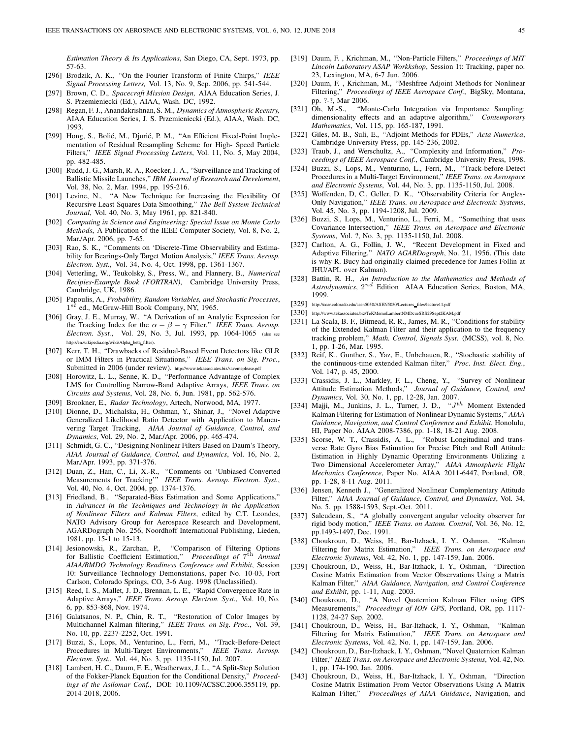*Estimation Theory & Its Applications*, San Diego, CA, Sept. 1973, pp. 57-63.

[296] Brodzik, A. K., "On the Fourier Transform of Finite Chirps," *IEEE Signal Processing Letters,* Vol. 13, No. 9, Sep. 2006, pp. 541-544.

[297] Brown, C. D., *Spacecraft Mission Design,* AIAA Education Series, J. S. Przemieniecki (Ed.), AIAA, Wash. DC, 1992.

[298] Regan, F. J., Anandakrishnan, S. M., *Dynamics of Atmospheric Reentry,* AIAA Education Series, J. S. Przemieniecki (Ed.), AIAA, Wash. DC, 1993.

[299] Hong, S., Bolić, M., Djurić, P. M., "An Efficient Fixed-Point Implementation of Residual Resampling Scheme for High- Speed Particle Filters," *IEEE Signal Processing Letters*, Vol. 11, No. 5, May 2004, pp. 482-485.

[300] Rudd, J. G., Marsh, R. A., Roecker, J. A., "Surveillance and Tracking of Ballistic Missile Launches," *IBM Journal of Research and Develoment*, Vol. 38, No. 2, Mar. 1994, pp. 195-216.

[301] Levine, N., "A New Technique for Increasing the Flexibility Of Recursive Least Squares Data Smoothing," *The Bell System Technical Journal*, Vol. 40, No. 3, May 1961, pp. 821-840.

[302] *Computing in Science and Engineering: Special Issue on Monte Carlo Methods*, A Publication of the IEEE Computer Society, Vol. 8, No. 2, Mar./Apr. 2006, pp. 7-65.

[303] Rao, S. K., "Comments on 'Discrete-Time Observability and Estimability for Bearings-Only Target Motion Analysis," *IEEE Trans. Aerosp. Electron. Syst.*, Vol. 34, No. 4, Oct. 1998, pp. 1361-1367.

[304] Vetterling, W., Teukolsky, S., Press, W., and Flannery, B., *Numerical Recipies-Example Book (FORTRAN)*, Cambridge University Press, Cambridge, UK, 1986.

[305] Papoulis, A., *Probability, Random Variables, and Stochastic Processes*, $1^{st}$ ed., McGraw-Hill Book Company, NY, 1965.

[306] Gray, J. E., Murray, W., "A Derivation of an Analytic Expression for the Tracking Index for the $\alpha - \beta - \gamma$ Filter," *IEEE Trans. Aerosp. Electron. Syst.*, Vol. 29, No. 3, Jul. 1993, pp. 1064-1065 (also see http://en.wikipedia.org/wiki/Alpha_beta_filter).

[307] Kerr, T. H., "Drawbacks of Residual-Based Event Detectors like GLR or IMM Filters in Practical Situations," *IEEE Trans. on Sig. Proc.*, Submitted in 2006 (under review). http://www.tekassociates.biz/savemeplease.pdf

[308] Horowitz, L. L., Senne, K. D., "Performance Advantage of Complex LMS for Controlling Narrow-Band Adaptive Arrays, *IEEE Trans. on Circuits and Systems*, Vol. 28, No. 6, Jun. 1981, pp. 562-576.

[309] Brookner, E., *Radar Technology*, Artech, Norwood, MA, 1977.

[310] Dionne, D., Michalska, H., Oshman, Y., Shinar, J., "Novel Adaptive Generalized Likelihood Ratio Detector with Application to Maneuvering Target Tracking, *AIAA Journal of Guidance, Control, and Dynamics*, Vol. 29, No. 2, Mar./Apr. 2006, pp. 465-474.

[311] Schmidt, G. C., "Designing Nonlinear Filters Based on Daum's Theory, *AIAA Journal of Guidance, Control, and Dynamics*, Vol. 16, No. 2, Mar./Apr. 1993, pp. 371-376.

[312] Duan, Z., Han, C., Li, X.-R., "Comments on 'Unbiased Converted Measurements for Tracking'" *IEEE Trans. Aerosp. Electron. Syst.*, Vol. 40, No. 4, Oct. 2004, pp. 1374-1376.

[313] Friedland, B., "Separated-Bias Estimation and Some Applications," in *Advances in the Techniques and Technology in the Application of Nonlinear Filters and Kalman Filters*, edited by C.T. Leondes, NATO Advisory Group for Aerospace Research and Development, AGARDograph No. 256, Noordhoff International Publishing, Lieden, 1981, pp. 15-1 to 15-13.

[314] Jesionowski, R., Zarchan, P., "Comparison of Filtering Options for Ballistic Coefficient Estimation," *Proceedings of* $7^{th}$ *Annual AIAA/BMDO Technology Readiness Conference and Exhibit*, Session 10: Surveillance Technology Demonstations, paper No. 10-03, Fort Carlson, Colorado Springs, CO, 3-6 Aug. 1998 (Unclassified).

[315] Reed, I. S., Mallet, J. D., Brennan, L. E., "Rapid Convergence Rate in Adaptive Arrays," *IEEE Trans. Aerosp. Electron. Syst.*, Vol. 10, No. 6, pp. 853-868, Nov. 1974.

[316] Galatsanos, N. P., Chin, R. T., "Restoration of Color Images by Multichannel Kalman filtering," *IEEE Trans. on Sig. Proc.*, Vol. 39, No. 10, pp. 2237-2252, Oct. 1991.

[317] Buzzi, S., Lops, M., Venturino, L., Ferri, M., "Track-Before-Detect Procedures in Multi-Target Environments," *IEEE Trans. Aerosp. Electron. Syst.*, Vol. 44, No. 3, pp. 1135-1150, Jul. 2007.

[318] Lambert, H. C., Daum, F. E., Weatherwax, J. L., "A Split-Step Solution of the Fokker-Planck Equation for the Conditional Density," *Proceedings of the Asilomar Conf.*, DOI: 10.1109/ACSSC.2006.355119, pp. 2014-2018, 2006.

[319] Daum, F. , Krichman, M., "Non-Particle Filters," *Proceedings of MIT Lincoln Laboratory ASAP Workkshop*, Session 1t: Tracking, paper no. 23, Lexington, MA, 6-7 Jun. 2006.

[320] Daum, F. , Krichman, M., "Meshfree Adjoint Methods for Nonlinear Filtering," *Proceedings of IEEE Aerospace Conf.*, BigSky, Montana, pp. ?-?, Mar 2006.

[321] Oh, M.-S., "Monte-Carlo Integration via Importance Sampling: dimensionality effects and an adaptive algorithm," *Contemporary Mathematics*, Vol. 115, pp. 165-187, 1991.

[322] Giles, M. B., Suli, E., "Adjoint Methods for PDEs," *Acta Numerica*, Cambridge University Press, pp. 145-236, 2002.

[323] Traub, J., and Werschultz, A., "Complexity and Information," *Proceedings of IEEE Aerospace Conf.*, Cambridge University Press, 1998.

[324] Buzzi, S., Lops, M., Venturino, L., Ferri, M., "Track-before-Detect Procedures in a Multi-Target Environment," *IEEE Trans. on Aerospace and Electronic Systems*, Vol. 44, No. 3, pp. 1135-1150, Jul. 2008.

[325] Woffenden, D, C., Geller, D. K., "Observability Criteria for Angles-Only Navigation," *IEEE Trans. on Aerospace and Electronic Systems*, Vol. 45, No. 3, pp. 1194-1208, Jul. 2009.

[326] Buzzi, S., Lops, M., Venturino, L., Ferri, M., "Something that uses Covariance Intersection," *IEEE Trans. on Aerospace and Electronic Systems*, Vol. ?, No. 3, pp. 1135-1150, Jul. 2008.

[327] Carlton, A. G., Follin, J. W., "Recent Development in Fixed and Adaptive Filtering," *NATO AGARDograph*, No. 21, 1956. (This date is why R. Bucy had originally claimed precedence for James Follin at JHU/APL over Kalman).

[328] Battin, R. H., *An Introduction to the Mathematics and Methods of Astrodynamics*, $2^{nd}$ Edition AIAA Education Series, Boston, MA, 1999.

[329] http://ccar.colorado.edu/asen5050/ASEN5050/Lectures_files/lecture11.pdf

[330] http://www.tekassociates.biz/TeKMemoLambertNMDcueSRS29Sept2KAM.pdf

[331] La Scala, B. F., Bitmead, R. R., James, M. R., "Conditions for stability of the Extended Kalman Filter and their application to the frequency tracking problem," *Math. Control, Signals Syst.* (MCSS), vol. 8, No. 1, pp. 1-26, Mar. 1995.

[332] Reif, K., Gunther, S., Yaz, E., Unbehauen, R., "Stochastic stability of the continuous-time extended Kalman filter," *Proc. Inst. Elect. Eng.*, Vol. 147, p. 45, 2000.

[333] Crassidis, J. L., Markley, F. L., Cheng, Y., "Survey of Nonlinear Attitude Estimation Methods," *Journal of Guidance, Control, and Dynamics,* Vol. 30, No. 1, pp. 12-28, Jan. 2007.

[334] Majji, M., Junkins, J. L., Turner, J. D., "$J^{th}$ Moment Extended Kalman Filtering for Estimation of Nonlinear Dynamic Systems," *AIAA Guidance, Navigation, and Control Conference and Exhibit*, Honolulu, HI, Paper No. AIAA 2008-7386, pp. 1-18, 18-21 Aug. 2008.

[335] Scorse, W. T., Crassidis, A. L., "Robust Longitudinal and transverse Rate Gyro Bias Estimation for Precise Pitch and Roll Attitude Estimation in Highly Dynamic Operating Environments Utilizing a Two Dimensional Accelerometer Array," *AIAA Atmospheric Flight Mechanics Conference*, Paper No. AIAA 2011-6447, Portland, OR, pp. 1-28, 8-11 Aug. 2011.

[336] Jensen, Kenneth J., "Generalized Nonlinear Complementary Attitude Filter," *AIAA Journal of Guidance, Control, and Dynamics*, Vol. 34, No. 5, pp. 1588-1593, Sept.-Oct. 2011.

[337] Salcudean, S., "A globally convergent angular velocity observer for rigid body motion," *IEEE Trans. on Autom. Control*, Vol. 36, No. 12, pp.1493-1497, Dec. 1991.

[338] Choukroun, D., Weiss, H., Bar-Itzhack, I. Y., Oshman, "Kalman Filtering for Matrix Estimation," *IEEE Trans. on Aerospace and Electronic Systems*, Vol. 42, No. 1, pp. 147-159, Jan. 2006.

[339] Choukroun, D., Weiss, H., Bar-Itzhack, I. Y., Oshman, "Direction Cosine Matrix Estimation from Vector Observations Using a Matrix Kalman Filter," *AIAA Guidance, Navigation, and Control Conference and Exhibit*, pp. 1-11, Aug. 2003.

[340] Choukroun, D., "A Novel Quaternion Kalman Filter using GPS Measurements," *Proceedings of ION GPS*, Portland, OR, pp. 1117-1128, 24-27 Sep. 2002.

[341] Choukroun, D., Weiss, H., Bar-Itzhack, I. Y., Oshman, "Kalman Filtering for Matrix Estimation," *IEEE Trans. on Aerospace and Electronic Systems*, Vol. 42, No. 1, pp. 147-159, Jan. 2006.

[342] Choukroun, D., Bar-Itzhack, I. Y., Oshman, "Novel Quaternion Kalman Filter," *IEEE Trans. on Aerospace and Electronic Systems*, Vol. 42, No. 1, pp. 174-190, Jan. 2006.

[343] Choukroun, D., Weiss, H., Bar-Itzhack, I. Y., Oshman, "Direction Cosine Matrix Estimation From Vector Observations Using A Matrix Kalman Filter," *Proceedings of AIAA Guidance*, Navigation, and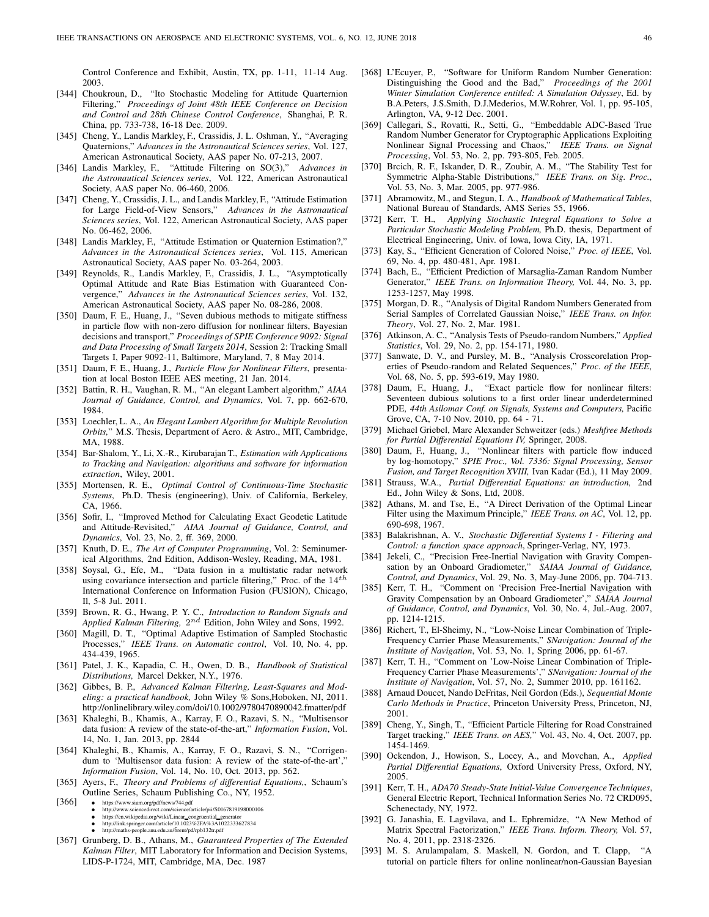Control Conference and Exhibit, Austin, TX, pp. 1-11, 11-14 Aug. 2003.

[344] Choukroun, D., "Ito Stochastic Modeling for Attitude Quarternion Filtering," *Proceedings of Joint 48th IEEE Conference on Decision and Control and 28th Chinese Control Conference*, Shanghai, P. R. China, pp. 733-738, 16-18 Dec. 2009.

[345] Cheng, Y., Landis Markley, F., Crassidis, J. L. Oshman, Y., "Averaging Quaternions," *Advances in the Astronautical Sciences series*, Vol. 127, American Astronautical Society, AAS paper No. 07-213, 2007.

[346] Landis Markley, F., "Attitude Filtering on SO(3)," *Advances in the Astronautical Sciences series*, Vol. 122, American Astronautical Society, AAS paper No. 06-460, 2006.

[347] Cheng, Y., Crassidis, J. L., and Landis Markley, F., "Attitude Estimation for Large Field-of-View Sensors," *Advances in the Astronautical Sciences series*, Vol. 122, American Astronautical Society, AAS paper No. 06-462, 2006.

[348] Landis Markley, F., "Attitude Estimation or Quaternion Estimation?," *Advances in the Astronautical Sciences series*, Vol. 115, American Astronautical Society, AAS paper No. 03-264, 2003.

[349] Reynolds, R., Landis Markley, F., Crassidis, J. L., "Asymptotically Optimal Attitude and Rate Bias Estimation with Guaranteed Convergence," *Advances in the Astronautical Sciences series*, Vol. 132, American Astronautical Society, AAS paper No. 08-286, 2008.

[350] Daum, F. E., Huang, J., "Seven dubious methods to mitigate stiffness in particle flow with non-zero diffusion for nonlinear filters, Bayesian decisions and transport," *Proceedings of SPIE Conference 9092: Signal and Data Processing of Small Targets 2014*, Session 2: Tracking Small Targets I, Paper 9092-11, Baltimore, Maryland, 7, 8 May 2014.

[351] Daum, F. E., Huang, J., *Particle Flow for Nonlinear Filters*, presentation at local Boston IEEE AES meeting, 21 Jan. 2014.

[352] Battin, R. H., Vaughan, R. M., "An elegant Lambert algorithm," *AIAA Journal of Guidance, Control, and Dynamics*, Vol. 7, pp. 662-670, 1984.

[353] Loechler, L. A., *An Elegant Lambert Algorithm for Multiple Revolution Orbits,*" M.S. Thesis, Department of Aero. & Astro., MIT, Cambridge, MA, 1988.

[354] Bar-Shalom, Y., Li, X.-R., Kirubarajan T., *Estimation with Applications to Tracking and Navigation: algorithms and software for information extraction*, Wiley, 2001.

[355] Mortensen, R. E., *Optimal Control of Continuous-Time Stochastic Systems*, Ph.D. Thesis (engineering), Univ. of California, Berkeley, CA, 1966.

[356] Sofir, I., "Improved Method for Calculating Exact Geodetic Latitude and Attitude-Revisited," *AIAA Journal of Guidance, Control, and Dynamics*, Vol. 23, No. 2, ff. 369, 2000.

[357] Knuth, D. E., *The Art of Computer Programming*, Vol. 2: Seminumerical Algorithms, 2nd Edition, Addison-Wesley, Reading, MA, 1981.

[358] Soysal, G., Efe, M., "Data fusion in a multistatic radar network using covariance intersection and particle filtering," Proc. of the $14^{th}$ International Conference on Information Fusion (FUSION), Chicago, Il, 5-8 Jul. 2011.

[359] Brown, R. G., Hwang, P. Y. C., *Introduction to Random Signals and Applied Kalman Filtering,* $2^{nd}$ Edition, John Wiley and Sons, 1992.

[360] Magill, D. T., "Optimal Adaptive Estimation of Sampled Stochastic Processes," *IEEE Trans. on Automatic control*, Vol. 10, No. 4, pp. 434-439, 1965.

[361] Patel, J. K., Kapadia, C. H., Owen, D. B., *Handbook of Statistical Distributions,* Marcel Dekker, N.Y., 1976.

[362] Gibbes, B. P., *Advanced Kalman Filtering, Least-Squares and Modeling: a practical handbook,* John Wiley % Sons,Hoboken, NJ, 2011. http://onlinelibrary.wiley.com/doi/10.1002/9780470890042.fmatter/pdf

[363] Khaleghi, B., Khamis, A., Karray, F. O., Razavi, S. N., "Multisensor data fusion: A review of the state-of-the-art," *Information Fusion*, Vol. 14, No. 1, Jan. 2013, pp. 2844

[364] Khaleghi, B., Khamis, A., Karray, F. O., Razavi, S. N., "Corrigendum to 'Multisensor data fusion: A review of the state-of-the-art'," *Information Fusion*, Vol. 14, No. 10, Oct. 2013, pp. 562.

[365] Ayers, F., *Theory and Problems of differential Equations,*, Schaum's Outline Series, Schaum Publishing Co., NY, 1952.

[366]
- https://www.siam.org/pdf/news/744.pdf
- http://www.sciencedirect.com/science/article/pii/S0167819198000106
- https://en.wikipedia.org/wiki/Linear_congruential_generator
- http://link.springer.com/article/10.1023%2FA%3A1022333627834
- http://maths-people.anu.edu.au/brent/pd/rpb132tr.pdf

[367] Grunberg, D. B., Athans, M., *Guaranteed Properties of The Extended Kalman Filter*, MIT Laboratory for Information and Decision Systems, LIDS-P-1724, MIT, Cambridge, MA, Dec. 1987

[368] L'Ecuyer, P., "Software for Uniform Random Number Generation: Distinguishing the Good and the Bad," *Proceedings of the 2001 Winter Simulation Conference entitled: A Simulation Odyssey*, Ed. by B.A.Peters, J.S.Smith, D.J.Mederios, M.W.Rohrer, Vol. 1, pp. 95-105, Arlington, VA, 9-12 Dec. 2001.

[369] Callegari, S., Rovatti, R., Setti, G., "Embeddable ADC-Based True Random Number Generator for Cryptographic Applications Exploiting Nonlinear Signal Processing and Chaos," *IEEE Trans. on Signal Processing*, Vol. 53, No. 2, pp. 793-805, Feb. 2005.

[370] Brcich, R. F., Iskander, D. R., Zoubir, A. M., "The Stability Test for Symmetric Alpha-Stable Distributions," *IEEE Trans. on Sig. Proc.*, Vol. 53, No. 3, Mar. 2005, pp. 977-986.

[371] Abramowitz, M., and Stegun, I. A., *Handbook of Mathematical Tables*, National Bureau of Standards, AMS Series 55, 1966.

[372] Kerr, T. H., *Applying Stochastic Integral Equations to Solve a Particular Stochastic Modeling Problem,* Ph.D. thesis, Department of Electrical Engineering, Univ. of Iowa, Iowa City, IA, 1971.

[373] Kay, S., "Efficient Generation of Colored Noise," *Proc. of IEEE*, Vol. 69, No. 4, pp. 480-481, Apr. 1981.

[374] Bach, E., "Efficient Prediction of Marsaglia-Zaman Random Number Generator," *IEEE Trans. on Information Theory,* Vol. 44, No. 3, pp. 1253-1257, May 1998.

[375] Morgan, D. R., "Analysis of Digital Random Numbers Generated from Serial Samples of Correlated Gaussian Noise," *IEEE Trans. on Infor. Theory*, Vol. 27, No. 2, Mar. 1981.

[376] Atkinson, A. C., "Analysis Tests of Pseudo-random Numbers," *Applied Statistics*, Vol. 29, No. 2, pp. 154-171, 1980.

[377] Sanwate, D. V., and Pursley, M. B., "Analysis Crosscorelation Properties of Pseudo-random and Related Sequences," *Proc. of the IEEE*, Vol. 68, No. 5, pp. 593-619, May 1980.

[378] Daum, F., Huang, J., "Exact particle flow for nonlinear filters: Seventeen dubious solutions to a first order linear underdetermined PDE, *44th Asilomar Conf. on Signals, Systems and Computers,* Pacific Grove, CA, 7-10 Nov. 2010, pp. 64 - 71.

[379] Michael Griebel, Marc Alexander Schweitzer (eds.) *Meshfree Methods for Partial Differential Equations IV,* Springer, 2008.

[380] Daum, F., Huang, J., "Nonlinear filters with particle flow induced by log-homotopy," *SPIE Proc., Vol. 7336: Signal Processing, Sensor Fusion, and Target Recognition XVIII,* Ivan Kadar (Ed.), 11 May 2009.

[381] Strauss, W.A., *Partial Differential Equations: an introduction,* 2nd Ed., John Wiley & Sons, Ltd, 2008.

[382] Athans, M. and Tse, E., "A Direct Derivation of the Optimal Linear Filter using the Maximum Principle," *IEEE Trans. on AC*, Vol. 12, pp. 690-698, 1967.

[383] Balakrishnan, A. V., *Stochastic Differential Systems I - Filtering and Control: a function space approach*, Springer-Verlag, NY, 1973.

[384] Jekeli, C., "Precision Free-Inertial Navigation with Gravity Compensation by an Onboard Gradiometer," *SAIAA Journal of Guidance, Control, and Dynamics*, Vol. 29, No. 3, May-June 2006, pp. 704-713.

[385] Kerr, T. H., "Comment on 'Precision Free-Inertial Navigation with Gravity Compensation by an Onboard Gradiometer'," *SAIAA Journal of Guidance, Control, and Dynamics*, Vol. 30, No. 4, Jul.-Aug. 2007, pp. 1214-1215.

[386] Richert, T., El-Sheimy, N., "Low-Noise Linear Combination of Triple-Frequency Carrier Phase Measurements," *SNavigation: Journal of the Institute of Navigation*, Vol. 53, No. 1, Spring 2006, pp. 61-67.

[387] Kerr, T. H., "Comment on 'Low-Noise Linear Combination of Triple-Frequency Carrier Phase Measurements'," *SNavigation: Journal of the Institute of Navigation*, Vol. 57, No. 2, Summer 2010, pp. 161162.

[388] Arnaud Doucet, Nando DeFritas, Neil Gordon (Eds.), *Sequential Monte Carlo Methods in Practice*, Princeton University Press, Princeton, NJ, 2001.

[389] Cheng, Y., Singh, T., "Efficient Particle Filtering for Road Constrained Target tracking," *IEEE Trans. on AES,*" Vol. 43, No. 4, Oct. 2007, pp. 1454-1469.

[390] Ockendon, J., Howison, S., Locey, A., and Movchan, A., *Applied Partial Differential Equations*, Oxford University Press, Oxford, NY, 2005.

[391] Kerr, T. H., *ADA70 Steady-State Initial-Value Convergence Techniques*, General Electric Report, Technical Information Series No. 72 CRD095, Schenectady, NY, 1972.

[392] G. Janashia, E. Lagvilava, and L. Ephremidze, "A New Method of Matrix Spectral Factorization," *IEEE Trans. Inform. Theory,* Vol. 57, No. 4, 2011, pp. 2318-2326.

[393] M. S. Arulampalam, S. Maskell, N. Gordon, and T. Clapp, "A tutorial on particle filters for online nonlinear/non-Gaussian Bayesian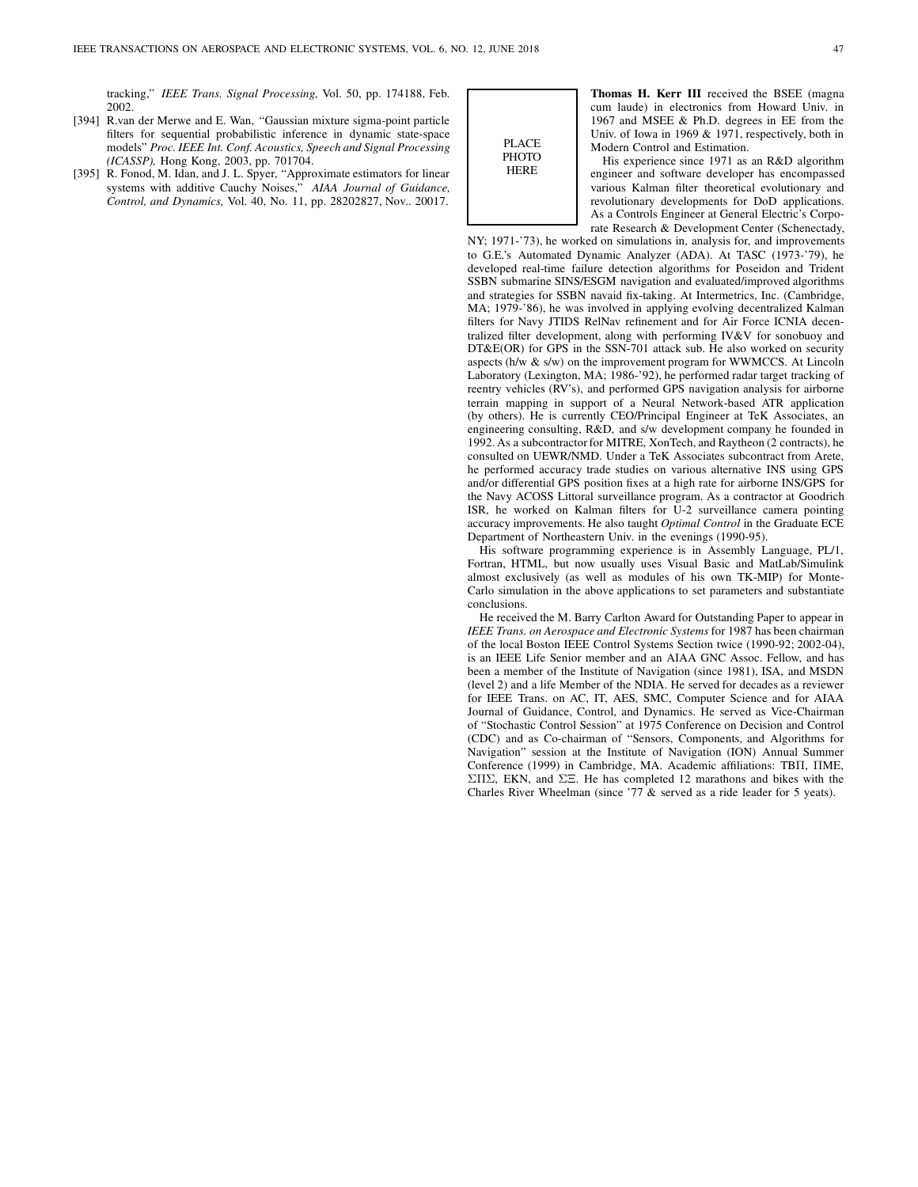tracking," *IEEE Trans. Signal Processing,* Vol. 50, pp. 174188, Feb. 2002.

[394] R.van der Merwe and E. Wan, "Gaussian mixture sigma-point particle filters for sequential probabilistic inference in dynamic state-space models" *Proc. IEEE Int. Conf. Acoustics, Speech and Signal Processing (ICASSP),* Hong Kong, 2003, pp. 701704.

[395] R. Fonod, M. Idan, and J. L. Spyer, "Approximate estimators for linear systems with additive Cauchy Noises," *AIAA Journal of Guidance, Control, and Dynamics,* Vol. 40, No. 11, pp. 28202827, Nov.. 20017.

PLACE PHOTO HERE

**Thomas H. Kerr III** received the BSEE (magna cum laude) in electronics from Howard Univ. in 1967 and MSEE & Ph.D. degrees in EE from the Univ. of Iowa in 1969 & 1971, respectively, both in Modern Control and Estimation.

His experience since 1971 as an R&D algorithm engineer and software developer has encompassed various Kalman filter theoretical evolutionary and revolutionary developments for DoD applications. As a Controls Engineer at General Electric's Corporate Research & Development Center (Schenectady, NY; 1971-'73), he worked on simulations in, analysis for, and improvements to G.E.'s Automated Dynamic Analyzer (ADA). At TASC (1973-'79), he developed real-time failure detection algorithms for Poseidon and Trident SSBN submarine SINS/ESGM navigation and evaluated/improved algorithms and strategies for SSBN navaid fix-taking. At Intermetrics, Inc. (Cambridge, MA; 1979-'86), he was involved in applying evolving decentralized Kalman filters for Navy JTIDS RelNav refinement and for Air Force ICNIA decentralized filter development, along with performing IV&V for sonobuoy and DT&E(OR) for GPS in the SSN-701 attack sub. He also worked on security aspects (h/w & s/w) on the improvement program for WWMCCS. At Lincoln Laboratory (Lexington, MA; 1986-'92), he performed radar target tracking of reentry vehicles (RV's), and performed GPS navigation analysis for airborne terrain mapping in support of a Neural Network-based ATR application (by others). He is currently CEO/Principal Engineer at TeK Associates, an engineering consulting, R&D, and s/w development company he founded in 1992. As a subcontractor for MITRE, XonTech, and Raytheon (2 contracts), he consulted on UEWR/NMD. Under a TeK Associates subcontract from Arete, he performed accuracy trade studies on various alternative INS using GPS and/or differential GPS position fixes at a high rate for airborne INS/GPS for the Navy ACOSS Littoral surveillance program. As a contractor at Goodrich ISR, he worked on Kalman filters for U-2 surveillance camera pointing accuracy improvements. He also taught *Optimal Control* in the Graduate ECE Department of Northeastern Univ. in the evenings (1990-95).

His software programming experience is in Assembly Language, PL/1, Fortran, HTML, but now usually uses Visual Basic and MatLab/Simulink almost exclusively (as well as modules of his own TK-MIP) for Monte-Carlo simulation in the above applications to set parameters and substantiate conclusions.

He received the M. Barry Carlton Award for Outstanding Paper to appear in *IEEE Trans. on Aerospace and Electronic Systems* for 1987 has been chairman of the local Boston IEEE Control Systems Section twice (1990-92; 2002-04), is an IEEE Life Senior member and an AIAA GNC Assoc. Fellow, and has been a member of the Institute of Navigation (since 1981), ISA, and MSDN (level 2) and a life Member of the NDIA. He served for decades as a reviewer for IEEE Trans. on AC, IT, AES, SMC, Computer Science and for AIAA Journal of Guidance, Control, and Dynamics. He served as Vice-Chairman of "Stochastic Control Session" at 1975 Conference on Decision and Control (CDC) and as Co-chairman of "Sensors, Components, and Algorithms for Navigation" session at the Institute of Navigation (ION) Annual Summer Conference (1999) in Cambridge, MA. Academic affiliations: ΤΒΠ, ΠΜΕ, ΣΠΣ, ΕΚΝ, and ΣΞ. He has completed 12 marathons and bikes with the Charles River Wheelman (since '77 & served as a ride leader for 5 yeats).